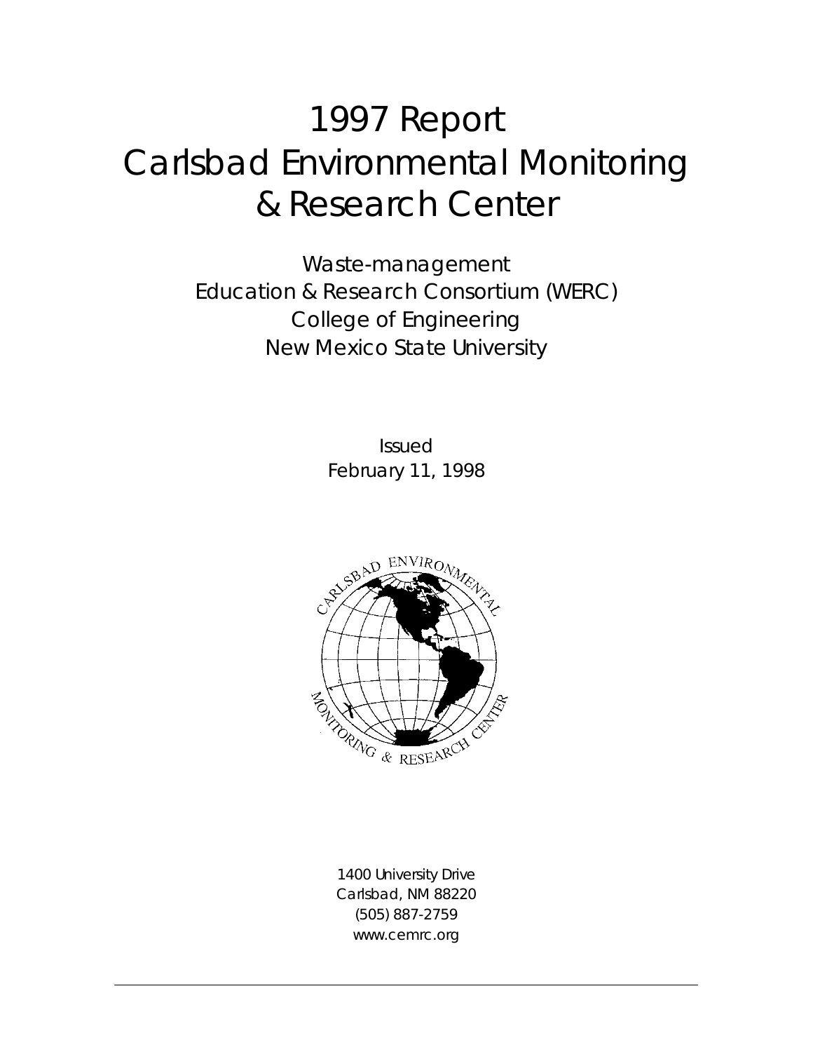# 1997 Report
# Carlsbad Environmental Monitoring & Research Center

Waste-management
Education & Research Consortium (WERC)
College of Engineering
New Mexico State University

Issued
February 11, 1998

1400 University Drive
Carlsbad, NM 88220
(505) 887-2759
www.cemrc.org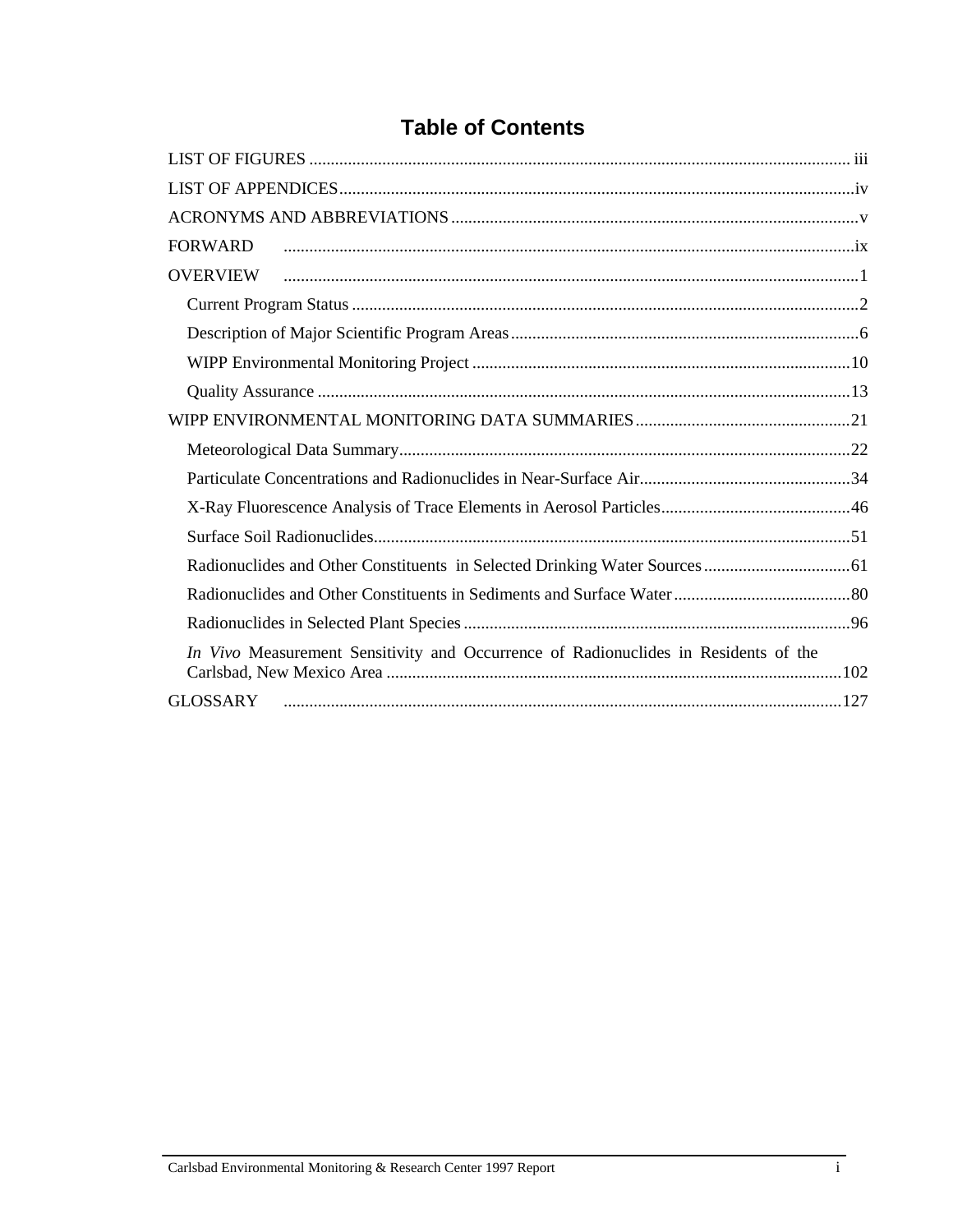# Table of Contents

LIST OF FIGURES ..... iii

LIST OF APPENDICES ..... iv

ACRONYMS AND ABBREVIATIONS ..... v

FORWARD ..... ix

OVERVIEW ..... 1

- Current Program Status ..... 2
- Description of Major Scientific Program Areas ..... 6
- WIPP Environmental Monitoring Project ..... 10
- Quality Assurance ..... 13

WIPP ENVIRONMENTAL MONITORING DATA SUMMARIES ..... 21

- Meteorological Data Summary ..... 22
- Particulate Concentrations and Radionuclides in Near-Surface Air ..... 34
- X-Ray Fluorescence Analysis of Trace Elements in Aerosol Particles ..... 46
- Surface Soil Radionuclides ..... 51
- Radionuclides and Other Constituents in Selected Drinking Water Sources ..... 61
- Radionuclides and Other Constituents in Sediments and Surface Water ..... 80
- Radionuclides in Selected Plant Species ..... 96
- *In Vivo* Measurement Sensitivity and Occurrence of Radionuclides in Residents of the Carlsbad, New Mexico Area ..... 102

GLOSSARY ..... 127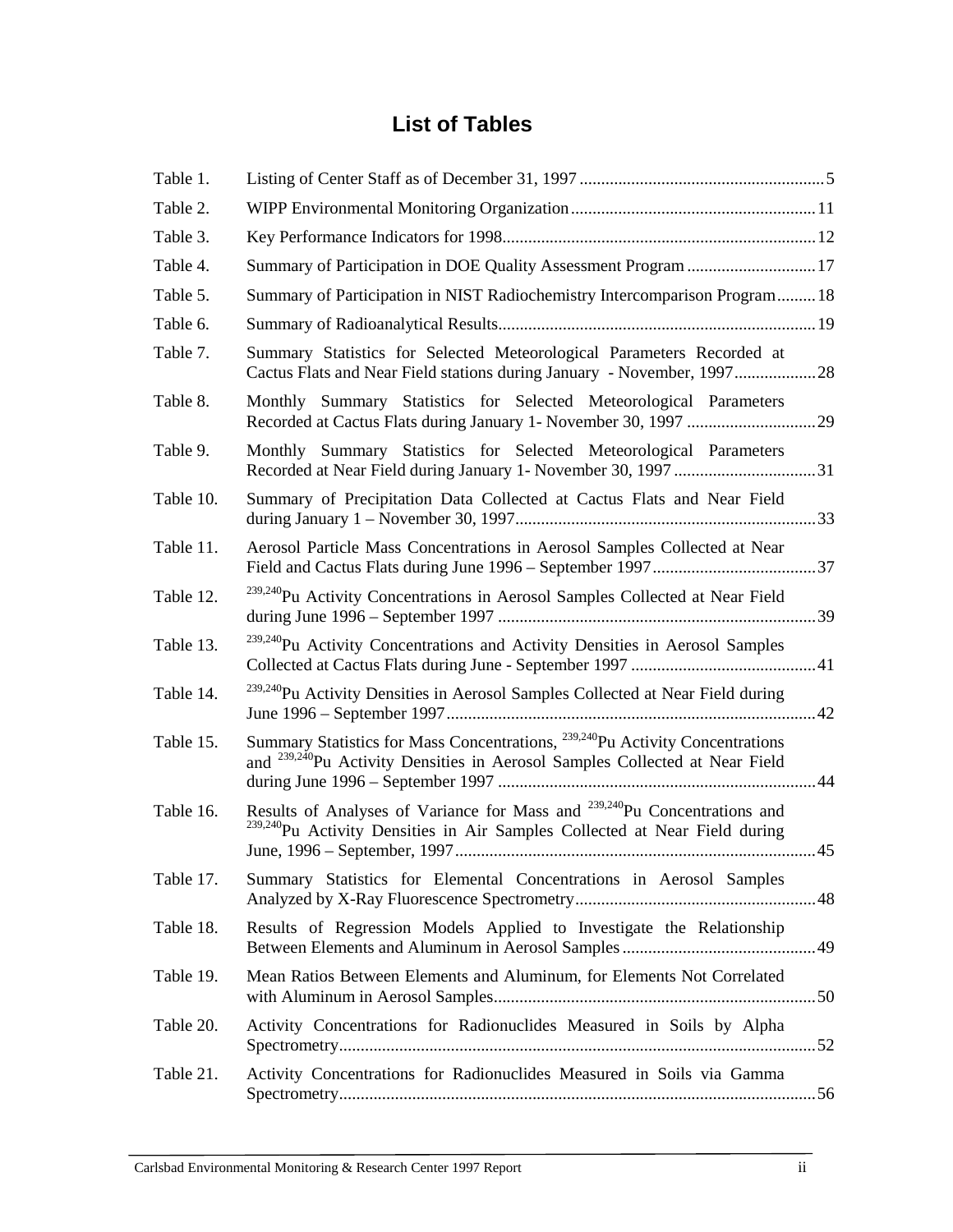# List of Tables

| | | |
|---|---|---|
| Table 1. | Listing of Center Staff as of December 31, 1997 | 5 |
| Table 2. | WIPP Environmental Monitoring Organization | 11 |
| Table 3. | Key Performance Indicators for 1998 | 12 |
| Table 4. | Summary of Participation in DOE Quality Assessment Program | 17 |
| Table 5. | Summary of Participation in NIST Radiochemistry Intercomparison Program | 18 |
| Table 6. | Summary of Radioanalytical Results | 19 |
| Table 7. | Summary Statistics for Selected Meteorological Parameters Recorded at Cactus Flats and Near Field stations during January - November, 1997 | 28 |
| Table 8. | Monthly Summary Statistics for Selected Meteorological Parameters Recorded at Cactus Flats during January 1- November 30, 1997 | 29 |
| Table 9. | Monthly Summary Statistics for Selected Meteorological Parameters Recorded at Near Field during January 1- November 30, 1997 | 31 |
| Table 10. | Summary of Precipitation Data Collected at Cactus Flats and Near Field during January 1 – November 30, 1997 | 33 |
| Table 11. | Aerosol Particle Mass Concentrations in Aerosol Samples Collected at Near Field and Cactus Flats during June 1996 – September 1997 | 37 |
| Table 12. | $^{239,240}Pu$ Activity Concentrations in Aerosol Samples Collected at Near Field during June 1996 – September 1997 | 39 |
| Table 13. | $^{239,240}Pu$ Activity Concentrations and Activity Densities in Aerosol Samples Collected at Cactus Flats during June - September 1997 | 41 |
| Table 14. | $^{239,240}Pu$ Activity Densities in Aerosol Samples Collected at Near Field during June 1996 – September 1997 | 42 |
| Table 15. | Summary Statistics for Mass Concentrations, $^{239,240}Pu$ Activity Concentrations and $^{239,240}Pu$ Activity Densities in Aerosol Samples Collected at Near Field during June 1996 – September 1997 | 44 |
| Table 16. | Results of Analyses of Variance for Mass and $^{239,240}Pu$ Concentrations and $^{239,240}Pu$ Activity Densities in Air Samples Collected at Near Field during June, 1996 – September, 1997 | 45 |
| Table 17. | Summary Statistics for Elemental Concentrations in Aerosol Samples Analyzed by X-Ray Fluorescence Spectrometry | 48 |
| Table 18. | Results of Regression Models Applied to Investigate the Relationship Between Elements and Aluminum in Aerosol Samples | 49 |
| Table 19. | Mean Ratios Between Elements and Aluminum, for Elements Not Correlated with Aluminum in Aerosol Samples | 50 |
| Table 20. | Activity Concentrations for Radionuclides Measured in Soils by Alpha Spectrometry | 52 |
| Table 21. | Activity Concentrations for Radionuclides Measured in Soils via Gamma Spectrometry | 56 |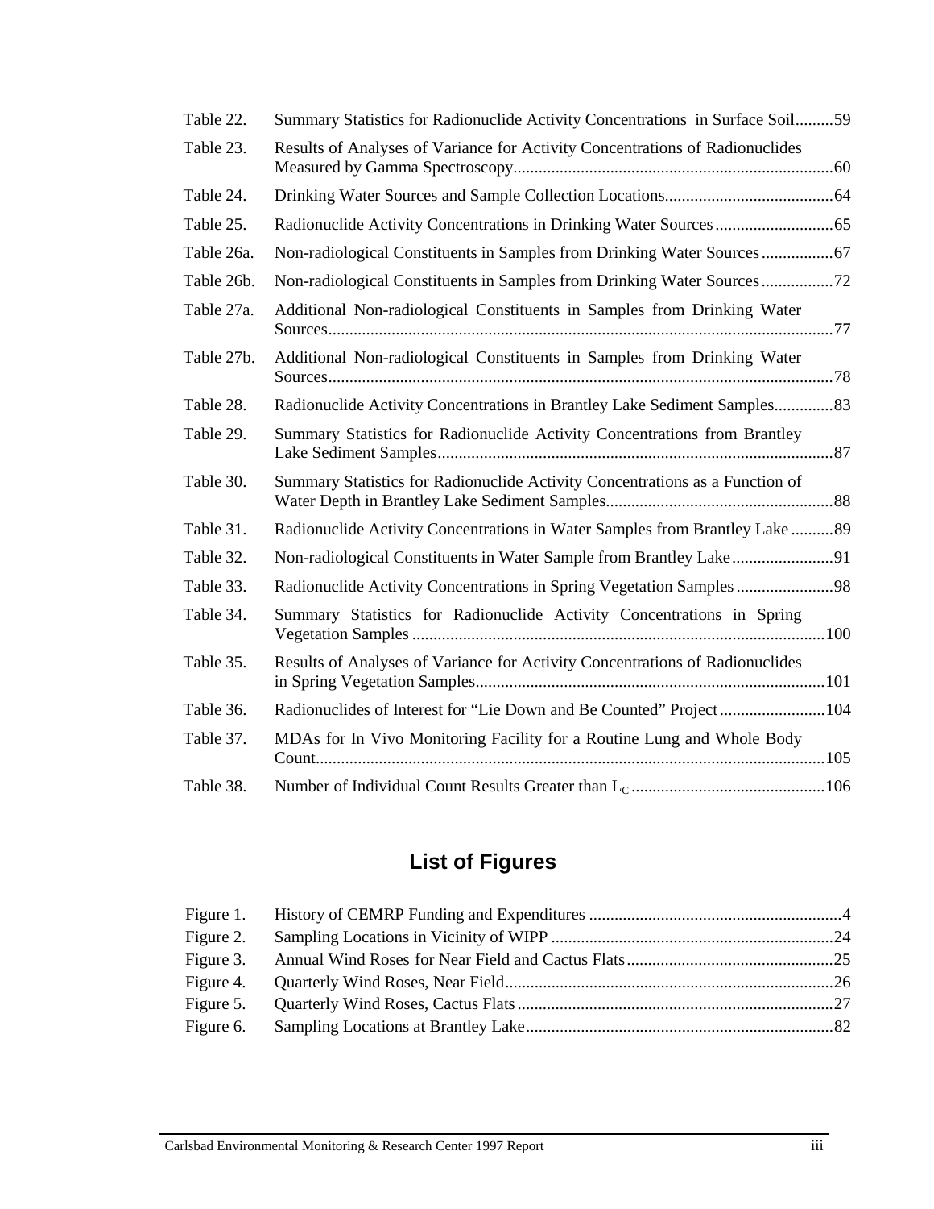Table 22. Summary Statistics for Radionuclide Activity Concentrations in Surface Soil.........59

Table 23. Results of Analyses of Variance for Activity Concentrations of Radionuclides Measured by Gamma Spectroscopy...........................................................................60

Table 24. Drinking Water Sources and Sample Collection Locations........................................64

Table 25. Radionuclide Activity Concentrations in Drinking Water Sources............................65

Table 26a. Non-radiological Constituents in Samples from Drinking Water Sources.................67

Table 26b. Non-radiological Constituents in Samples from Drinking Water Sources.................72

Table 27a. Additional Non-radiological Constituents in Samples from Drinking Water Sources.......................................................................................................................77

Table 27b. Additional Non-radiological Constituents in Samples from Drinking Water Sources.......................................................................................................................78

Table 28. Radionuclide Activity Concentrations in Brantley Lake Sediment Samples..............83

Table 29. Summary Statistics for Radionuclide Activity Concentrations from Brantley Lake Sediment Samples.............................................................................................87

Table 30. Summary Statistics for Radionuclide Activity Concentrations as a Function of Water Depth in Brantley Lake Sediment Samples......................................................88

Table 31. Radionuclide Activity Concentrations in Water Samples from Brantley Lake ..........89

Table 32. Non-radiological Constituents in Water Sample from Brantley Lake........................91

Table 33. Radionuclide Activity Concentrations in Spring Vegetation Samples .......................98

Table 34. Summary Statistics for Radionuclide Activity Concentrations in Spring Vegetation Samples .................................................................................................100

Table 35. Results of Analyses of Variance for Activity Concentrations of Radionuclides in Spring Vegetation Samples..................................................................................101

Table 36. Radionuclides of Interest for "Lie Down and Be Counted" Project .........................104

Table 37. MDAs for In Vivo Monitoring Facility for a Routine Lung and Whole Body Count........................................................................................................................105

Table 38. Number of Individual Count Results Greater than $L_C$ .............................................106

## List of Figures

Figure 1. History of CEMRP Funding and Expenditures ...........................................................4

Figure 2. Sampling Locations in Vicinity of WIPP ..................................................................24

Figure 3. Annual Wind Roses for Near Field and Cactus Flats.................................................25

Figure 4. Quarterly Wind Roses, Near Field.............................................................................26

Figure 5. Quarterly Wind Roses, Cactus Flats..........................................................................27

Figure 6. Sampling Locations at Brantley Lake........................................................................82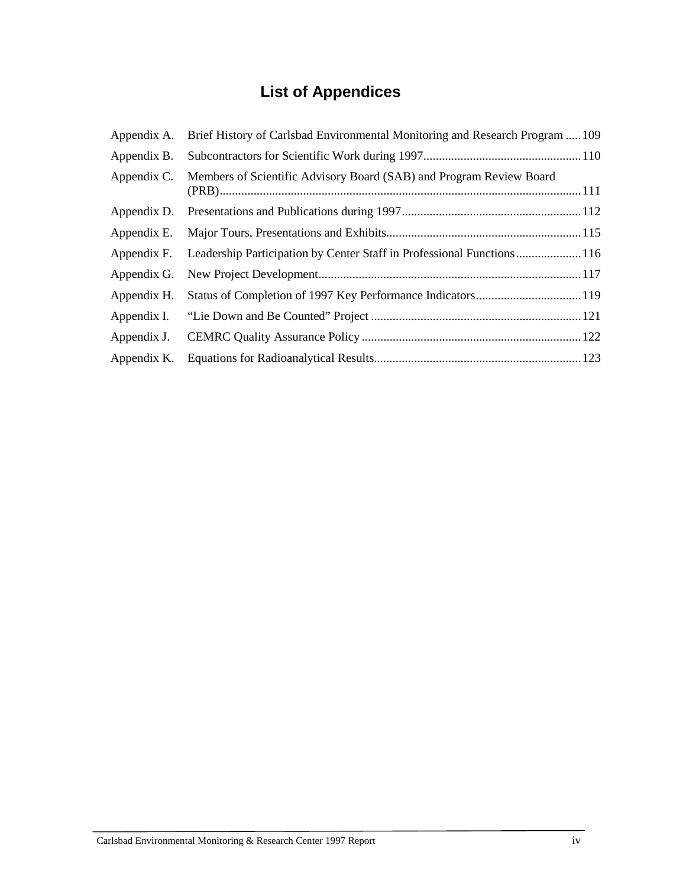# List of Appendices

| | | |
|---|---|---|
| Appendix A. | Brief History of Carlsbad Environmental Monitoring and Research Program | 109 |
| Appendix B. | Subcontractors for Scientific Work during 1997 | 110 |
| Appendix C. | Members of Scientific Advisory Board (SAB) and Program Review Board (PRB) | 111 |
| Appendix D. | Presentations and Publications during 1997 | 112 |
| Appendix E. | Major Tours, Presentations and Exhibits | 115 |
| Appendix F. | Leadership Participation by Center Staff in Professional Functions | 116 |
| Appendix G. | New Project Development | 117 |
| Appendix H. | Status of Completion of 1997 Key Performance Indicators | 119 |
| Appendix I. | "Lie Down and Be Counted" Project | 121 |
| Appendix J. | CEMRC Quality Assurance Policy | 122 |
| Appendix K. | Equations for Radioanalytical Results | 123 |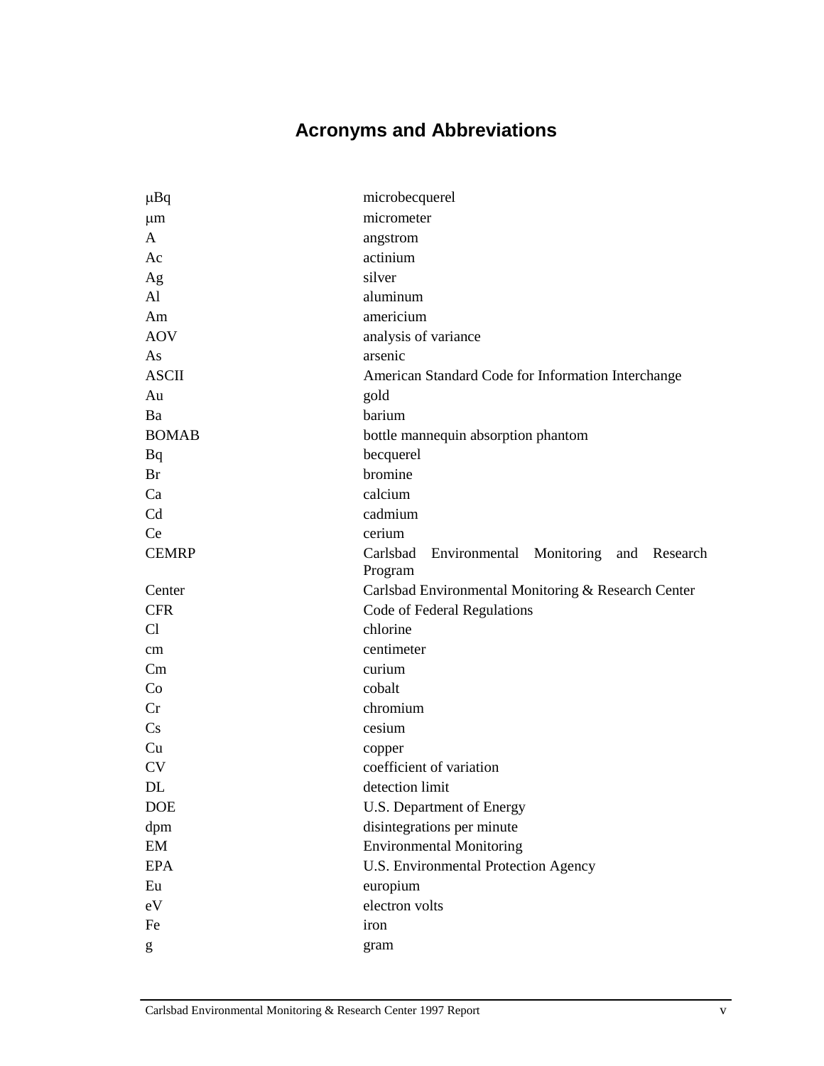# Acronyms and Abbreviations

| | |
|---|---|
| μBq | microbecquerel |
| μm | micrometer |
| A | angstrom |
| Ac | actinium |
| Ag | silver |
| Al | aluminum |
| Am | americium |
| AOV | analysis of variance |
| As | arsenic |
| ASCII | American Standard Code for Information Interchange |
| Au | gold |
| Ba | barium |
| BOMAB | bottle mannequin absorption phantom |
| Bq | becquerel |
| Br | bromine |
| Ca | calcium |
| Cd | cadmium |
| Ce | cerium |
| CEMRP | Carlsbad Environmental Monitoring and Research Program |
| Center | Carlsbad Environmental Monitoring & Research Center |
| CFR | Code of Federal Regulations |
| Cl | chlorine |
| cm | centimeter |
| Cm | curium |
| Co | cobalt |
| Cr | chromium |
| Cs | cesium |
| Cu | copper |
| CV | coefficient of variation |
| DL | detection limit |
| DOE | U.S. Department of Energy |
| dpm | disintegrations per minute |
| EM | Environmental Monitoring |
| EPA | U.S. Environmental Protection Agency |
| Eu | europium |
| eV | electron volts |
| Fe | iron |
| g | gram |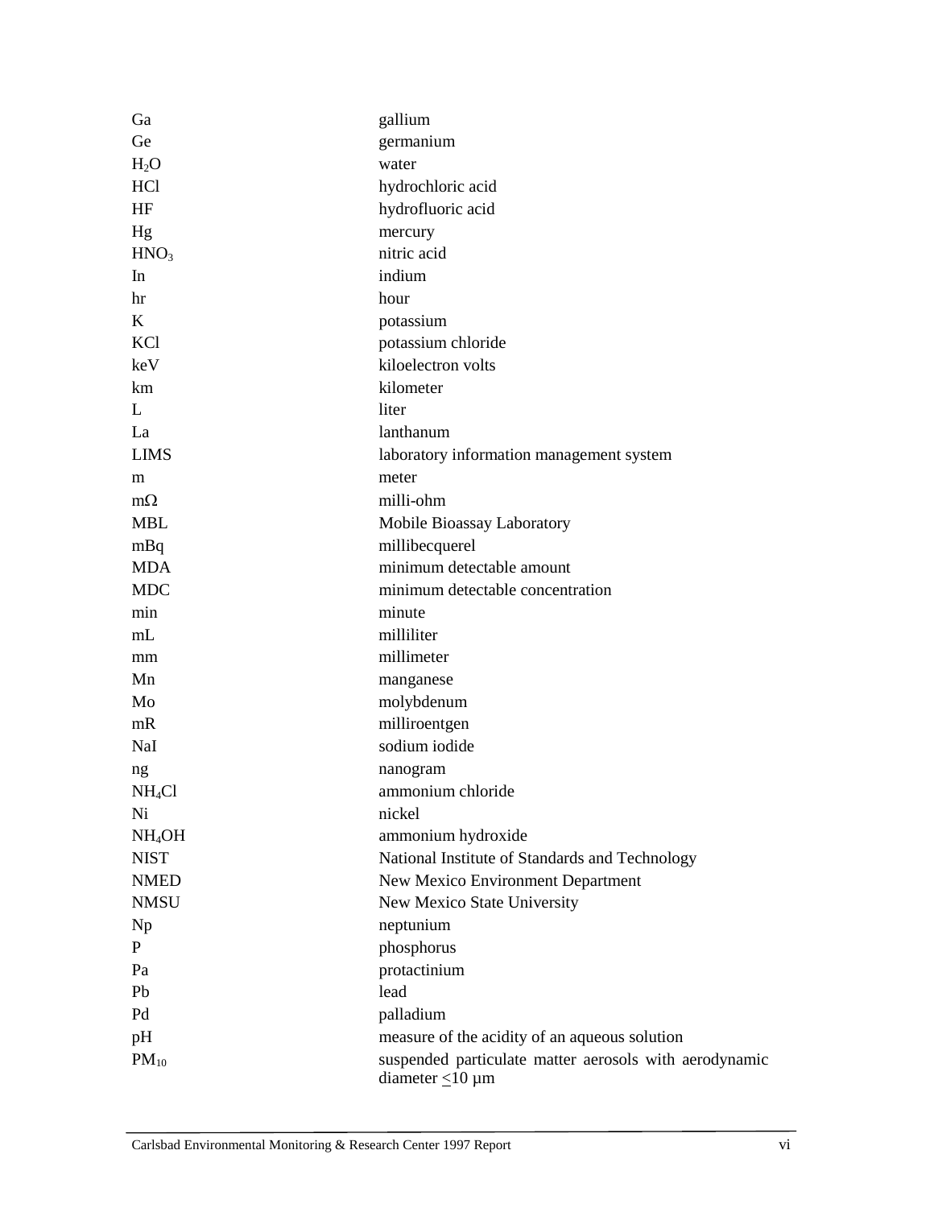| | |
|---|---|
| Ga | gallium |
| Ge | germanium |
| $H_2O$ | water |
| HCl | hydrochloric acid |
| HF | hydrofluoric acid |
| Hg | mercury |
| $HNO_3$ | nitric acid |
| In | indium |
| hr | hour |
| K | potassium |
| KCl | potassium chloride |
| keV | kiloelectron volts |
| km | kilometer |
| L | liter |
| La | lanthanum |
| LIMS | laboratory information management system |
| m | meter |
| mΩ | milli-ohm |
| MBL | Mobile Bioassay Laboratory |
| mBq | millibecquerel |
| MDA | minimum detectable amount |
| MDC | minimum detectable concentration |
| min | minute |
| mL | milliliter |
| mm | millimeter |
| Mn | manganese |
| Mo | molybdenum |
| mR | milliroentgen |
| NaI | sodium iodide |
| ng | nanogram |
| $NH_4Cl$ | ammonium chloride |
| Ni | nickel |
| $NH_4OH$ | ammonium hydroxide |
| NIST | National Institute of Standards and Technology |
| NMED | New Mexico Environment Department |
| NMSU | New Mexico State University |
| Np | neptunium |
| P | phosphorus |
| Pa | protactinium |
| Pb | lead |
| Pd | palladium |
| pH | measure of the acidity of an aqueous solution |
| $PM_{10}$ | suspended particulate matter aerosols with aerodynamic diameter $\leq$10 µm |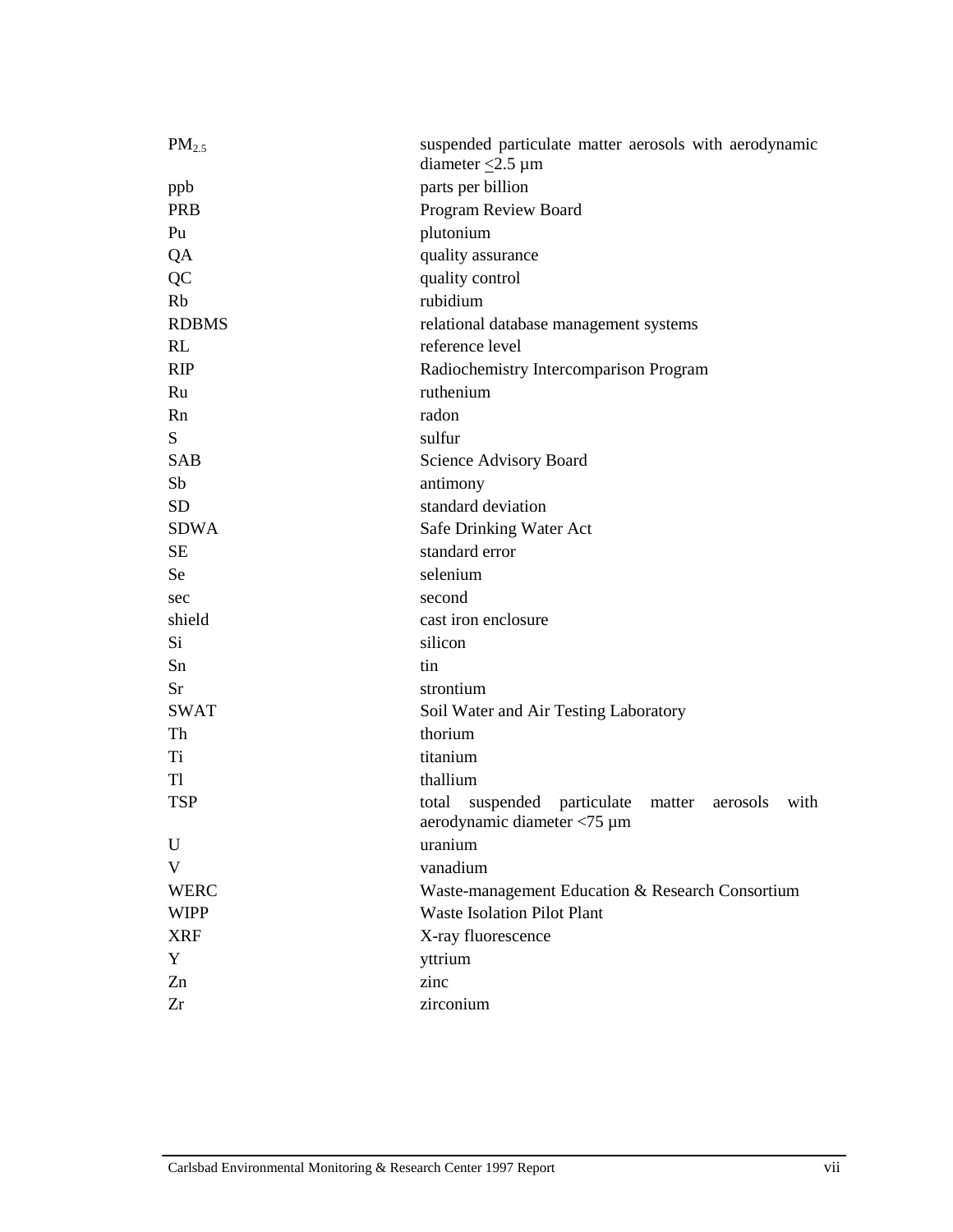| | |
|---|---|
| $PM_{2.5}$ | suspended particulate matter aerosols with aerodynamic diameter $\leq$2.5 µm |
| ppb | parts per billion |
| PRB | Program Review Board |
| Pu | plutonium |
| QA | quality assurance |
| QC | quality control |
| Rb | rubidium |
| RDBMS | relational database management systems |
| RL | reference level |
| RIP | Radiochemistry Intercomparison Program |
| Ru | ruthenium |
| Rn | radon |
| S | sulfur |
| SAB | Science Advisory Board |
| Sb | antimony |
| SD | standard deviation |
| SDWA | Safe Drinking Water Act |
| SE | standard error |
| Se | selenium |
| sec | second |
| shield | cast iron enclosure |
| Si | silicon |
| Sn | tin |
| Sr | strontium |
| SWAT | Soil Water and Air Testing Laboratory |
| Th | thorium |
| Ti | titanium |
| Tl | thallium |
| TSP | total suspended particulate matter aerosols with aerodynamic diameter <75 µm |
| U | uranium |
| V | vanadium |
| WERC | Waste-management Education & Research Consortium |
| WIPP | Waste Isolation Pilot Plant |
| XRF | X-ray fluorescence |
| Y | yttrium |
| Zn | zinc |
| Zr | zirconium |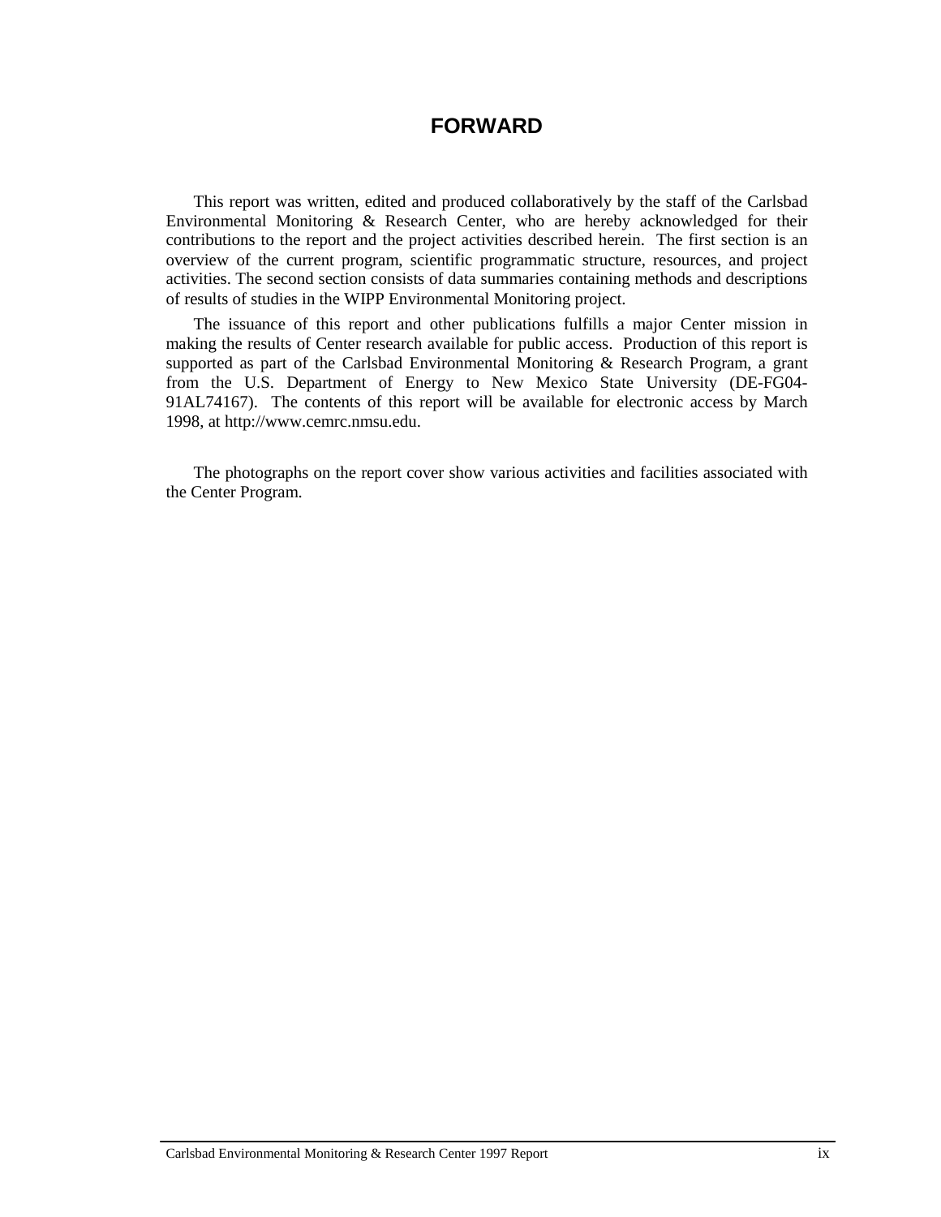# FORWARD

This report was written, edited and produced collaboratively by the staff of the Carlsbad Environmental Monitoring & Research Center, who are hereby acknowledged for their contributions to the report and the project activities described herein. The first section is an overview of the current program, scientific programmatic structure, resources, and project activities. The second section consists of data summaries containing methods and descriptions of results of studies in the WIPP Environmental Monitoring project.

The issuance of this report and other publications fulfills a major Center mission in making the results of Center research available for public access. Production of this report is supported as part of the Carlsbad Environmental Monitoring & Research Program, a grant from the U.S. Department of Energy to New Mexico State University (DE-FG04-91AL74167). The contents of this report will be available for electronic access by March 1998, at http://www.cemrc.nmsu.edu.

The photographs on the report cover show various activities and facilities associated with the Center Program.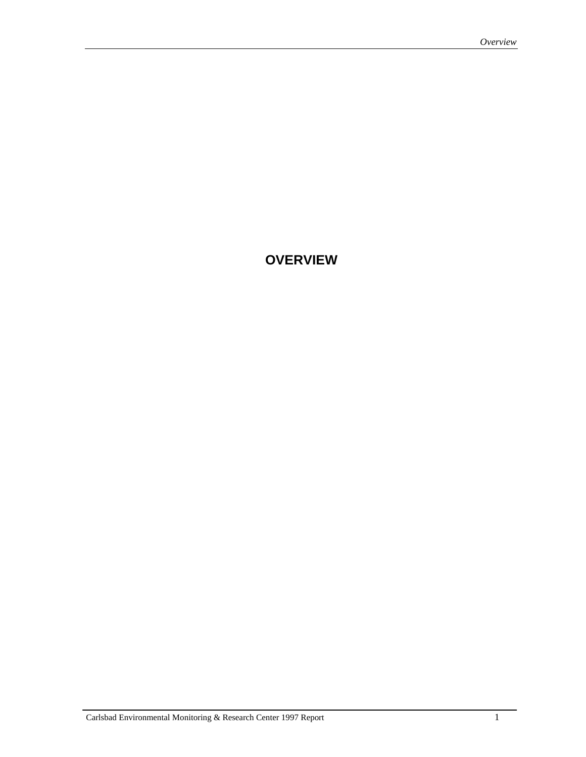# OVERVIEW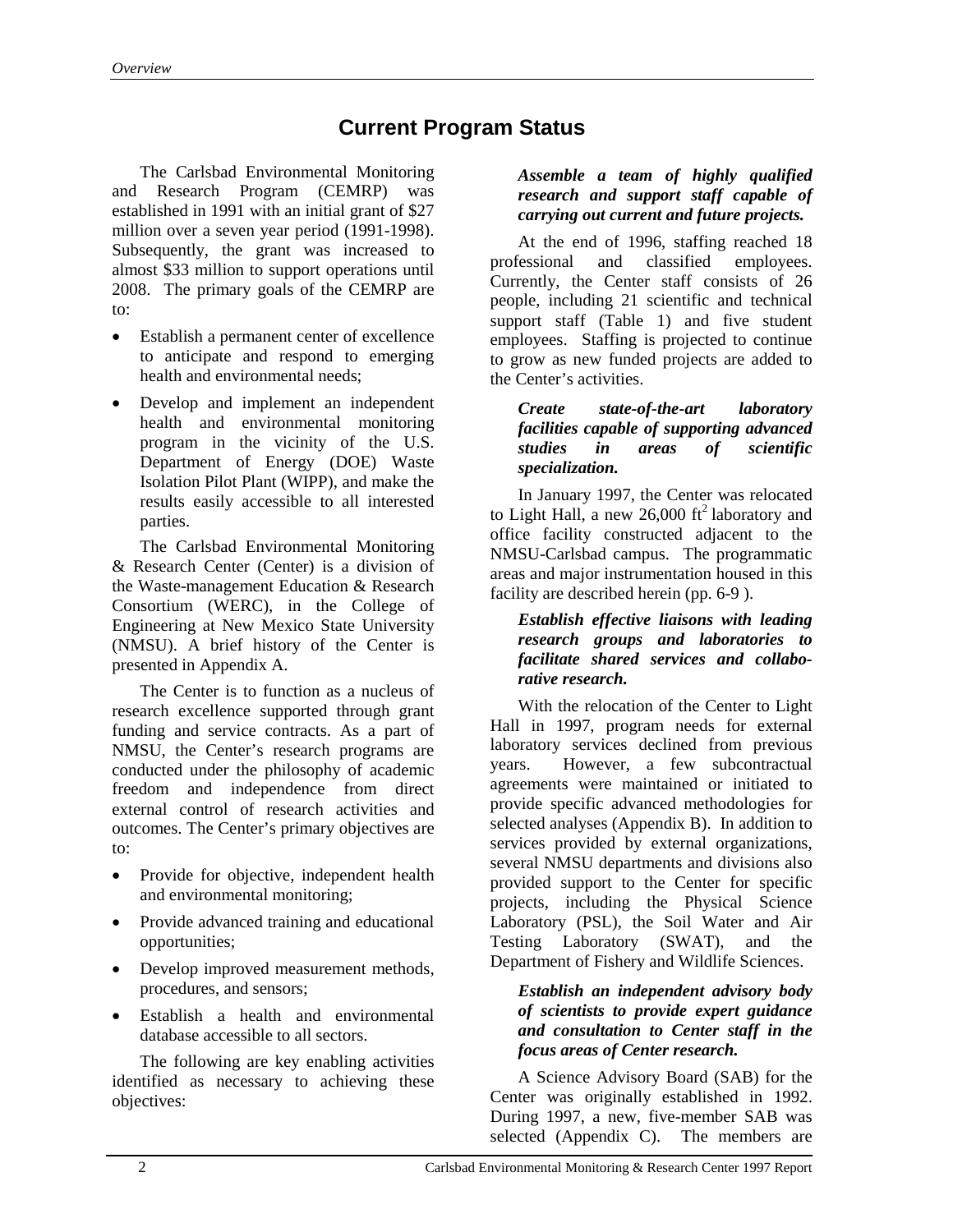## Current Program Status

The Carlsbad Environmental Monitoring and Research Program (CEMRP) was established in 1991 with an initial grant of $27 million over a seven year period (1991-1998). Subsequently, the grant was increased to almost $33 million to support operations until 2008. The primary goals of the CEMRP are to:

- Establish a permanent center of excellence to anticipate and respond to emerging health and environmental needs;
- Develop and implement an independent health and environmental monitoring program in the vicinity of the U.S. Department of Energy (DOE) Waste Isolation Pilot Plant (WIPP), and make the results easily accessible to all interested parties.

The Carlsbad Environmental Monitoring & Research Center (Center) is a division of the Waste-management Education & Research Consortium (WERC), in the College of Engineering at New Mexico State University (NMSU). A brief history of the Center is presented in Appendix A.

The Center is to function as a nucleus of research excellence supported through grant funding and service contracts. As a part of NMSU, the Center's research programs are conducted under the philosophy of academic freedom and independence from direct external control of research activities and outcomes. The Center's primary objectives are to:

- Provide for objective, independent health and environmental monitoring;
- Provide advanced training and educational opportunities;
- Develop improved measurement methods, procedures, and sensors;
- Establish a health and environmental database accessible to all sectors.

The following are key enabling activities identified as necessary to achieving these objectives:

***Assemble a team of highly qualified research and support staff capable of carrying out current and future projects.***

At the end of 1996, staffing reached 18 professional and classified employees. Currently, the Center staff consists of 26 people, including 21 scientific and technical support staff (Table 1) and five student employees. Staffing is projected to continue to grow as new funded projects are added to the Center's activities.

***Create state-of-the-art laboratory facilities capable of supporting advanced studies in areas of scientific specialization.***

In January 1997, the Center was relocated to Light Hall, a new 26,000 $ft^2$ laboratory and office facility constructed adjacent to the NMSU-Carlsbad campus. The programmatic areas and major instrumentation housed in this facility are described herein (pp. 6-9 ).

***Establish effective liaisons with leading research groups and laboratories to facilitate shared services and collaborative research.***

With the relocation of the Center to Light Hall in 1997, program needs for external laboratory services declined from previous years. However, a few subcontractual agreements were maintained or initiated to provide specific advanced methodologies for selected analyses (Appendix B). In addition to services provided by external organizations, several NMSU departments and divisions also provided support to the Center for specific projects, including the Physical Science Laboratory (PSL), the Soil Water and Air Testing Laboratory (SWAT), and the Department of Fishery and Wildlife Sciences.

***Establish an independent advisory body of scientists to provide expert guidance and consultation to Center staff in the focus areas of Center research.***

A Science Advisory Board (SAB) for the Center was originally established in 1992. During 1997, a new, five-member SAB was selected (Appendix C). The members are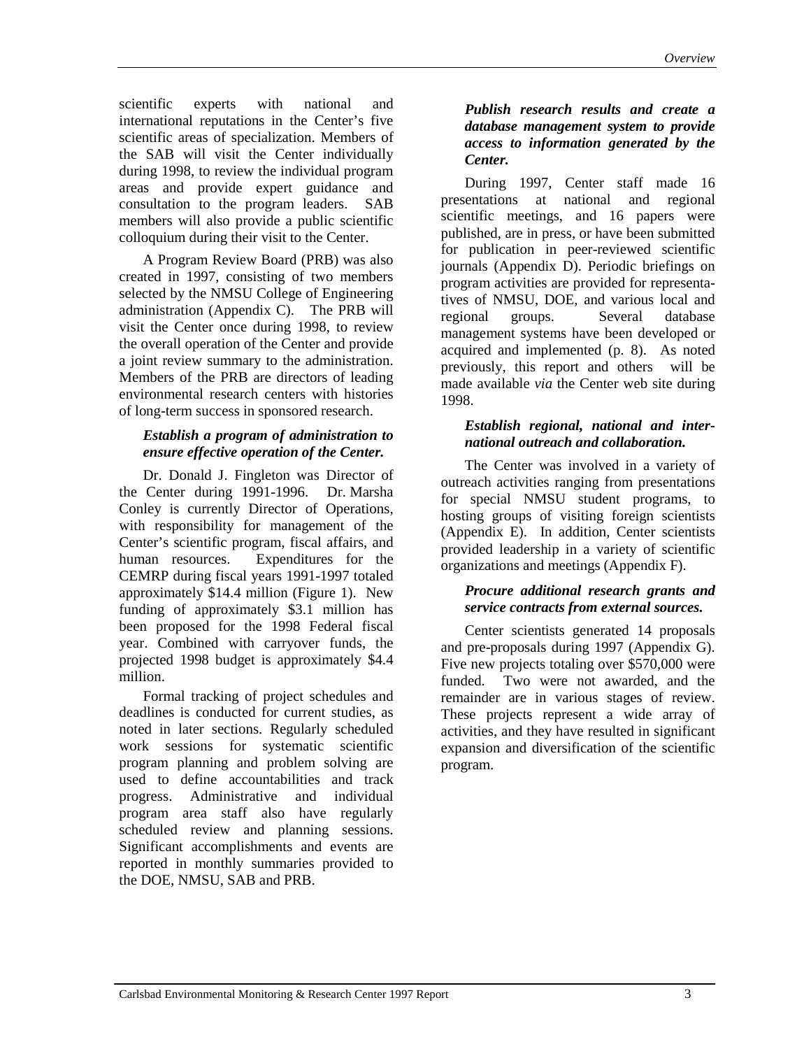scientific experts with national and international reputations in the Center's five scientific areas of specialization. Members of the SAB will visit the Center individually during 1998, to review the individual program areas and provide expert guidance and consultation to the program leaders. SAB members will also provide a public scientific colloquium during their visit to the Center.

A Program Review Board (PRB) was also created in 1997, consisting of two members selected by the NMSU College of Engineering administration (Appendix C). The PRB will visit the Center once during 1998, to review the overall operation of the Center and provide a joint review summary to the administration. Members of the PRB are directors of leading environmental research centers with histories of long-term success in sponsored research.

***Establish a program of administration to ensure effective operation of the Center.***

Dr. Donald J. Fingleton was Director of the Center during 1991-1996. Dr. Marsha Conley is currently Director of Operations, with responsibility for management of the Center's scientific program, fiscal affairs, and human resources. Expenditures for the CEMRP during fiscal years 1991-1997 totaled approximately $14.4 million (Figure 1). New funding of approximately $3.1 million has been proposed for the 1998 Federal fiscal year. Combined with carryover funds, the projected 1998 budget is approximately $4.4 million.

Formal tracking of project schedules and deadlines is conducted for current studies, as noted in later sections. Regularly scheduled work sessions for systematic scientific program planning and problem solving are used to define accountabilities and track progress. Administrative and individual program area staff also have regularly scheduled review and planning sessions. Significant accomplishments and events are reported in monthly summaries provided to the DOE, NMSU, SAB and PRB.

***Publish research results and create a database management system to provide access to information generated by the Center.***

During 1997, Center staff made 16 presentations at national and regional scientific meetings, and 16 papers were published, are in press, or have been submitted for publication in peer-reviewed scientific journals (Appendix D). Periodic briefings on program activities are provided for representatives of NMSU, DOE, and various local and regional groups. Several database management systems have been developed or acquired and implemented (p. 8). As noted previously, this report and others will be made available *via* the Center web site during 1998.

***Establish regional, national and international outreach and collaboration.***

The Center was involved in a variety of outreach activities ranging from presentations for special NMSU student programs, to hosting groups of visiting foreign scientists (Appendix E). In addition, Center scientists provided leadership in a variety of scientific organizations and meetings (Appendix F).

***Procure additional research grants and service contracts from external sources.***

Center scientists generated 14 proposals and pre-proposals during 1997 (Appendix G). Five new projects totaling over $570,000 were funded. Two were not awarded, and the remainder are in various stages of review. These projects represent a wide array of activities, and they have resulted in significant expansion and diversification of the scientific program.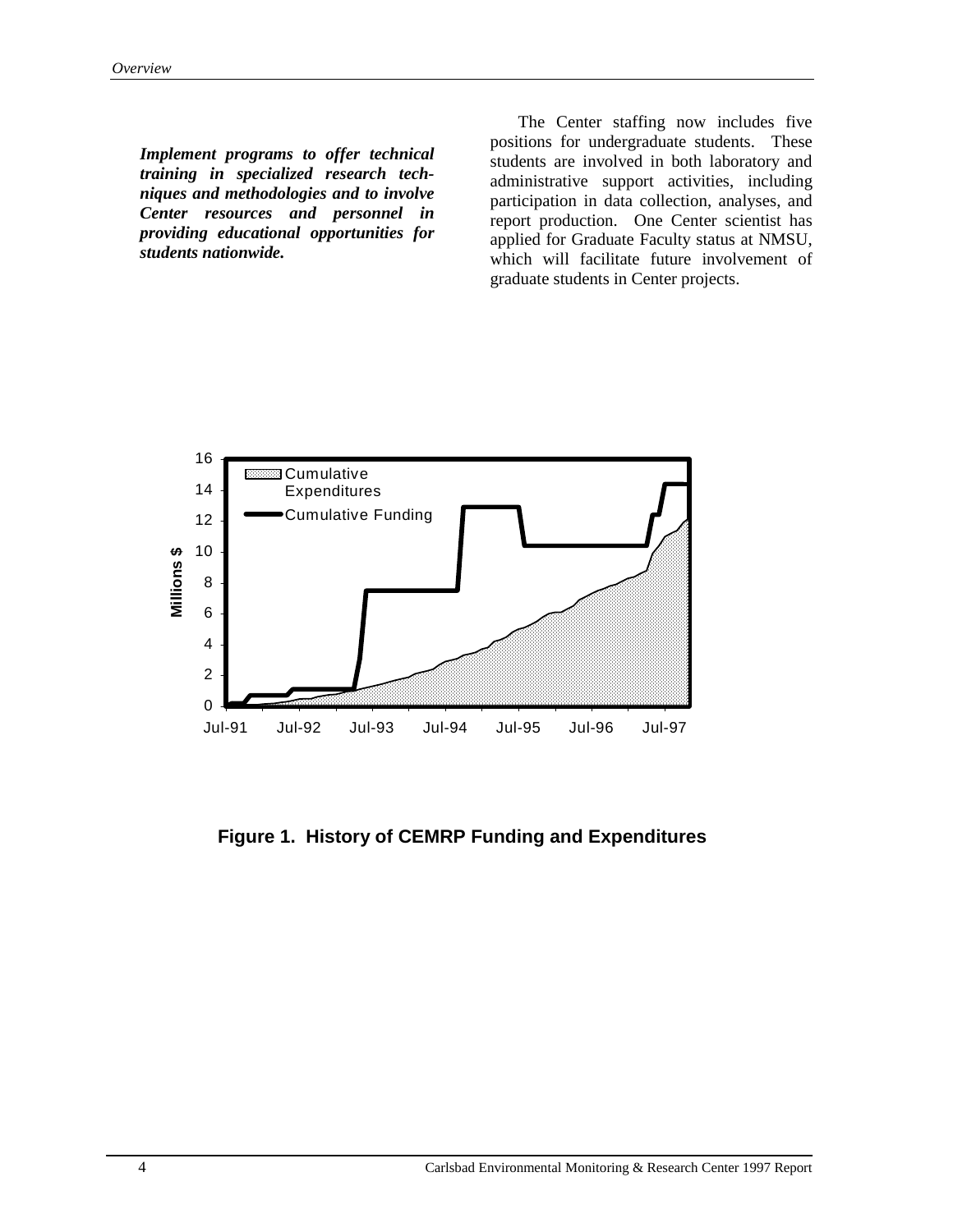***Implement programs to offer technical training in specialized research techniques and methodologies and to involve Center resources and personnel in providing educational opportunities for students nationwide.***

The Center staffing now includes five positions for undergraduate students. These students are involved in both laboratory and administrative support activities, including participation in data collection, analyses, and report production. One Center scientist has applied for Graduate Faculty status at NMSU, which will facilitate future involvement of graduate students in Center projects.

**Figure 1. History of CEMRP Funding and Expenditures**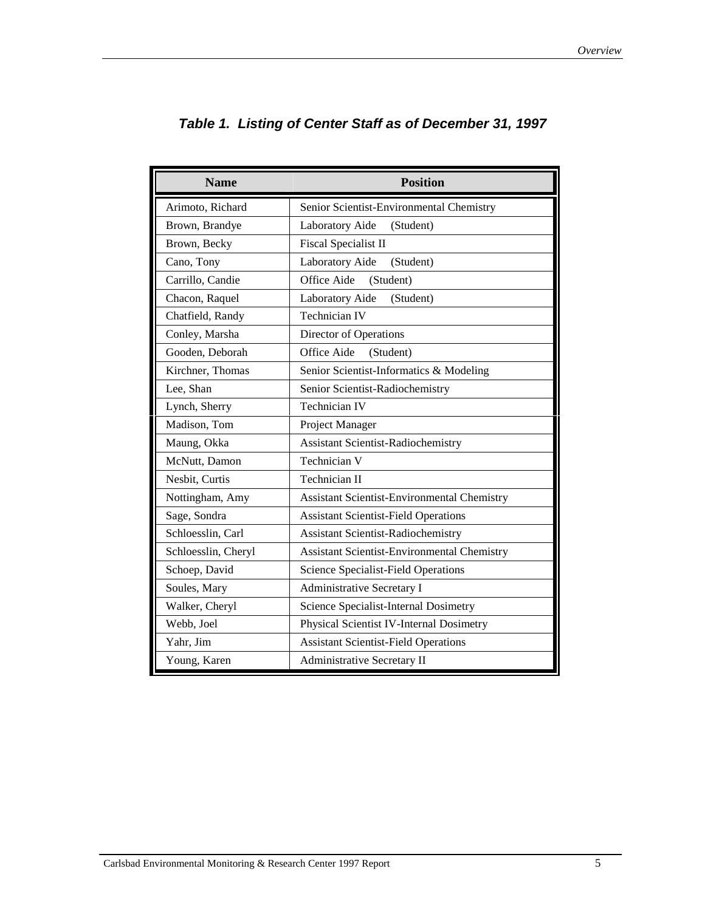### *Table 1. Listing of Center Staff as of December 31, 1997*

| Name | Position |
|---|---|
| Arimoto, Richard | Senior Scientist-Environmental Chemistry |
| Brown, Brandye | Laboratory Aide (Student) |
| Brown, Becky | Fiscal Specialist II |
| Cano, Tony | Laboratory Aide (Student) |
| Carrillo, Candie | Office Aide (Student) |
| Chacon, Raquel | Laboratory Aide (Student) |
| Chatfield, Randy | Technician IV |
| Conley, Marsha | Director of Operations |
| Gooden, Deborah | Office Aide (Student) |
| Kirchner, Thomas | Senior Scientist-Informatics & Modeling |
| Lee, Shan | Senior Scientist-Radiochemistry |
| Lynch, Sherry | Technician IV |
| Madison, Tom | Project Manager |
| Maung, Okka | Assistant Scientist-Radiochemistry |
| McNutt, Damon | Technician V |
| Nesbit, Curtis | Technician II |
| Nottingham, Amy | Assistant Scientist-Environmental Chemistry |
| Sage, Sondra | Assistant Scientist-Field Operations |
| Schloesslin, Carl | Assistant Scientist-Radiochemistry |
| Schloesslin, Cheryl | Assistant Scientist-Environmental Chemistry |
| Schoep, David | Science Specialist-Field Operations |
| Soules, Mary | Administrative Secretary I |
| Walker, Cheryl | Science Specialist-Internal Dosimetry |
| Webb, Joel | Physical Scientist IV-Internal Dosimetry |
| Yahr, Jim | Assistant Scientist-Field Operations |
| Young, Karen | Administrative Secretary II |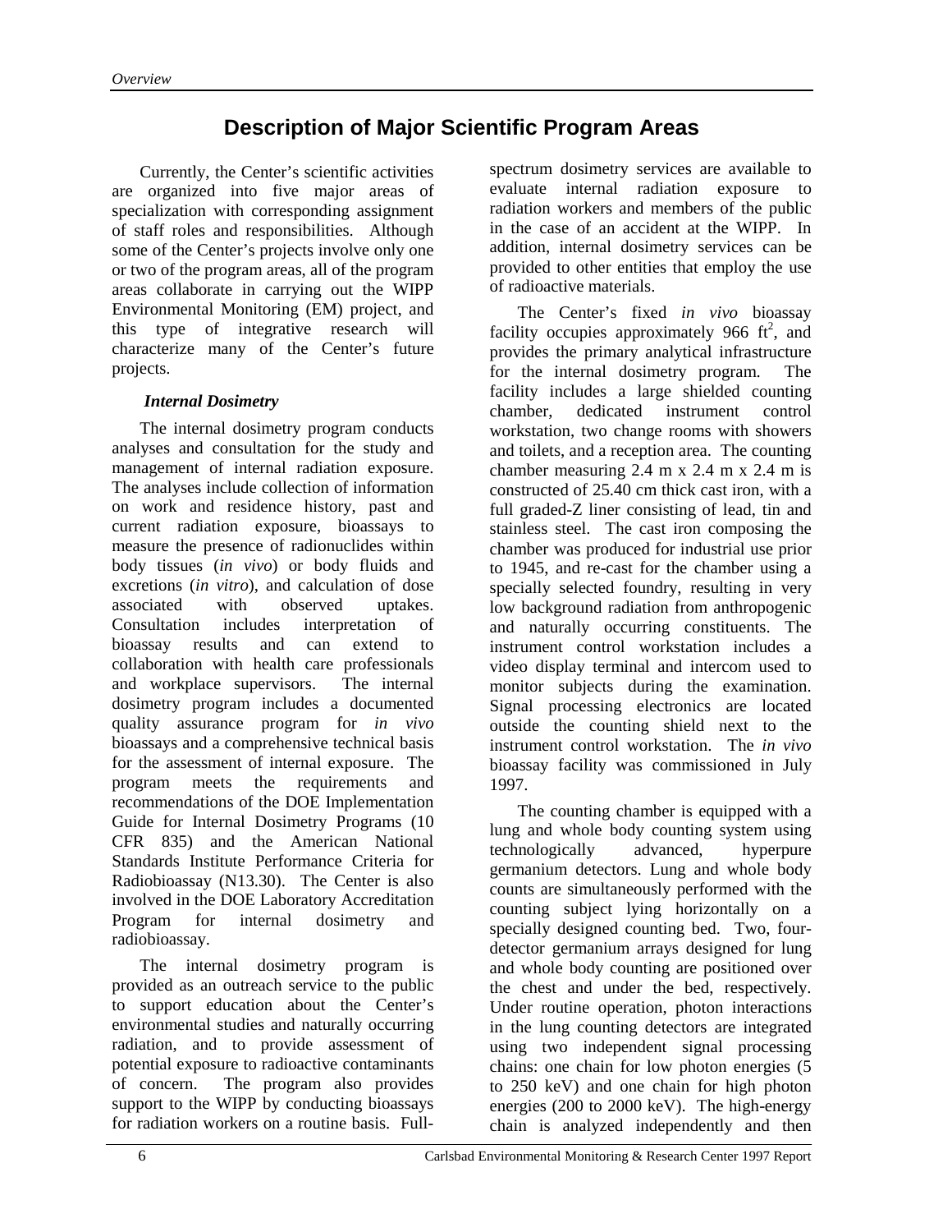# Description of Major Scientific Program Areas

Currently, the Center's scientific activities are organized into five major areas of specialization with corresponding assignment of staff roles and responsibilities. Although some of the Center's projects involve only one or two of the program areas, all of the program areas collaborate in carrying out the WIPP Environmental Monitoring (EM) project, and this type of integrative research will characterize many of the Center's future projects.

### *Internal Dosimetry*

The internal dosimetry program conducts analyses and consultation for the study and management of internal radiation exposure. The analyses include collection of information on work and residence history, past and current radiation exposure, bioassays to measure the presence of radionuclides within body tissues (*in vivo*) or body fluids and excretions (*in vitro*), and calculation of dose associated with observed uptakes. Consultation includes interpretation of bioassay results and can extend to collaboration with health care professionals and workplace supervisors. The internal dosimetry program includes a documented quality assurance program for *in vivo* bioassays and a comprehensive technical basis for the assessment of internal exposure. The program meets the requirements and recommendations of the DOE Implementation Guide for Internal Dosimetry Programs (10 CFR 835) and the American National Standards Institute Performance Criteria for Radiobioassay (N13.30). The Center is also involved in the DOE Laboratory Accreditation Program for internal dosimetry and radiobioassay.

The internal dosimetry program is provided as an outreach service to the public to support education about the Center's environmental studies and naturally occurring radiation, and to provide assessment of potential exposure to radioactive contaminants of concern. The program also provides support to the WIPP by conducting bioassays for radiation workers on a routine basis. Full-spectrum dosimetry services are available to evaluate internal radiation exposure to radiation workers and members of the public in the case of an accident at the WIPP. In addition, internal dosimetry services can be provided to other entities that employ the use of radioactive materials.

The Center's fixed *in vivo* bioassay facility occupies approximately 966 $ft^2$, and provides the primary analytical infrastructure for the internal dosimetry program. The facility includes a large shielded counting chamber, dedicated instrument control workstation, two change rooms with showers and toilets, and a reception area. The counting chamber measuring 2.4 m x 2.4 m x 2.4 m is constructed of 25.40 cm thick cast iron, with a full graded-Z liner consisting of lead, tin and stainless steel. The cast iron composing the chamber was produced for industrial use prior to 1945, and re-cast for the chamber using a specially selected foundry, resulting in very low background radiation from anthropogenic and naturally occurring constituents. The instrument control workstation includes a video display terminal and intercom used to monitor subjects during the examination. Signal processing electronics are located outside the counting shield next to the instrument control workstation. The *in vivo* bioassay facility was commissioned in July 1997.

The counting chamber is equipped with a lung and whole body counting system using technologically advanced, hyperpure germanium detectors. Lung and whole body counts are simultaneously performed with the counting subject lying horizontally on a specially designed counting bed. Two, four-detector germanium arrays designed for lung and whole body counting are positioned over the chest and under the bed, respectively. Under routine operation, photon interactions in the lung counting detectors are integrated using two independent signal processing chains: one chain for low photon energies (5 to 250 keV) and one chain for high photon energies (200 to 2000 keV). The high-energy chain is analyzed independently and then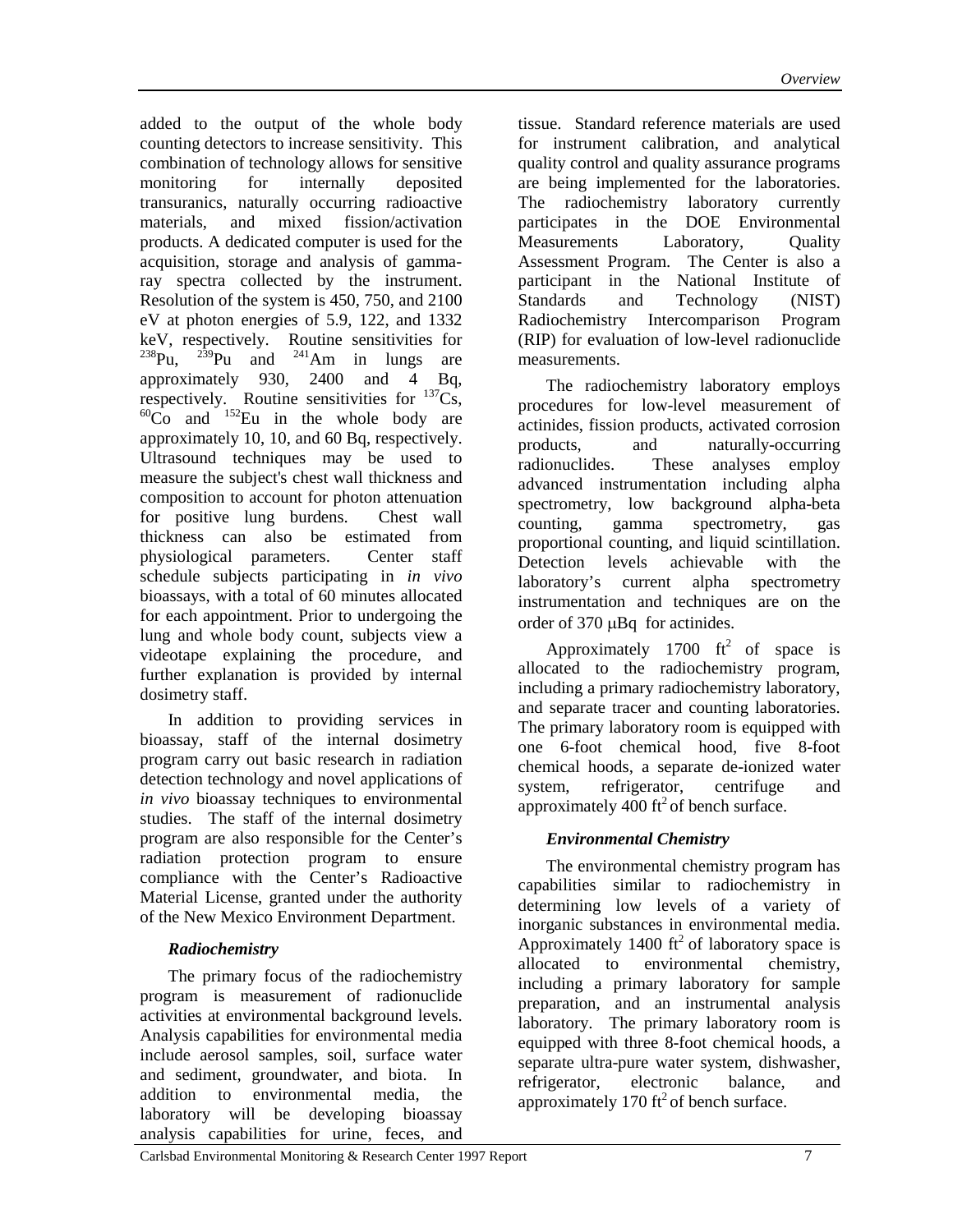added to the output of the whole body counting detectors to increase sensitivity. This combination of technology allows for sensitive monitoring for internally deposited transuranics, naturally occurring radioactive materials, and mixed fission/activation products. A dedicated computer is used for the acquisition, storage and analysis of gamma-ray spectra collected by the instrument. Resolution of the system is 450, 750, and 2100 eV at photon energies of 5.9, 122, and 1332 keV, respectively. Routine sensitivities for $^{238}$Pu, $^{239}$Pu and $^{241}$Am in lungs are approximately 930, 2400 and 4 Bq, respectively. Routine sensitivities for $^{137}$Cs, $^{60}$Co and $^{152}$Eu in the whole body are approximately 10, 10, and 60 Bq, respectively. Ultrasound techniques may be used to measure the subject's chest wall thickness and composition to account for photon attenuation for positive lung burdens. Chest wall thickness can also be estimated from physiological parameters. Center staff schedule subjects participating in *in vivo* bioassays, with a total of 60 minutes allocated for each appointment. Prior to undergoing the lung and whole body count, subjects view a videotape explaining the procedure, and further explanation is provided by internal dosimetry staff.

In addition to providing services in bioassay, staff of the internal dosimetry program carry out basic research in radiation detection technology and novel applications of *in vivo* bioassay techniques to environmental studies. The staff of the internal dosimetry program are also responsible for the Center's radiation protection program to ensure compliance with the Center's Radioactive Material License, granted under the authority of the New Mexico Environment Department.

### *Radiochemistry*

The primary focus of the radiochemistry program is measurement of radionuclide activities at environmental background levels. Analysis capabilities for environmental media include aerosol samples, soil, surface water and sediment, groundwater, and biota. In addition to environmental media, the laboratory will be developing bioassay analysis capabilities for urine, feces, and tissue. Standard reference materials are used for instrument calibration, and analytical quality control and quality assurance programs are being implemented for the laboratories. The radiochemistry laboratory currently participates in the DOE Environmental Measurements Laboratory, Quality Assessment Program. The Center is also a participant in the National Institute of Standards and Technology (NIST) Radiochemistry Intercomparison Program (RIP) for evaluation of low-level radionuclide measurements.

The radiochemistry laboratory employs procedures for low-level measurement of actinides, fission products, activated corrosion products, and naturally-occurring radionuclides. These analyses employ advanced instrumentation including alpha spectrometry, low background alpha-beta counting, gamma spectrometry, gas proportional counting, and liquid scintillation. Detection levels achievable with the laboratory's current alpha spectrometry instrumentation and techniques are on the order of 370 μBq for actinides.

Approximately 1700 ft$^2$ of space is allocated to the radiochemistry program, including a primary radiochemistry laboratory, and separate tracer and counting laboratories. The primary laboratory room is equipped with one 6-foot chemical hood, five 8-foot chemical hoods, a separate de-ionized water system, refrigerator, centrifuge and approximately 400 ft$^2$ of bench surface.

### *Environmental Chemistry*

The environmental chemistry program has capabilities similar to radiochemistry in determining low levels of a variety of inorganic substances in environmental media. Approximately 1400 ft$^2$ of laboratory space is allocated to environmental chemistry, including a primary laboratory for sample preparation, and an instrumental analysis laboratory. The primary laboratory room is equipped with three 8-foot chemical hoods, a separate ultra-pure water system, dishwasher, refrigerator, electronic balance, and approximately 170 ft$^2$ of bench surface.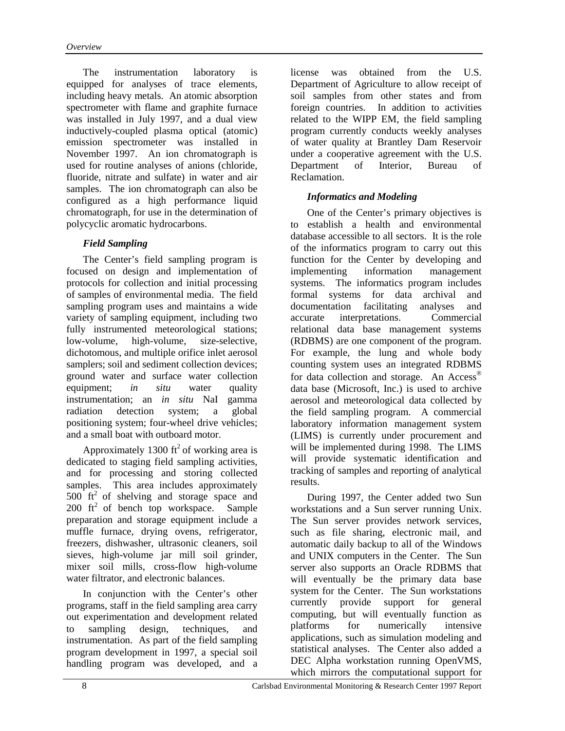The instrumentation laboratory is equipped for analyses of trace elements, including heavy metals. An atomic absorption spectrometer with flame and graphite furnace was installed in July 1997, and a dual view inductively-coupled plasma optical (atomic) emission spectrometer was installed in November 1997. An ion chromatograph is used for routine analyses of anions (chloride, fluoride, nitrate and sulfate) in water and air samples. The ion chromatograph can also be configured as a high performance liquid chromatograph, for use in the determination of polycyclic aromatic hydrocarbons.

### *Field Sampling*

The Center's field sampling program is focused on design and implementation of protocols for collection and initial processing of samples of environmental media. The field sampling program uses and maintains a wide variety of sampling equipment, including two fully instrumented meteorological stations; low-volume, high-volume, size-selective, dichotomous, and multiple orifice inlet aerosol samplers; soil and sediment collection devices; ground water and surface water collection equipment; *in situ* water quality instrumentation; an *in situ* NaI gamma radiation detection system; a global positioning system; four-wheel drive vehicles; and a small boat with outboard motor.

Approximately 1300 $ft^2$ of working area is dedicated to staging field sampling activities, and for processing and storing collected samples. This area includes approximately 500 $ft^2$ of shelving and storage space and 200 $ft^2$ of bench top workspace. Sample preparation and storage equipment include a muffle furnace, drying ovens, refrigerator, freezers, dishwasher, ultrasonic cleaners, soil sieves, high-volume jar mill soil grinder, mixer soil mills, cross-flow high-volume water filtrator, and electronic balances.

In conjunction with the Center's other programs, staff in the field sampling area carry out experimentation and development related to sampling design, techniques, and instrumentation. As part of the field sampling program development in 1997, a special soil handling program was developed, and a license was obtained from the U.S. Department of Agriculture to allow receipt of soil samples from other states and from foreign countries. In addition to activities related to the WIPP EM, the field sampling program currently conducts weekly analyses of water quality at Brantley Dam Reservoir under a cooperative agreement with the U.S. Department of Interior, Bureau of Reclamation.

### *Informatics and Modeling*

One of the Center's primary objectives is to establish a health and environmental database accessible to all sectors. It is the role of the informatics program to carry out this function for the Center by developing and implementing information management systems. The informatics program includes formal systems for data archival and documentation facilitating analyses and accurate interpretations. Commercial relational data base management systems (RDBMS) are one component of the program. For example, the lung and whole body counting system uses an integrated RDBMS for data collection and storage. An Access® data base (Microsoft, Inc.) is used to archive aerosol and meteorological data collected by the field sampling program. A commercial laboratory information management system (LIMS) is currently under procurement and will be implemented during 1998. The LIMS will provide systematic identification and tracking of samples and reporting of analytical results.

During 1997, the Center added two Sun workstations and a Sun server running Unix. The Sun server provides network services, such as file sharing, electronic mail, and automatic daily backup to all of the Windows and UNIX computers in the Center. The Sun server also supports an Oracle RDBMS that will eventually be the primary data base system for the Center. The Sun workstations currently provide support for general computing, but will eventually function as platforms for numerically intensive applications, such as simulation modeling and statistical analyses. The Center also added a DEC Alpha workstation running OpenVMS, which mirrors the computational support for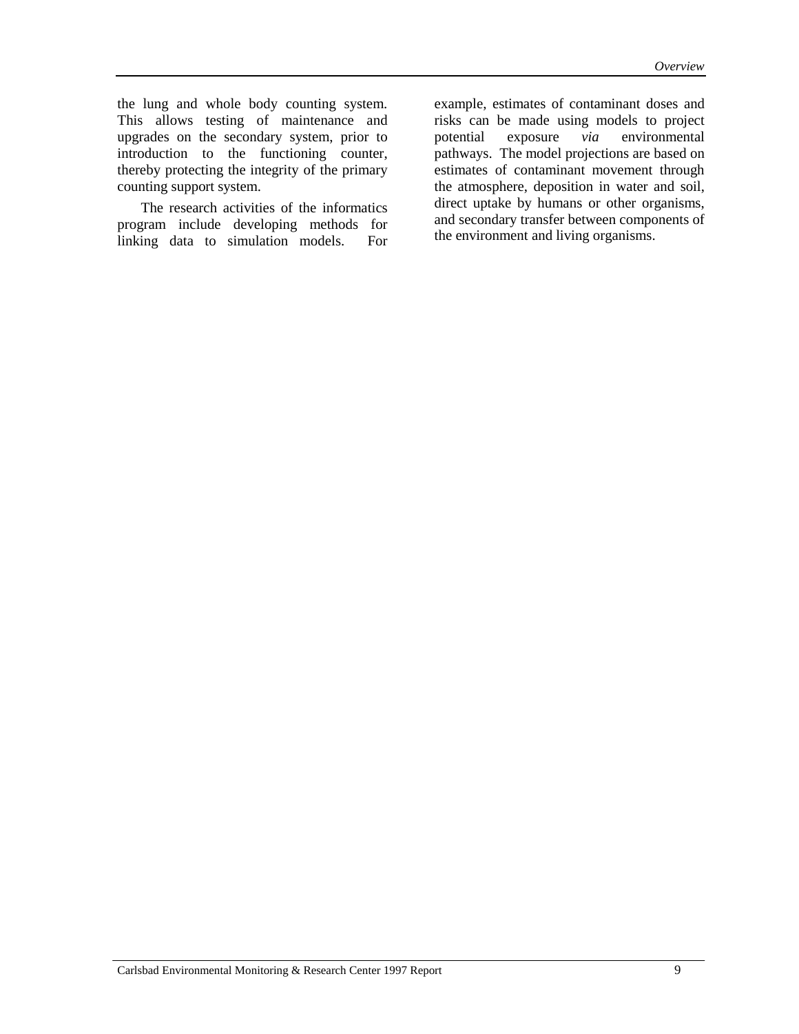the lung and whole body counting system. This allows testing of maintenance and upgrades on the secondary system, prior to introduction to the functioning counter, thereby protecting the integrity of the primary counting support system.

The research activities of the informatics program include developing methods for linking data to simulation models. For example, estimates of contaminant doses and risks can be made using models to project potential exposure *via* environmental pathways. The model projections are based on estimates of contaminant movement through the atmosphere, deposition in water and soil, direct uptake by humans or other organisms, and secondary transfer between components of the environment and living organisms.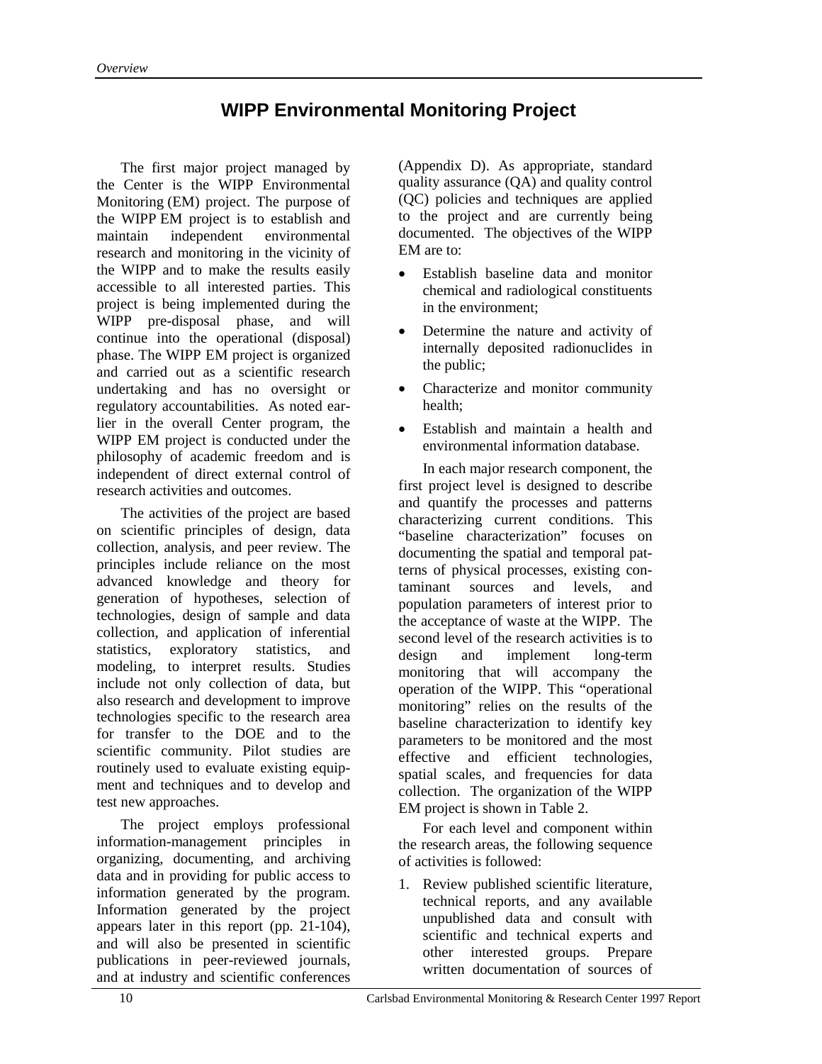# WIPP Environmental Monitoring Project

The first major project managed by the Center is the WIPP Environmental Monitoring (EM) project. The purpose of the WIPP EM project is to establish and maintain independent environmental research and monitoring in the vicinity of the WIPP and to make the results easily accessible to all interested parties. This project is being implemented during the WIPP pre-disposal phase, and will continue into the operational (disposal) phase. The WIPP EM project is organized and carried out as a scientific research undertaking and has no oversight or regulatory accountabilities. As noted earlier in the overall Center program, the WIPP EM project is conducted under the philosophy of academic freedom and is independent of direct external control of research activities and outcomes.

The activities of the project are based on scientific principles of design, data collection, analysis, and peer review. The principles include reliance on the most advanced knowledge and theory for generation of hypotheses, selection of technologies, design of sample and data collection, and application of inferential statistics, exploratory statistics, and modeling, to interpret results. Studies include not only collection of data, but also research and development to improve technologies specific to the research area for transfer to the DOE and to the scientific community. Pilot studies are routinely used to evaluate existing equipment and techniques and to develop and test new approaches.

The project employs professional information-management principles in organizing, documenting, and archiving data and in providing for public access to information generated by the program. Information generated by the project appears later in this report (pp. 21-104), and will also be presented in scientific publications in peer-reviewed journals, and at industry and scientific conferences (Appendix D). As appropriate, standard quality assurance (QA) and quality control (QC) policies and techniques are applied to the project and are currently being documented. The objectives of the WIPP EM are to:

- Establish baseline data and monitor chemical and radiological constituents in the environment;
- Determine the nature and activity of internally deposited radionuclides in the public;
- Characterize and monitor community health;
- Establish and maintain a health and environmental information database.

In each major research component, the first project level is designed to describe and quantify the processes and patterns characterizing current conditions. This "baseline characterization" focuses on documenting the spatial and temporal patterns of physical processes, existing contaminant sources and levels, and population parameters of interest prior to the acceptance of waste at the WIPP. The second level of the research activities is to design and implement long-term monitoring that will accompany the operation of the WIPP. This "operational monitoring" relies on the results of the baseline characterization to identify key parameters to be monitored and the most effective and efficient technologies, spatial scales, and frequencies for data collection. The organization of the WIPP EM project is shown in Table 2.

For each level and component within the research areas, the following sequence of activities is followed:

1. Review published scientific literature, technical reports, and any available unpublished data and consult with scientific and technical experts and other interested groups. Prepare written documentation of sources of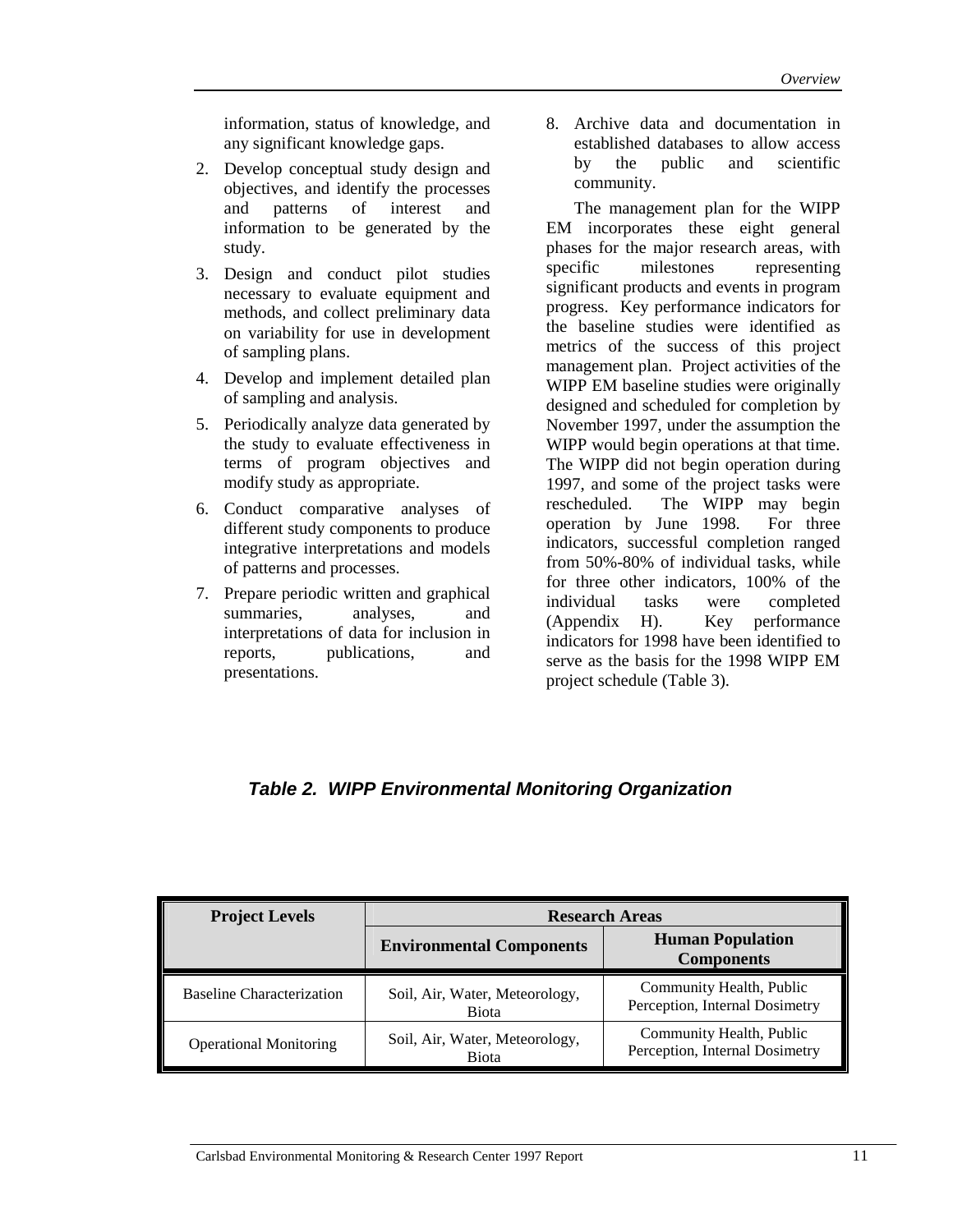information, status of knowledge, and any significant knowledge gaps.

2. Develop conceptual study design and objectives, and identify the processes and patterns of interest and information to be generated by the study.
3. Design and conduct pilot studies necessary to evaluate equipment and methods, and collect preliminary data on variability for use in development of sampling plans.
4. Develop and implement detailed plan of sampling and analysis.
5. Periodically analyze data generated by the study to evaluate effectiveness in terms of program objectives and modify study as appropriate.
6. Conduct comparative analyses of different study components to produce integrative interpretations and models of patterns and processes.
7. Prepare periodic written and graphical summaries, analyses, and interpretations of data for inclusion in reports, publications, and presentations.
8. Archive data and documentation in established databases to allow access by the public and scientific community.

The management plan for the WIPP EM incorporates these eight general phases for the major research areas, with specific milestones representing significant products and events in program progress. Key performance indicators for the baseline studies were identified as metrics of the success of this project management plan. Project activities of the WIPP EM baseline studies were originally designed and scheduled for completion by November 1997, under the assumption the WIPP would begin operations at that time. The WIPP did not begin operation during 1997, and some of the project tasks were rescheduled. The WIPP may begin operation by June 1998. For three indicators, successful completion ranged from 50%-80% of individual tasks, while for three other indicators, 100% of the individual tasks were completed (Appendix H). Key performance indicators for 1998 have been identified to serve as the basis for the 1998 WIPP EM project schedule (Table 3).

***Table 2. WIPP Environmental Monitoring Organization***

| Project Levels | Research Areas | |
|---|---|---|
| | **Environmental Components** | **Human Population Components** |
| Baseline Characterization | Soil, Air, Water, Meteorology, Biota | Community Health, Public Perception, Internal Dosimetry |
| Operational Monitoring | Soil, Air, Water, Meteorology, Biota | Community Health, Public Perception, Internal Dosimetry |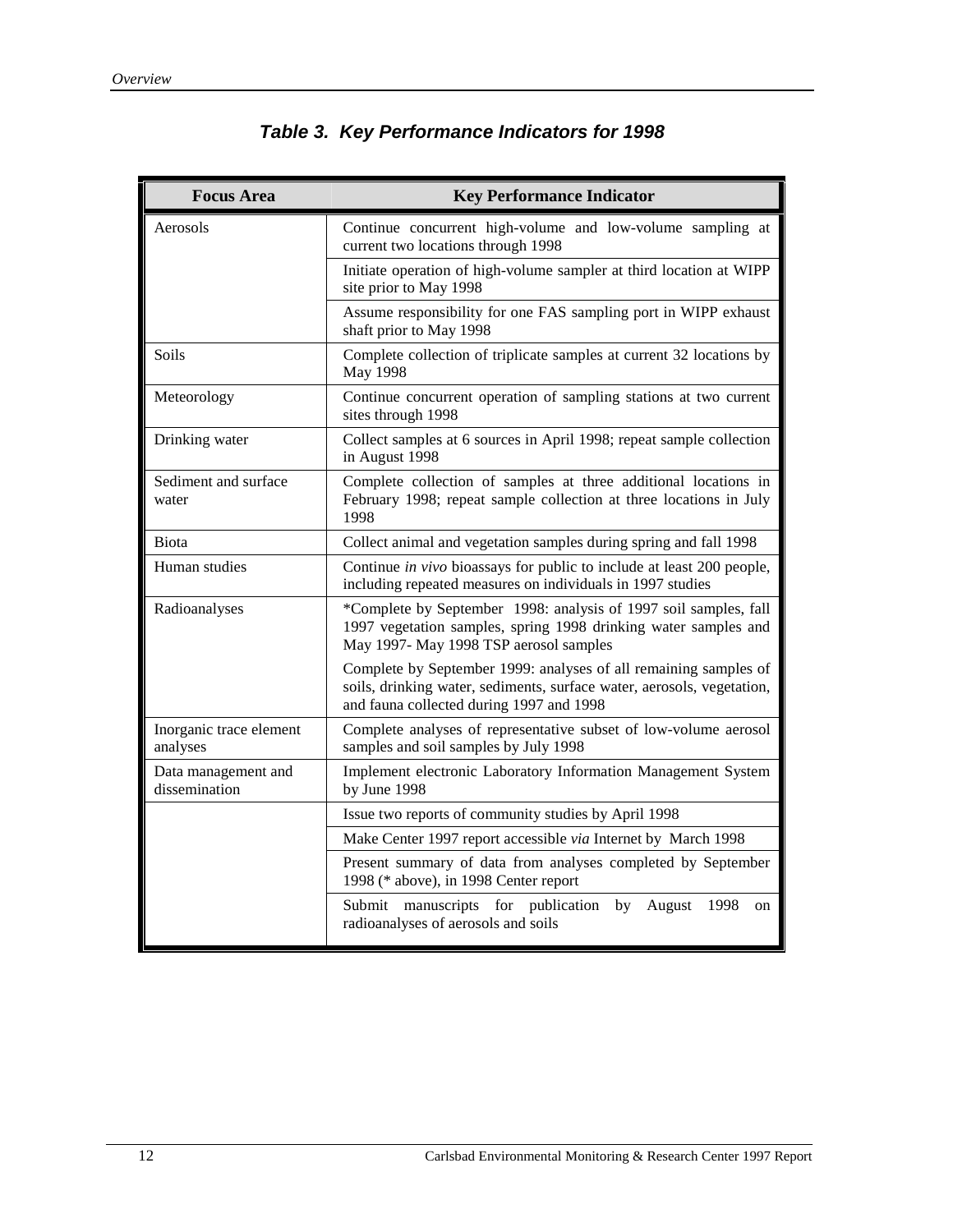## *Table 3. Key Performance Indicators for 1998*

| Focus Area | Key Performance Indicator |
|---|---|
| Aerosols | Continue concurrent high-volume and low-volume sampling at current two locations through 1998 |
| | Initiate operation of high-volume sampler at third location at WIPP site prior to May 1998 |
| | Assume responsibility for one FAS sampling port in WIPP exhaust shaft prior to May 1998 |
| Soils | Complete collection of triplicate samples at current 32 locations by May 1998 |
| Meteorology | Continue concurrent operation of sampling stations at two current sites through 1998 |
| Drinking water | Collect samples at 6 sources in April 1998; repeat sample collection in August 1998 |
| Sediment and surface water | Complete collection of samples at three additional locations in February 1998; repeat sample collection at three locations in July 1998 |
| Biota | Collect animal and vegetation samples during spring and fall 1998 |
| Human studies | Continue *in vivo* bioassays for public to include at least 200 people, including repeated measures on individuals in 1997 studies |
| Radioanalyses | *Complete by September 1998: analysis of 1997 soil samples, fall 1997 vegetation samples, spring 1998 drinking water samples and May 1997- May 1998 TSP aerosol samples |
| | Complete by September 1999: analyses of all remaining samples of soils, drinking water, sediments, surface water, aerosols, vegetation, and fauna collected during 1997 and 1998 |
| Inorganic trace element analyses | Complete analyses of representative subset of low-volume aerosol samples and soil samples by July 1998 |
| Data management and dissemination | Implement electronic Laboratory Information Management System by June 1998 |
| | Issue two reports of community studies by April 1998 |
| | Make Center 1997 report accessible *via* Internet by March 1998 |
| | Present summary of data from analyses completed by September 1998 (* above), in 1998 Center report |
| | Submit manuscripts for publication by August 1998 on radioanalyses of aerosols and soils |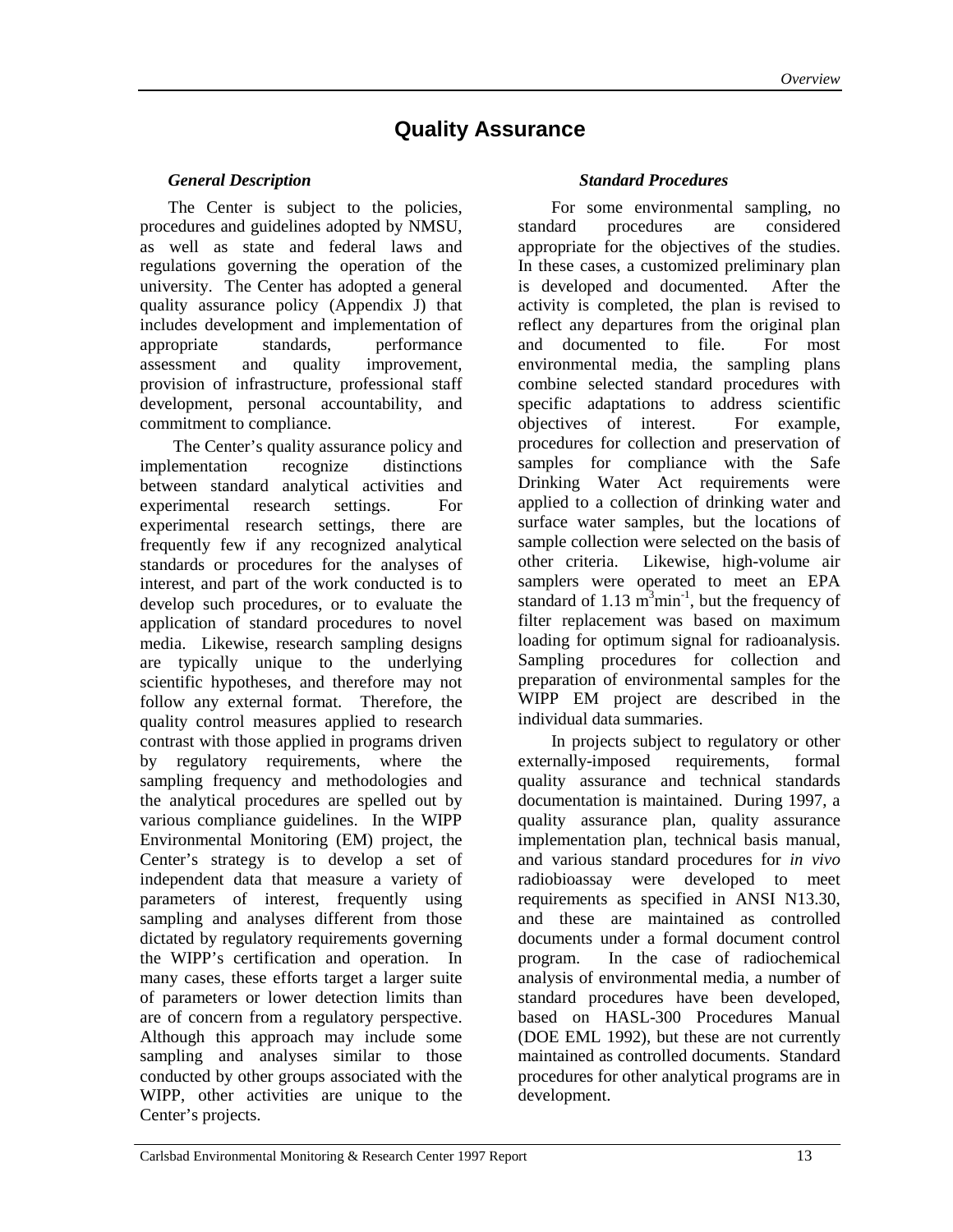# Quality Assurance

### *General Description*

The Center is subject to the policies, procedures and guidelines adopted by NMSU, as well as state and federal laws and regulations governing the operation of the university. The Center has adopted a general quality assurance policy (Appendix J) that includes development and implementation of appropriate standards, performance assessment and quality improvement, provision of infrastructure, professional staff development, personal accountability, and commitment to compliance.

The Center's quality assurance policy and implementation recognize distinctions between standard analytical activities and experimental research settings. For experimental research settings, there are frequently few if any recognized analytical standards or procedures for the analyses of interest, and part of the work conducted is to develop such procedures, or to evaluate the application of standard procedures to novel media. Likewise, research sampling designs are typically unique to the underlying scientific hypotheses, and therefore may not follow any external format. Therefore, the quality control measures applied to research contrast with those applied in programs driven by regulatory requirements, where the sampling frequency and methodologies and the analytical procedures are spelled out by various compliance guidelines. In the WIPP Environmental Monitoring (EM) project, the Center's strategy is to develop a set of independent data that measure a variety of parameters of interest, frequently using sampling and analyses different from those dictated by regulatory requirements governing the WIPP's certification and operation. In many cases, these efforts target a larger suite of parameters or lower detection limits than are of concern from a regulatory perspective. Although this approach may include some sampling and analyses similar to those conducted by other groups associated with the WIPP, other activities are unique to the Center's projects.

### *Standard Procedures*

For some environmental sampling, no standard procedures are considered appropriate for the objectives of the studies. In these cases, a customized preliminary plan is developed and documented. After the activity is completed, the plan is revised to reflect any departures from the original plan and documented to file. For most environmental media, the sampling plans combine selected standard procedures with specific adaptations to address scientific objectives of interest. For example, procedures for collection and preservation of samples for compliance with the Safe Drinking Water Act requirements were applied to a collection of drinking water and surface water samples, but the locations of sample collection were selected on the basis of other criteria. Likewise, high-volume air samplers were operated to meet an EPA standard of 1.13 $m^3 min^{-1}$, but the frequency of filter replacement was based on maximum loading for optimum signal for radioanalysis. Sampling procedures for collection and preparation of environmental samples for the WIPP EM project are described in the individual data summaries.

In projects subject to regulatory or other externally-imposed requirements, formal quality assurance and technical standards documentation is maintained. During 1997, a quality assurance plan, quality assurance implementation plan, technical basis manual, and various standard procedures for *in vivo* radiobioassay were developed to meet requirements as specified in ANSI N13.30, and these are maintained as controlled documents under a formal document control program. In the case of radiochemical analysis of environmental media, a number of standard procedures have been developed, based on HASL-300 Procedures Manual (DOE EML 1992), but these are not currently maintained as controlled documents. Standard procedures for other analytical programs are in development.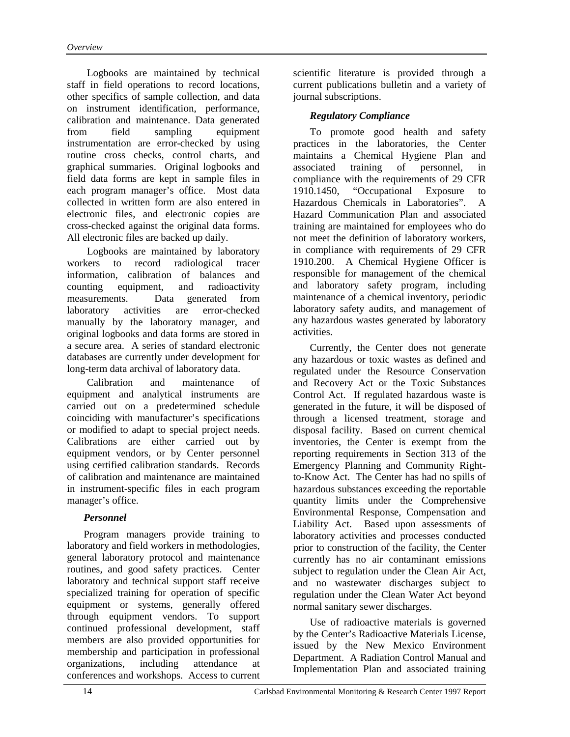Logbooks are maintained by technical staff in field operations to record locations, other specifics of sample collection, and data on instrument identification, performance, calibration and maintenance. Data generated from field sampling equipment instrumentation are error-checked by using routine cross checks, control charts, and graphical summaries. Original logbooks and field data forms are kept in sample files in each program manager's office. Most data collected in written form are also entered in electronic files, and electronic copies are cross-checked against the original data forms. All electronic files are backed up daily.

Logbooks are maintained by laboratory workers to record radiological tracer information, calibration of balances and counting equipment, and radioactivity measurements. Data generated from laboratory activities are error-checked manually by the laboratory manager, and original logbooks and data forms are stored in a secure area. A series of standard electronic databases are currently under development for long-term data archival of laboratory data.

Calibration and maintenance of equipment and analytical instruments are carried out on a predetermined schedule coinciding with manufacturer's specifications or modified to adapt to special project needs. Calibrations are either carried out by equipment vendors, or by Center personnel using certified calibration standards. Records of calibration and maintenance are maintained in instrument-specific files in each program manager's office.

### *Personnel*

Program managers provide training to laboratory and field workers in methodologies, general laboratory protocol and maintenance routines, and good safety practices. Center laboratory and technical support staff receive specialized training for operation of specific equipment or systems, generally offered through equipment vendors. To support continued professional development, staff members are also provided opportunities for membership and participation in professional organizations, including attendance at conferences and workshops. Access to current scientific literature is provided through a current publications bulletin and a variety of journal subscriptions.

### *Regulatory Compliance*

To promote good health and safety practices in the laboratories, the Center maintains a Chemical Hygiene Plan and associated training of personnel, in compliance with the requirements of 29 CFR 1910.1450, "Occupational Exposure to Hazardous Chemicals in Laboratories". A Hazard Communication Plan and associated training are maintained for employees who do not meet the definition of laboratory workers, in compliance with requirements of 29 CFR 1910.200. A Chemical Hygiene Officer is responsible for management of the chemical and laboratory safety program, including maintenance of a chemical inventory, periodic laboratory safety audits, and management of any hazardous wastes generated by laboratory activities.

Currently, the Center does not generate any hazardous or toxic wastes as defined and regulated under the Resource Conservation and Recovery Act or the Toxic Substances Control Act. If regulated hazardous waste is generated in the future, it will be disposed of through a licensed treatment, storage and disposal facility. Based on current chemical inventories, the Center is exempt from the reporting requirements in Section 313 of the Emergency Planning and Community Right-to-Know Act. The Center has had no spills of hazardous substances exceeding the reportable quantity limits under the Comprehensive Environmental Response, Compensation and Liability Act. Based upon assessments of laboratory activities and processes conducted prior to construction of the facility, the Center currently has no air contaminant emissions subject to regulation under the Clean Air Act, and no wastewater discharges subject to regulation under the Clean Water Act beyond normal sanitary sewer discharges.

Use of radioactive materials is governed by the Center's Radioactive Materials License, issued by the New Mexico Environment Department. A Radiation Control Manual and Implementation Plan and associated training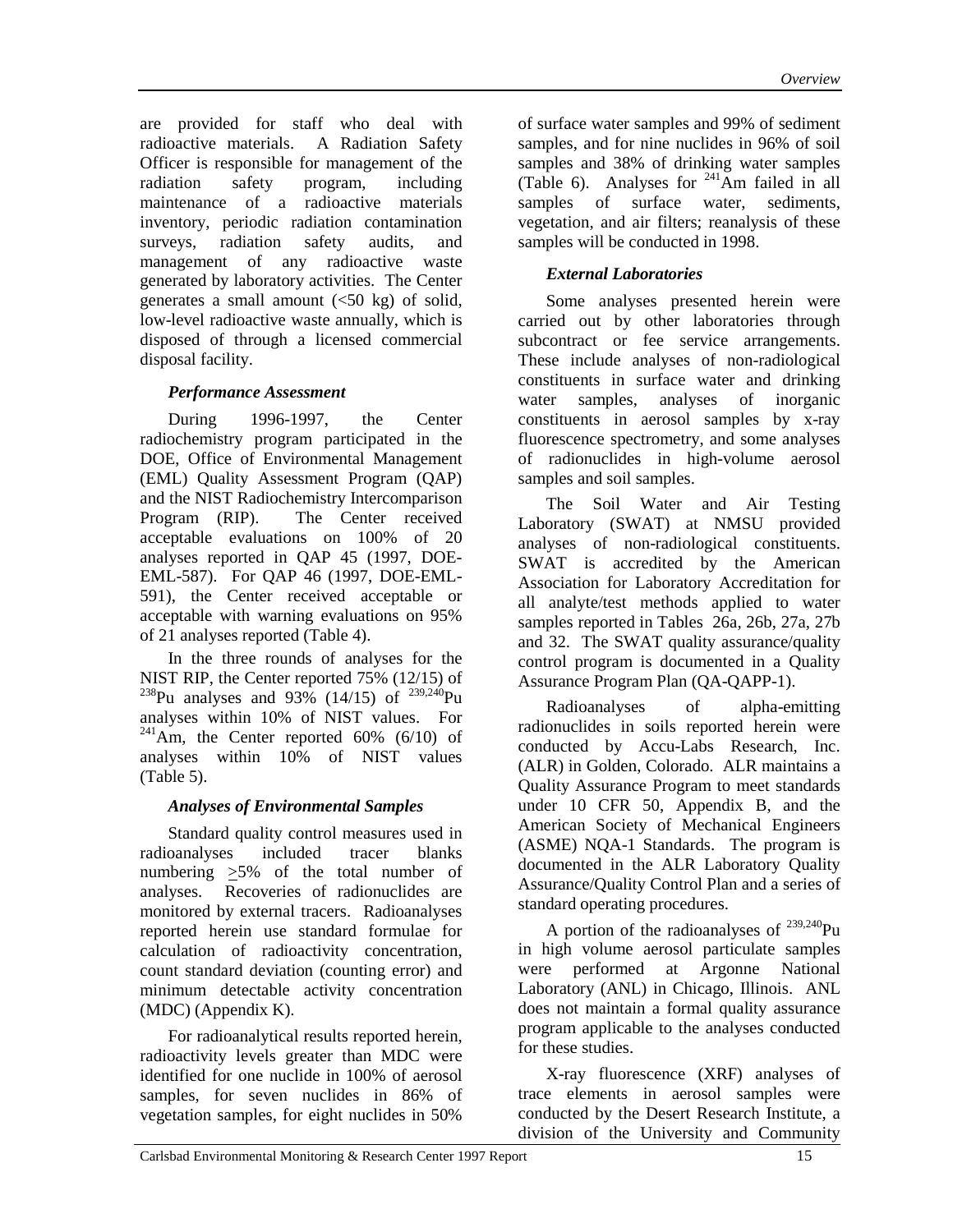are provided for staff who deal with radioactive materials. A Radiation Safety Officer is responsible for management of the radiation safety program, including maintenance of a radioactive materials inventory, periodic radiation contamination surveys, radiation safety audits, and management of any radioactive waste generated by laboratory activities. The Center generates a small amount (<50 kg) of solid, low-level radioactive waste annually, which is disposed of through a licensed commercial disposal facility.

### *Performance Assessment*

During 1996-1997, the Center radiochemistry program participated in the DOE, Office of Environmental Management (EML) Quality Assessment Program (QAP) and the NIST Radiochemistry Intercomparison Program (RIP). The Center received acceptable evaluations on 100% of 20 analyses reported in QAP 45 (1997, DOE-EML-587). For QAP 46 (1997, DOE-EML-591), the Center received acceptable or acceptable with warning evaluations on 95% of 21 analyses reported (Table 4).

In the three rounds of analyses for the NIST RIP, the Center reported 75% (12/15) of $^{238}$Pu analyses and 93% (14/15) of $^{239,240}$Pu analyses within 10% of NIST values. For $^{241}$Am, the Center reported 60% (6/10) of analyses within 10% of NIST values (Table 5).

### *Analyses of Environmental Samples*

Standard quality control measures used in radioanalyses included tracer blanks numbering $\geq$5% of the total number of analyses. Recoveries of radionuclides are monitored by external tracers. Radioanalyses reported herein use standard formulae for calculation of radioactivity concentration, count standard deviation (counting error) and minimum detectable activity concentration (MDC) (Appendix K).

For radioanalytical results reported herein, radioactivity levels greater than MDC were identified for one nuclide in 100% of aerosol samples, for seven nuclides in 86% of vegetation samples, for eight nuclides in 50% of surface water samples and 99% of sediment samples, and for nine nuclides in 96% of soil samples and 38% of drinking water samples (Table 6). Analyses for $^{241}$Am failed in all samples of surface water, sediments, vegetation, and air filters; reanalysis of these samples will be conducted in 1998.

### *External Laboratories*

Some analyses presented herein were carried out by other laboratories through subcontract or fee service arrangements. These include analyses of non-radiological constituents in surface water and drinking water samples, analyses of inorganic constituents in aerosol samples by x-ray fluorescence spectrometry, and some analyses of radionuclides in high-volume aerosol samples and soil samples.

The Soil Water and Air Testing Laboratory (SWAT) at NMSU provided analyses of non-radiological constituents. SWAT is accredited by the American Association for Laboratory Accreditation for all analyte/test methods applied to water samples reported in Tables 26a, 26b, 27a, 27b and 32. The SWAT quality assurance/quality control program is documented in a Quality Assurance Program Plan (QA-QAPP-1).

Radioanalyses of alpha-emitting radionuclides in soils reported herein were conducted by Accu-Labs Research, Inc. (ALR) in Golden, Colorado. ALR maintains a Quality Assurance Program to meet standards under 10 CFR 50, Appendix B, and the American Society of Mechanical Engineers (ASME) NQA-1 Standards. The program is documented in the ALR Laboratory Quality Assurance/Quality Control Plan and a series of standard operating procedures.

A portion of the radioanalyses of $^{239,240}$Pu in high volume aerosol particulate samples were performed at Argonne National Laboratory (ANL) in Chicago, Illinois. ANL does not maintain a formal quality assurance program applicable to the analyses conducted for these studies.

X-ray fluorescence (XRF) analyses of trace elements in aerosol samples were conducted by the Desert Research Institute, a division of the University and Community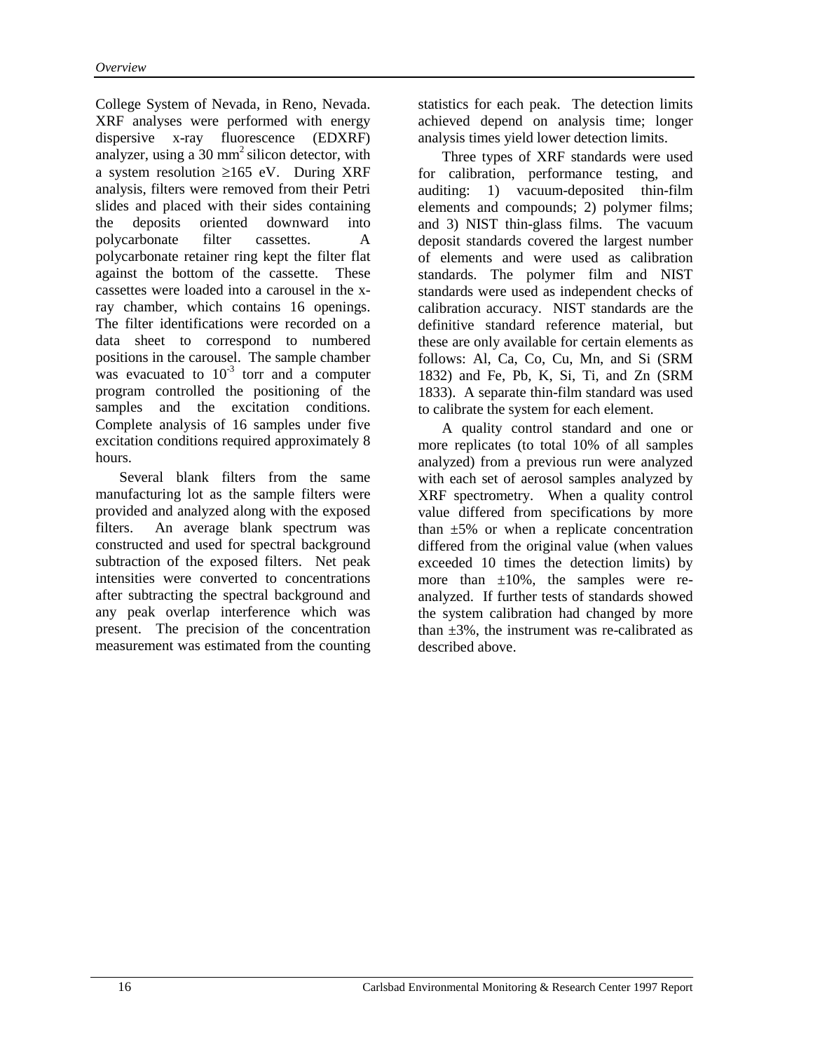College System of Nevada, in Reno, Nevada. XRF analyses were performed with energy dispersive x-ray fluorescence (EDXRF) analyzer, using a 30 $mm^2$ silicon detector, with a system resolution ≥165 eV. During XRF analysis, filters were removed from their Petri slides and placed with their sides containing the deposits oriented downward into polycarbonate filter cassettes. A polycarbonate retainer ring kept the filter flat against the bottom of the cassette. These cassettes were loaded into a carousel in the x-ray chamber, which contains 16 openings. The filter identifications were recorded on a data sheet to correspond to numbered positions in the carousel. The sample chamber was evacuated to $10^{-3}$ torr and a computer program controlled the positioning of the samples and the excitation conditions. Complete analysis of 16 samples under five excitation conditions required approximately 8 hours.

Several blank filters from the same manufacturing lot as the sample filters were provided and analyzed along with the exposed filters. An average blank spectrum was constructed and used for spectral background subtraction of the exposed filters. Net peak intensities were converted to concentrations after subtracting the spectral background and any peak overlap interference which was present. The precision of the concentration measurement was estimated from the counting statistics for each peak. The detection limits achieved depend on analysis time; longer analysis times yield lower detection limits.

Three types of XRF standards were used for calibration, performance testing, and auditing: 1) vacuum-deposited thin-film elements and compounds; 2) polymer films; and 3) NIST thin-glass films. The vacuum deposit standards covered the largest number of elements and were used as calibration standards. The polymer film and NIST standards were used as independent checks of calibration accuracy. NIST standards are the definitive standard reference material, but these are only available for certain elements as follows: Al, Ca, Co, Cu, Mn, and Si (SRM 1832) and Fe, Pb, K, Si, Ti, and Zn (SRM 1833). A separate thin-film standard was used to calibrate the system for each element.

A quality control standard and one or more replicates (to total 10% of all samples analyzed) from a previous run were analyzed with each set of aerosol samples analyzed by XRF spectrometry. When a quality control value differed from specifications by more than ±5% or when a replicate concentration differed from the original value (when values exceeded 10 times the detection limits) by more than ±10%, the samples were re-analyzed. If further tests of standards showed the system calibration had changed by more than ±3%, the instrument was re-calibrated as described above.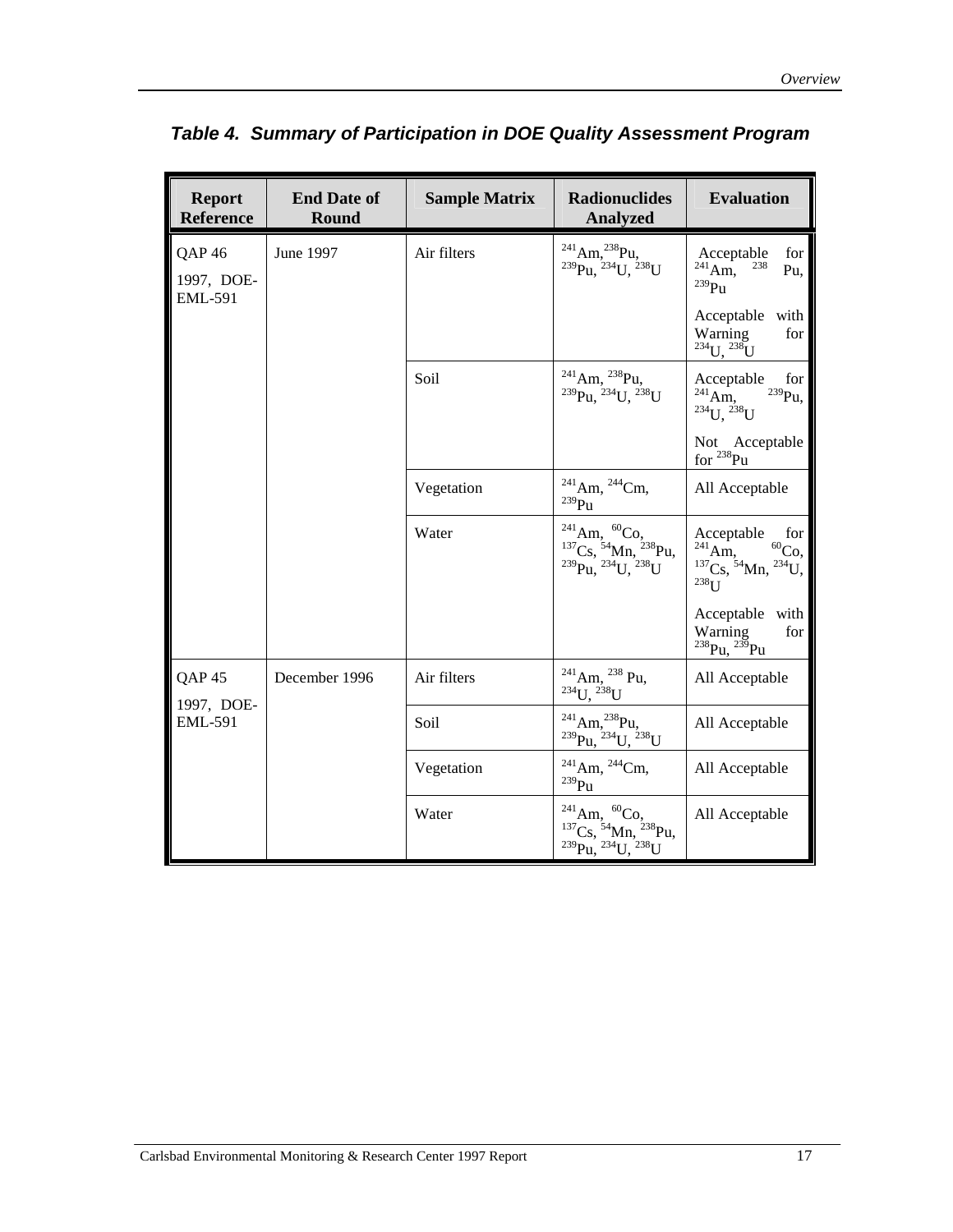### *Table 4. Summary of Participation in DOE Quality Assessment Program*

| Report Reference | End Date of Round | Sample Matrix | Radionuclides Analyzed | Evaluation |
|---|---|---|---|---|
| QAP 46 1997, DOE-EML-591 | June 1997 | Air filters | $^{241}$Am, $^{238}$Pu, $^{239}$Pu, $^{234}$U, $^{238}$U | Acceptable for $^{241}$Am, $^{238}$Pu, $^{239}$Pu<br>Acceptable with Warning for $^{234}$U, $^{238}$U |
| | | Soil | $^{241}$Am, $^{238}$Pu, $^{239}$Pu, $^{234}$U, $^{238}$U | Acceptable for $^{241}$Am, $^{239}$Pu, $^{234}$U, $^{238}$U<br>Not Acceptable for $^{238}$Pu |
| | | Vegetation | $^{241}$Am, $^{244}$Cm, $^{239}$Pu | All Acceptable |
| | | Water | $^{241}$Am, $^{60}$Co, $^{137}$Cs, $^{54}$Mn, $^{238}$Pu, $^{239}$Pu, $^{234}$U, $^{238}$U | Acceptable for $^{241}$Am, $^{60}$Co, $^{137}$Cs, $^{54}$Mn, $^{234}$U, $^{238}$U<br>Acceptable with Warning for $^{238}$Pu, $^{239}$Pu |
| QAP 45 1997, DOE-EML-591 | December 1996 | Air filters | $^{241}$Am, $^{238}$Pu, $^{234}$U, $^{238}$U | All Acceptable |
| | | Soil | $^{241}$Am, $^{238}$Pu, $^{239}$Pu, $^{234}$U, $^{238}$U | All Acceptable |
| | | Vegetation | $^{241}$Am, $^{244}$Cm, $^{239}$Pu | All Acceptable |
| | | Water | $^{241}$Am, $^{60}$Co, $^{137}$Cs, $^{54}$Mn, $^{238}$Pu, $^{239}$Pu, $^{234}$U, $^{238}$U | All Acceptable |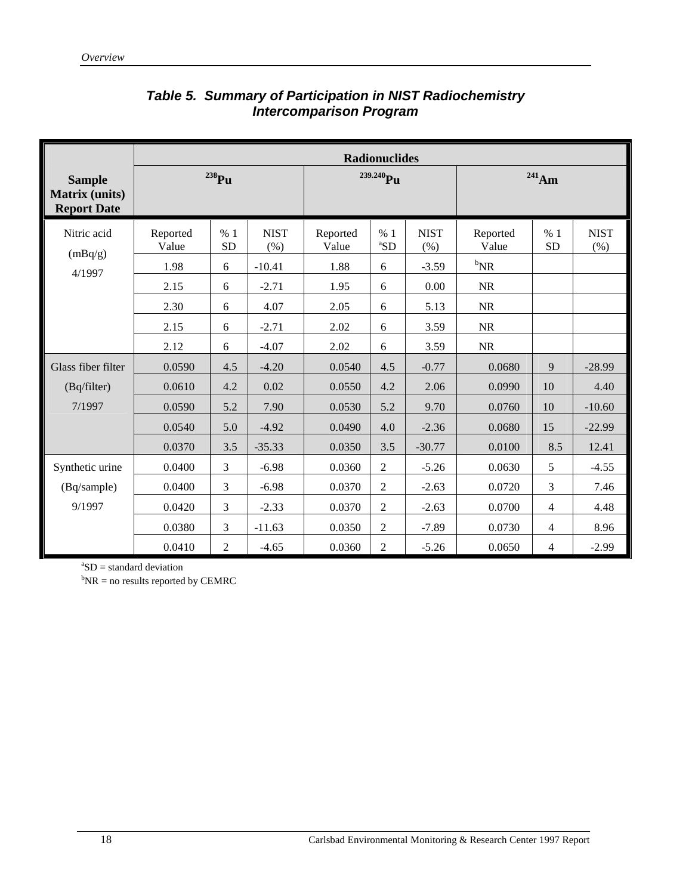### *Table 5. Summary of Participation in NIST Radiochemistry Intercomparison Program*

| Sample Matrix (units) Report Date | Radionuclides | | | | | | | | |
|---|---|---|---|---|---|---|---|---|---|
| | $^{238}$Pu | | | $^{239,240}$Pu | | | $^{241}$Am | | |
| Nitric acid (mBq/g) 4/1997 | Reported Value | % 1 SD | NIST (%) | Reported Value | % 1 [a]SD | NIST (%) | Reported Value | % 1 SD | NIST (%) |
| | 1.98 | 6 | -10.41 | 1.88 | 6 | -3.59 | [b]NR | | |
| | 2.15 | 6 | -2.71 | 1.95 | 6 | 0.00 | NR | | |
| | 2.30 | 6 | 4.07 | 2.05 | 6 | 5.13 | NR | | |
| | 2.15 | 6 | -2.71 | 2.02 | 6 | 3.59 | NR | | |
| | 2.12 | 6 | -4.07 | 2.02 | 6 | 3.59 | NR | | |
| Glass fiber filter (Bq/filter) 7/1997 | 0.0590 | 4.5 | -4.20 | 0.0540 | 4.5 | -0.77 | 0.0680 | 9 | -28.99 |
| | 0.0610 | 4.2 | 0.02 | 0.0550 | 4.2 | 2.06 | 0.0990 | 10 | 4.40 |
| | 0.0590 | 5.2 | 7.90 | 0.0530 | 5.2 | 9.70 | 0.0760 | 10 | -10.60 |
| | 0.0540 | 5.0 | -4.92 | 0.0490 | 4.0 | -2.36 | 0.0680 | 15 | -22.99 |
| | 0.0370 | 3.5 | -35.33 | 0.0350 | 3.5 | -30.77 | 0.0100 | 8.5 | 12.41 |
| Synthetic urine (Bq/sample) 9/1997 | 0.0400 | 3 | -6.98 | 0.0360 | 2 | -5.26 | 0.0630 | 5 | -4.55 |
| | 0.0400 | 3 | -6.98 | 0.0370 | 2 | -2.63 | 0.0720 | 3 | 7.46 |
| | 0.0420 | 3 | -2.33 | 0.0370 | 2 | -2.63 | 0.0700 | 4 | 4.48 |
| | 0.0380 | 3 | -11.63 | 0.0350 | 2 | -7.89 | 0.0730 | 4 | 8.96 |
| | 0.0410 | 2 | -4.65 | 0.0360 | 2 | -5.26 | 0.0650 | 4 | -2.99 |

[a]SD = standard deviation
[b]NR = no results reported by CEMRC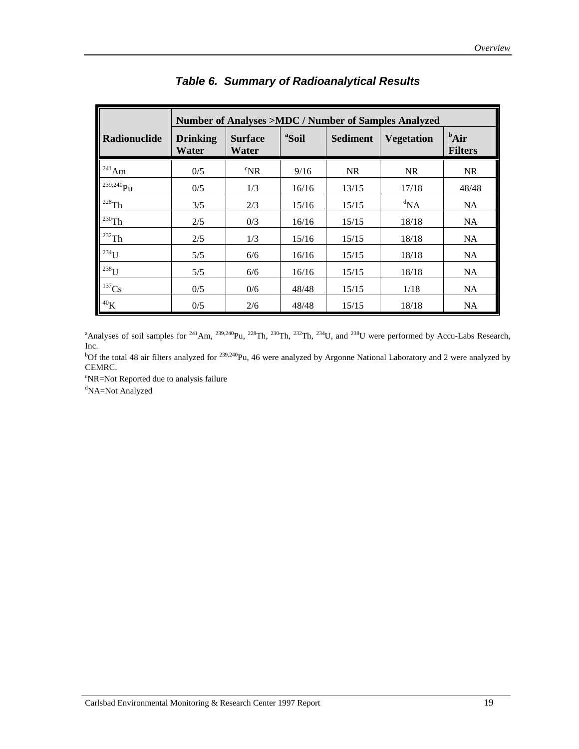## *Table 6. Summary of Radioanalytical Results*

| Radionuclide | Number of Analyses >MDC / Number of Samples Analyzed | | | | | |
|---|---|---|---|---|---|---|
| | Drinking Water | Surface Water | [a]Soil | Sediment | Vegetation | [b]Air Filters |
| $^{241}Am$ | 0/5 | [c]NR | 9/16 | NR | NR | NR |
| $^{239,240}Pu$ | 0/5 | 1/3 | 16/16 | 13/15 | 17/18 | 48/48 |
| $^{228}Th$ | 3/5 | 2/3 | 15/16 | 15/15 | [d]NA | NA |
| $^{230}Th$ | 2/5 | 0/3 | 16/16 | 15/15 | 18/18 | NA |
| $^{232}Th$ | 2/5 | 1/3 | 15/16 | 15/15 | 18/18 | NA |
| $^{234}U$ | 5/5 | 6/6 | 16/16 | 15/15 | 18/18 | NA |
| $^{238}U$ | 5/5 | 6/6 | 16/16 | 15/15 | 18/18 | NA |
| $^{137}Cs$ | 0/5 | 0/6 | 48/48 | 15/15 | 1/18 | NA |
| $^{40}K$ | 0/5 | 2/6 | 48/48 | 15/15 | 18/18 | NA |

[a]Analyses of soil samples for $^{241}Am$, $^{239,240}Pu$, $^{228}Th$, $^{230}Th$, $^{232}Th$, $^{234}U$, and $^{238}U$ were performed by Accu-Labs Research, Inc.

[b]Of the total 48 air filters analyzed for $^{239,240}Pu$, 46 were analyzed by Argonne National Laboratory and 2 were analyzed by CEMRC.

[c]NR=Not Reported due to analysis failure

[d]NA=Not Analyzed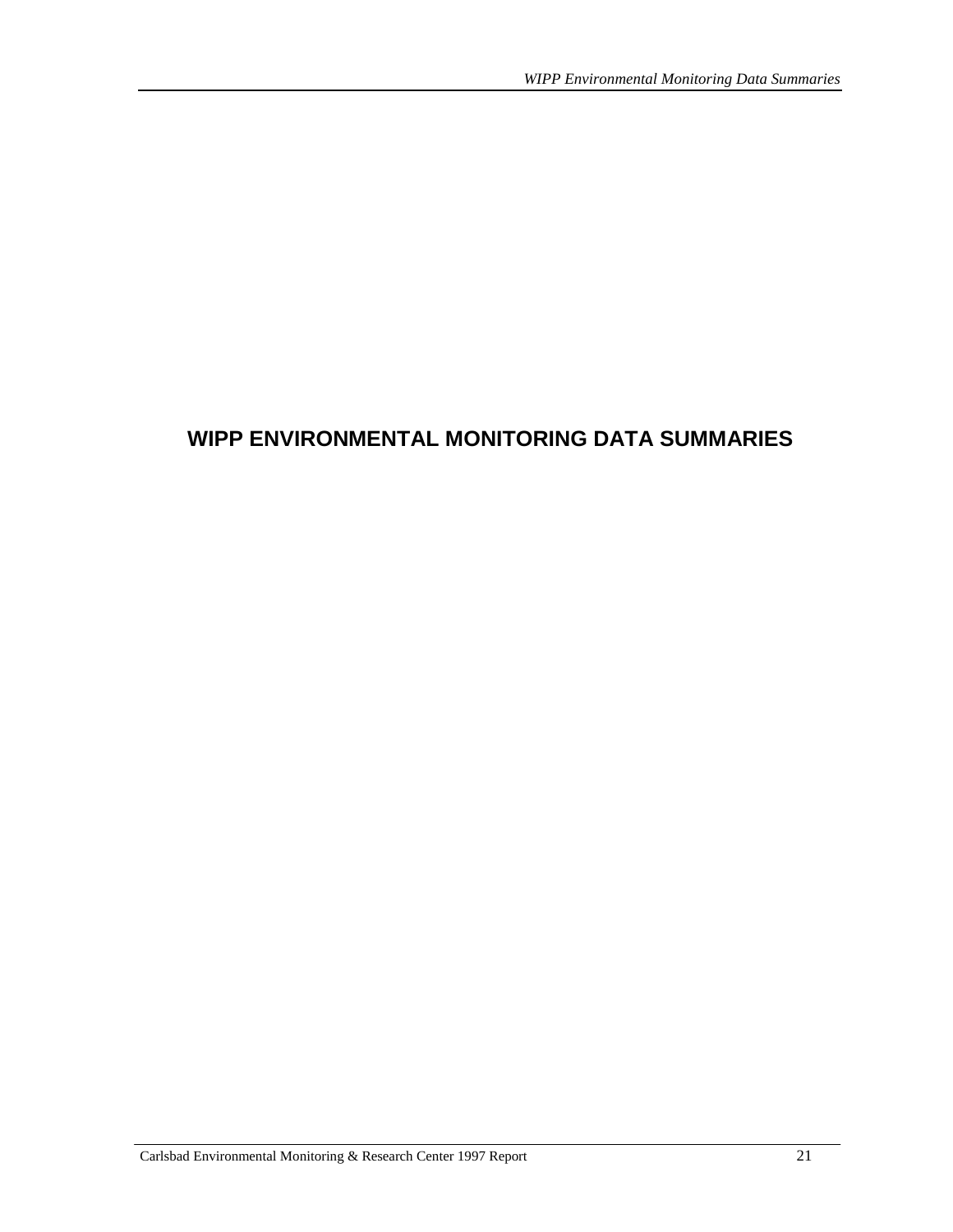# WIPP ENVIRONMENTAL MONITORING DATA SUMMARIES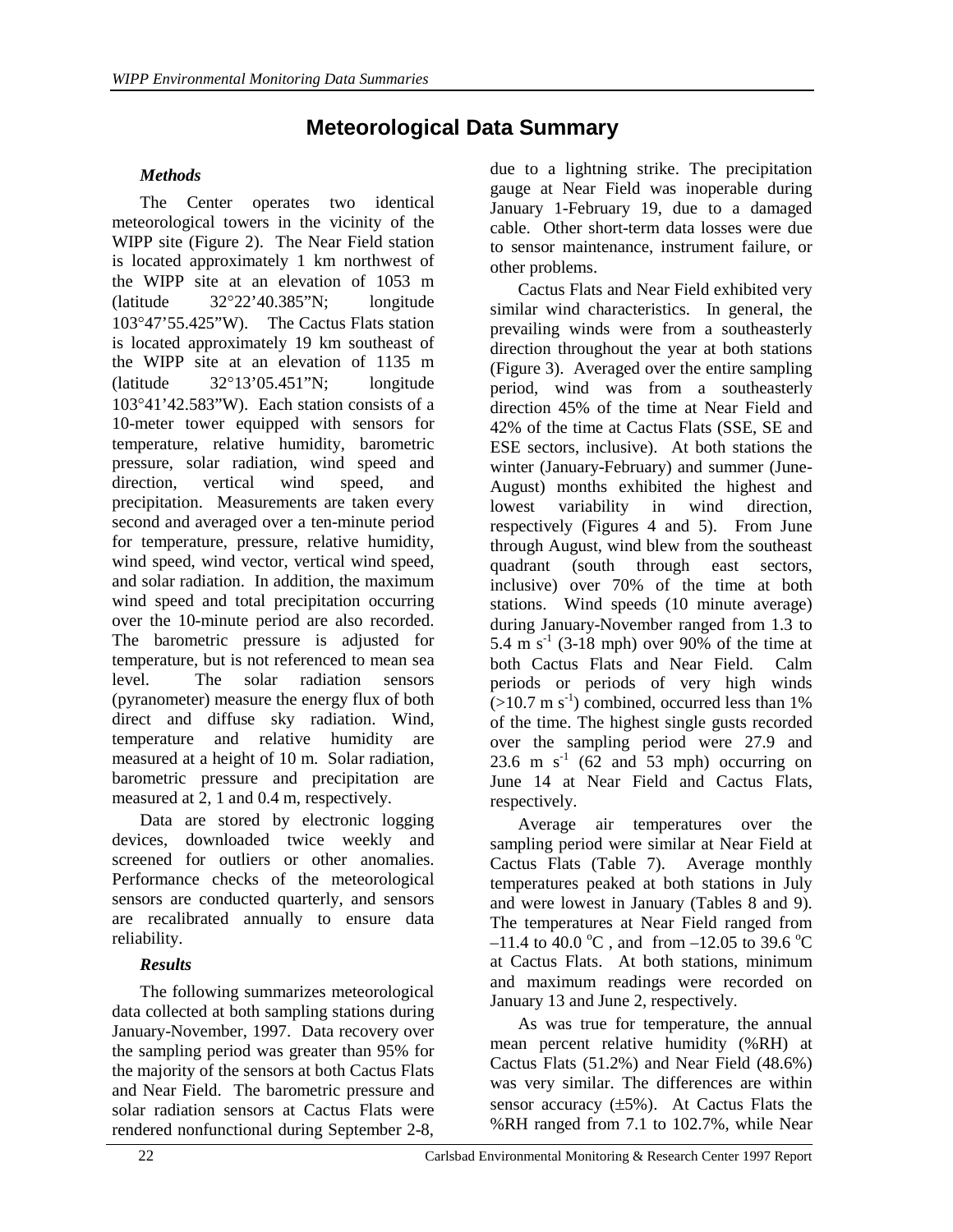# Meteorological Data Summary

### *Methods*

The Center operates two identical meteorological towers in the vicinity of the WIPP site (Figure 2). The Near Field station is located approximately 1 km northwest of the WIPP site at an elevation of 1053 m (latitude 32°22'40.385"N; longitude 103°47'55.425"W). The Cactus Flats station is located approximately 19 km southeast of the WIPP site at an elevation of 1135 m (latitude 32°13'05.451"N; longitude 103°41'42.583"W). Each station consists of a 10-meter tower equipped with sensors for temperature, relative humidity, barometric pressure, solar radiation, wind speed and direction, vertical wind speed, and precipitation. Measurements are taken every second and averaged over a ten-minute period for temperature, pressure, relative humidity, wind speed, wind vector, vertical wind speed, and solar radiation. In addition, the maximum wind speed and total precipitation occurring over the 10-minute period are also recorded. The barometric pressure is adjusted for temperature, but is not referenced to mean sea level. The solar radiation sensors (pyranometer) measure the energy flux of both direct and diffuse sky radiation. Wind, temperature and relative humidity are measured at a height of 10 m. Solar radiation, barometric pressure and precipitation are measured at 2, 1 and 0.4 m, respectively.

Data are stored by electronic logging devices, downloaded twice weekly and screened for outliers or other anomalies. Performance checks of the meteorological sensors are conducted quarterly, and sensors are recalibrated annually to ensure data reliability.

### *Results*

The following summarizes meteorological data collected at both sampling stations during January-November, 1997. Data recovery over the sampling period was greater than 95% for the majority of the sensors at both Cactus Flats and Near Field. The barometric pressure and solar radiation sensors at Cactus Flats were rendered nonfunctional during September 2-8, due to a lightning strike. The precipitation gauge at Near Field was inoperable during January 1-February 19, due to a damaged cable. Other short-term data losses were due to sensor maintenance, instrument failure, or other problems.

Cactus Flats and Near Field exhibited very similar wind characteristics. In general, the prevailing winds were from a southeasterly direction throughout the year at both stations (Figure 3). Averaged over the entire sampling period, wind was from a southeasterly direction 45% of the time at Near Field and 42% of the time at Cactus Flats (SSE, SE and ESE sectors, inclusive). At both stations the winter (January-February) and summer (June-August) months exhibited the highest and lowest variability in wind direction, respectively (Figures 4 and 5). From June through August, wind blew from the southeast quadrant (south through east sectors, inclusive) over 70% of the time at both stations. Wind speeds (10 minute average) during January-November ranged from 1.3 to 5.4 m $s^{-1}$ (3-18 mph) over 90% of the time at both Cactus Flats and Near Field. Calm periods or periods of very high winds (>10.7 m $s^{-1}$) combined, occurred less than 1% of the time. The highest single gusts recorded over the sampling period were 27.9 and 23.6 m $s^{-1}$ (62 and 53 mph) occurring on June 14 at Near Field and Cactus Flats, respectively.

Average air temperatures over the sampling period were similar at Near Field at Cactus Flats (Table 7). Average monthly temperatures peaked at both stations in July and were lowest in January (Tables 8 and 9). The temperatures at Near Field ranged from –11.4 to 40.0 °C , and from –12.05 to 39.6 °C at Cactus Flats. At both stations, minimum and maximum readings were recorded on January 13 and June 2, respectively.

As was true for temperature, the annual mean percent relative humidity (%RH) at Cactus Flats (51.2%) and Near Field (48.6%) was very similar. The differences are within sensor accuracy (±5%). At Cactus Flats the %RH ranged from 7.1 to 102.7%, while Near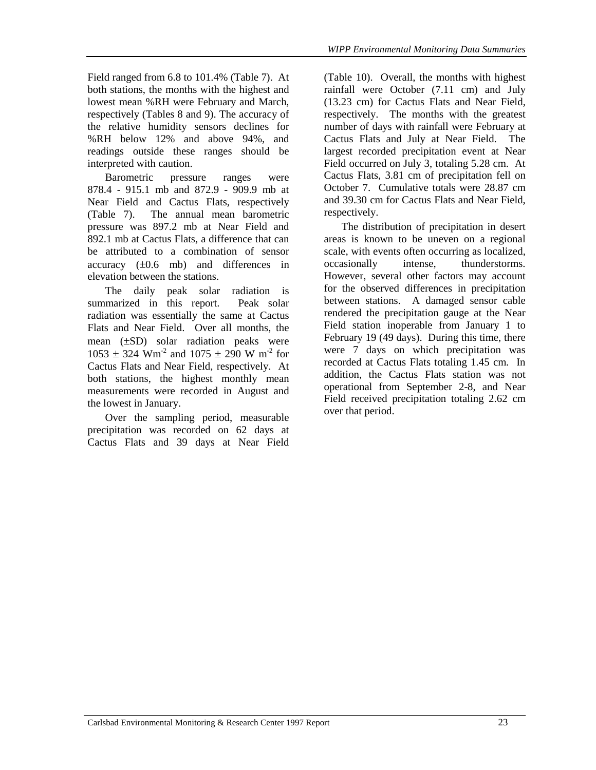Field ranged from 6.8 to 101.4% (Table 7). At both stations, the months with the highest and lowest mean %RH were February and March, respectively (Tables 8 and 9). The accuracy of the relative humidity sensors declines for %RH below 12% and above 94%, and readings outside these ranges should be interpreted with caution.

Barometric pressure ranges were 878.4 - 915.1 mb and 872.9 - 909.9 mb at Near Field and Cactus Flats, respectively (Table 7). The annual mean barometric pressure was 897.2 mb at Near Field and 892.1 mb at Cactus Flats, a difference that can be attributed to a combination of sensor accuracy ($\pm$0.6 mb) and differences in elevation between the stations.

The daily peak solar radiation is summarized in this report. Peak solar radiation was essentially the same at Cactus Flats and Near Field. Over all months, the mean ($\pm$SD) solar radiation peaks were $1053 \pm 324$ $Wm^{-2}$ and $1075 \pm 290$ $W\ m^{-2}$ for Cactus Flats and Near Field, respectively. At both stations, the highest monthly mean measurements were recorded in August and the lowest in January.

Over the sampling period, measurable precipitation was recorded on 62 days at Cactus Flats and 39 days at Near Field (Table 10). Overall, the months with highest rainfall were October (7.11 cm) and July (13.23 cm) for Cactus Flats and Near Field, respectively. The months with the greatest number of days with rainfall were February at Cactus Flats and July at Near Field. The largest recorded precipitation event at Near Field occurred on July 3, totaling 5.28 cm. At Cactus Flats, 3.81 cm of precipitation fell on October 7. Cumulative totals were 28.87 cm and 39.30 cm for Cactus Flats and Near Field, respectively.

The distribution of precipitation in desert areas is known to be uneven on a regional scale, with events often occurring as localized, occasionally intense, thunderstorms. However, several other factors may account for the observed differences in precipitation between stations. A damaged sensor cable rendered the precipitation gauge at the Near Field station inoperable from January 1 to February 19 (49 days). During this time, there were 7 days on which precipitation was recorded at Cactus Flats totaling 1.45 cm. In addition, the Cactus Flats station was not operational from September 2-8, and Near Field received precipitation totaling 2.62 cm over that period.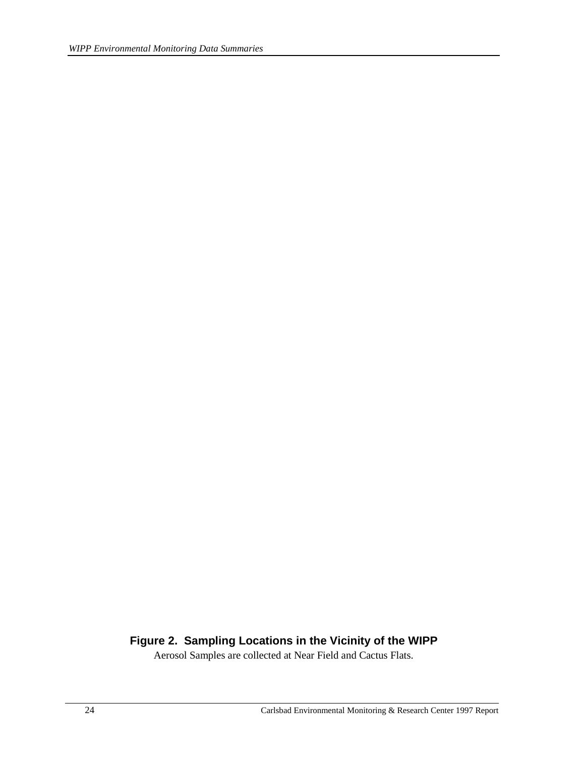**Figure 2. Sampling Locations in the Vicinity of the WIPP**

Aerosol Samples are collected at Near Field and Cactus Flats.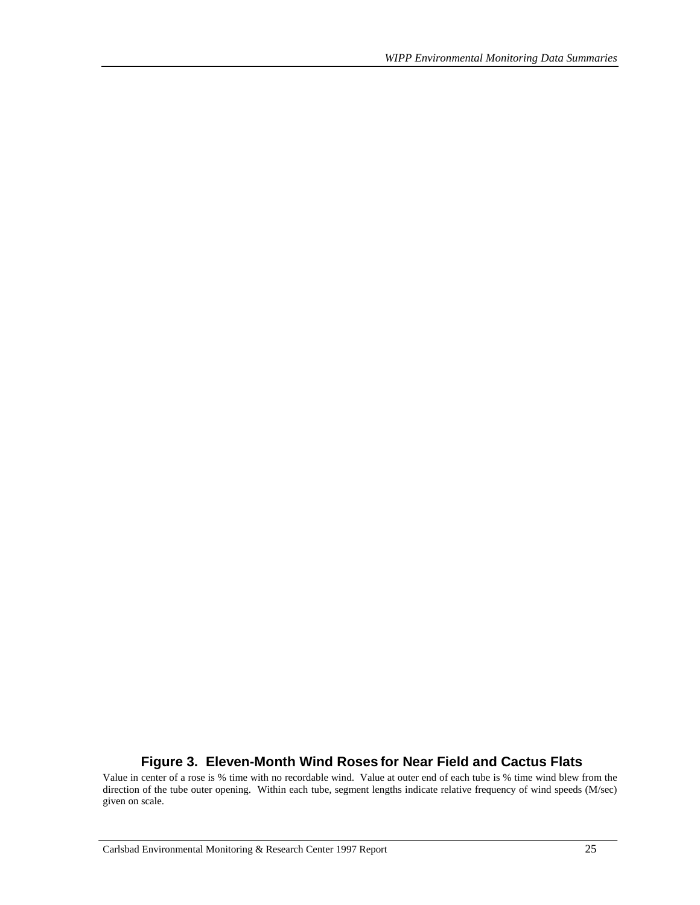**Figure 3. Eleven-Month Wind Roses for Near Field and Cactus Flats**

Value in center of a rose is % time with no recordable wind. Value at outer end of each tube is % time wind blew from the direction of the tube outer opening. Within each tube, segment lengths indicate relative frequency of wind speeds (M/sec) given on scale.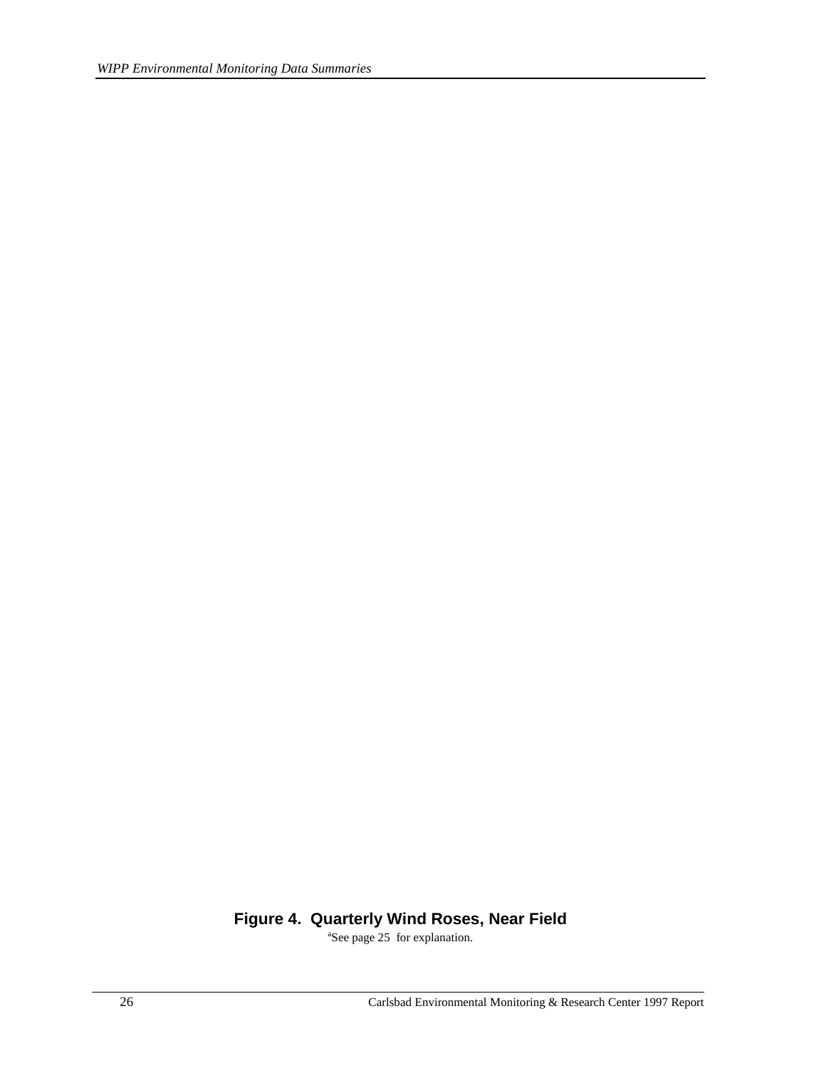**Figure 4. Quarterly Wind Roses, Near Field**

[a]See page 25 for explanation.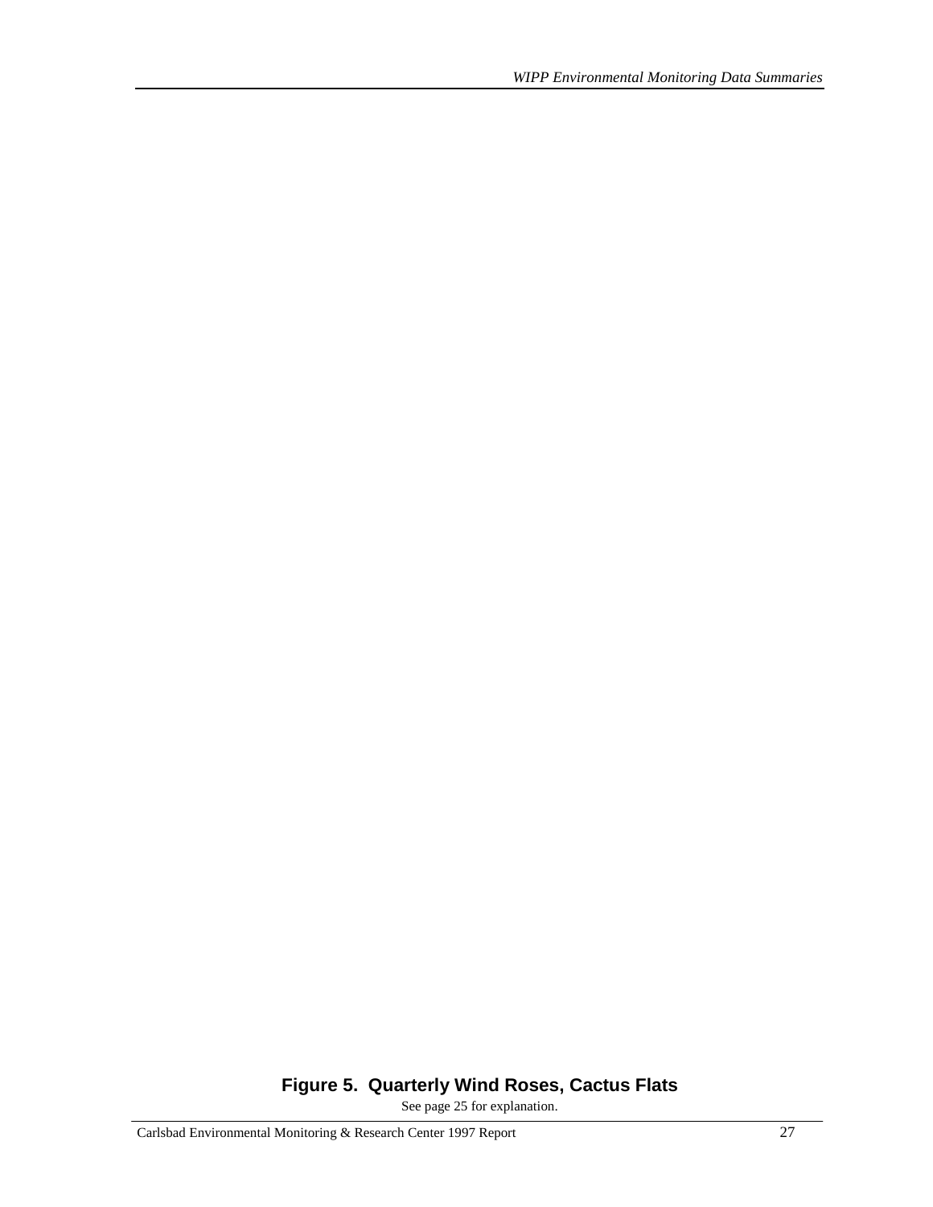**Figure 5. Quarterly Wind Roses, Cactus Flats**

See page 25 for explanation.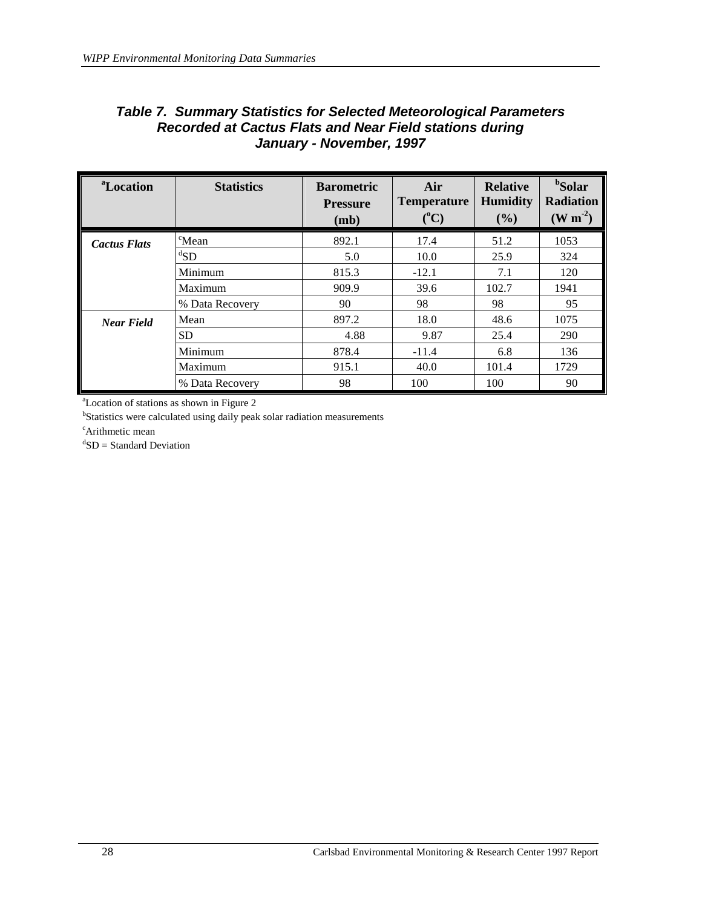### *Table 7. Summary Statistics for Selected Meteorological Parameters Recorded at Cactus Flats and Near Field stations during January - November, 1997*

| [a]Location | Statistics | Barometric Pressure (mb) | Air Temperature (°C) | Relative Humidity (%) | [b]Solar Radiation ($W\ m^{-2}$) |
|---|---|---|---|---|---|
| ***Cactus Flats*** | [c]Mean | 892.1 | 17.4 | 51.2 | 1053 |
| | [d]SD | 5.0 | 10.0 | 25.9 | 324 |
| | Minimum | 815.3 | -12.1 | 7.1 | 120 |
| | Maximum | 909.9 | 39.6 | 102.7 | 1941 |
| | % Data Recovery | 90 | 98 | 98 | 95 |
| ***Near Field*** | Mean | 897.2 | 18.0 | 48.6 | 1075 |
| | SD | 4.88 | 9.87 | 25.4 | 290 |
| | Minimum | 878.4 | -11.4 | 6.8 | 136 |
| | Maximum | 915.1 | 40.0 | 101.4 | 1729 |
| | % Data Recovery | 98 | 100 | 100 | 90 |

[a]Location of stations as shown in Figure 2
[b]Statistics were calculated using daily peak solar radiation measurements
[c]Arithmetic mean
[d]SD = Standard Deviation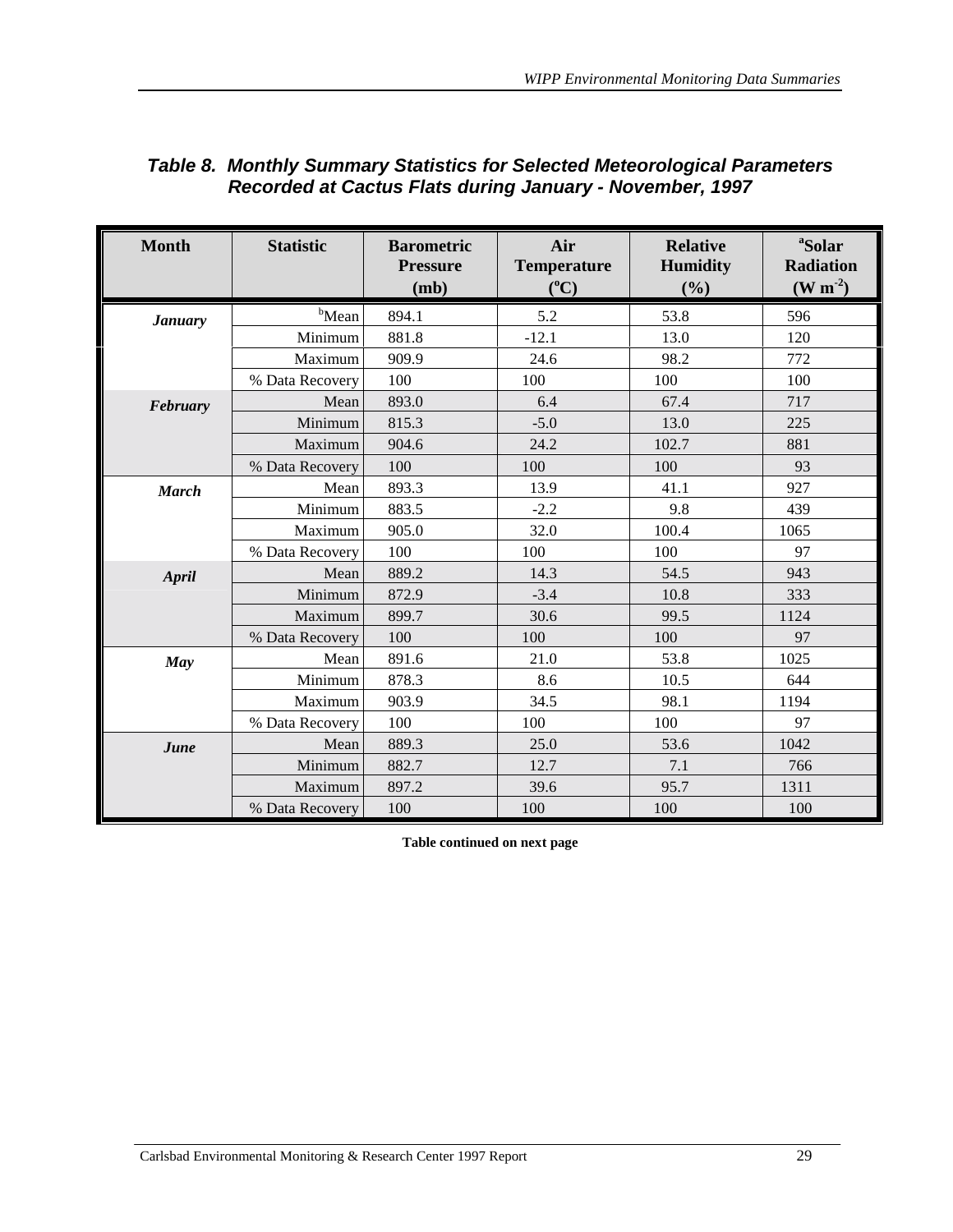### *Table 8. Monthly Summary Statistics for Selected Meteorological Parameters Recorded at Cactus Flats during January - November, 1997*

| Month | Statistic | Barometric Pressure (mb) | Air Temperature (°C) | Relative Humidity (%) | [a]Solar Radiation (W $m^{-2}$) |
|---|---|---|---|---|---|
| ***January*** | [b]Mean | 894.1 | 5.2 | 53.8 | 596 |
| | Minimum | 881.8 | -12.1 | 13.0 | 120 |
| | Maximum | 909.9 | 24.6 | 98.2 | 772 |
| | % Data Recovery | 100 | 100 | 100 | 100 |
| ***February*** | Mean | 893.0 | 6.4 | 67.4 | 717 |
| | Minimum | 815.3 | -5.0 | 13.0 | 225 |
| | Maximum | 904.6 | 24.2 | 102.7 | 881 |
| | % Data Recovery | 100 | 100 | 100 | 93 |
| ***March*** | Mean | 893.3 | 13.9 | 41.1 | 927 |
| | Minimum | 883.5 | -2.2 | 9.8 | 439 |
| | Maximum | 905.0 | 32.0 | 100.4 | 1065 |
| | % Data Recovery | 100 | 100 | 100 | 97 |
| ***April*** | Mean | 889.2 | 14.3 | 54.5 | 943 |
| | Minimum | 872.9 | -3.4 | 10.8 | 333 |
| | Maximum | 899.7 | 30.6 | 99.5 | 1124 |
| | % Data Recovery | 100 | 100 | 100 | 97 |
| ***May*** | Mean | 891.6 | 21.0 | 53.8 | 1025 |
| | Minimum | 878.3 | 8.6 | 10.5 | 644 |
| | Maximum | 903.9 | 34.5 | 98.1 | 1194 |
| | % Data Recovery | 100 | 100 | 100 | 97 |
| ***June*** | Mean | 889.3 | 25.0 | 53.6 | 1042 |
| | Minimum | 882.7 | 12.7 | 7.1 | 766 |
| | Maximum | 897.2 | 39.6 | 95.7 | 1311 |
| | % Data Recovery | 100 | 100 | 100 | 100 |

**Table continued on next page**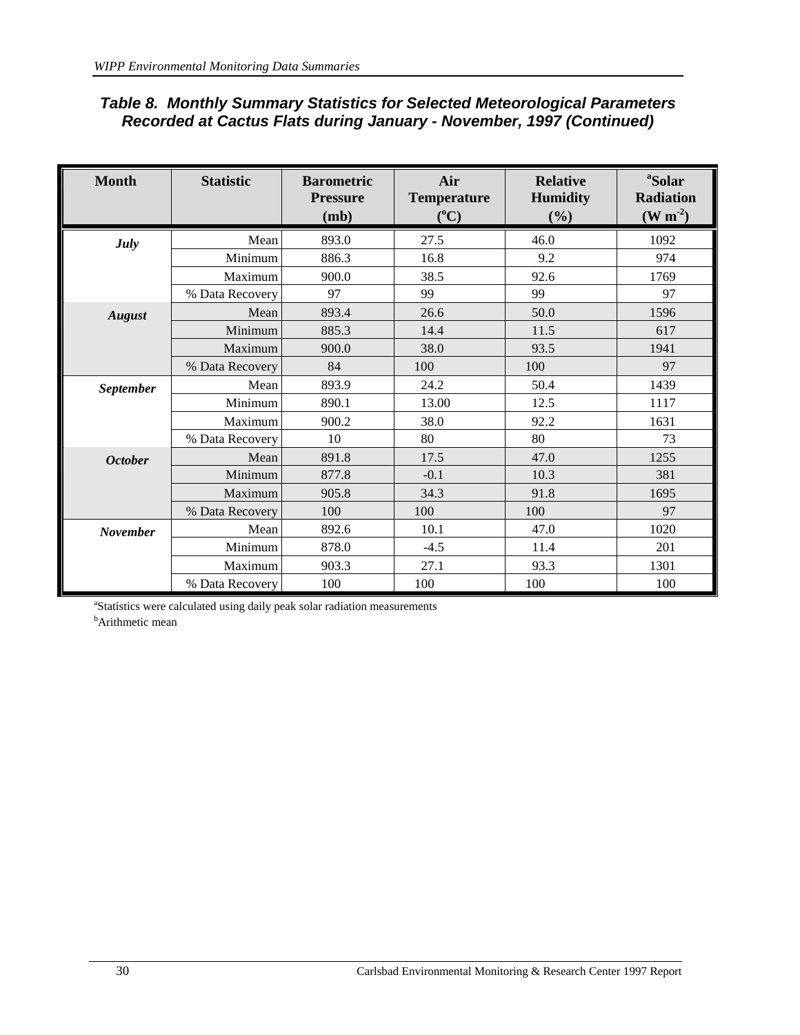***Table 8. Monthly Summary Statistics for Selected Meteorological Parameters Recorded at Cactus Flats during January - November, 1997 (Continued)***

| Month | Statistic | Barometric Pressure (mb) | Air Temperature (°C) | Relative Humidity (%) | [a]Solar Radiation (W m$^{-2}$) |
|---|---|---|---|---|---|
| ***July*** | Mean | 893.0 | 27.5 | 46.0 | 1092 |
| | Minimum | 886.3 | 16.8 | 9.2 | 974 |
| | Maximum | 900.0 | 38.5 | 92.6 | 1769 |
| | % Data Recovery | 97 | 99 | 99 | 97 |
| ***August*** | Mean | 893.4 | 26.6 | 50.0 | 1596 |
| | Minimum | 885.3 | 14.4 | 11.5 | 617 |
| | Maximum | 900.0 | 38.0 | 93.5 | 1941 |
| | % Data Recovery | 84 | 100 | 100 | 97 |
| ***September*** | Mean | 893.9 | 24.2 | 50.4 | 1439 |
| | Minimum | 890.1 | 13.00 | 12.5 | 1117 |
| | Maximum | 900.2 | 38.0 | 92.2 | 1631 |
| | % Data Recovery | 10 | 80 | 80 | 73 |
| ***October*** | Mean | 891.8 | 17.5 | 47.0 | 1255 |
| | Minimum | 877.8 | -0.1 | 10.3 | 381 |
| | Maximum | 905.8 | 34.3 | 91.8 | 1695 |
| | % Data Recovery | 100 | 100 | 100 | 97 |
| ***November*** | Mean | 892.6 | 10.1 | 47.0 | 1020 |
| | Minimum | 878.0 | -4.5 | 11.4 | 201 |
| | Maximum | 903.3 | 27.1 | 93.3 | 1301 |
| | % Data Recovery | 100 | 100 | 100 | 100 |

[a]Statistics were calculated using daily peak solar radiation measurements

[b]Arithmetic mean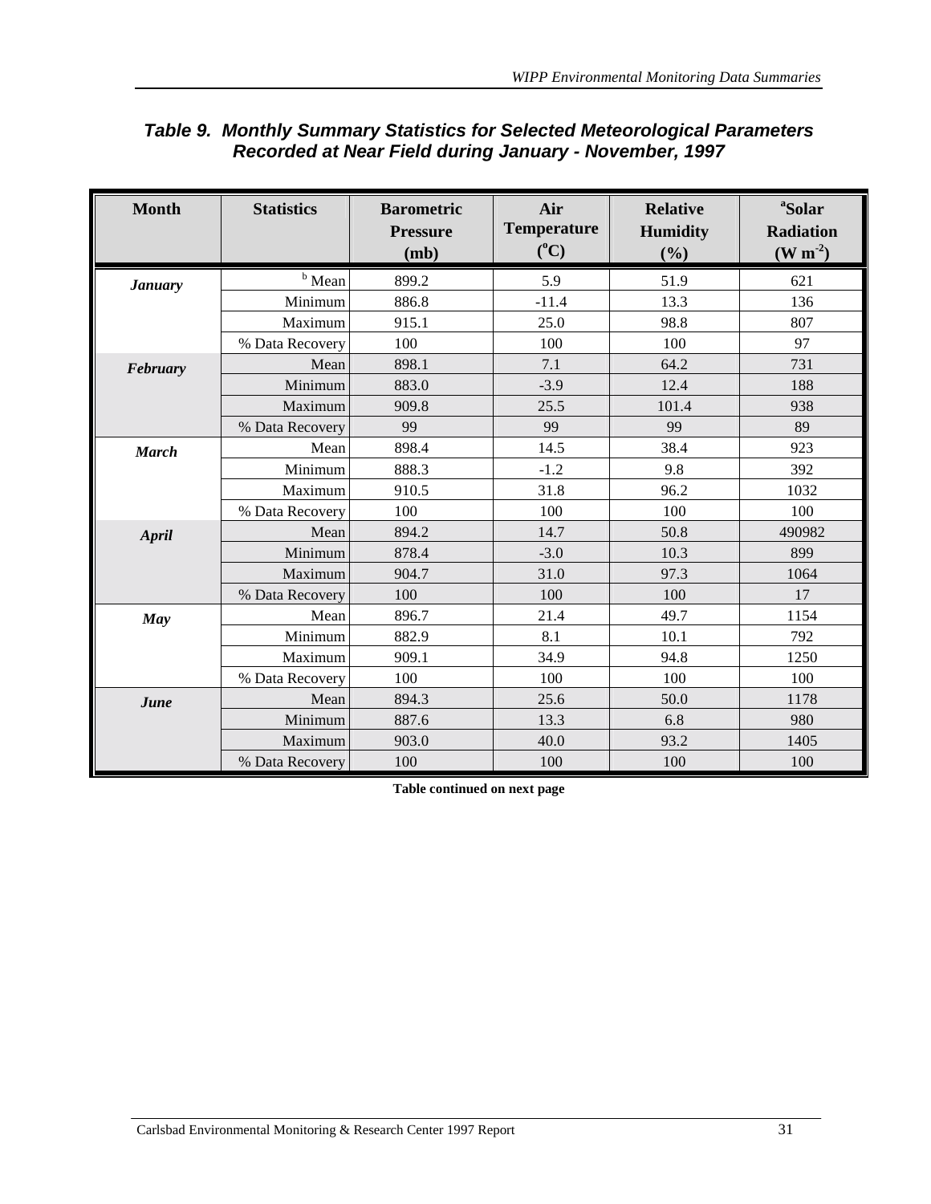# *Table 9. Monthly Summary Statistics for Selected Meteorological Parameters Recorded at Near Field during January - November, 1997*

| Month | Statistics | Barometric Pressure (mb) | Air Temperature (°C) | Relative Humidity (%) | [a]Solar Radiation (W m$^{-2}$) |
|---|---|---|---|---|---|
| ***January*** | [b] Mean | 899.2 | 5.9 | 51.9 | 621 |
| | Minimum | 886.8 | -11.4 | 13.3 | 136 |
| | Maximum | 915.1 | 25.0 | 98.8 | 807 |
| | % Data Recovery | 100 | 100 | 100 | 97 |
| ***February*** | Mean | 898.1 | 7.1 | 64.2 | 731 |
| | Minimum | 883.0 | -3.9 | 12.4 | 188 |
| | Maximum | 909.8 | 25.5 | 101.4 | 938 |
| | % Data Recovery | 99 | 99 | 99 | 89 |
| ***March*** | Mean | 898.4 | 14.5 | 38.4 | 923 |
| | Minimum | 888.3 | -1.2 | 9.8 | 392 |
| | Maximum | 910.5 | 31.8 | 96.2 | 1032 |
| | % Data Recovery | 100 | 100 | 100 | 100 |
| ***April*** | Mean | 894.2 | 14.7 | 50.8 | 490982 |
| | Minimum | 878.4 | -3.0 | 10.3 | 899 |
| | Maximum | 904.7 | 31.0 | 97.3 | 1064 |
| | % Data Recovery | 100 | 100 | 100 | 17 |
| ***May*** | Mean | 896.7 | 21.4 | 49.7 | 1154 |
| | Minimum | 882.9 | 8.1 | 10.1 | 792 |
| | Maximum | 909.1 | 34.9 | 94.8 | 1250 |
| | % Data Recovery | 100 | 100 | 100 | 100 |
| ***June*** | Mean | 894.3 | 25.6 | 50.0 | 1178 |
| | Minimum | 887.6 | 13.3 | 6.8 | 980 |
| | Maximum | 903.0 | 40.0 | 93.2 | 1405 |
| | % Data Recovery | 100 | 100 | 100 | 100 |

**Table continued on next page**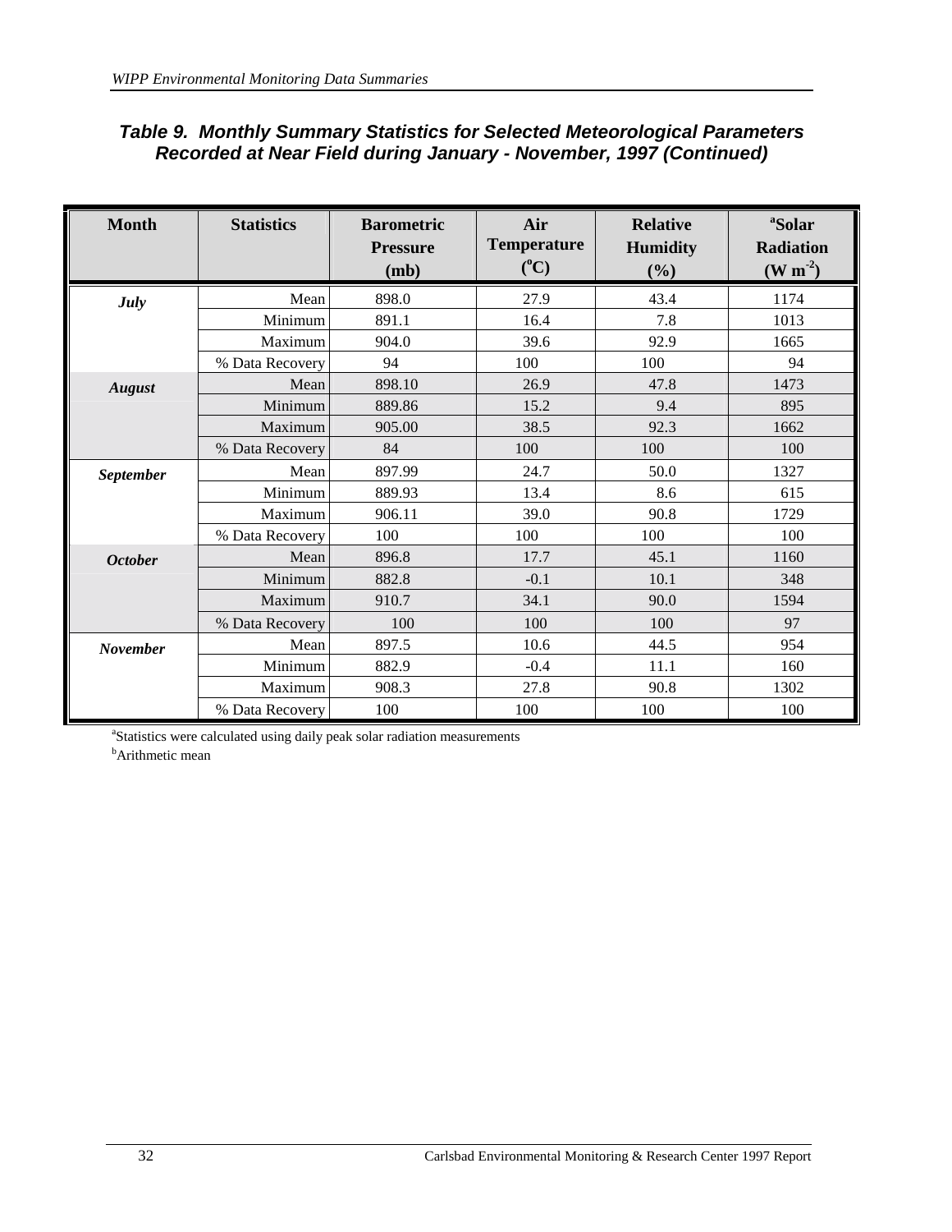### Table 9. Monthly Summary Statistics for Selected Meteorological Parameters Recorded at Near Field during January - November, 1997 (Continued)

| Month | Statistics | Barometric Pressure (mb) | Air Temperature (°C) | Relative Humidity (%) | [a]Solar Radiation (W m$^{-2}$) |
|---|---|---|---|---|---|
| *July* | Mean | 898.0 | 27.9 | 43.4 | 1174 |
| | Minimum | 891.1 | 16.4 | 7.8 | 1013 |
| | Maximum | 904.0 | 39.6 | 92.9 | 1665 |
| | % Data Recovery | 94 | 100 | 100 | 94 |
| *August* | Mean | 898.10 | 26.9 | 47.8 | 1473 |
| | Minimum | 889.86 | 15.2 | 9.4 | 895 |
| | Maximum | 905.00 | 38.5 | 92.3 | 1662 |
| | % Data Recovery | 84 | 100 | 100 | 100 |
| *September* | Mean | 897.99 | 24.7 | 50.0 | 1327 |
| | Minimum | 889.93 | 13.4 | 8.6 | 615 |
| | Maximum | 906.11 | 39.0 | 90.8 | 1729 |
| | % Data Recovery | 100 | 100 | 100 | 100 |
| *October* | Mean | 896.8 | 17.7 | 45.1 | 1160 |
| | Minimum | 882.8 | -0.1 | 10.1 | 348 |
| | Maximum | 910.7 | 34.1 | 90.0 | 1594 |
| | % Data Recovery | 100 | 100 | 100 | 97 |
| *November* | Mean | 897.5 | 10.6 | 44.5 | 954 |
| | Minimum | 882.9 | -0.4 | 11.1 | 160 |
| | Maximum | 908.3 | 27.8 | 90.8 | 1302 |
| | % Data Recovery | 100 | 100 | 100 | 100 |

[a]Statistics were calculated using daily peak solar radiation measurements

[b]Arithmetic mean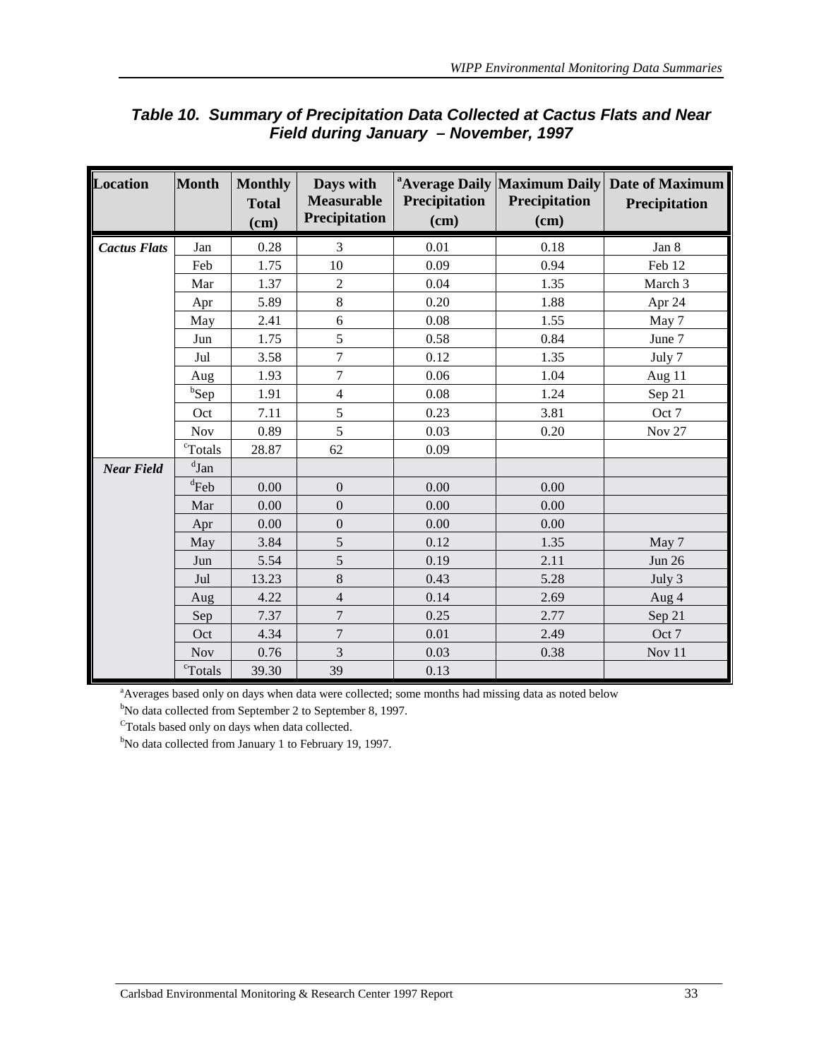### Table 10. Summary of Precipitation Data Collected at Cactus Flats and Near Field during January – November, 1997

| Location | Month | Monthly Total (cm) | Days with Measurable Precipitation | [a]Average Daily Precipitation (cm) | Maximum Daily Precipitation (cm) | Date of Maximum Precipitation |
|---|---|---|---|---|---|---|
| *Cactus Flats* | Jan | 0.28 | 3 | 0.01 | 0.18 | Jan 8 |
| | Feb | 1.75 | 10 | 0.09 | 0.94 | Feb 12 |
| | Mar | 1.37 | 2 | 0.04 | 1.35 | March 3 |
| | Apr | 5.89 | 8 | 0.20 | 1.88 | Apr 24 |
| | May | 2.41 | 6 | 0.08 | 1.55 | May 7 |
| | Jun | 1.75 | 5 | 0.58 | 0.84 | June 7 |
| | Jul | 3.58 | 7 | 0.12 | 1.35 | July 7 |
| | Aug | 1.93 | 7 | 0.06 | 1.04 | Aug 11 |
| | [b]Sep | 1.91 | 4 | 0.08 | 1.24 | Sep 21 |
| | Oct | 7.11 | 5 | 0.23 | 3.81 | Oct 7 |
| | Nov | 0.89 | 5 | 0.03 | 0.20 | Nov 27 |
| | [c]Totals | 28.87 | 62 | 0.09 | | |
| *Near Field* | [d]Jan | | | | | |
| | [d]Feb | 0.00 | 0 | 0.00 | 0.00 | |
| | Mar | 0.00 | 0 | 0.00 | 0.00 | |
| | Apr | 0.00 | 0 | 0.00 | 0.00 | |
| | May | 3.84 | 5 | 0.12 | 1.35 | May 7 |
| | Jun | 5.54 | 5 | 0.19 | 2.11 | Jun 26 |
| | Jul | 13.23 | 8 | 0.43 | 5.28 | July 3 |
| | Aug | 4.22 | 4 | 0.14 | 2.69 | Aug 4 |
| | Sep | 7.37 | 7 | 0.25 | 2.77 | Sep 21 |
| | Oct | 4.34 | 7 | 0.01 | 2.49 | Oct 7 |
| | Nov | 0.76 | 3 | 0.03 | 0.38 | Nov 11 |
| | [c]Totals | 39.30 | 39 | 0.13 | | |

[a]Averages based only on days when data were collected; some months had missing data as noted below

[b]No data collected from September 2 to September 8, 1997.

[C]Totals based only on days when data collected.

[b]No data collected from January 1 to February 19, 1997.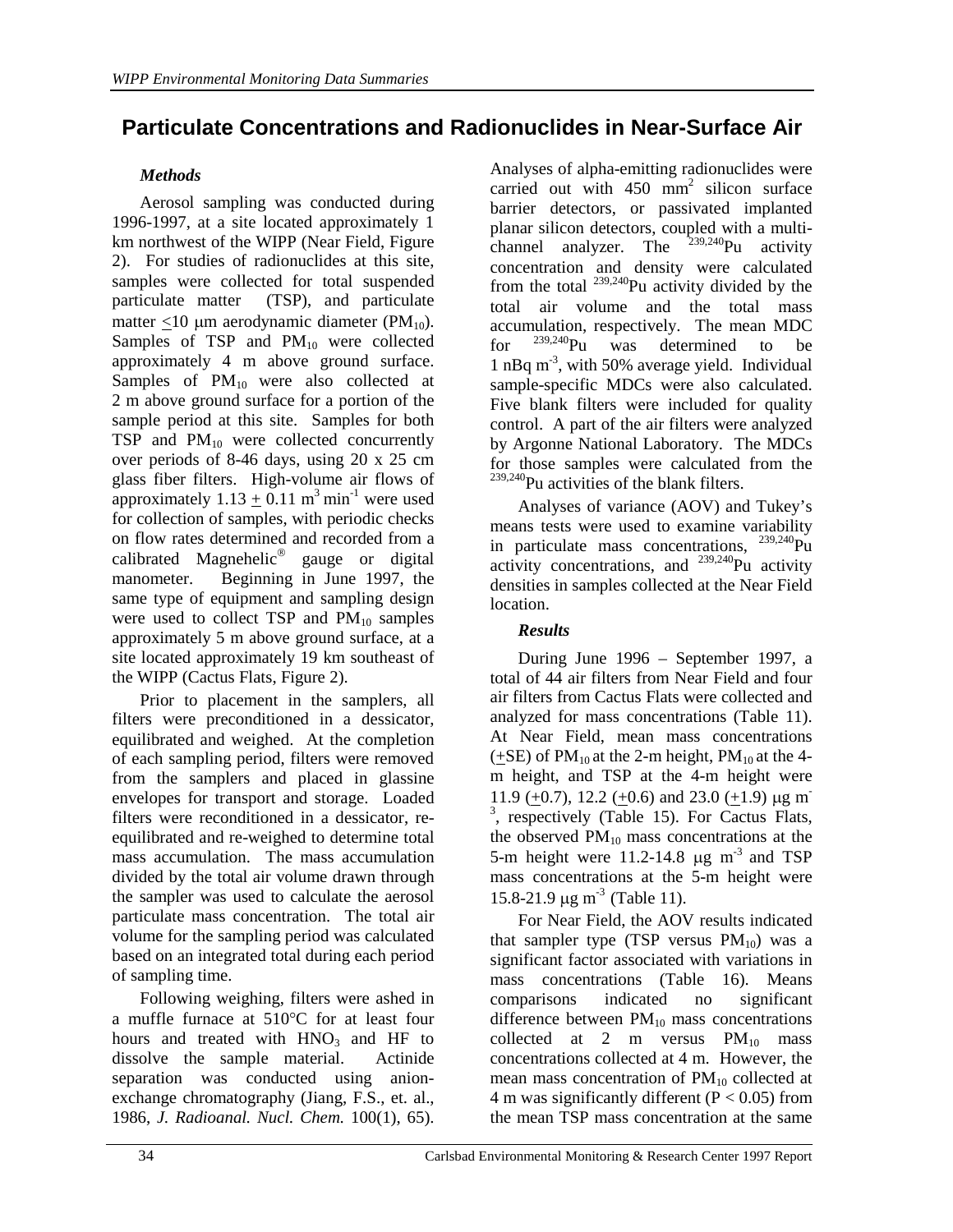# Particulate Concentrations and Radionuclides in Near-Surface Air

### *Methods*

Aerosol sampling was conducted during 1996-1997, at a site located approximately 1 km northwest of the WIPP (Near Field, Figure 2). For studies of radionuclides at this site, samples were collected for total suspended particulate matter (TSP), and particulate matter $\leq$10 μm aerodynamic diameter ($PM_{10}$). Samples of TSP and $PM_{10}$ were collected approximately 4 m above ground surface. Samples of $PM_{10}$ were also collected at 2 m above ground surface for a portion of the sample period at this site. Samples for both TSP and $PM_{10}$ were collected concurrently over periods of 8-46 days, using 20 x 25 cm glass fiber filters. High-volume air flows of approximately 1.13 $\pm$ 0.11 $m^3\,min^{-1}$ were used for collection of samples, with periodic checks on flow rates determined and recorded from a calibrated Magnehelic® gauge or digital manometer. Beginning in June 1997, the same type of equipment and sampling design were used to collect TSP and $PM_{10}$ samples approximately 5 m above ground surface, at a site located approximately 19 km southeast of the WIPP (Cactus Flats, Figure 2).

Prior to placement in the samplers, all filters were preconditioned in a dessicator, equilibrated and weighed. At the completion of each sampling period, filters were removed from the samplers and placed in glassine envelopes for transport and storage. Loaded filters were reconditioned in a dessicator, re-equilibrated and re-weighed to determine total mass accumulation. The mass accumulation divided by the total air volume drawn through the sampler was used to calculate the aerosol particulate mass concentration. The total air volume for the sampling period was calculated based on an integrated total during each period of sampling time.

Following weighing, filters were ashed in a muffle furnace at 510°C for at least four hours and treated with $HNO_3$ and HF to dissolve the sample material. Actinide separation was conducted using anion-exchange chromatography (Jiang, F.S., et. al., 1986, *J. Radioanal. Nucl. Chem.* 100(1), 65). Analyses of alpha-emitting radionuclides were carried out with 450 $mm^2$ silicon surface barrier detectors, or passivated implanted planar silicon detectors, coupled with a multi-channel analyzer. The $^{239,240}$Pu activity concentration and density were calculated from the total $^{239,240}$Pu activity divided by the total air volume and the total mass accumulation, respectively. The mean MDC for $^{239,240}$Pu was determined to be 1 nBq $m^{-3}$, with 50% average yield. Individual sample-specific MDCs were also calculated. Five blank filters were included for quality control. A part of the air filters were analyzed by Argonne National Laboratory. The MDCs for those samples were calculated from the $^{239,240}$Pu activities of the blank filters.

Analyses of variance (AOV) and Tukey's means tests were used to examine variability in particulate mass concentrations, $^{239,240}$Pu activity concentrations, and $^{239,240}$Pu activity densities in samples collected at the Near Field location.

### *Results*

During June 1996 – September 1997, a total of 44 air filters from Near Field and four air filters from Cactus Flats were collected and analyzed for mass concentrations (Table 11). At Near Field, mean mass concentrations ($\pm$SE) of $PM_{10}$ at the 2-m height, $PM_{10}$ at the 4-m height, and TSP at the 4-m height were 11.9 ($\pm$0.7), 12.2 ($\pm$0.6) and 23.0 ($\pm$1.9) μg $m^{-3}$, respectively (Table 15). For Cactus Flats, the observed $PM_{10}$ mass concentrations at the 5-m height were 11.2-14.8 μg $m^{-3}$ and TSP mass concentrations at the 5-m height were 15.8-21.9 μg $m^{-3}$ (Table 11).

For Near Field, the AOV results indicated that sampler type (TSP versus $PM_{10}$) was a significant factor associated with variations in mass concentrations (Table 16). Means comparisons indicated no significant difference between $PM_{10}$ mass concentrations collected at 2 m versus $PM_{10}$ mass concentrations collected at 4 m. However, the mean mass concentration of $PM_{10}$ collected at 4 m was significantly different ($P < 0.05$) from the mean TSP mass concentration at the same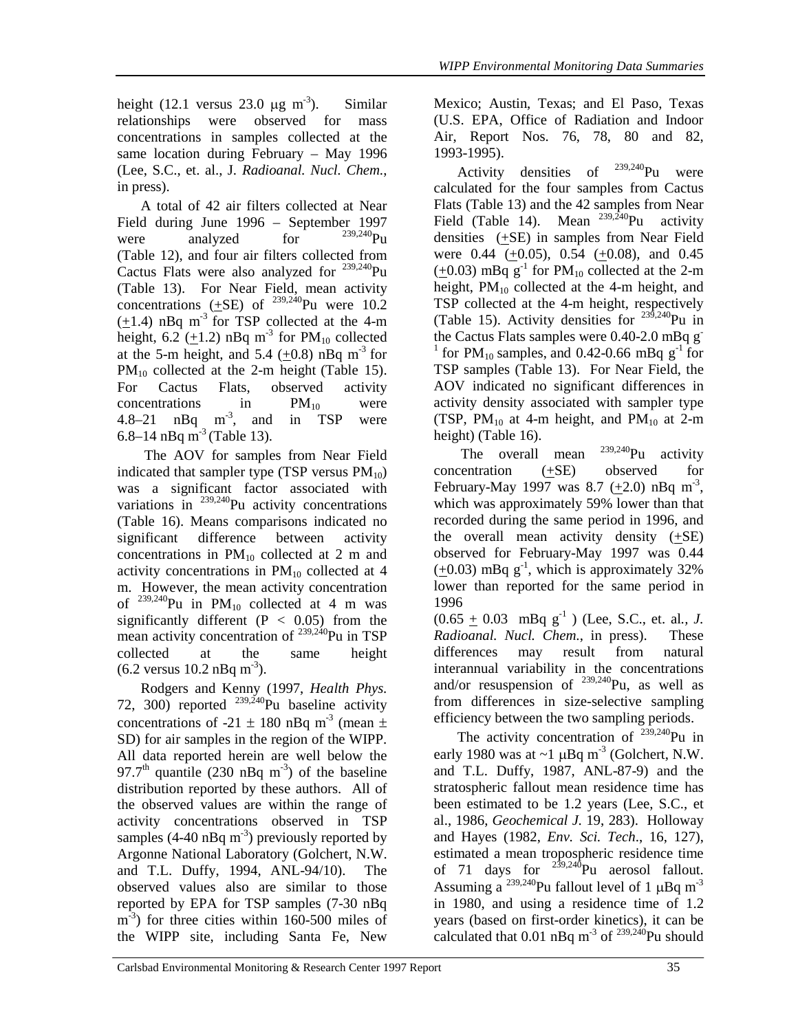height (12.1 versus 23.0 μg $m^{-3}$). Similar relationships were observed for mass concentrations in samples collected at the same location during February – May 1996 (Lee, S.C., et. al., J. *Radioanal. Nucl. Chem.*, in press).

A total of 42 air filters collected at Near Field during June 1996 – September 1997 were analyzed for $^{239,240}$Pu (Table 12), and four air filters collected from Cactus Flats were also analyzed for $^{239,240}$Pu (Table 13). For Near Field, mean activity concentrations (±SE) of $^{239,240}$Pu were 10.2 (±1.4) nBq $m^{-3}$ for TSP collected at the 4-m height, 6.2 (±1.2) nBq $m^{-3}$ for $PM_{10}$ collected at the 5-m height, and 5.4 (±0.8) nBq $m^{-3}$ for $PM_{10}$ collected at the 2-m height (Table 15). For Cactus Flats, observed activity concentrations in $PM_{10}$ were 4.8–21 nBq $m^{-3}$, and in TSP were 6.8–14 nBq $m^{-3}$ (Table 13).

The AOV for samples from Near Field indicated that sampler type (TSP versus $PM_{10}$) was a significant factor associated with variations in $^{239,240}$Pu activity concentrations (Table 16). Means comparisons indicated no significant difference between activity concentrations in $PM_{10}$ collected at 2 m and activity concentrations in $PM_{10}$ collected at 4 m. However, the mean activity concentration of $^{239,240}$Pu in $PM_{10}$ collected at 4 m was significantly different ($P < 0.05$) from the mean activity concentration of $^{239,240}$Pu in TSP collected at the same height (6.2 versus 10.2 nBq $m^{-3}$).

Rodgers and Kenny (1997, *Health Phys.* 72, 300) reported $^{239,240}$Pu baseline activity concentrations of -21 ± 180 nBq $m^{-3}$ (mean ± SD) for air samples in the region of the WIPP. All data reported herein are well below the 97.7$^{th}$ quantile (230 nBq $m^{-3}$) of the baseline distribution reported by these authors. All of the observed values are within the range of activity concentrations observed in TSP samples (4-40 nBq $m^{-3}$) previously reported by Argonne National Laboratory (Golchert, N.W. and T.L. Duffy, 1994, ANL-94/10). The observed values also are similar to those reported by EPA for TSP samples (7-30 nBq $m^{-3}$) for three cities within 160-500 miles of the WIPP site, including Santa Fe, New Mexico; Austin, Texas; and El Paso, Texas (U.S. EPA, Office of Radiation and Indoor Air, Report Nos. 76, 78, 80 and 82, 1993-1995).

Activity densities of $^{239,240}$Pu were calculated for the four samples from Cactus Flats (Table 13) and the 42 samples from Near Field (Table 14). Mean $^{239,240}$Pu activity densities (±SE) in samples from Near Field were 0.44 (±0.05), 0.54 (±0.08), and 0.45 (±0.03) mBq $g^{-1}$ for $PM_{10}$ collected at the 2-m height, $PM_{10}$ collected at the 4-m height, and TSP collected at the 4-m height, respectively (Table 15). Activity densities for $^{239,240}$Pu in the Cactus Flats samples were 0.40-2.0 mBq $g^{-1}$ for $PM_{10}$ samples, and 0.42-0.66 mBq $g^{-1}$ for TSP samples (Table 13). For Near Field, the AOV indicated no significant differences in activity density associated with sampler type (TSP, $PM_{10}$ at 4-m height, and $PM_{10}$ at 2-m height) (Table 16).

The overall mean $^{239,240}$Pu activity concentration (±SE) observed for February-May 1997 was 8.7 (±2.0) nBq $m^{-3}$, which was approximately 59% lower than that recorded during the same period in 1996, and the overall mean activity density (±SE) observed for February-May 1997 was 0.44 (±0.03) mBq $g^{-1}$, which is approximately 32% lower than reported for the same period in 1996 (0.65 ± 0.03 mBq $g^{-1}$ ) (Lee, S.C., et. al., *J. Radioanal. Nucl. Chem.*, in press). These differences may result from natural interannual variability in the concentrations and/or resuspension of $^{239,240}$Pu, as well as from differences in size-selective sampling efficiency between the two sampling periods.

The activity concentration of $^{239,240}$Pu in early 1980 was at ~1 μBq $m^{-3}$ (Golchert, N.W. and T.L. Duffy, 1987, ANL-87-9) and the stratospheric fallout mean residence time has been estimated to be 1.2 years (Lee, S.C., et al., 1986, *Geochemical J.* 19, 283). Holloway and Hayes (1982, *Env. Sci. Tech*., 16, 127), estimated a mean tropospheric residence time of 71 days for $^{239,240}$Pu aerosol fallout. Assuming a $^{239,240}$Pu fallout level of 1 μBq $m^{-3}$ in 1980, and using a residence time of 1.2 years (based on first-order kinetics), it can be calculated that 0.01 nBq $m^{-3}$ of $^{239,240}$Pu should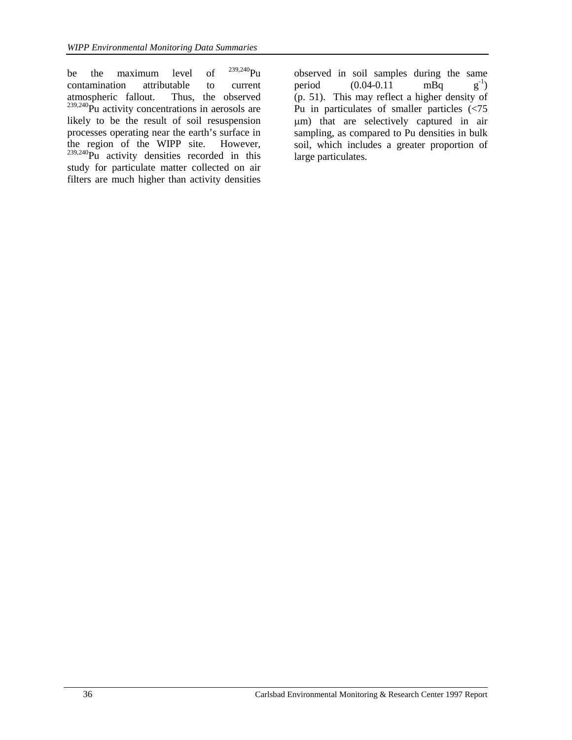be the maximum level of $^{239,240}Pu$ contamination attributable to current atmospheric fallout. Thus, the observed $^{239,240}Pu$ activity concentrations in aerosols are likely to be the result of soil resuspension processes operating near the earth's surface in the region of the WIPP site. However, $^{239,240}Pu$ activity densities recorded in this study for particulate matter collected on air filters are much higher than activity densities observed in soil samples during the same period (0.04-0.11 mBq $g^{-1}$) (p. 51). This may reflect a higher density of Pu in particulates of smaller particles (<75 μm) that are selectively captured in air sampling, as compared to Pu densities in bulk soil, which includes a greater proportion of large particulates.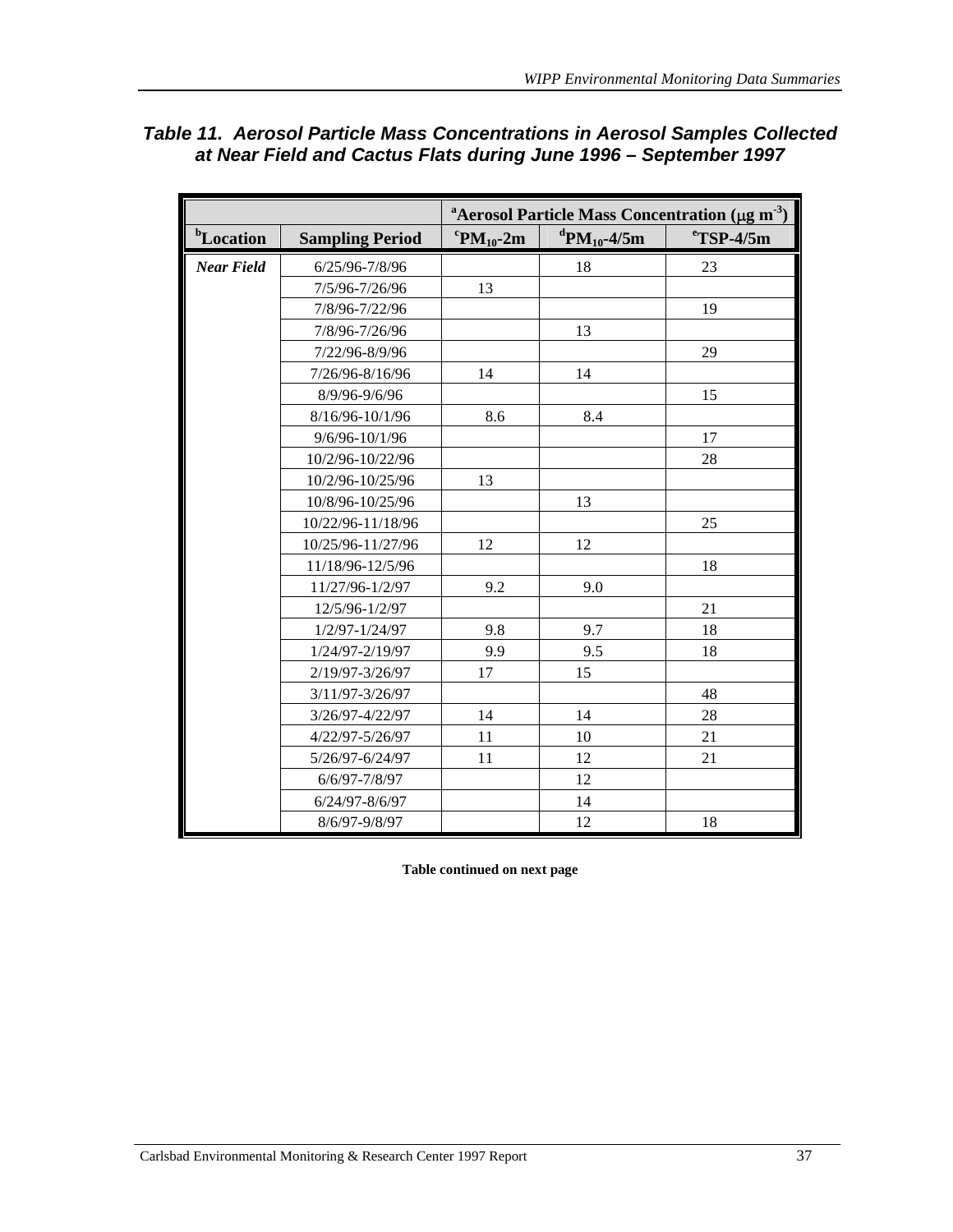**Table 11. Aerosol Particle Mass Concentrations in Aerosol Samples Collected at Near Field and Cactus Flats during June 1996 – September 1997**

| | | [a]Aerosol Particle Mass Concentration ($\mu g\ m^{-3}$) | | |
|---|---|---|---|---|
| [b]Location | Sampling Period | [c]$PM_{10}$-2m | [d]$PM_{10}$-4/5m | [e]TSP-4/5m |
| ***Near Field*** | 6/25/96-7/8/96 | | 18 | 23 |
| | 7/5/96-7/26/96 | 13 | | |
| | 7/8/96-7/22/96 | | | 19 |
| | 7/8/96-7/26/96 | | 13 | |
| | 7/22/96-8/9/96 | | | 29 |
| | 7/26/96-8/16/96 | 14 | 14 | |
| | 8/9/96-9/6/96 | | | 15 |
| | 8/16/96-10/1/96 | 8.6 | 8.4 | |
| | 9/6/96-10/1/96 | | | 17 |
| | 10/2/96-10/22/96 | | | 28 |
| | 10/2/96-10/25/96 | 13 | | |
| | 10/8/96-10/25/96 | | 13 | |
| | 10/22/96-11/18/96 | | | 25 |
| | 10/25/96-11/27/96 | 12 | 12 | |
| | 11/18/96-12/5/96 | | | 18 |
| | 11/27/96-1/2/97 | 9.2 | 9.0 | |
| | 12/5/96-1/2/97 | | | 21 |
| | 1/2/97-1/24/97 | 9.8 | 9.7 | 18 |
| | 1/24/97-2/19/97 | 9.9 | 9.5 | 18 |
| | 2/19/97-3/26/97 | 17 | 15 | |
| | 3/11/97-3/26/97 | | | 48 |
| | 3/26/97-4/22/97 | 14 | 14 | 28 |
| | 4/22/97-5/26/97 | 11 | 10 | 21 |
| | 5/26/97-6/24/97 | 11 | 12 | 21 |
| | 6/6/97-7/8/97 | | 12 | |
| | 6/24/97-8/6/97 | | 14 | |
| | 8/6/97-9/8/97 | | 12 | 18 |

**Table continued on next page**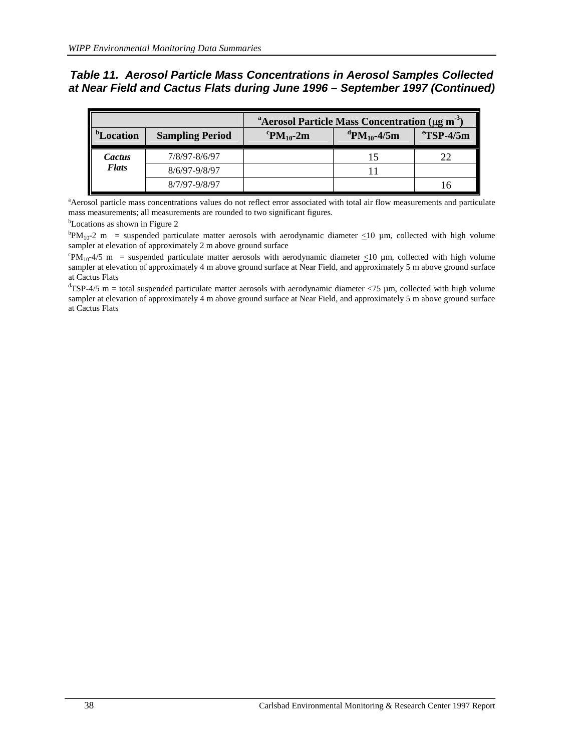**_Table 11. Aerosol Particle Mass Concentrations in Aerosol Samples Collected at Near Field and Cactus Flats during June 1996 – September 1997 (Continued)_**

| | | [a]Aerosol Particle Mass Concentration ($\mu g\ m^{-3}$) | | |
|---|---|---|---|---|
| [b]Location | Sampling Period | [c]$PM_{10}$-2m | [d]$PM_{10}$-4/5m | [e]TSP-4/5m |
| ***Cactus Flats*** | 7/8/97-8/6/97 | | 15 | 22 |
| | 8/6/97-9/8/97 | | 11 | |
| | 8/7/97-9/8/97 | | | 16 |

[a]Aerosol particle mass concentrations values do not reflect error associated with total air flow measurements and particulate mass measurements; all measurements are rounded to two significant figures.

[b]Locations as shown in Figure 2

[b]$PM_{10}$-2 m = suspended particulate matter aerosols with aerodynamic diameter <u><</u>10 µm, collected with high volume sampler at elevation of approximately 2 m above ground surface

[c]$PM_{10}$-4/5 m = suspended particulate matter aerosols with aerodynamic diameter <u><</u>10 µm, collected with high volume sampler at elevation of approximately 4 m above ground surface at Near Field, and approximately 5 m above ground surface at Cactus Flats

[d]TSP-4/5 m = total suspended particulate matter aerosols with aerodynamic diameter <75 µm, collected with high volume sampler at elevation of approximately 4 m above ground surface at Near Field, and approximately 5 m above ground surface at Cactus Flats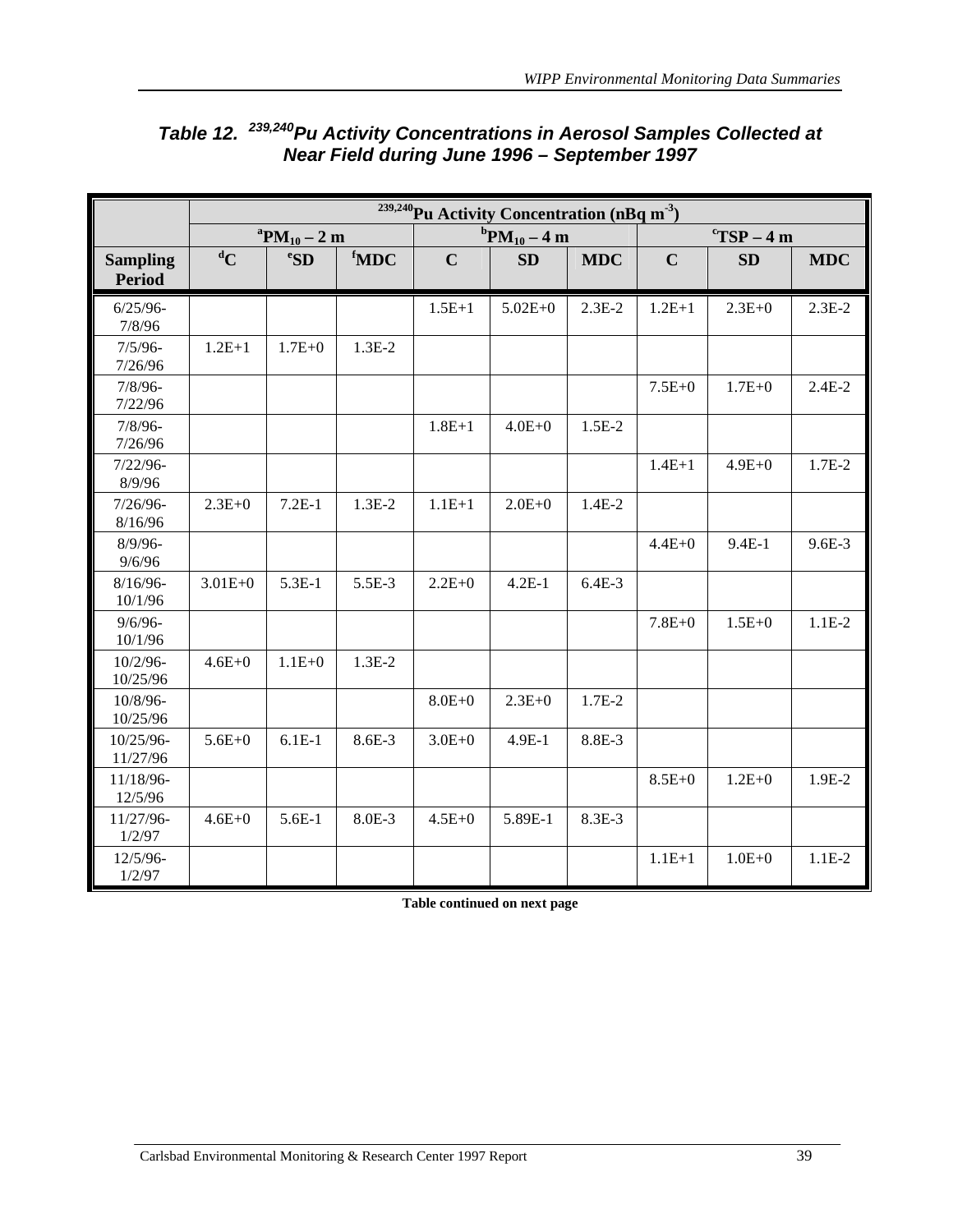**Table 12. $^{239,240}$Pu Activity Concentrations in Aerosol Samples Collected at Near Field during June 1996 – September 1997**

| | $^{239,240}$Pu Activity Concentration (nBq m$^{-3}$) | | | | | | | | |
|---|---|---|---|---|---|---|---|---|---|
| | [a]$PM_{10}$ – 2 m | | | [b]$PM_{10}$ – 4 m | | | [c]TSP – 4 m | | |
| **Sampling Period** | [d]C | [e]SD | [f]MDC | C | SD | MDC | C | SD | MDC |
| 6/25/96-7/8/96 | | | | 1.5E+1 | 5.02E+0 | 2.3E-2 | 1.2E+1 | 2.3E+0 | 2.3E-2 |
| 7/5/96-7/26/96 | 1.2E+1 | 1.7E+0 | 1.3E-2 | | | | | | |
| 7/8/96-7/22/96 | | | | | | | 7.5E+0 | 1.7E+0 | 2.4E-2 |
| 7/8/96-7/26/96 | | | | 1.8E+1 | 4.0E+0 | 1.5E-2 | | | |
| 7/22/96-8/9/96 | | | | | | | 1.4E+1 | 4.9E+0 | 1.7E-2 |
| 7/26/96-8/16/96 | 2.3E+0 | 7.2E-1 | 1.3E-2 | 1.1E+1 | 2.0E+0 | 1.4E-2 | | | |
| 8/9/96-9/6/96 | | | | | | | 4.4E+0 | 9.4E-1 | 9.6E-3 |
| 8/16/96-10/1/96 | 3.01E+0 | 5.3E-1 | 5.5E-3 | 2.2E+0 | 4.2E-1 | 6.4E-3 | | | |
| 9/6/96-10/1/96 | | | | | | | 7.8E+0 | 1.5E+0 | 1.1E-2 |
| 10/2/96-10/25/96 | 4.6E+0 | 1.1E+0 | 1.3E-2 | | | | | | |
| 10/8/96-10/25/96 | | | | 8.0E+0 | 2.3E+0 | 1.7E-2 | | | |
| 10/25/96-11/27/96 | 5.6E+0 | 6.1E-1 | 8.6E-3 | 3.0E+0 | 4.9E-1 | 8.8E-3 | | | |
| 11/18/96-12/5/96 | | | | | | | 8.5E+0 | 1.2E+0 | 1.9E-2 |
| 11/27/96-1/2/97 | 4.6E+0 | 5.6E-1 | 8.0E-3 | 4.5E+0 | 5.89E-1 | 8.3E-3 | | | |
| 12/5/96-1/2/97 | | | | | | | 1.1E+1 | 1.0E+0 | 1.1E-2 |

**Table continued on next page**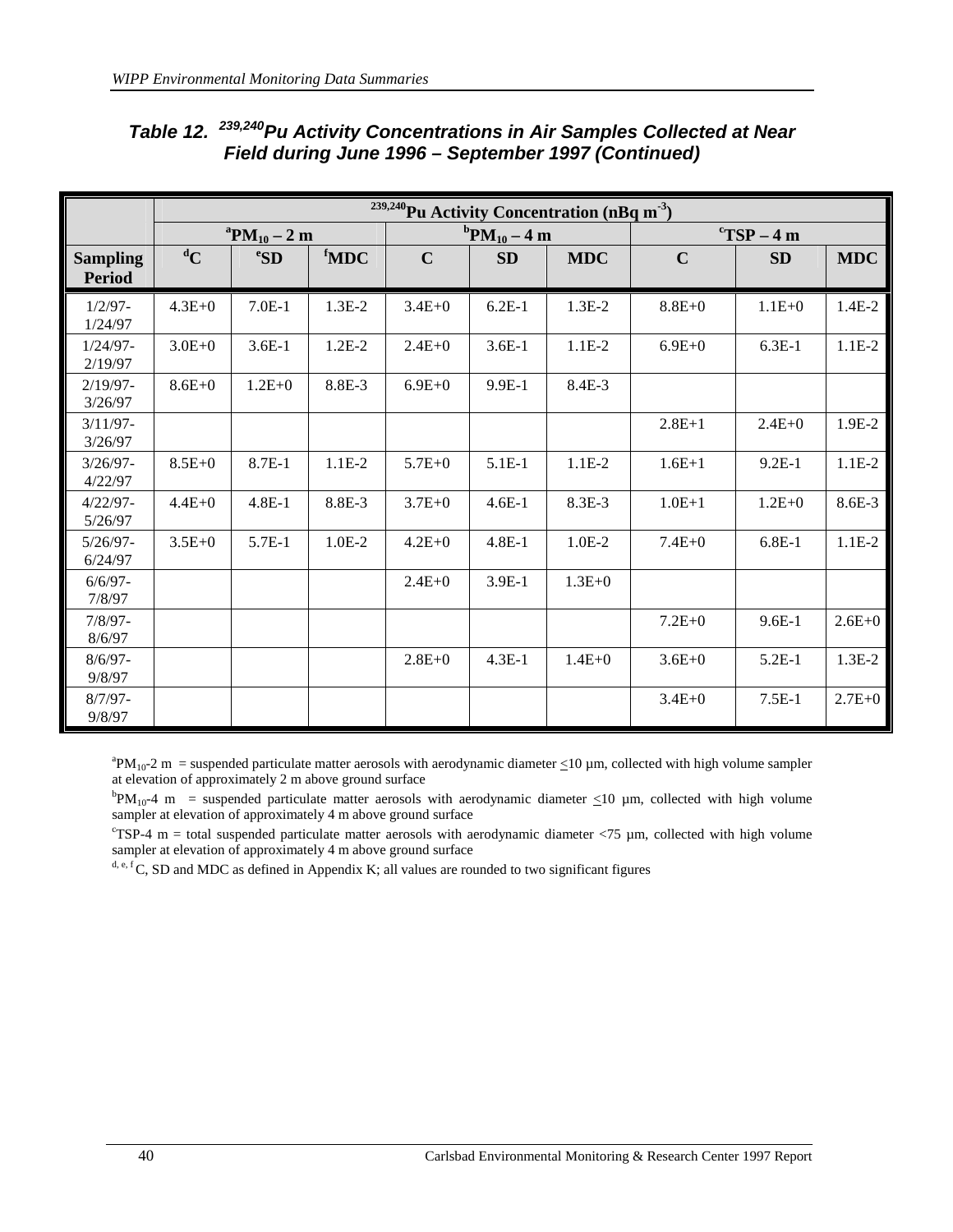## Table 12. $^{239,240}Pu$ Activity Concentrations in Air Samples Collected at Near Field during June 1996 – September 1997 (Continued)

| | $^{239,240}Pu$ Activity Concentration (nBq $m^{-3}$) | | | | | | | | |
|---|---|---|---|---|---|---|---|---|---|
| | [a]$PM_{10}$ – 2 m | | | [b]$PM_{10}$ – 4 m | | | [c]TSP – 4 m | | |
| **Sampling Period** | [d]C | [e]SD | [f]MDC | C | SD | MDC | C | SD | MDC |
| 1/2/97-1/24/97 | 4.3E+0 | 7.0E-1 | 1.3E-2 | 3.4E+0 | 6.2E-1 | 1.3E-2 | 8.8E+0 | 1.1E+0 | 1.4E-2 |
| 1/24/97-2/19/97 | 3.0E+0 | 3.6E-1 | 1.2E-2 | 2.4E+0 | 3.6E-1 | 1.1E-2 | 6.9E+0 | 6.3E-1 | 1.1E-2 |
| 2/19/97-3/26/97 | 8.6E+0 | 1.2E+0 | 8.8E-3 | 6.9E+0 | 9.9E-1 | 8.4E-3 | | | |
| 3/11/97-3/26/97 | | | | | | | 2.8E+1 | 2.4E+0 | 1.9E-2 |
| 3/26/97-4/22/97 | 8.5E+0 | 8.7E-1 | 1.1E-2 | 5.7E+0 | 5.1E-1 | 1.1E-2 | 1.6E+1 | 9.2E-1 | 1.1E-2 |
| 4/22/97-5/26/97 | 4.4E+0 | 4.8E-1 | 8.8E-3 | 3.7E+0 | 4.6E-1 | 8.3E-3 | 1.0E+1 | 1.2E+0 | 8.6E-3 |
| 5/26/97-6/24/97 | 3.5E+0 | 5.7E-1 | 1.0E-2 | 4.2E+0 | 4.8E-1 | 1.0E-2 | 7.4E+0 | 6.8E-1 | 1.1E-2 |
| 6/6/97-7/8/97 | | | | 2.4E+0 | 3.9E-1 | 1.3E+0 | | | |
| 7/8/97-8/6/97 | | | | | | | 7.2E+0 | 9.6E-1 | 2.6E+0 |
| 8/6/97-9/8/97 | | | | 2.8E+0 | 4.3E-1 | 1.4E+0 | 3.6E+0 | 5.2E-1 | 1.3E-2 |
| 8/7/97-9/8/97 | | | | | | | 3.4E+0 | 7.5E-1 | 2.7E+0 |

[a]$PM_{10}$-2 m = suspended particulate matter aerosols with aerodynamic diameter ≤10 µm, collected with high volume sampler at elevation of approximately 2 m above ground surface

[b]$PM_{10}$-4 m = suspended particulate matter aerosols with aerodynamic diameter ≤10 µm, collected with high volume sampler at elevation of approximately 4 m above ground surface

[c]TSP-4 m = total suspended particulate matter aerosols with aerodynamic diameter <75 µm, collected with high volume sampler at elevation of approximately 4 m above ground surface

[d, e, f] C, SD and MDC as defined in Appendix K; all values are rounded to two significant figures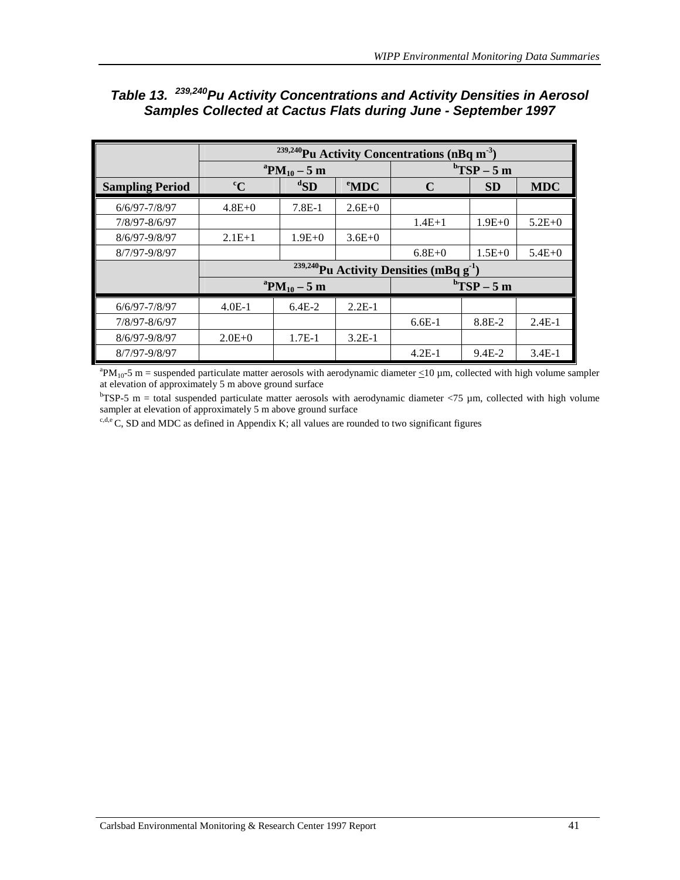### Table 13. $^{239,240}Pu$ Activity Concentrations and Activity Densities in Aerosol Samples Collected at Cactus Flats during June - September 1997

| | $^{239,240}Pu$ Activity Concentrations ($nBq\ m^{-3}$) | | | | | |
|---|---|---|---|---|---|---|
| | [a]$PM_{10}$ – 5 m | | | [b]TSP – 5 m | | |
| **Sampling Period** | [c]C | [d]SD | [e]MDC | C | SD | MDC |
| 6/6/97-7/8/97 | 4.8E+0 | 7.8E-1 | 2.6E+0 | | | |
| 7/8/97-8/6/97 | | | | 1.4E+1 | 1.9E+0 | 5.2E+0 |
| 8/6/97-9/8/97 | 2.1E+1 | 1.9E+0 | 3.6E+0 | | | |
| 8/7/97-9/8/97 | | | | 6.8E+0 | 1.5E+0 | 5.4E+0 |
| | $^{239,240}Pu$ Activity Densities ($mBq\ g^{-1}$) | | | | | |
| | [a]$PM_{10}$ – 5 m | | | [b]TSP – 5 m | | |
| 6/6/97-7/8/97 | 4.0E-1 | 6.4E-2 | 2.2E-1 | | | |
| 7/8/97-8/6/97 | | | | 6.6E-1 | 8.8E-2 | 2.4E-1 |
| 8/6/97-9/8/97 | 2.0E+0 | 1.7E-1 | 3.2E-1 | | | |
| 8/7/97-9/8/97 | | | | 4.2E-1 | 9.4E-2 | 3.4E-1 |

[a]$PM_{10}$-5 m = suspended particulate matter aerosols with aerodynamic diameter $\leq$10 µm, collected with high volume sampler at elevation of approximately 5 m above ground surface

[b]TSP-5 m = total suspended particulate matter aerosols with aerodynamic diameter <75 µm, collected with high volume sampler at elevation of approximately 5 m above ground surface

[c,d,e] C, SD and MDC as defined in Appendix K; all values are rounded to two significant figures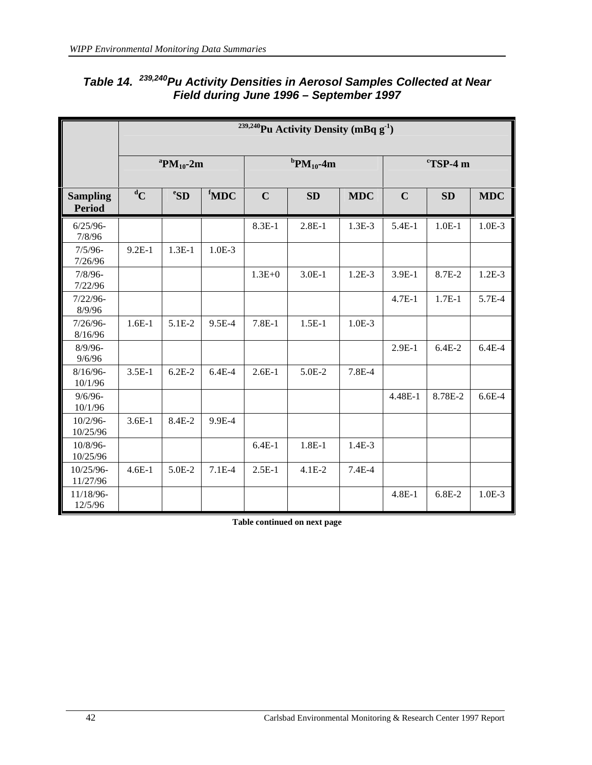### Table 14. $^{239,240}Pu$ Activity Densities in Aerosol Samples Collected at Near Field during June 1996 – September 1997

| | $^{239,240}Pu$ Activity Density ($mBq\ g^{-1}$) | | | | | | | | |
|---|---|---|---|---|---|---|---|---|---|
| | [a]$PM_{10}$-2m | | | [b]$PM_{10}$-4m | | | [c]TSP-4 m | | |
| **Sampling Period** | [d]C | [e]SD | [f]MDC | C | SD | MDC | C | SD | MDC |
| 6/25/96-7/8/96 | | | | 8.3E-1 | 2.8E-1 | 1.3E-3 | 5.4E-1 | 1.0E-1 | 1.0E-3 |
| 7/5/96-7/26/96 | 9.2E-1 | 1.3E-1 | 1.0E-3 | | | | | | |
| 7/8/96-7/22/96 | | | | 1.3E+0 | 3.0E-1 | 1.2E-3 | 3.9E-1 | 8.7E-2 | 1.2E-3 |
| 7/22/96-8/9/96 | | | | | | | 4.7E-1 | 1.7E-1 | 5.7E-4 |
| 7/26/96-8/16/96 | 1.6E-1 | 5.1E-2 | 9.5E-4 | 7.8E-1 | 1.5E-1 | 1.0E-3 | | | |
| 8/9/96-9/6/96 | | | | | | | 2.9E-1 | 6.4E-2 | 6.4E-4 |
| 8/16/96-10/1/96 | 3.5E-1 | 6.2E-2 | 6.4E-4 | 2.6E-1 | 5.0E-2 | 7.8E-4 | | | |
| 9/6/96-10/1/96 | | | | | | | 4.48E-1 | 8.78E-2 | 6.6E-4 |
| 10/2/96-10/25/96 | 3.6E-1 | 8.4E-2 | 9.9E-4 | | | | | | |
| 10/8/96-10/25/96 | | | | 6.4E-1 | 1.8E-1 | 1.4E-3 | | | |
| 10/25/96-11/27/96 | 4.6E-1 | 5.0E-2 | 7.1E-4 | 2.5E-1 | 4.1E-2 | 7.4E-4 | | | |
| 11/18/96-12/5/96 | | | | | | | 4.8E-1 | 6.8E-2 | 1.0E-3 |

**Table continued on next page**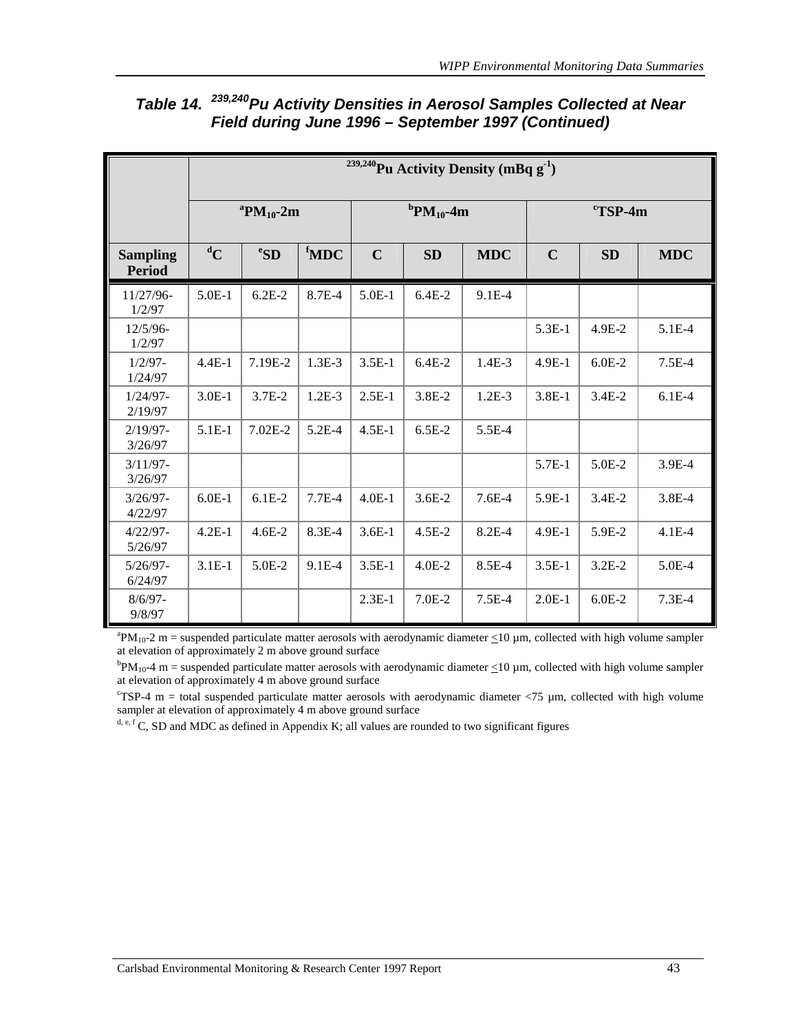### Table 14. $^{239,240}$Pu Activity Densities in Aerosol Samples Collected at Near Field during June 1996 – September 1997 (Continued)

| | $^{239,240}$Pu Activity Density (mBq $g^{-1}$) | | | | | | | | |
|---|---|---|---|---|---|---|---|---|---|
| | [a]$PM_{10}$-2m | | | [b]$PM_{10}$-4m | | | [c]TSP-4m | | |
| **Sampling Period** | [d]**C** | [e]**SD** | [f]**MDC** | **C** | **SD** | **MDC** | **C** | **SD** | **MDC** |
| 11/27/96-1/2/97 | 5.0E-1 | 6.2E-2 | 8.7E-4 | 5.0E-1 | 6.4E-2 | 9.1E-4 | | | |
| 12/5/96-1/2/97 | | | | | | | 5.3E-1 | 4.9E-2 | 5.1E-4 |
| 1/2/97-1/24/97 | 4.4E-1 | 7.19E-2 | 1.3E-3 | 3.5E-1 | 6.4E-2 | 1.4E-3 | 4.9E-1 | 6.0E-2 | 7.5E-4 |
| 1/24/97-2/19/97 | 3.0E-1 | 3.7E-2 | 1.2E-3 | 2.5E-1 | 3.8E-2 | 1.2E-3 | 3.8E-1 | 3.4E-2 | 6.1E-4 |
| 2/19/97-3/26/97 | 5.1E-1 | 7.02E-2 | 5.2E-4 | 4.5E-1 | 6.5E-2 | 5.5E-4 | | | |
| 3/11/97-3/26/97 | | | | | | | 5.7E-1 | 5.0E-2 | 3.9E-4 |
| 3/26/97-4/22/97 | 6.0E-1 | 6.1E-2 | 7.7E-4 | 4.0E-1 | 3.6E-2 | 7.6E-4 | 5.9E-1 | 3.4E-2 | 3.8E-4 |
| 4/22/97-5/26/97 | 4.2E-1 | 4.6E-2 | 8.3E-4 | 3.6E-1 | 4.5E-2 | 8.2E-4 | 4.9E-1 | 5.9E-2 | 4.1E-4 |
| 5/26/97-6/24/97 | 3.1E-1 | 5.0E-2 | 9.1E-4 | 3.5E-1 | 4.0E-2 | 8.5E-4 | 3.5E-1 | 3.2E-2 | 5.0E-4 |
| 8/6/97-9/8/97 | | | | 2.3E-1 | 7.0E-2 | 7.5E-4 | 2.0E-1 | 6.0E-2 | 7.3E-4 |

[a]$PM_{10}$-2 m = suspended particulate matter aerosols with aerodynamic diameter ≤10 µm, collected with high volume sampler at elevation of approximately 2 m above ground surface

[b]$PM_{10}$-4 m = suspended particulate matter aerosols with aerodynamic diameter ≤10 µm, collected with high volume sampler at elevation of approximately 4 m above ground surface

[c]TSP-4 m = total suspended particulate matter aerosols with aerodynamic diameter <75 µm, collected with high volume sampler at elevation of approximately 4 m above ground surface

[d, e, f] C, SD and MDC as defined in Appendix K; all values are rounded to two significant figures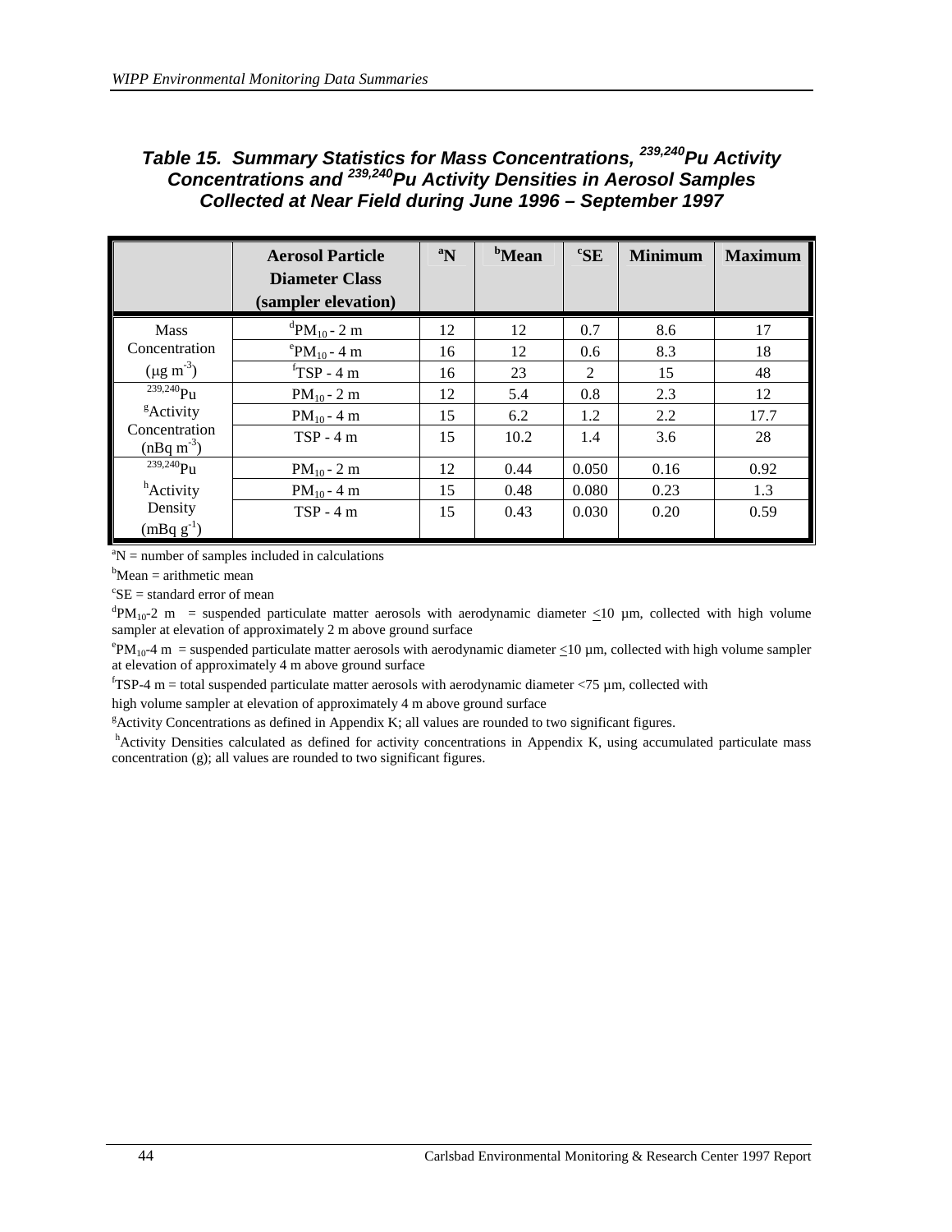### *Table 15. Summary Statistics for Mass Concentrations, $^{239,240}Pu$ Activity Concentrations and $^{239,240}Pu$ Activity Densities in Aerosol Samples Collected at Near Field during June 1996 – September 1997*

| | Aerosol Particle Diameter Class (sampler elevation) | [a]N | [b]Mean | [c]SE | Minimum | Maximum |
|---|---|---|---|---|---|---|
| Mass Concentration ($\mu g\ m^{-3}$) | [d]$PM_{10}$ - 2 m | 12 | 12 | 0.7 | 8.6 | 17 |
| | [e]$PM_{10}$ - 4 m | 16 | 12 | 0.6 | 8.3 | 18 |
| | [f]TSP - 4 m | 16 | 23 | 2 | 15 | 48 |
| $^{239,240}Pu$ [g]Activity Concentration ($nBq\ m^{-3}$) | $PM_{10}$ - 2 m | 12 | 5.4 | 0.8 | 2.3 | 12 |
| | $PM_{10}$ - 4 m | 15 | 6.2 | 1.2 | 2.2 | 17.7 |
| | TSP - 4 m | 15 | 10.2 | 1.4 | 3.6 | 28 |
| $^{239,240}Pu$ [h]Activity Density ($mBq\ g^{-1}$) | $PM_{10}$ - 2 m | 12 | 0.44 | 0.050 | 0.16 | 0.92 |
| | $PM_{10}$ - 4 m | 15 | 0.48 | 0.080 | 0.23 | 1.3 |
| | TSP - 4 m | 15 | 0.43 | 0.030 | 0.20 | 0.59 |

[a]N = number of samples included in calculations

[b]Mean = arithmetic mean

[c]SE = standard error of mean

[d]$PM_{10}$-2 m = suspended particulate matter aerosols with aerodynamic diameter $\leq$10 µm, collected with high volume sampler at elevation of approximately 2 m above ground surface

[e]$PM_{10}$-4 m = suspended particulate matter aerosols with aerodynamic diameter $\leq$10 µm, collected with high volume sampler at elevation of approximately 4 m above ground surface

[f]TSP-4 m = total suspended particulate matter aerosols with aerodynamic diameter <75 µm, collected with high volume sampler at elevation of approximately 4 m above ground surface

[g]Activity Concentrations as defined in Appendix K; all values are rounded to two significant figures.

[h]Activity Densities calculated as defined for activity concentrations in Appendix K, using accumulated particulate mass concentration (g); all values are rounded to two significant figures.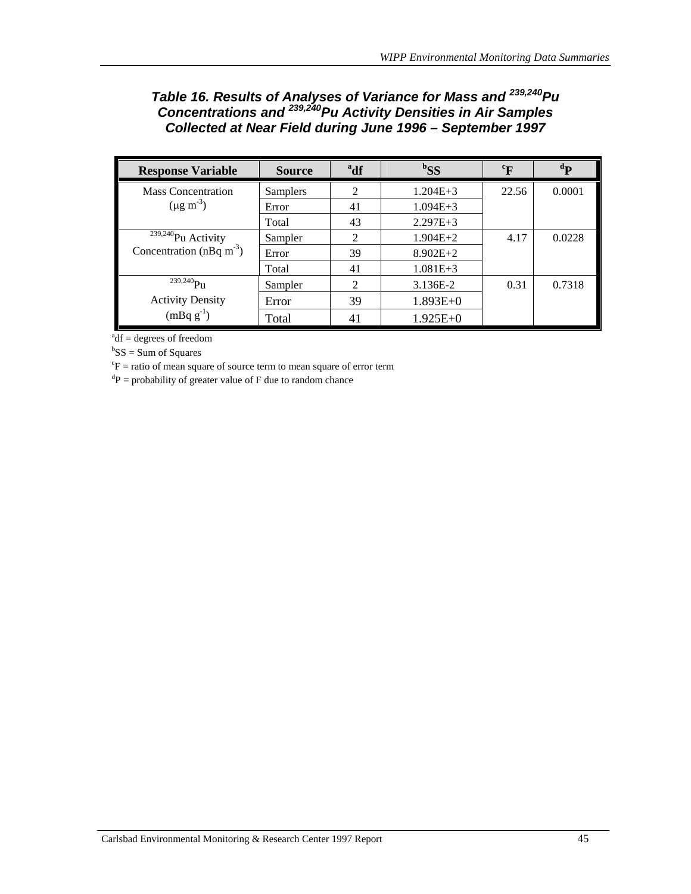***Table 16. Results of Analyses of Variance for Mass and $^{239,240}Pu$ Concentrations and $^{239,240}Pu$ Activity Densities in Air Samples Collected at Near Field during June 1996 – September 1997***

| Response Variable | Source | [a]df | [b]SS | [c]F | [d]P |
|---|---|---|---|---|---|
| Mass Concentration ($\mu g\ m^{-3}$) | Samplers | 2 | 1.204E+3 | 22.56 | 0.0001 |
| | Error | 41 | 1.094E+3 | | |
| | Total | 43 | 2.297E+3 | | |
| $^{239,240}Pu$ Activity Concentration ($nBq\ m^{-3}$) | Sampler | 2 | 1.904E+2 | 4.17 | 0.0228 |
| | Error | 39 | 8.902E+2 | | |
| | Total | 41 | 1.081E+3 | | |
| $^{239,240}Pu$ Activity Density ($mBq\ g^{-1}$) | Sampler | 2 | 3.136E-2 | 0.31 | 0.7318 |
| | Error | 39 | 1.893E+0 | | |
| | Total | 41 | 1.925E+0 | | |

[a]df = degrees of freedom

[b]SS = Sum of Squares

[c]F = ratio of mean square of source term to mean square of error term

[d]P = probability of greater value of F due to random chance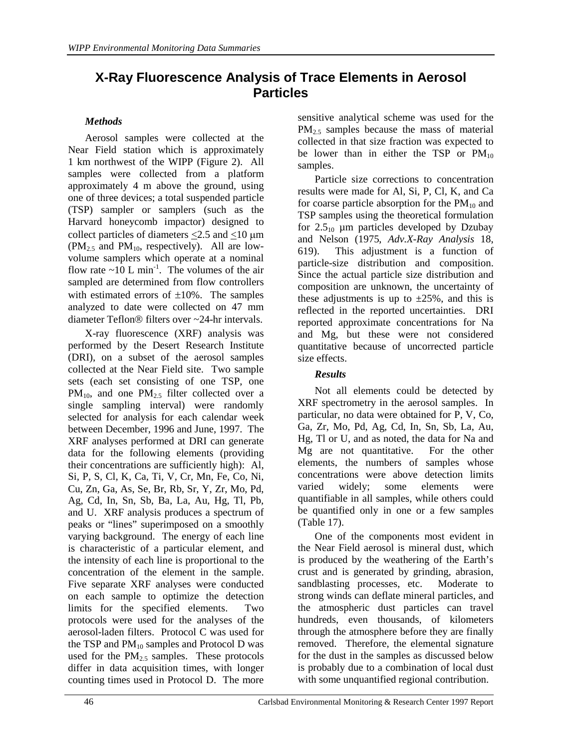# X-Ray Fluorescence Analysis of Trace Elements in Aerosol Particles

### *Methods*

Aerosol samples were collected at the Near Field station which is approximately 1 km northwest of the WIPP (Figure 2). All samples were collected from a platform approximately 4 m above the ground, using one of three devices; a total suspended particle (TSP) sampler or samplers (such as the Harvard honeycomb impactor) designed to collect particles of diameters $\leq$2.5 and $\leq$10 μm ($PM_{2.5}$ and $PM_{10}$, respectively). All are low-volume samplers which operate at a nominal flow rate ~10 L $min^{-1}$. The volumes of the air sampled are determined from flow controllers with estimated errors of ±10%. The samples analyzed to date were collected on 47 mm diameter Teflon® filters over ~24-hr intervals.

X-ray fluorescence (XRF) analysis was performed by the Desert Research Institute (DRI), on a subset of the aerosol samples collected at the Near Field site. Two sample sets (each set consisting of one TSP, one $PM_{10}$, and one $PM_{2.5}$ filter collected over a single sampling interval) were randomly selected for analysis for each calendar week between December, 1996 and June, 1997. The XRF analyses performed at DRI can generate data for the following elements (providing their concentrations are sufficiently high): Al, Si, P, S, Cl, K, Ca, Ti, V, Cr, Mn, Fe, Co, Ni, Cu, Zn, Ga, As, Se, Br, Rb, Sr, Y, Zr, Mo, Pd, Ag, Cd, In, Sn, Sb, Ba, La, Au, Hg, Tl, Pb, and U. XRF analysis produces a spectrum of peaks or "lines" superimposed on a smoothly varying background. The energy of each line is characteristic of a particular element, and the intensity of each line is proportional to the concentration of the element in the sample. Five separate XRF analyses were conducted on each sample to optimize the detection limits for the specified elements. Two protocols were used for the analyses of the aerosol-laden filters. Protocol C was used for the TSP and $PM_{10}$ samples and Protocol D was used for the $PM_{2.5}$ samples. These protocols differ in data acquisition times, with longer counting times used in Protocol D. The more sensitive analytical scheme was used for the $PM_{2.5}$ samples because the mass of material collected in that size fraction was expected to be lower than in either the TSP or $PM_{10}$ samples.

Particle size corrections to concentration results were made for Al, Si, P, Cl, K, and Ca for coarse particle absorption for the $PM_{10}$ and TSP samples using the theoretical formulation for $2.5_{10}$ μm particles developed by Dzubay and Nelson (1975, *Adv.X-Ray Analysis* 18, 619). This adjustment is a function of particle-size distribution and composition. Since the actual particle size distribution and composition are unknown, the uncertainty of these adjustments is up to ±25%, and this is reflected in the reported uncertainties. DRI reported approximate concentrations for Na and Mg, but these were not considered quantitative because of uncorrected particle size effects.

### *Results*

Not all elements could be detected by XRF spectrometry in the aerosol samples. In particular, no data were obtained for P, V, Co, Ga, Zr, Mo, Pd, Ag, Cd, In, Sn, Sb, La, Au, Hg, Tl or U, and as noted, the data for Na and Mg are not quantitative. For the other elements, the numbers of samples whose concentrations were above detection limits varied widely; some elements were quantifiable in all samples, while others could be quantified only in one or a few samples (Table 17).

One of the components most evident in the Near Field aerosol is mineral dust, which is produced by the weathering of the Earth's crust and is generated by grinding, abrasion, sandblasting processes, etc. Moderate to strong winds can deflate mineral particles, and the atmospheric dust particles can travel hundreds, even thousands, of kilometers through the atmosphere before they are finally removed. Therefore, the elemental signature for the dust in the samples as discussed below is probably due to a combination of local dust with some unquantified regional contribution.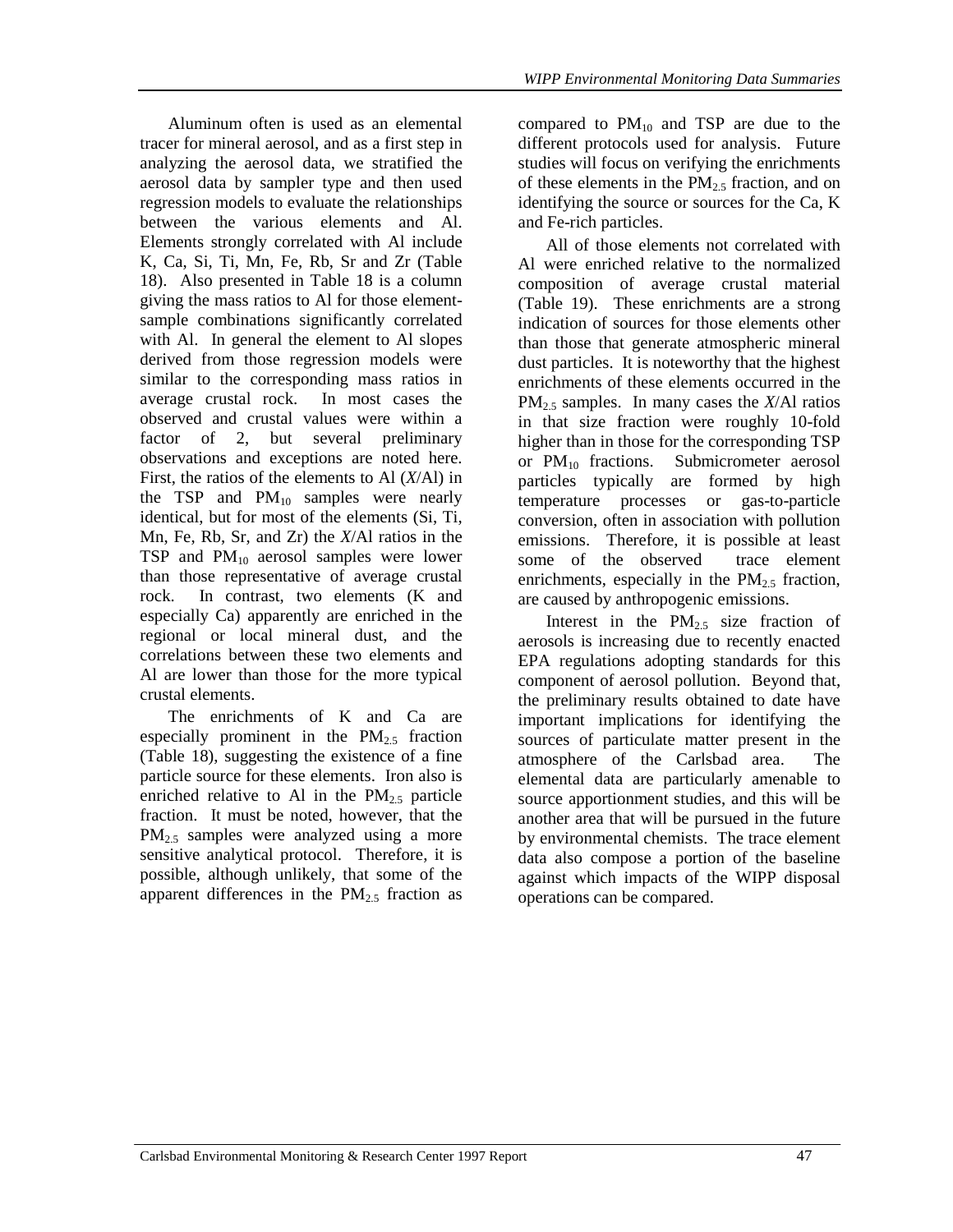Aluminum often is used as an elemental tracer for mineral aerosol, and as a first step in analyzing the aerosol data, we stratified the aerosol data by sampler type and then used regression models to evaluate the relationships between the various elements and Al. Elements strongly correlated with Al include K, Ca, Si, Ti, Mn, Fe, Rb, Sr and Zr (Table 18). Also presented in Table 18 is a column giving the mass ratios to Al for those element-sample combinations significantly correlated with Al. In general the element to Al slopes derived from those regression models were similar to the corresponding mass ratios in average crustal rock. In most cases the observed and crustal values were within a factor of 2, but several preliminary observations and exceptions are noted here. First, the ratios of the elements to Al (*X*/Al) in the TSP and $PM_{10}$ samples were nearly identical, but for most of the elements (Si, Ti, Mn, Fe, Rb, Sr, and Zr) the *X*/Al ratios in the TSP and $PM_{10}$ aerosol samples were lower than those representative of average crustal rock. In contrast, two elements (K and especially Ca) apparently are enriched in the regional or local mineral dust, and the correlations between these two elements and Al are lower than those for the more typical crustal elements.

The enrichments of K and Ca are especially prominent in the $PM_{2.5}$ fraction (Table 18), suggesting the existence of a fine particle source for these elements. Iron also is enriched relative to Al in the $PM_{2.5}$ particle fraction. It must be noted, however, that the $PM_{2.5}$ samples were analyzed using a more sensitive analytical protocol. Therefore, it is possible, although unlikely, that some of the apparent differences in the $PM_{2.5}$ fraction as compared to $PM_{10}$ and TSP are due to the different protocols used for analysis. Future studies will focus on verifying the enrichments of these elements in the $PM_{2.5}$ fraction, and on identifying the source or sources for the Ca, K and Fe-rich particles.

All of those elements not correlated with Al were enriched relative to the normalized composition of average crustal material (Table 19). These enrichments are a strong indication of sources for those elements other than those that generate atmospheric mineral dust particles. It is noteworthy that the highest enrichments of these elements occurred in the $PM_{2.5}$ samples. In many cases the *X*/Al ratios in that size fraction were roughly 10-fold higher than in those for the corresponding TSP or $PM_{10}$ fractions. Submicrometer aerosol particles typically are formed by high temperature processes or gas-to-particle conversion, often in association with pollution emissions. Therefore, it is possible at least some of the observed trace element enrichments, especially in the $PM_{2.5}$ fraction, are caused by anthropogenic emissions.

Interest in the $PM_{2.5}$ size fraction of aerosols is increasing due to recently enacted EPA regulations adopting standards for this component of aerosol pollution. Beyond that, the preliminary results obtained to date have important implications for identifying the sources of particulate matter present in the atmosphere of the Carlsbad area. The elemental data are particularly amenable to source apportionment studies, and this will be another area that will be pursued in the future by environmental chemists. The trace element data also compose a portion of the baseline against which impacts of the WIPP disposal operations can be compared.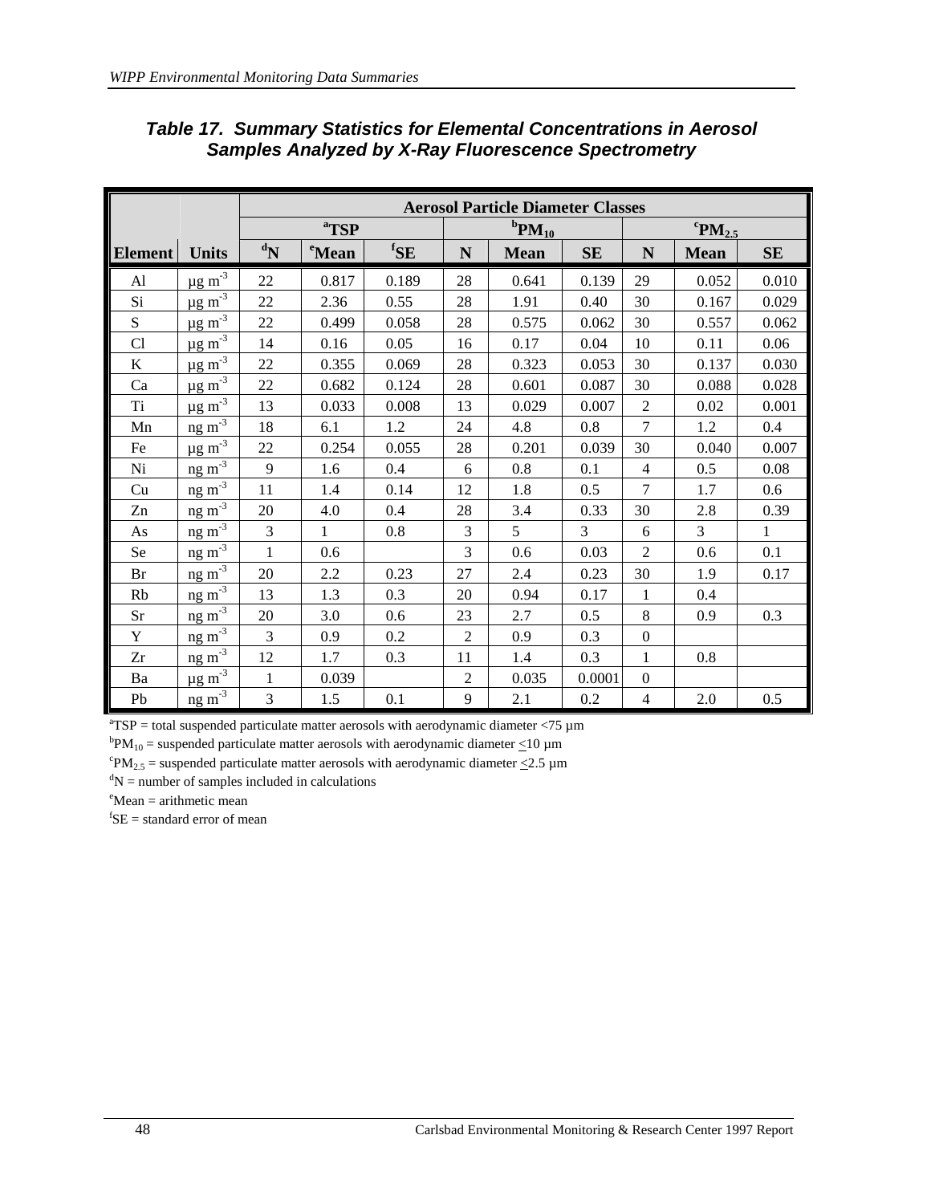### *Table 17. Summary Statistics for Elemental Concentrations in Aerosol Samples Analyzed by X-Ray Fluorescence Spectrometry*

| | | Aerosol Particle Diameter Classes | | | | | | | | |
|---|---|---|---|---|---|---|---|---|---|---|
| | | [a]TSP | | | $^{b}PM_{10}$ | | | $^{c}PM_{2.5}$ | | |
| **Element** | **Units** | [d]N | [e]Mean | [f]SE | N | Mean | SE | N | Mean | SE |
| Al | µg $m^{-3}$ | 22 | 0.817 | 0.189 | 28 | 0.641 | 0.139 | 29 | 0.052 | 0.010 |
| Si | µg $m^{-3}$ | 22 | 2.36 | 0.55 | 28 | 1.91 | 0.40 | 30 | 0.167 | 0.029 |
| S | µg $m^{-3}$ | 22 | 0.499 | 0.058 | 28 | 0.575 | 0.062 | 30 | 0.557 | 0.062 |
| Cl | µg $m^{-3}$ | 14 | 0.16 | 0.05 | 16 | 0.17 | 0.04 | 10 | 0.11 | 0.06 |
| K | µg $m^{-3}$ | 22 | 0.355 | 0.069 | 28 | 0.323 | 0.053 | 30 | 0.137 | 0.030 |
| Ca | µg $m^{-3}$ | 22 | 0.682 | 0.124 | 28 | 0.601 | 0.087 | 30 | 0.088 | 0.028 |
| Ti | µg $m^{-3}$ | 13 | 0.033 | 0.008 | 13 | 0.029 | 0.007 | 2 | 0.02 | 0.001 |
| Mn | ng $m^{-3}$ | 18 | 6.1 | 1.2 | 24 | 4.8 | 0.8 | 7 | 1.2 | 0.4 |
| Fe | µg $m^{-3}$ | 22 | 0.254 | 0.055 | 28 | 0.201 | 0.039 | 30 | 0.040 | 0.007 |
| Ni | ng $m^{-3}$ | 9 | 1.6 | 0.4 | 6 | 0.8 | 0.1 | 4 | 0.5 | 0.08 |
| Cu | ng $m^{-3}$ | 11 | 1.4 | 0.14 | 12 | 1.8 | 0.5 | 7 | 1.7 | 0.6 |
| Zn | ng $m^{-3}$ | 20 | 4.0 | 0.4 | 28 | 3.4 | 0.33 | 30 | 2.8 | 0.39 |
| As | ng $m^{-3}$ | 3 | 1 | 0.8 | 3 | 5 | 3 | 6 | 3 | 1 |
| Se | ng $m^{-3}$ | 1 | 0.6 | | 3 | 0.6 | 0.03 | 2 | 0.6 | 0.1 |
| Br | ng $m^{-3}$ | 20 | 2.2 | 0.23 | 27 | 2.4 | 0.23 | 30 | 1.9 | 0.17 |
| Rb | ng $m^{-3}$ | 13 | 1.3 | 0.3 | 20 | 0.94 | 0.17 | 1 | 0.4 | |
| Sr | ng $m^{-3}$ | 20 | 3.0 | 0.6 | 23 | 2.7 | 0.5 | 8 | 0.9 | 0.3 |
| Y | ng $m^{-3}$ | 3 | 0.9 | 0.2 | 2 | 0.9 | 0.3 | 0 | | |
| Zr | ng $m^{-3}$ | 12 | 1.7 | 0.3 | 11 | 1.4 | 0.3 | 1 | 0.8 | |
| Ba | µg $m^{-3}$ | 1 | 0.039 | | 2 | 0.035 | 0.0001 | 0 | | |
| Pb | ng $m^{-3}$ | 3 | 1.5 | 0.1 | 9 | 2.1 | 0.2 | 4 | 2.0 | 0.5 |

[a]TSP = total suspended particulate matter aerosols with aerodynamic diameter <75 µm
[b]$PM_{10}$ = suspended particulate matter aerosols with aerodynamic diameter $\leq$10 µm
[c]$PM_{2.5}$ = suspended particulate matter aerosols with aerodynamic diameter $\leq$2.5 µm
[d]N = number of samples included in calculations
[e]Mean = arithmetic mean
[f]SE = standard error of mean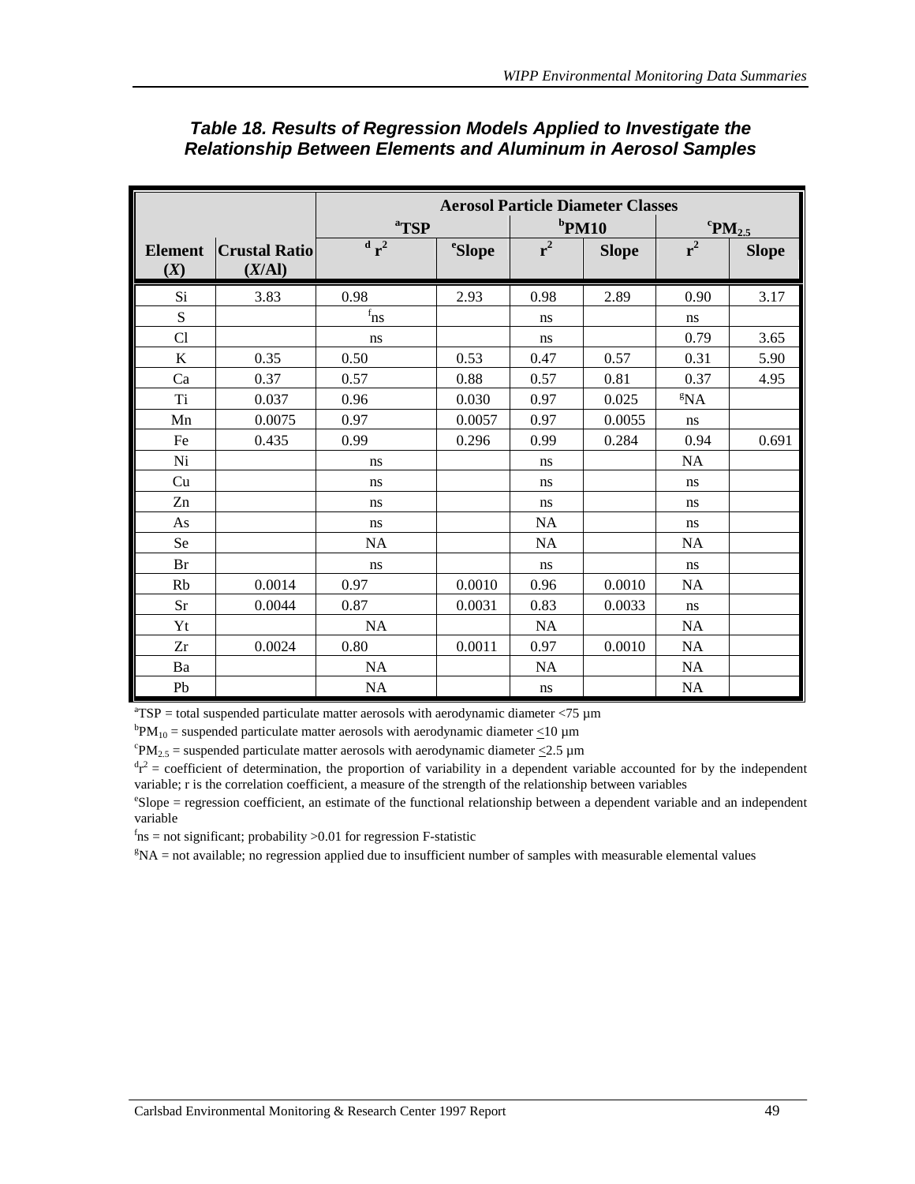### *Table 18. Results of Regression Models Applied to Investigate the Relationship Between Elements and Aluminum in Aerosol Samples*

| | | Aerosol Particle Diameter Classes | | | | | |
|---|---|---|---|---|---|---|---|
| | | [a]TSP | | [b]PM10 | | [c]$PM_{2.5}$ | |
| **Element (*X*)** | **Crustal Ratio (*X*/Al)** | [d] $r^2$ | [e]Slope | $r^2$ | Slope | $r^2$ | Slope |
| Si | 3.83 | 0.98 | 2.93 | 0.98 | 2.89 | 0.90 | 3.17 |
| S | | [f]ns | | ns | | ns | |
| Cl | | ns | | ns | | 0.79 | 3.65 |
| K | 0.35 | 0.50 | 0.53 | 0.47 | 0.57 | 0.31 | 5.90 |
| Ca | 0.37 | 0.57 | 0.88 | 0.57 | 0.81 | 0.37 | 4.95 |
| Ti | 0.037 | 0.96 | 0.030 | 0.97 | 0.025 | [g]NA | |
| Mn | 0.0075 | 0.97 | 0.0057 | 0.97 | 0.0055 | ns | |
| Fe | 0.435 | 0.99 | 0.296 | 0.99 | 0.284 | 0.94 | 0.691 |
| Ni | | ns | | ns | | NA | |
| Cu | | ns | | ns | | ns | |
| Zn | | ns | | ns | | ns | |
| As | | ns | | NA | | ns | |
| Se | | NA | | NA | | NA | |
| Br | | ns | | ns | | ns | |
| Rb | 0.0014 | 0.97 | 0.0010 | 0.96 | 0.0010 | NA | |
| Sr | 0.0044 | 0.87 | 0.0031 | 0.83 | 0.0033 | ns | |
| Yt | | NA | | NA | | NA | |
| Zr | 0.0024 | 0.80 | 0.0011 | 0.97 | 0.0010 | NA | |
| Ba | | NA | | NA | | NA | |
| Pb | | NA | | ns | | NA | |

[a]TSP = total suspended particulate matter aerosols with aerodynamic diameter <75 µm

[b]$PM_{10}$ = suspended particulate matter aerosols with aerodynamic diameter $\leq$10 µm

[c]$PM_{2.5}$ = suspended particulate matter aerosols with aerodynamic diameter $\leq$2.5 µm

[d]$r^2$ = coefficient of determination, the proportion of variability in a dependent variable accounted for by the independent variable; r is the correlation coefficient, a measure of the strength of the relationship between variables

[e]Slope = regression coefficient, an estimate of the functional relationship between a dependent variable and an independent variable

[f]ns = not significant; probability >0.01 for regression F-statistic

[g]NA = not available; no regression applied due to insufficient number of samples with measurable elemental values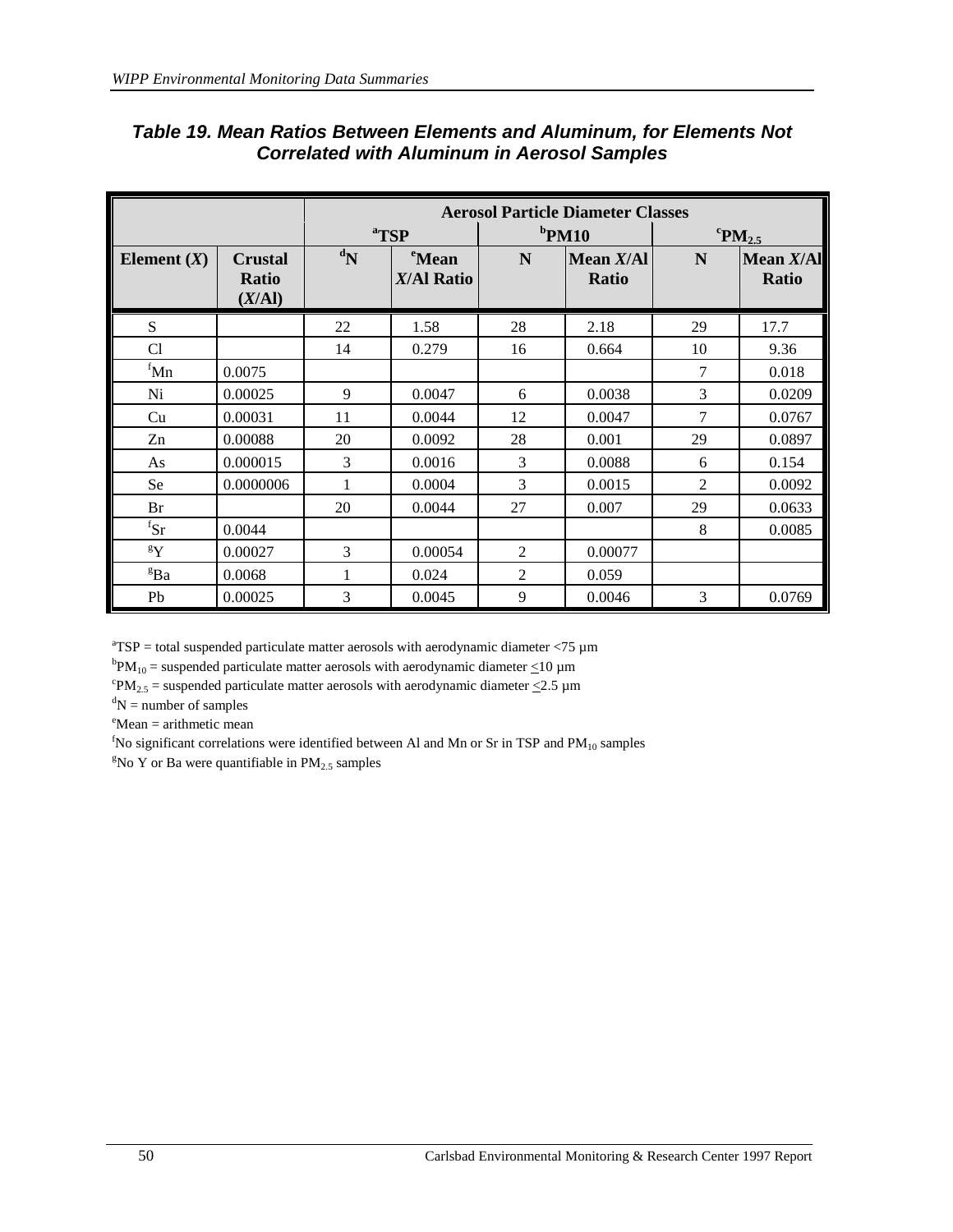## *Table 19. Mean Ratios Between Elements and Aluminum, for Elements Not Correlated with Aluminum in Aerosol Samples*

| | | Aerosol Particle Diameter Classes | | | | | |
|---|---|---|---|---|---|---|---|
| | | [a]TSP | | [b]PM10 | | [c]$PM_{2.5}$ | |
| **Element (*X*)** | **Crustal Ratio (*X*/Al)** | **[d]N** | **[e]Mean *X*/Al Ratio** | **N** | **Mean *X*/Al Ratio** | **N** | **Mean *X*/Al Ratio** |
| S | | 22 | 1.58 | 28 | 2.18 | 29 | 17.7 |
| Cl | | 14 | 0.279 | 16 | 0.664 | 10 | 9.36 |
| [f]Mn | 0.0075 | | | | | 7 | 0.018 |
| Ni | 0.00025 | 9 | 0.0047 | 6 | 0.0038 | 3 | 0.0209 |
| Cu | 0.00031 | 11 | 0.0044 | 12 | 0.0047 | 7 | 0.0767 |
| Zn | 0.00088 | 20 | 0.0092 | 28 | 0.001 | 29 | 0.0897 |
| As | 0.000015 | 3 | 0.0016 | 3 | 0.0088 | 6 | 0.154 |
| Se | 0.0000006 | 1 | 0.0004 | 3 | 0.0015 | 2 | 0.0092 |
| Br | | 20 | 0.0044 | 27 | 0.007 | 29 | 0.0633 |
| [f]Sr | 0.0044 | | | | | 8 | 0.0085 |
| [g]Y | 0.00027 | 3 | 0.00054 | 2 | 0.00077 | | |
| [g]Ba | 0.0068 | 1 | 0.024 | 2 | 0.059 | | |
| Pb | 0.00025 | 3 | 0.0045 | 9 | 0.0046 | 3 | 0.0769 |

[a]TSP = total suspended particulate matter aerosols with aerodynamic diameter <75 µm
[b]$PM_{10}$ = suspended particulate matter aerosols with aerodynamic diameter $\leq$10 µm
[c]$PM_{2.5}$ = suspended particulate matter aerosols with aerodynamic diameter $\leq$2.5 µm
[d]N = number of samples
[e]Mean = arithmetic mean
[f]No significant correlations were identified between Al and Mn or Sr in TSP and $PM_{10}$ samples
[g]No Y or Ba were quantifiable in $PM_{2.5}$ samples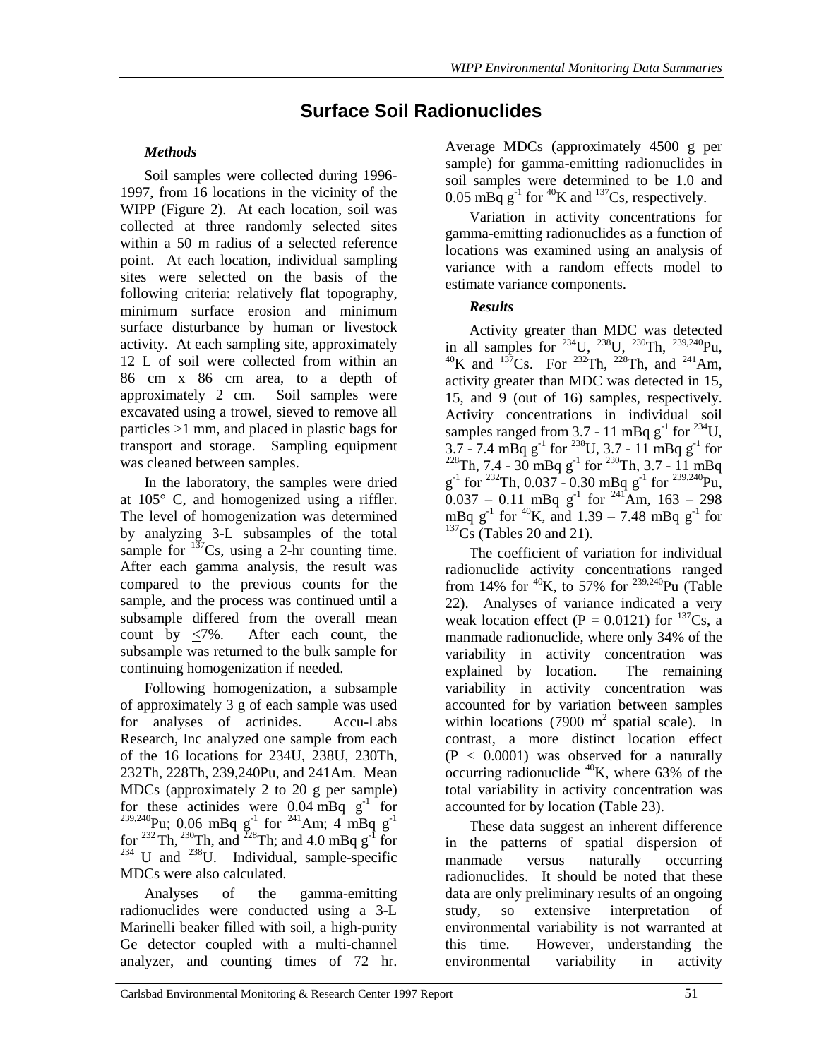# Surface Soil Radionuclides

### *Methods*

Soil samples were collected during 1996-1997, from 16 locations in the vicinity of the WIPP (Figure 2). At each location, soil was collected at three randomly selected sites within a 50 m radius of a selected reference point. At each location, individual sampling sites were selected on the basis of the following criteria: relatively flat topography, minimum surface erosion and minimum surface disturbance by human or livestock activity. At each sampling site, approximately 12 L of soil were collected from within an 86 cm x 86 cm area, to a depth of approximately 2 cm. Soil samples were excavated using a trowel, sieved to remove all particles >1 mm, and placed in plastic bags for transport and storage. Sampling equipment was cleaned between samples.

In the laboratory, the samples were dried at 105° C, and homogenized using a riffler. The level of homogenization was determined by analyzing 3-L subsamples of the total sample for $^{137}$Cs, using a 2-hr counting time. After each gamma analysis, the result was compared to the previous counts for the sample, and the process was continued until a subsample differed from the overall mean count by $\leq$7%. After each count, the subsample was returned to the bulk sample for continuing homogenization if needed.

Following homogenization, a subsample of approximately 3 g of each sample was used for analyses of actinides. Accu-Labs Research, Inc analyzed one sample from each of the 16 locations for 234U, 238U, 230Th, 232Th, 228Th, 239,240Pu, and 241Am. Mean MDCs (approximately 2 to 20 g per sample) for these actinides were 0.04 mBq g$^{-1}$ for $^{239,240}$Pu; 0.06 mBq g$^{-1}$ for $^{241}$Am; 4 mBq g$^{-1}$ for $^{232}$Th, $^{230}$Th, and $^{228}$Th; and 4.0 mBq g$^{-1}$ for $^{234}$U and $^{238}$U. Individual, sample-specific MDCs were also calculated.

Analyses of the gamma-emitting radionuclides were conducted using a 3-L Marinelli beaker filled with soil, a high-purity Ge detector coupled with a multi-channel analyzer, and counting times of 72 hr. Average MDCs (approximately 4500 g per sample) for gamma-emitting radionuclides in soil samples were determined to be 1.0 and 0.05 mBq g$^{-1}$ for $^{40}$K and $^{137}$Cs, respectively.

Variation in activity concentrations for gamma-emitting radionuclides as a function of locations was examined using an analysis of variance with a random effects model to estimate variance components.

### *Results*

Activity greater than MDC was detected in all samples for $^{234}$U, $^{238}$U, $^{230}$Th, $^{239,240}$Pu, $^{40}$K and $^{137}$Cs. For $^{232}$Th, $^{228}$Th, and $^{241}$Am, activity greater than MDC was detected in 15, 15, and 9 (out of 16) samples, respectively. Activity concentrations in individual soil samples ranged from 3.7 - 11 mBq g$^{-1}$ for $^{234}$U, 3.7 - 7.4 mBq g$^{-1}$ for $^{238}$U, 3.7 - 11 mBq g$^{-1}$ for $^{228}$Th, 7.4 - 30 mBq g$^{-1}$ for $^{230}$Th, 3.7 - 11 mBq g$^{-1}$ for $^{232}$Th, 0.037 - 0.30 mBq g$^{-1}$ for $^{239,240}$Pu, 0.037 – 0.11 mBq g$^{-1}$ for $^{241}$Am, 163 – 298 mBq g$^{-1}$ for $^{40}$K, and 1.39 – 7.48 mBq g$^{-1}$ for $^{137}$Cs (Tables 20 and 21).

The coefficient of variation for individual radionuclide activity concentrations ranged from 14% for $^{40}$K, to 57% for $^{239,240}$Pu (Table 22). Analyses of variance indicated a very weak location effect ($P = 0.0121$) for $^{137}$Cs, a manmade radionuclide, where only 34% of the variability in activity concentration was explained by location. The remaining variability in activity concentration was accounted for by variation between samples within locations (7900 m$^2$ spatial scale). In contrast, a more distinct location effect ($P < 0.0001$) was observed for a naturally occurring radionuclide $^{40}$K, where 63% of the total variability in activity concentration was accounted for by location (Table 23).

These data suggest an inherent difference in the patterns of spatial dispersion of manmade versus naturally occurring radionuclides. It should be noted that these data are only preliminary results of an ongoing study, so extensive interpretation of environmental variability is not warranted at this time. However, understanding the environmental variability in activity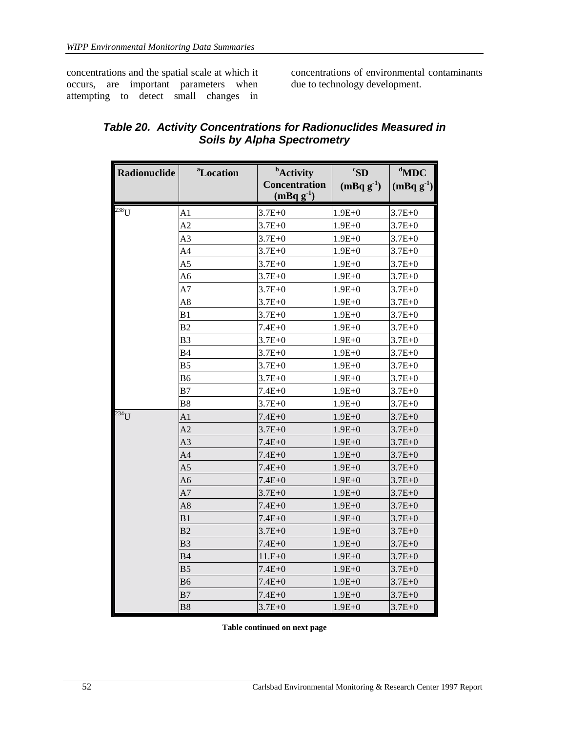concentrations and the spatial scale at which it occurs, are important parameters when attempting to detect small changes in concentrations of environmental contaminants due to technology development.

### *Table 20. Activity Concentrations for Radionuclides Measured in Soils by Alpha Spectrometry*

| Radionuclide | [a]Location | [b]Activity Concentration (mBq $g^{-1}$) | [c]SD (mBq $g^{-1}$) | [d]MDC (mBq $g^{-1}$) |
|---|---|---|---|---|
| $^{238}U$ | A1 | 3.7E+0 | 1.9E+0 | 3.7E+0 |
| | A2 | 3.7E+0 | 1.9E+0 | 3.7E+0 |
| | A3 | 3.7E+0 | 1.9E+0 | 3.7E+0 |
| | A4 | 3.7E+0 | 1.9E+0 | 3.7E+0 |
| | A5 | 3.7E+0 | 1.9E+0 | 3.7E+0 |
| | A6 | 3.7E+0 | 1.9E+0 | 3.7E+0 |
| | A7 | 3.7E+0 | 1.9E+0 | 3.7E+0 |
| | A8 | 3.7E+0 | 1.9E+0 | 3.7E+0 |
| | B1 | 3.7E+0 | 1.9E+0 | 3.7E+0 |
| | B2 | 7.4E+0 | 1.9E+0 | 3.7E+0 |
| | B3 | 3.7E+0 | 1.9E+0 | 3.7E+0 |
| | B4 | 3.7E+0 | 1.9E+0 | 3.7E+0 |
| | B5 | 3.7E+0 | 1.9E+0 | 3.7E+0 |
| | B6 | 3.7E+0 | 1.9E+0 | 3.7E+0 |
| | B7 | 7.4E+0 | 1.9E+0 | 3.7E+0 |
| | B8 | 3.7E+0 | 1.9E+0 | 3.7E+0 |
| $^{234}U$ | A1 | 7.4E+0 | 1.9E+0 | 3.7E+0 |
| | A2 | 3.7E+0 | 1.9E+0 | 3.7E+0 |
| | A3 | 7.4E+0 | 1.9E+0 | 3.7E+0 |
| | A4 | 7.4E+0 | 1.9E+0 | 3.7E+0 |
| | A5 | 7.4E+0 | 1.9E+0 | 3.7E+0 |
| | A6 | 7.4E+0 | 1.9E+0 | 3.7E+0 |
| | A7 | 3.7E+0 | 1.9E+0 | 3.7E+0 |
| | A8 | 7.4E+0 | 1.9E+0 | 3.7E+0 |
| | B1 | 7.4E+0 | 1.9E+0 | 3.7E+0 |
| | B2 | 3.7E+0 | 1.9E+0 | 3.7E+0 |
| | B3 | 7.4E+0 | 1.9E+0 | 3.7E+0 |
| | B4 | 11.E+0 | 1.9E+0 | 3.7E+0 |
| | B5 | 7.4E+0 | 1.9E+0 | 3.7E+0 |
| | B6 | 7.4E+0 | 1.9E+0 | 3.7E+0 |
| | B7 | 7.4E+0 | 1.9E+0 | 3.7E+0 |
| | B8 | 3.7E+0 | 1.9E+0 | 3.7E+0 |

**Table continued on next page**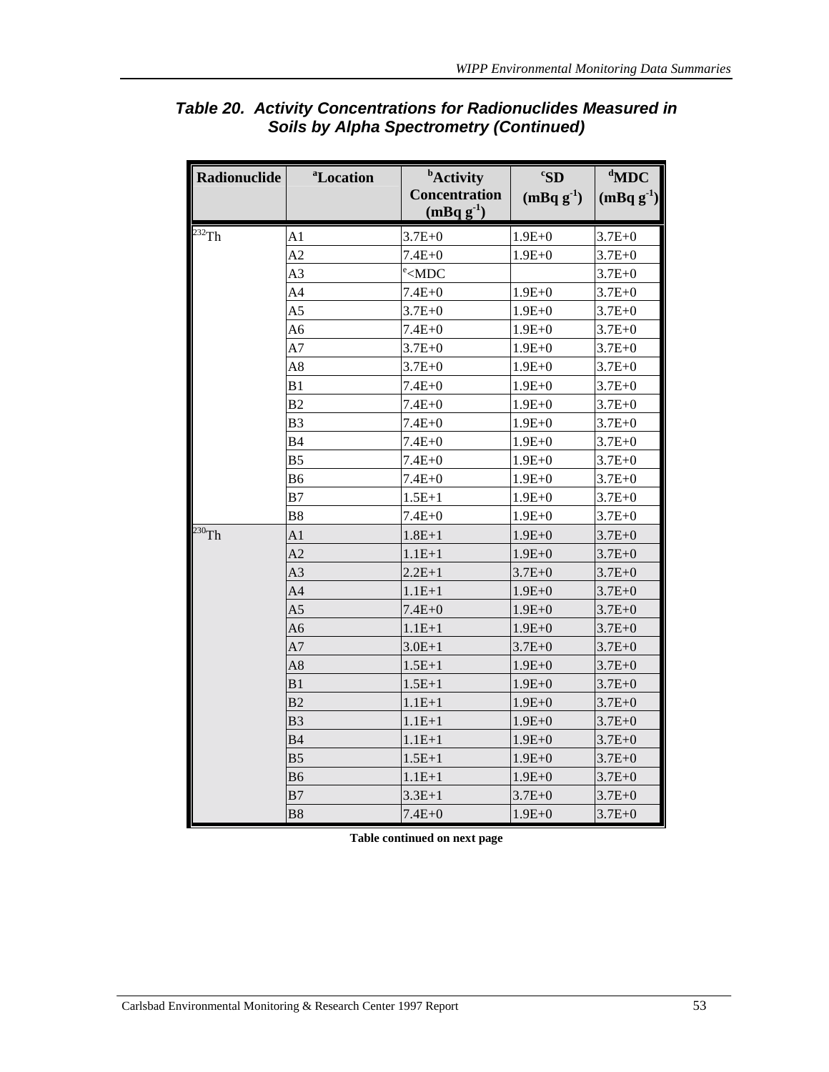## Table 20. Activity Concentrations for Radionuclides Measured in Soils by Alpha Spectrometry (Continued)

| Radionuclide | [a]Location | [b]Activity Concentration (mBq g$^{-1}$) | [c]SD (mBq g$^{-1}$) | [d]MDC (mBq g$^{-1}$) |
|---|---|---|---|---|
| $^{232}$Th | A1 | 3.7E+0 | 1.9E+0 | 3.7E+0 |
| | A2 | 7.4E+0 | 1.9E+0 | 3.7E+0 |
| | A3 | [e]<MDC | | 3.7E+0 |
| | A4 | 7.4E+0 | 1.9E+0 | 3.7E+0 |
| | A5 | 3.7E+0 | 1.9E+0 | 3.7E+0 |
| | A6 | 7.4E+0 | 1.9E+0 | 3.7E+0 |
| | A7 | 3.7E+0 | 1.9E+0 | 3.7E+0 |
| | A8 | 3.7E+0 | 1.9E+0 | 3.7E+0 |
| | B1 | 7.4E+0 | 1.9E+0 | 3.7E+0 |
| | B2 | 7.4E+0 | 1.9E+0 | 3.7E+0 |
| | B3 | 7.4E+0 | 1.9E+0 | 3.7E+0 |
| | B4 | 7.4E+0 | 1.9E+0 | 3.7E+0 |
| | B5 | 7.4E+0 | 1.9E+0 | 3.7E+0 |
| | B6 | 7.4E+0 | 1.9E+0 | 3.7E+0 |
| | B7 | 1.5E+1 | 1.9E+0 | 3.7E+0 |
| | B8 | 7.4E+0 | 1.9E+0 | 3.7E+0 |
| $^{230}$Th | A1 | 1.8E+1 | 1.9E+0 | 3.7E+0 |
| | A2 | 1.1E+1 | 1.9E+0 | 3.7E+0 |
| | A3 | 2.2E+1 | 3.7E+0 | 3.7E+0 |
| | A4 | 1.1E+1 | 1.9E+0 | 3.7E+0 |
| | A5 | 7.4E+0 | 1.9E+0 | 3.7E+0 |
| | A6 | 1.1E+1 | 1.9E+0 | 3.7E+0 |
| | A7 | 3.0E+1 | 3.7E+0 | 3.7E+0 |
| | A8 | 1.5E+1 | 1.9E+0 | 3.7E+0 |
| | B1 | 1.5E+1 | 1.9E+0 | 3.7E+0 |
| | B2 | 1.1E+1 | 1.9E+0 | 3.7E+0 |
| | B3 | 1.1E+1 | 1.9E+0 | 3.7E+0 |
| | B4 | 1.1E+1 | 1.9E+0 | 3.7E+0 |
| | B5 | 1.5E+1 | 1.9E+0 | 3.7E+0 |
| | B6 | 1.1E+1 | 1.9E+0 | 3.7E+0 |
| | B7 | 3.3E+1 | 3.7E+0 | 3.7E+0 |
| | B8 | 7.4E+0 | 1.9E+0 | 3.7E+0 |

**Table continued on next page**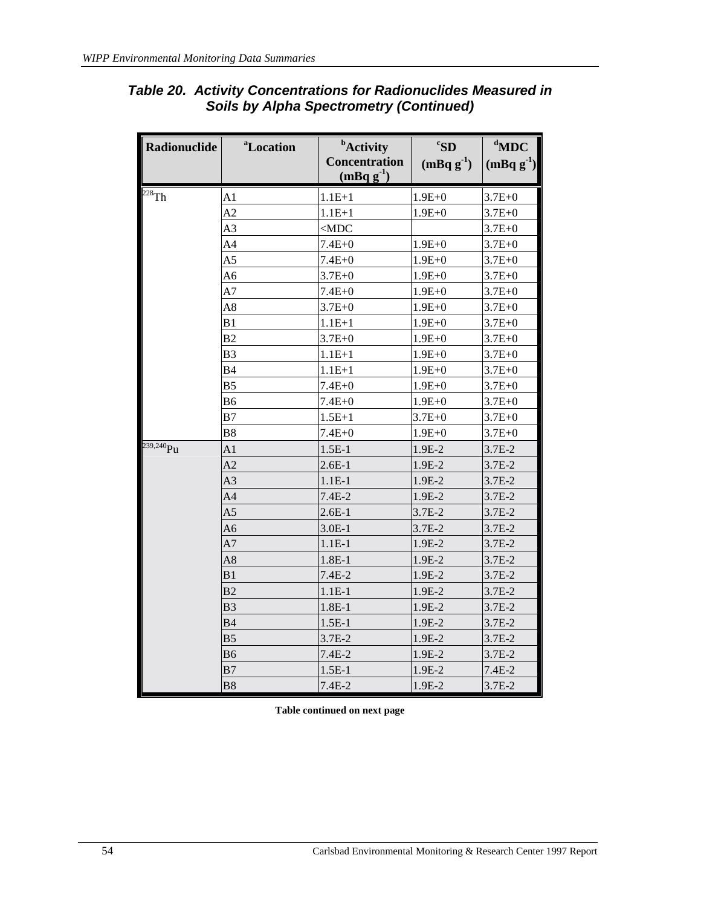## Table 20. Activity Concentrations for Radionuclides Measured in Soils by Alpha Spectrometry (Continued)

| Radionuclide | [a]Location | [b]Activity Concentration (mBq $g^{-1}$) | [c]SD (mBq $g^{-1}$) | [d]MDC (mBq $g^{-1}$) |
|---|---|---|---|---|
| $^{228}$Th | A1 | 1.1E+1 | 1.9E+0 | 3.7E+0 |
| | A2 | 1.1E+1 | 1.9E+0 | 3.7E+0 |
| | A3 | <MDC | | 3.7E+0 |
| | A4 | 7.4E+0 | 1.9E+0 | 3.7E+0 |
| | A5 | 7.4E+0 | 1.9E+0 | 3.7E+0 |
| | A6 | 3.7E+0 | 1.9E+0 | 3.7E+0 |
| | A7 | 7.4E+0 | 1.9E+0 | 3.7E+0 |
| | A8 | 3.7E+0 | 1.9E+0 | 3.7E+0 |
| | B1 | 1.1E+1 | 1.9E+0 | 3.7E+0 |
| | B2 | 3.7E+0 | 1.9E+0 | 3.7E+0 |
| | B3 | 1.1E+1 | 1.9E+0 | 3.7E+0 |
| | B4 | 1.1E+1 | 1.9E+0 | 3.7E+0 |
| | B5 | 7.4E+0 | 1.9E+0 | 3.7E+0 |
| | B6 | 7.4E+0 | 1.9E+0 | 3.7E+0 |
| | B7 | 1.5E+1 | 3.7E+0 | 3.7E+0 |
| | B8 | 7.4E+0 | 1.9E+0 | 3.7E+0 |
| $^{239,240}$Pu | A1 | 1.5E-1 | 1.9E-2 | 3.7E-2 |
| | A2 | 2.6E-1 | 1.9E-2 | 3.7E-2 |
| | A3 | 1.1E-1 | 1.9E-2 | 3.7E-2 |
| | A4 | 7.4E-2 | 1.9E-2 | 3.7E-2 |
| | A5 | 2.6E-1 | 3.7E-2 | 3.7E-2 |
| | A6 | 3.0E-1 | 3.7E-2 | 3.7E-2 |
| | A7 | 1.1E-1 | 1.9E-2 | 3.7E-2 |
| | A8 | 1.8E-1 | 1.9E-2 | 3.7E-2 |
| | B1 | 7.4E-2 | 1.9E-2 | 3.7E-2 |
| | B2 | 1.1E-1 | 1.9E-2 | 3.7E-2 |
| | B3 | 1.8E-1 | 1.9E-2 | 3.7E-2 |
| | B4 | 1.5E-1 | 1.9E-2 | 3.7E-2 |
| | B5 | 3.7E-2 | 1.9E-2 | 3.7E-2 |
| | B6 | 7.4E-2 | 1.9E-2 | 3.7E-2 |
| | B7 | 1.5E-1 | 1.9E-2 | 7.4E-2 |
| | B8 | 7.4E-2 | 1.9E-2 | 3.7E-2 |

**Table continued on next page**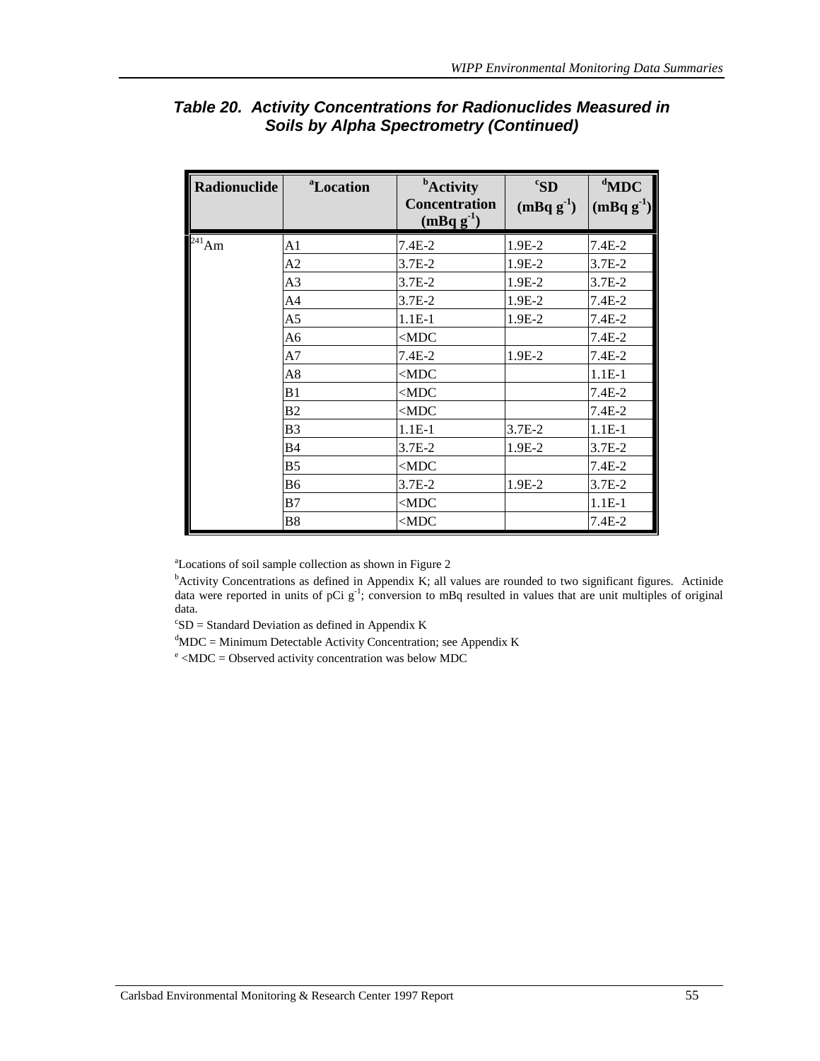### *Table 20. Activity Concentrations for Radionuclides Measured in Soils by Alpha Spectrometry (Continued)*

| Radionuclide | [a]Location | [b]Activity Concentration (mBq $g^{-1}$) | [c]SD (mBq $g^{-1}$) | [d]MDC (mBq $g^{-1}$) |
|---|---|---|---|---|
| $^{241}$Am | A1 | 7.4E-2 | 1.9E-2 | 7.4E-2 |
| | A2 | 3.7E-2 | 1.9E-2 | 3.7E-2 |
| | A3 | 3.7E-2 | 1.9E-2 | 3.7E-2 |
| | A4 | 3.7E-2 | 1.9E-2 | 7.4E-2 |
| | A5 | 1.1E-1 | 1.9E-2 | 7.4E-2 |
| | A6 | <MDC | | 7.4E-2 |
| | A7 | 7.4E-2 | 1.9E-2 | 7.4E-2 |
| | A8 | <MDC | | 1.1E-1 |
| | B1 | <MDC | | 7.4E-2 |
| | B2 | <MDC | | 7.4E-2 |
| | B3 | 1.1E-1 | 3.7E-2 | 1.1E-1 |
| | B4 | 3.7E-2 | 1.9E-2 | 3.7E-2 |
| | B5 | <MDC | | 7.4E-2 |
| | B6 | 3.7E-2 | 1.9E-2 | 3.7E-2 |
| | B7 | <MDC | | 1.1E-1 |
| | B8 | <MDC | | 7.4E-2 |

[a]Locations of soil sample collection as shown in Figure 2

[b]Activity Concentrations as defined in Appendix K; all values are rounded to two significant figures. Actinide data were reported in units of pCi $g^{-1}$; conversion to mBq resulted in values that are unit multiples of original data.

[c]SD = Standard Deviation as defined in Appendix K

[d]MDC = Minimum Detectable Activity Concentration; see Appendix K

[e] <MDC = Observed activity concentration was below MDC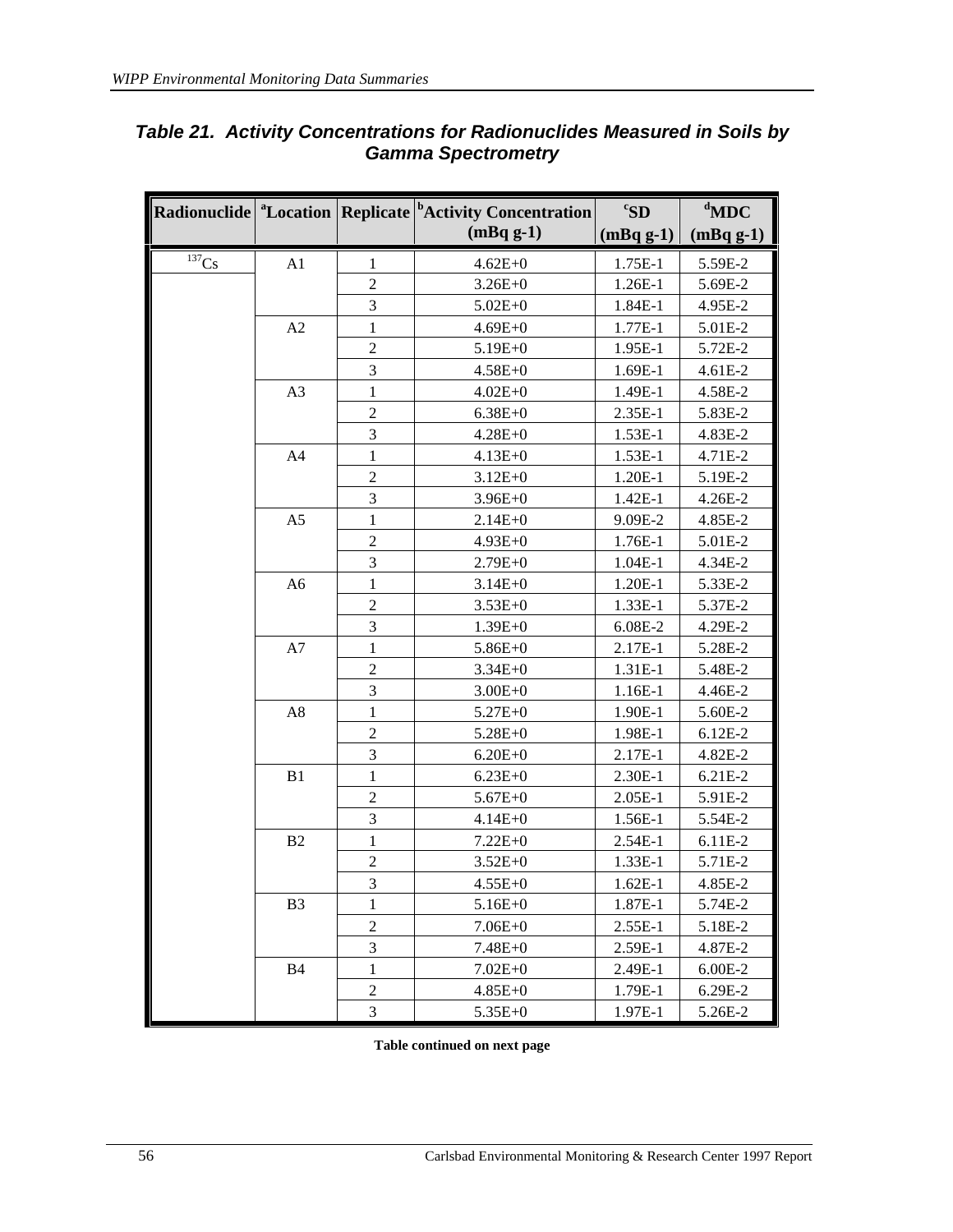## *Table 21. Activity Concentrations for Radionuclides Measured in Soils by Gamma Spectrometry*

| Radionuclide | [a]Location | Replicate | [b]Activity Concentration (mBq g-1) | [c]SD (mBq g-1) | [d]MDC (mBq g-1) |
|---|---|---|---|---|---|
| $^{137}Cs$ | A1 | 1 | 4.62E+0 | 1.75E-1 | 5.59E-2 |
| | | 2 | 3.26E+0 | 1.26E-1 | 5.69E-2 |
| | | 3 | 5.02E+0 | 1.84E-1 | 4.95E-2 |
| | A2 | 1 | 4.69E+0 | 1.77E-1 | 5.01E-2 |
| | | 2 | 5.19E+0 | 1.95E-1 | 5.72E-2 |
| | | 3 | 4.58E+0 | 1.69E-1 | 4.61E-2 |
| | A3 | 1 | 4.02E+0 | 1.49E-1 | 4.58E-2 |
| | | 2 | 6.38E+0 | 2.35E-1 | 5.83E-2 |
| | | 3 | 4.28E+0 | 1.53E-1 | 4.83E-2 |
| | A4 | 1 | 4.13E+0 | 1.53E-1 | 4.71E-2 |
| | | 2 | 3.12E+0 | 1.20E-1 | 5.19E-2 |
| | | 3 | 3.96E+0 | 1.42E-1 | 4.26E-2 |
| | A5 | 1 | 2.14E+0 | 9.09E-2 | 4.85E-2 |
| | | 2 | 4.93E+0 | 1.76E-1 | 5.01E-2 |
| | | 3 | 2.79E+0 | 1.04E-1 | 4.34E-2 |
| | A6 | 1 | 3.14E+0 | 1.20E-1 | 5.33E-2 |
| | | 2 | 3.53E+0 | 1.33E-1 | 5.37E-2 |
| | | 3 | 1.39E+0 | 6.08E-2 | 4.29E-2 |
| | A7 | 1 | 5.86E+0 | 2.17E-1 | 5.28E-2 |
| | | 2 | 3.34E+0 | 1.31E-1 | 5.48E-2 |
| | | 3 | 3.00E+0 | 1.16E-1 | 4.46E-2 |
| | A8 | 1 | 5.27E+0 | 1.90E-1 | 5.60E-2 |
| | | 2 | 5.28E+0 | 1.98E-1 | 6.12E-2 |
| | | 3 | 6.20E+0 | 2.17E-1 | 4.82E-2 |
| | B1 | 1 | 6.23E+0 | 2.30E-1 | 6.21E-2 |
| | | 2 | 5.67E+0 | 2.05E-1 | 5.91E-2 |
| | | 3 | 4.14E+0 | 1.56E-1 | 5.54E-2 |
| | B2 | 1 | 7.22E+0 | 2.54E-1 | 6.11E-2 |
| | | 2 | 3.52E+0 | 1.33E-1 | 5.71E-2 |
| | | 3 | 4.55E+0 | 1.62E-1 | 4.85E-2 |
| | B3 | 1 | 5.16E+0 | 1.87E-1 | 5.74E-2 |
| | | 2 | 7.06E+0 | 2.55E-1 | 5.18E-2 |
| | | 3 | 7.48E+0 | 2.59E-1 | 4.87E-2 |
| | B4 | 1 | 7.02E+0 | 2.49E-1 | 6.00E-2 |
| | | 2 | 4.85E+0 | 1.79E-1 | 6.29E-2 |
| | | 3 | 5.35E+0 | 1.97E-1 | 5.26E-2 |

**Table continued on next page**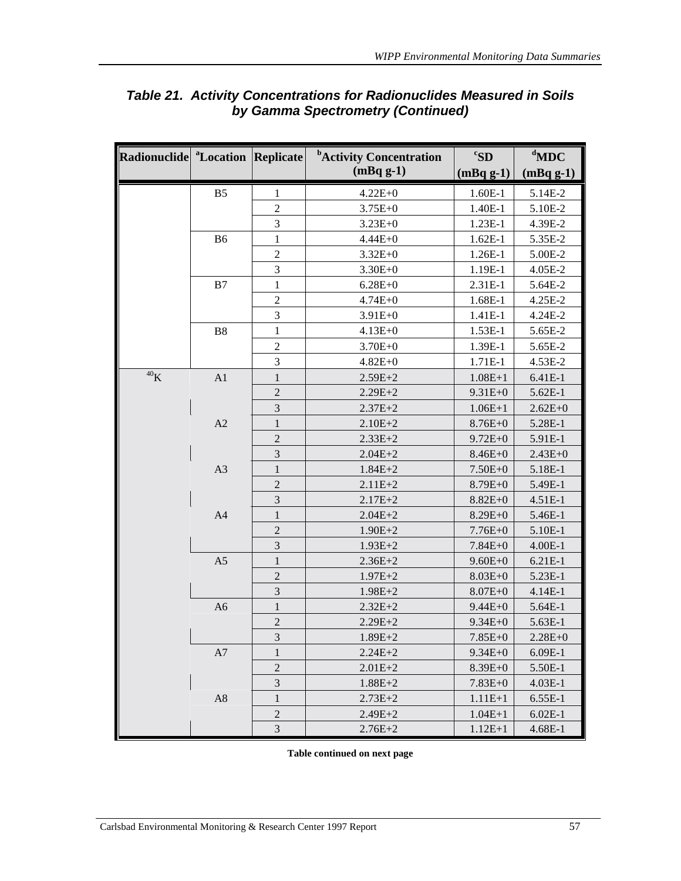## Table 21. Activity Concentrations for Radionuclides Measured in Soils by Gamma Spectrometry (Continued)

| Radionuclide | [a]Location | Replicate | [b]Activity Concentration (mBq g-1) | [c]SD (mBq g-1) | [d]MDC (mBq g-1) |
|---|---|---|---|---|---|
| | B5 | 1 | 4.22E+0 | 1.60E-1 | 5.14E-2 |
| | | 2 | 3.75E+0 | 1.40E-1 | 5.10E-2 |
| | | 3 | 3.23E+0 | 1.23E-1 | 4.39E-2 |
| | B6 | 1 | 4.44E+0 | 1.62E-1 | 5.35E-2 |
| | | 2 | 3.32E+0 | 1.26E-1 | 5.00E-2 |
| | | 3 | 3.30E+0 | 1.19E-1 | 4.05E-2 |
| | B7 | 1 | 6.28E+0 | 2.31E-1 | 5.64E-2 |
| | | 2 | 4.74E+0 | 1.68E-1 | 4.25E-2 |
| | | 3 | 3.91E+0 | 1.41E-1 | 4.24E-2 |
| | B8 | 1 | 4.13E+0 | 1.53E-1 | 5.65E-2 |
| | | 2 | 3.70E+0 | 1.39E-1 | 5.65E-2 |
| | | 3 | 4.82E+0 | 1.71E-1 | 4.53E-2 |
| $^{40}K$ | A1 | 1 | 2.59E+2 | 1.08E+1 | 6.41E-1 |
| | | 2 | 2.29E+2 | 9.31E+0 | 5.62E-1 |
| | | 3 | 2.37E+2 | 1.06E+1 | 2.62E+0 |
| | A2 | 1 | 2.10E+2 | 8.76E+0 | 5.28E-1 |
| | | 2 | 2.33E+2 | 9.72E+0 | 5.91E-1 |
| | | 3 | 2.04E+2 | 8.46E+0 | 2.43E+0 |
| | A3 | 1 | 1.84E+2 | 7.50E+0 | 5.18E-1 |
| | | 2 | 2.11E+2 | 8.79E+0 | 5.49E-1 |
| | | 3 | 2.17E+2 | 8.82E+0 | 4.51E-1 |
| | A4 | 1 | 2.04E+2 | 8.29E+0 | 5.46E-1 |
| | | 2 | 1.90E+2 | 7.76E+0 | 5.10E-1 |
| | | 3 | 1.93E+2 | 7.84E+0 | 4.00E-1 |
| | A5 | 1 | 2.36E+2 | 9.60E+0 | 6.21E-1 |
| | | 2 | 1.97E+2 | 8.03E+0 | 5.23E-1 |
| | | 3 | 1.98E+2 | 8.07E+0 | 4.14E-1 |
| | A6 | 1 | 2.32E+2 | 9.44E+0 | 5.64E-1 |
| | | 2 | 2.29E+2 | 9.34E+0 | 5.63E-1 |
| | | 3 | 1.89E+2 | 7.85E+0 | 2.28E+0 |
| | A7 | 1 | 2.24E+2 | 9.34E+0 | 6.09E-1 |
| | | 2 | 2.01E+2 | 8.39E+0 | 5.50E-1 |
| | | 3 | 1.88E+2 | 7.83E+0 | 4.03E-1 |
| | A8 | 1 | 2.73E+2 | 1.11E+1 | 6.55E-1 |
| | | 2 | 2.49E+2 | 1.04E+1 | 6.02E-1 |
| | | 3 | 2.76E+2 | 1.12E+1 | 4.68E-1 |

**Table continued on next page**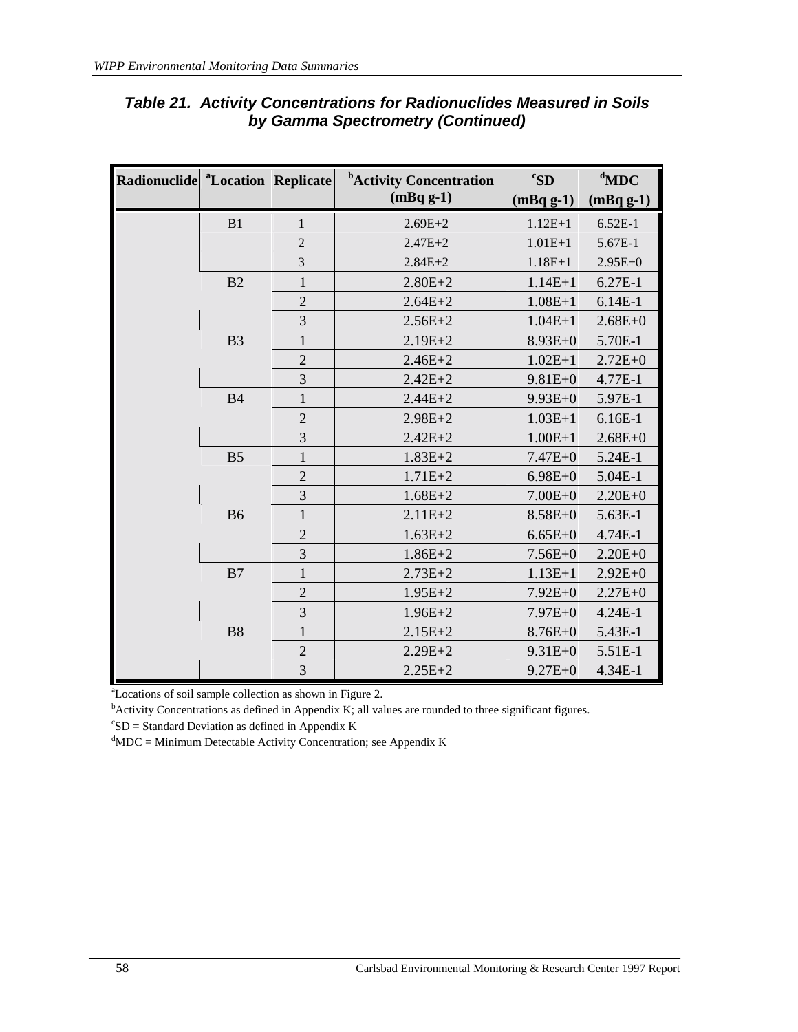### *Table 21. Activity Concentrations for Radionuclides Measured in Soils by Gamma Spectrometry (Continued)*

| Radionuclide | [a]Location | Replicate | [b]Activity Concentration (mBq g-1) | [c]SD (mBq g-1) | [d]MDC (mBq g-1) |
|---|---|---|---|---|---|
| | B1 | 1 | 2.69E+2 | 1.12E+1 | 6.52E-1 |
| | | 2 | 2.47E+2 | 1.01E+1 | 5.67E-1 |
| | | 3 | 2.84E+2 | 1.18E+1 | 2.95E+0 |
| | B2 | 1 | 2.80E+2 | 1.14E+1 | 6.27E-1 |
| | | 2 | 2.64E+2 | 1.08E+1 | 6.14E-1 |
| | | 3 | 2.56E+2 | 1.04E+1 | 2.68E+0 |
| | B3 | 1 | 2.19E+2 | 8.93E+0 | 5.70E-1 |
| | | 2 | 2.46E+2 | 1.02E+1 | 2.72E+0 |
| | | 3 | 2.42E+2 | 9.81E+0 | 4.77E-1 |
| | B4 | 1 | 2.44E+2 | 9.93E+0 | 5.97E-1 |
| | | 2 | 2.98E+2 | 1.03E+1 | 6.16E-1 |
| | | 3 | 2.42E+2 | 1.00E+1 | 2.68E+0 |
| | B5 | 1 | 1.83E+2 | 7.47E+0 | 5.24E-1 |
| | | 2 | 1.71E+2 | 6.98E+0 | 5.04E-1 |
| | | 3 | 1.68E+2 | 7.00E+0 | 2.20E+0 |
| | B6 | 1 | 2.11E+2 | 8.58E+0 | 5.63E-1 |
| | | 2 | 1.63E+2 | 6.65E+0 | 4.74E-1 |
| | | 3 | 1.86E+2 | 7.56E+0 | 2.20E+0 |
| | B7 | 1 | 2.73E+2 | 1.13E+1 | 2.92E+0 |
| | | 2 | 1.95E+2 | 7.92E+0 | 2.27E+0 |
| | | 3 | 1.96E+2 | 7.97E+0 | 4.24E-1 |
| | B8 | 1 | 2.15E+2 | 8.76E+0 | 5.43E-1 |
| | | 2 | 2.29E+2 | 9.31E+0 | 5.51E-1 |
| | | 3 | 2.25E+2 | 9.27E+0 | 4.34E-1 |

[a]Locations of soil sample collection as shown in Figure 2.
[b]Activity Concentrations as defined in Appendix K; all values are rounded to three significant figures.
[c]SD = Standard Deviation as defined in Appendix K
[d]MDC = Minimum Detectable Activity Concentration; see Appendix K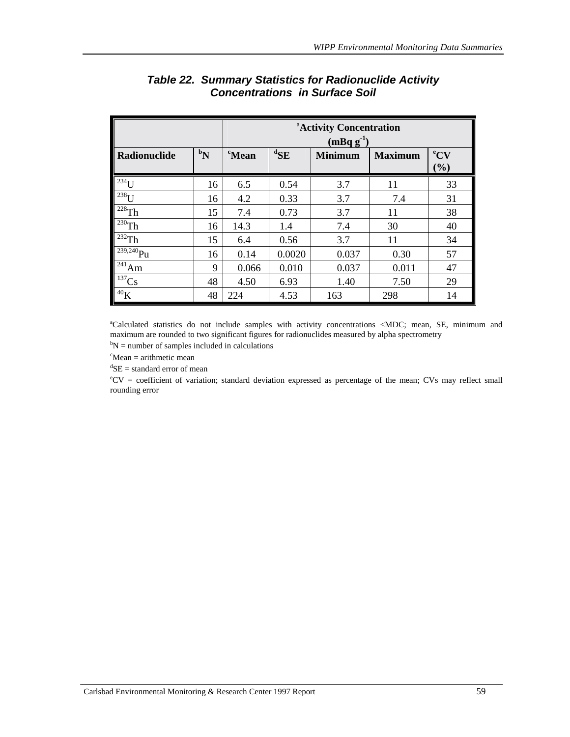### Table 22. Summary Statistics for Radionuclide Activity Concentrations in Surface Soil

| | | [a]Activity Concentration (mBq $g^{-1}$) | | | | |
|---|---|---|---|---|---|---|
| Radionuclide | [b]N | [c]Mean | [d]SE | Minimum | Maximum | [e]CV (%) |
| $^{234}$U | 16 | 6.5 | 0.54 | 3.7 | 11 | 33 |
| $^{238}$U | 16 | 4.2 | 0.33 | 3.7 | 7.4 | 31 |
| $^{228}$Th | 15 | 7.4 | 0.73 | 3.7 | 11 | 38 |
| $^{230}$Th | 16 | 14.3 | 1.4 | 7.4 | 30 | 40 |
| $^{232}$Th | 15 | 6.4 | 0.56 | 3.7 | 11 | 34 |
| $^{239,240}$Pu | 16 | 0.14 | 0.0020 | 0.037 | 0.30 | 57 |
| $^{241}$Am | 9 | 0.066 | 0.010 | 0.037 | 0.011 | 47 |
| $^{137}$Cs | 48 | 4.50 | 6.93 | 1.40 | 7.50 | 29 |
| $^{40}$K | 48 | 224 | 4.53 | 163 | 298 | 14 |

[a]Calculated statistics do not include samples with activity concentrations <MDC; mean, SE, minimum and maximum are rounded to two significant figures for radionuclides measured by alpha spectrometry

[b]N = number of samples included in calculations

[c]Mean = arithmetic mean

[d]SE = standard error of mean

[e]CV = coefficient of variation; standard deviation expressed as percentage of the mean; CVs may reflect small rounding error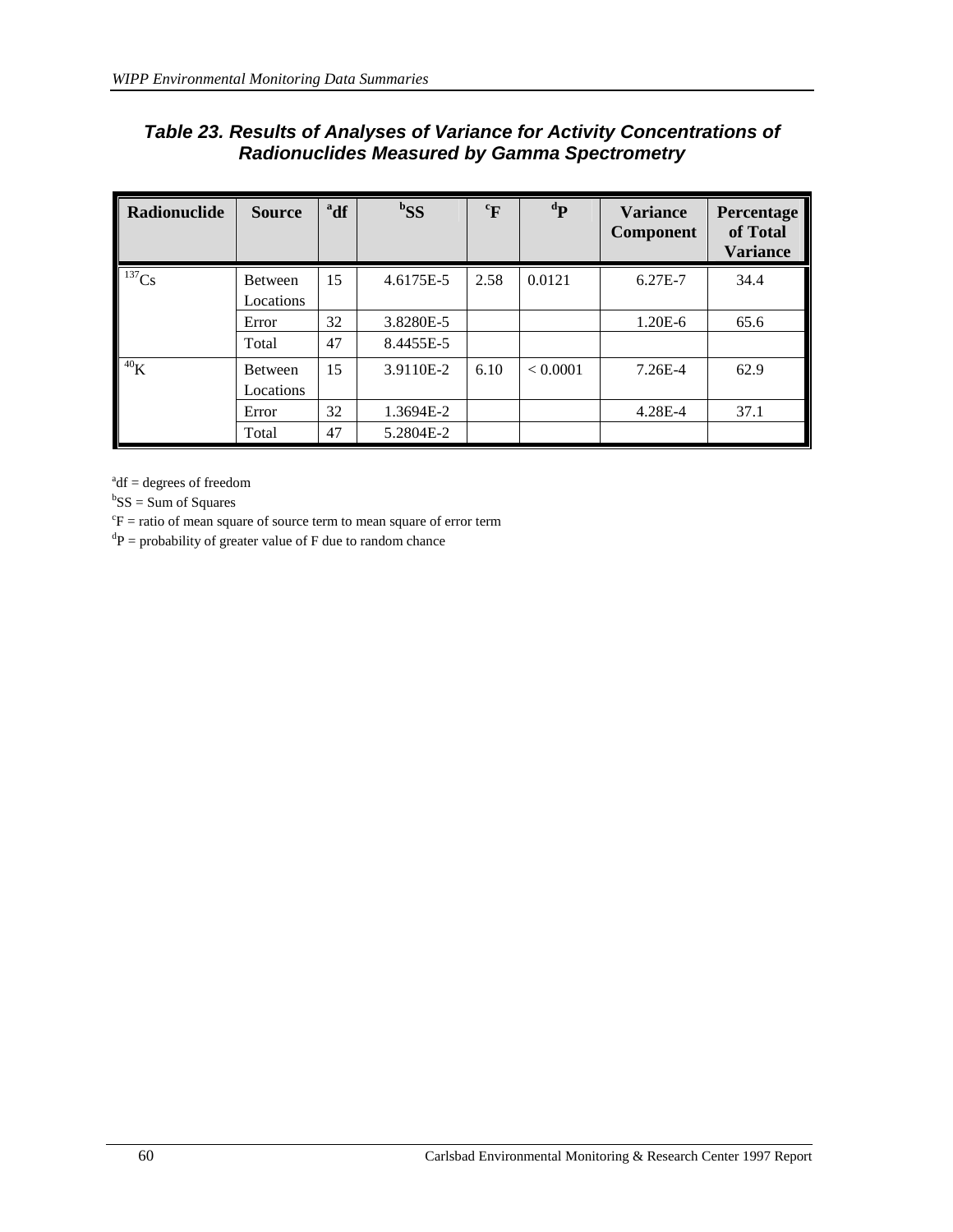### Table 23. Results of Analyses of Variance for Activity Concentrations of Radionuclides Measured by Gamma Spectrometry

| Radionuclide | Source | [a]df | [b]SS | [c]F | [d]P | Variance Component | Percentage of Total Variance |
|---|---|---|---|---|---|---|---|
| $^{137}Cs$ | Between Locations | 15 | 4.6175E-5 | 2.58 | 0.0121 | 6.27E-7 | 34.4 |
| | Error | 32 | 3.8280E-5 | | | 1.20E-6 | 65.6 |
| | Total | 47 | 8.4455E-5 | | | | |
| $^{40}K$ | Between Locations | 15 | 3.9110E-2 | 6.10 | < 0.0001 | 7.26E-4 | 62.9 |
| | Error | 32 | 1.3694E-2 | | | 4.28E-4 | 37.1 |
| | Total | 47 | 5.2804E-2 | | | | |

[a]df = degrees of freedom
[b]SS = Sum of Squares
[c]F = ratio of mean square of source term to mean square of error term
[d]P = probability of greater value of F due to random chance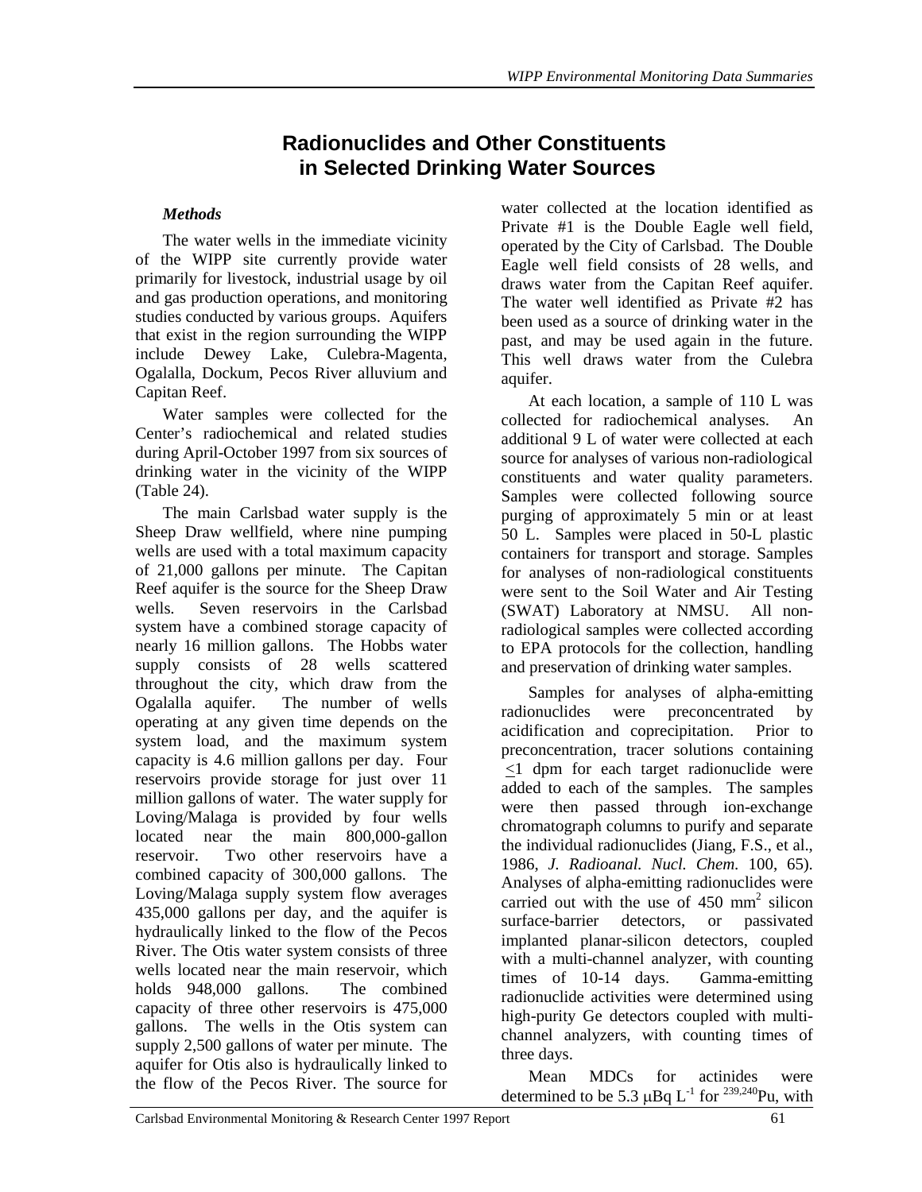# Radionuclides and Other Constituents in Selected Drinking Water Sources

*Methods*

The water wells in the immediate vicinity of the WIPP site currently provide water primarily for livestock, industrial usage by oil and gas production operations, and monitoring studies conducted by various groups. Aquifers that exist in the region surrounding the WIPP include Dewey Lake, Culebra-Magenta, Ogalalla, Dockum, Pecos River alluvium and Capitan Reef.

Water samples were collected for the Center's radiochemical and related studies during April-October 1997 from six sources of drinking water in the vicinity of the WIPP (Table 24).

The main Carlsbad water supply is the Sheep Draw wellfield, where nine pumping wells are used with a total maximum capacity of 21,000 gallons per minute. The Capitan Reef aquifer is the source for the Sheep Draw wells. Seven reservoirs in the Carlsbad system have a combined storage capacity of nearly 16 million gallons. The Hobbs water supply consists of 28 wells scattered throughout the city, which draw from the Ogalalla aquifer. The number of wells operating at any given time depends on the system load, and the maximum system capacity is 4.6 million gallons per day. Four reservoirs provide storage for just over 11 million gallons of water. The water supply for Loving/Malaga is provided by four wells located near the main 800,000-gallon reservoir. Two other reservoirs have a combined capacity of 300,000 gallons. The Loving/Malaga supply system flow averages 435,000 gallons per day, and the aquifer is hydraulically linked to the flow of the Pecos River. The Otis water system consists of three wells located near the main reservoir, which holds 948,000 gallons. The combined capacity of three other reservoirs is 475,000 gallons. The wells in the Otis system can supply 2,500 gallons of water per minute. The aquifer for Otis also is hydraulically linked to the flow of the Pecos River. The source for water collected at the location identified as Private #1 is the Double Eagle well field, operated by the City of Carlsbad. The Double Eagle well field consists of 28 wells, and draws water from the Capitan Reef aquifer. The water well identified as Private #2 has been used as a source of drinking water in the past, and may be used again in the future. This well draws water from the Culebra aquifer.

At each location, a sample of 110 L was collected for radiochemical analyses. An additional 9 L of water were collected at each source for analyses of various non-radiological constituents and water quality parameters. Samples were collected following source purging of approximately 5 min or at least 50 L. Samples were placed in 50-L plastic containers for transport and storage. Samples for analyses of non-radiological constituents were sent to the Soil Water and Air Testing (SWAT) Laboratory at NMSU. All non-radiological samples were collected according to EPA protocols for the collection, handling and preservation of drinking water samples.

Samples for analyses of alpha-emitting radionuclides were preconcentrated by acidification and coprecipitation. Prior to preconcentration, tracer solutions containing $\leq$1 dpm for each target radionuclide were added to each of the samples. The samples were then passed through ion-exchange chromatograph columns to purify and separate the individual radionuclides (Jiang, F.S., et al., 1986, *J. Radioanal. Nucl. Chem.* 100, 65). Analyses of alpha-emitting radionuclides were carried out with the use of 450 $mm^2$ silicon surface-barrier detectors, or passivated implanted planar-silicon detectors, coupled with a multi-channel analyzer, with counting times of 10-14 days. Gamma-emitting radionuclide activities were determined using high-purity Ge detectors coupled with multi-channel analyzers, with counting times of three days.

Mean MDCs for actinides were determined to be 5.3 $\mu$Bq $L^{-1}$ for $^{239,240}$Pu, with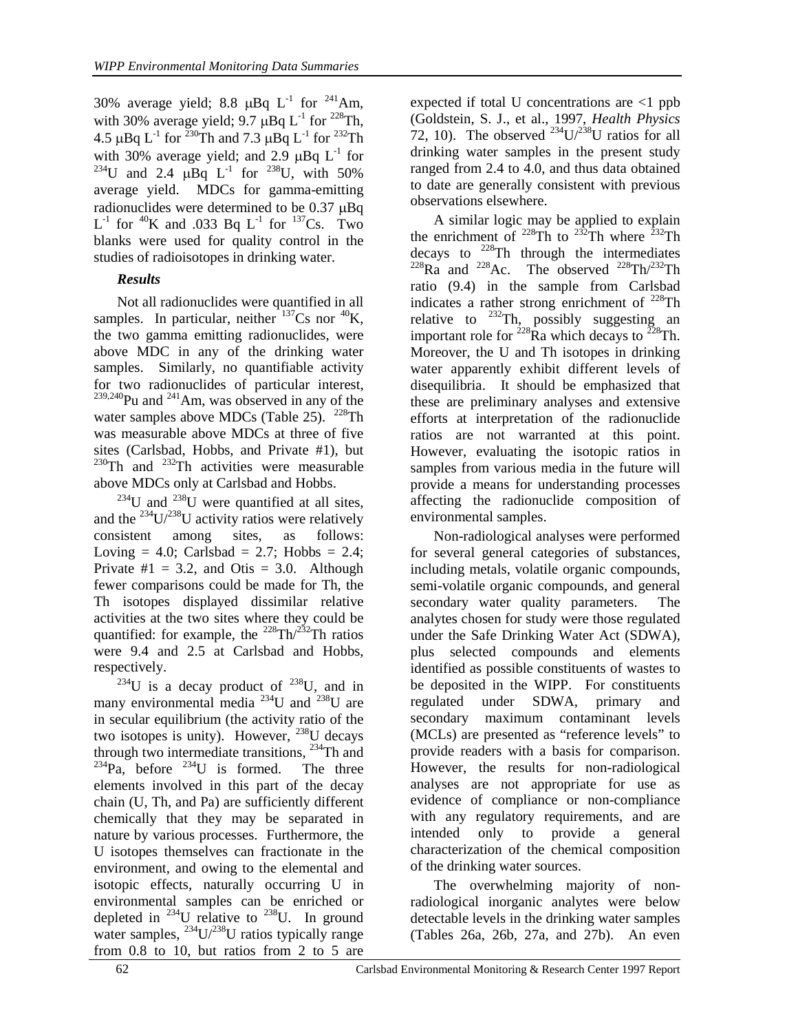30% average yield; 8.8 μBq $L^{-1}$ for $^{241}$Am, with 30% average yield; 9.7 μBq $L^{-1}$ for $^{228}$Th, 4.5 μBq $L^{-1}$ for $^{230}$Th and 7.3 μBq $L^{-1}$ for $^{232}$Th with 30% average yield; and 2.9 μBq $L^{-1}$ for $^{234}$U and 2.4 μBq $L^{-1}$ for $^{238}$U, with 50% average yield. MDCs for gamma-emitting radionuclides were determined to be 0.37 μBq $L^{-1}$ for $^{40}$K and .033 Bq $L^{-1}$ for $^{137}$Cs. Two blanks were used for quality control in the studies of radioisotopes in drinking water.

### *Results*

Not all radionuclides were quantified in all samples. In particular, neither $^{137}$Cs nor $^{40}$K, the two gamma emitting radionuclides, were above MDC in any of the drinking water samples. Similarly, no quantifiable activity for two radionuclides of particular interest, $^{239,240}$Pu and $^{241}$Am, was observed in any of the water samples above MDCs (Table 25). $^{228}$Th was measurable above MDCs at three of five sites (Carlsbad, Hobbs, and Private #1), but $^{230}$Th and $^{232}$Th activities were measurable above MDCs only at Carlsbad and Hobbs.

$^{234}$U and $^{238}$U were quantified at all sites, and the $^{234}$U/$^{238}$U activity ratios were relatively consistent among sites, as follows: Loving = 4.0; Carlsbad = 2.7; Hobbs = 2.4; Private #1 = 3.2, and Otis = 3.0. Although fewer comparisons could be made for Th, the Th isotopes displayed dissimilar relative activities at the two sites where they could be quantified: for example, the $^{228}$Th/$^{232}$Th ratios were 9.4 and 2.5 at Carlsbad and Hobbs, respectively.

$^{234}$U is a decay product of $^{238}$U, and in many environmental media $^{234}$U and $^{238}$U are in secular equilibrium (the activity ratio of the two isotopes is unity). However, $^{238}$U decays through two intermediate transitions, $^{234}$Th and $^{234}$Pa, before $^{234}$U is formed. The three elements involved in this part of the decay chain (U, Th, and Pa) are sufficiently different chemically that they may be separated in nature by various processes. Furthermore, the U isotopes themselves can fractionate in the environment, and owing to the elemental and isotopic effects, naturally occurring U in environmental samples can be enriched or depleted in $^{234}$U relative to $^{238}$U. In ground water samples, $^{234}$U/$^{238}$U ratios typically range from 0.8 to 10, but ratios from 2 to 5 are expected if total U concentrations are <1 ppb (Goldstein, S. J., et al., 1997, *Health Physics* 72, 10). The observed $^{234}$U/$^{238}$U ratios for all drinking water samples in the present study ranged from 2.4 to 4.0, and thus data obtained to date are generally consistent with previous observations elsewhere.

A similar logic may be applied to explain the enrichment of $^{228}$Th to $^{232}$Th where $^{232}$Th decays to $^{228}$Th through the intermediates $^{228}$Ra and $^{228}$Ac. The observed $^{228}$Th/$^{232}$Th ratio (9.4) in the sample from Carlsbad indicates a rather strong enrichment of $^{228}$Th relative to $^{232}$Th, possibly suggesting an important role for $^{228}$Ra which decays to $^{228}$Th. Moreover, the U and Th isotopes in drinking water apparently exhibit different levels of disequilibria. It should be emphasized that these are preliminary analyses and extensive efforts at interpretation of the radionuclide ratios are not warranted at this point. However, evaluating the isotopic ratios in samples from various media in the future will provide a means for understanding processes affecting the radionuclide composition of environmental samples.

Non-radiological analyses were performed for several general categories of substances, including metals, volatile organic compounds, semi-volatile organic compounds, and general secondary water quality parameters. The analytes chosen for study were those regulated under the Safe Drinking Water Act (SDWA), plus selected compounds and elements identified as possible constituents of wastes to be deposited in the WIPP. For constituents regulated under SDWA, primary and secondary maximum contaminant levels (MCLs) are presented as "reference levels" to provide readers with a basis for comparison. However, the results for non-radiological analyses are not appropriate for use as evidence of compliance or non-compliance with any regulatory requirements, and are intended only to provide a general characterization of the chemical composition of the drinking water sources.

The overwhelming majority of non-radiological inorganic analytes were below detectable levels in the drinking water samples (Tables 26a, 26b, 27a, and 27b). An even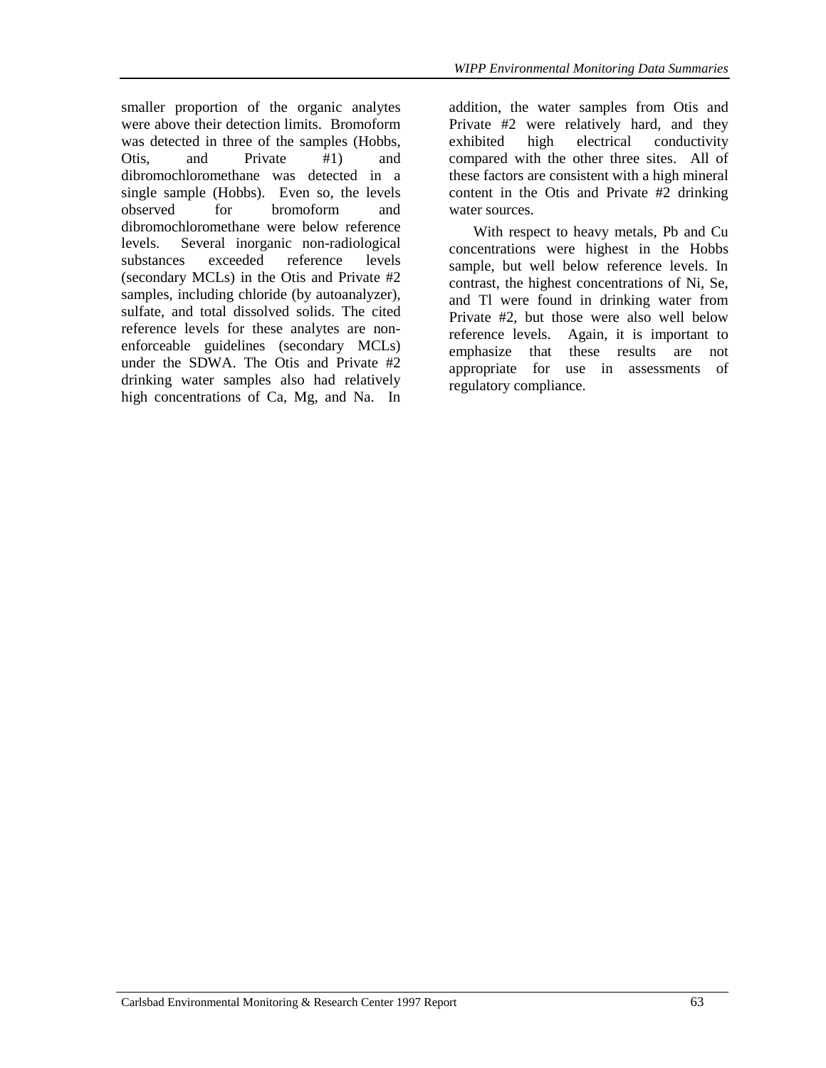smaller proportion of the organic analytes were above their detection limits. Bromoform was detected in three of the samples (Hobbs, Otis, and Private #1) and dibromochloromethane was detected in a single sample (Hobbs). Even so, the levels observed for bromoform and dibromochloromethane were below reference levels. Several inorganic non-radiological substances exceeded reference levels (secondary MCLs) in the Otis and Private #2 samples, including chloride (by autoanalyzer), sulfate, and total dissolved solids. The cited reference levels for these analytes are non-enforceable guidelines (secondary MCLs) under the SDWA. The Otis and Private #2 drinking water samples also had relatively high concentrations of Ca, Mg, and Na. In addition, the water samples from Otis and Private #2 were relatively hard, and they exhibited high electrical conductivity compared with the other three sites. All of these factors are consistent with a high mineral content in the Otis and Private #2 drinking water sources.

With respect to heavy metals, Pb and Cu concentrations were highest in the Hobbs sample, but well below reference levels. In contrast, the highest concentrations of Ni, Se, and Tl were found in drinking water from Private #2, but those were also well below reference levels. Again, it is important to emphasize that these results are not appropriate for use in assessments of regulatory compliance.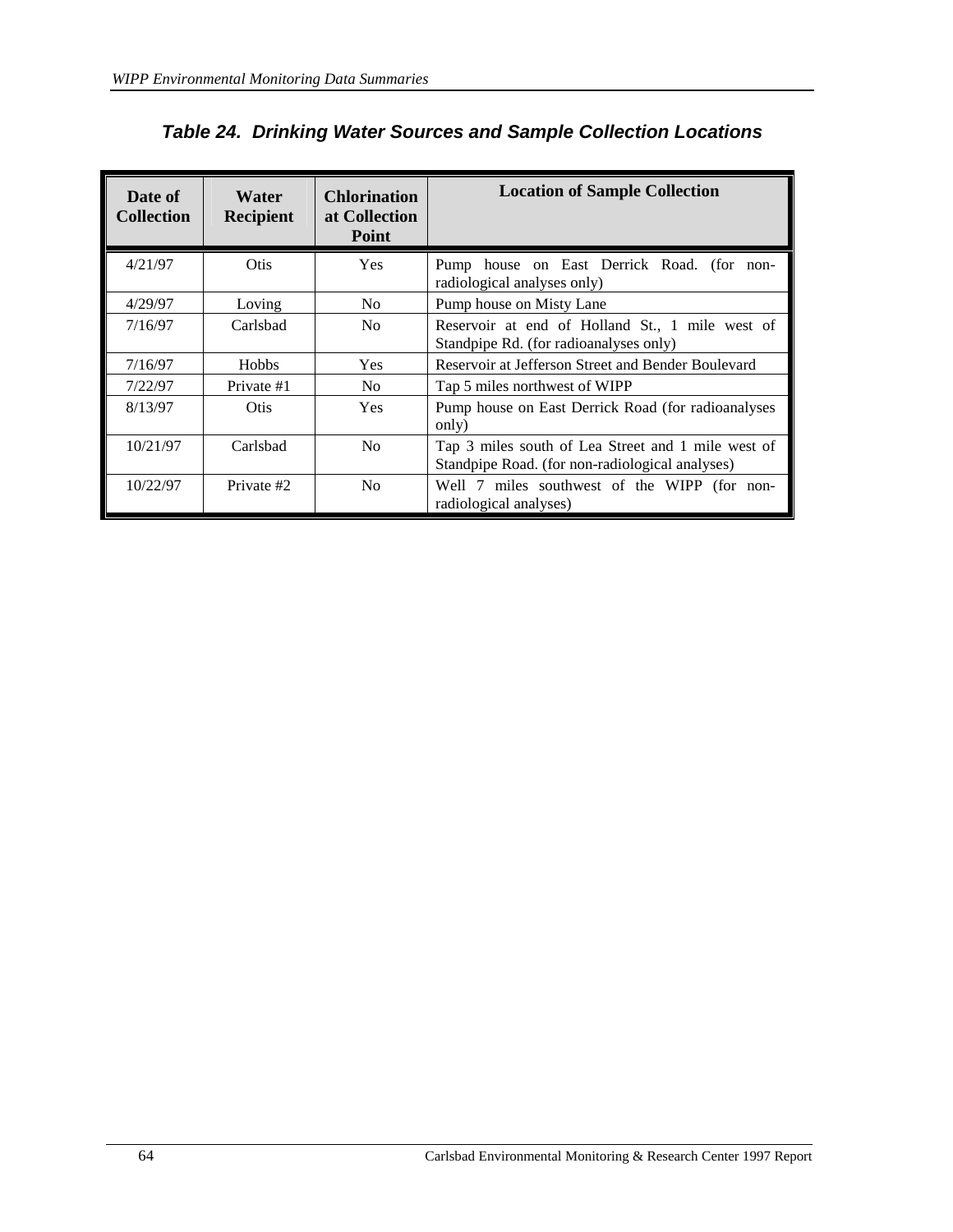## Table 24. Drinking Water Sources and Sample Collection Locations

| Date of Collection | Water Recipient | Chlorination at Collection Point | Location of Sample Collection |
|---|---|---|---|
| 4/21/97 | Otis | Yes | Pump house on East Derrick Road. (for non-radiological analyses only) |
| 4/29/97 | Loving | No | Pump house on Misty Lane |
| 7/16/97 | Carlsbad | No | Reservoir at end of Holland St., 1 mile west of Standpipe Rd. (for radioanalyses only) |
| 7/16/97 | Hobbs | Yes | Reservoir at Jefferson Street and Bender Boulevard |
| 7/22/97 | Private #1 | No | Tap 5 miles northwest of WIPP |
| 8/13/97 | Otis | Yes | Pump house on East Derrick Road (for radioanalyses only) |
| 10/21/97 | Carlsbad | No | Tap 3 miles south of Lea Street and 1 mile west of Standpipe Road. (for non-radiological analyses) |
| 10/22/97 | Private #2 | No | Well 7 miles southwest of the WIPP (for non-radiological analyses) |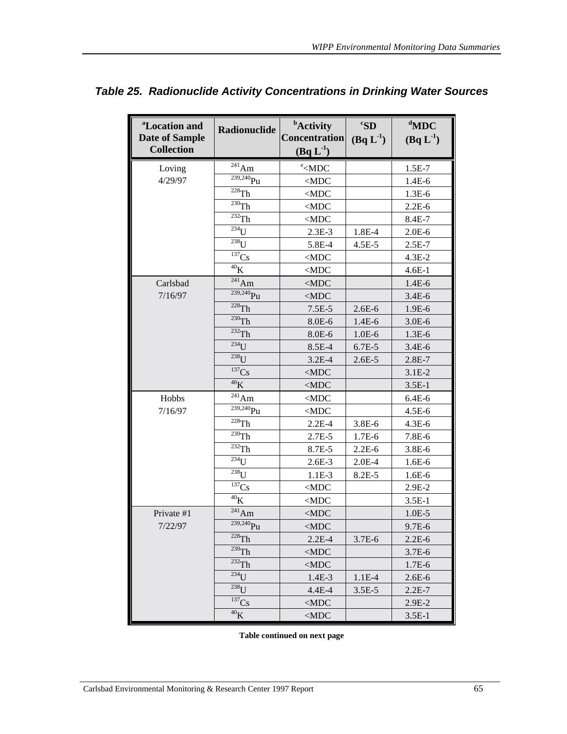## *Table 25. Radionuclide Activity Concentrations in Drinking Water Sources*

| [a]Location and Date of Sample Collection | Radionuclide | [b]Activity Concentration (Bq $L^{-1}$) | [c]SD (Bq $L^{-1}$) | [d]MDC (Bq $L^{-1}$) |
|---|---|---|---|---|
| Loving 4/29/97 | $^{241}$Am | [e]<MDC | | 1.5E-7 |
| | $^{239,240}$Pu | <MDC | | 1.4E-6 |
| | $^{228}$Th | <MDC | | 1.3E-6 |
| | $^{230}$Th | <MDC | | 2.2E-6 |
| | $^{232}$Th | <MDC | | 8.4E-7 |
| | $^{234}$U | 2.3E-3 | 1.8E-4 | 2.0E-6 |
| | $^{238}$U | 5.8E-4 | 4.5E-5 | 2.5E-7 |
| | $^{137}$Cs | <MDC | | 4.3E-2 |
| | $^{40}$K | <MDC | | 4.6E-1 |
| Carlsbad 7/16/97 | $^{241}$Am | <MDC | | 1.4E-6 |
| | $^{239,240}$Pu | <MDC | | 3.4E-6 |
| | $^{228}$Th | 7.5E-5 | 2.6E-6 | 1.9E-6 |
| | $^{230}$Th | 8.0E-6 | 1.4E-6 | 3.0E-6 |
| | $^{232}$Th | 8.0E-6 | 1.0E-6 | 1.3E-6 |
| | $^{234}$U | 8.5E-4 | 6.7E-5 | 3.4E-6 |
| | $^{238}$U | 3.2E-4 | 2.6E-5 | 2.8E-7 |
| | $^{137}$Cs | <MDC | | 3.1E-2 |
| | $^{40}$K | <MDC | | 3.5E-1 |
| Hobbs 7/16/97 | $^{241}$Am | <MDC | | 6.4E-6 |
| | $^{239,240}$Pu | <MDC | | 4.5E-6 |
| | $^{228}$Th | 2.2E-4 | 3.8E-6 | 4.3E-6 |
| | $^{230}$Th | 2.7E-5 | 1.7E-6 | 7.8E-6 |
| | $^{232}$Th | 8.7E-5 | 2.2E-6 | 3.8E-6 |
| | $^{234}$U | 2.6E-3 | 2.0E-4 | 1.6E-6 |
| | $^{238}$U | 1.1E-3 | 8.2E-5 | 1.6E-6 |
| | $^{137}$Cs | <MDC | | 2.9E-2 |
| | $^{40}$K | <MDC | | 3.5E-1 |
| Private #1 7/22/97 | $^{241}$Am | <MDC | | 1.0E-5 |
| | $^{239,240}$Pu | <MDC | | 9.7E-6 |
| | $^{228}$Th | 2.2E-4 | 3.7E-6 | 2.2E-6 |
| | $^{230}$Th | <MDC | | 3.7E-6 |
| | $^{232}$Th | <MDC | | 1.7E-6 |
| | $^{234}$U | 1.4E-3 | 1.1E-4 | 2.6E-6 |
| | $^{238}$U | 4.4E-4 | 3.5E-5 | 2.2E-7 |
| | $^{137}$Cs | <MDC | | 2.9E-2 |
| | $^{40}$K | <MDC | | 3.5E-1 |

**Table continued on next page**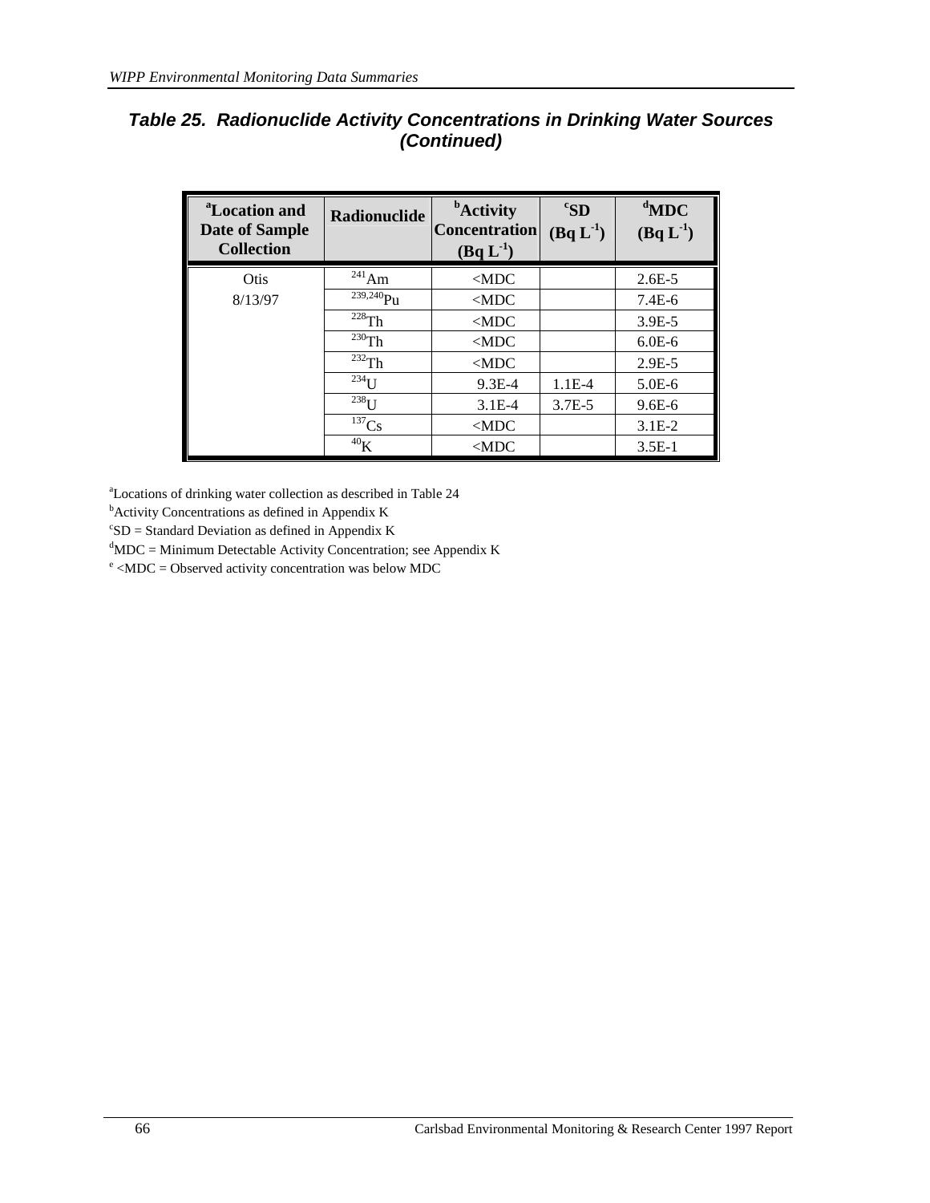## Table 25. Radionuclide Activity Concentrations in Drinking Water Sources (Continued)

| [a]Location and Date of Sample Collection | Radionuclide | [b]Activity Concentration ($Bq\ L^{-1}$) | [c]SD ($Bq\ L^{-1}$) | [d]MDC ($Bq\ L^{-1}$) |
|---|---|---|---|---|
| Otis 8/13/97 | $^{241}Am$ | <MDC | | 2.6E-5 |
| | $^{239,240}Pu$ | <MDC | | 7.4E-6 |
| | $^{228}Th$ | <MDC | | 3.9E-5 |
| | $^{230}Th$ | <MDC | | 6.0E-6 |
| | $^{232}Th$ | <MDC | | 2.9E-5 |
| | $^{234}U$ | 9.3E-4 | 1.1E-4 | 5.0E-6 |
| | $^{238}U$ | 3.1E-4 | 3.7E-5 | 9.6E-6 |
| | $^{137}Cs$ | <MDC | | 3.1E-2 |
| | $^{40}K$ | <MDC | | 3.5E-1 |

[a]Locations of drinking water collection as described in Table 24
[b]Activity Concentrations as defined in Appendix K
[c]SD = Standard Deviation as defined in Appendix K
[d]MDC = Minimum Detectable Activity Concentration; see Appendix K
[e] <MDC = Observed activity concentration was below MDC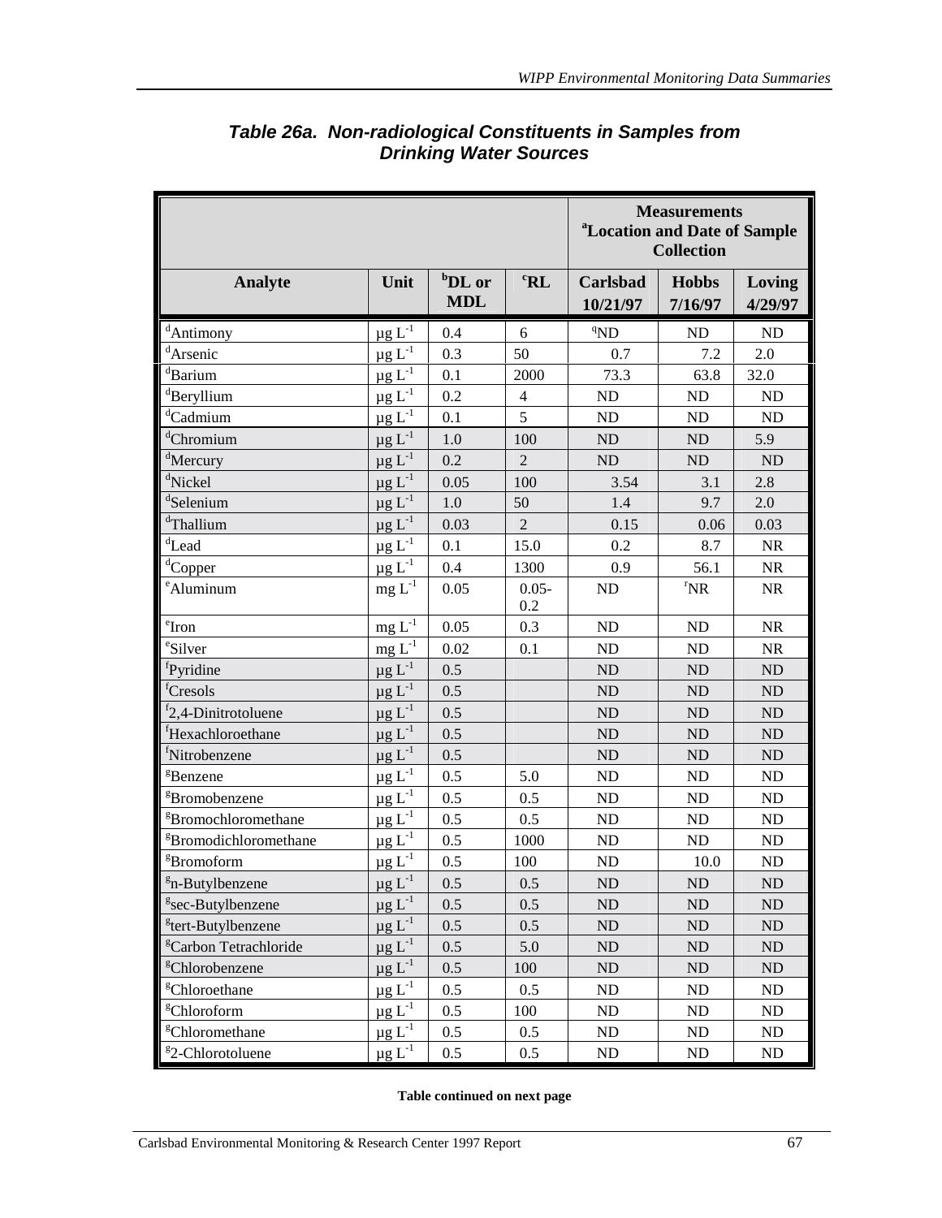### *Table 26a. Non-radiological Constituents in Samples from Drinking Water Sources*

| | | | | Measurements [a]Location and Date of Sample Collection | | |
|---|---|---|---|---|---|---|
| **Analyte** | **Unit** | **[b]DL or MDL** | **[c]RL** | **Carlsbad 10/21/97** | **Hobbs 7/16/97** | **Loving 4/29/97** |
| [d]Antimony | $\mu g\ L^{-1}$ | 0.4 | 6 | [q]ND | ND | ND |
| [d]Arsenic | $\mu g\ L^{-1}$ | 0.3 | 50 | 0.7 | 7.2 | 2.0 |
| [d]Barium | $\mu g\ L^{-1}$ | 0.1 | 2000 | 73.3 | 63.8 | 32.0 |
| [d]Beryllium | $\mu g\ L^{-1}$ | 0.2 | 4 | ND | ND | ND |
| [d]Cadmium | $\mu g\ L^{-1}$ | 0.1 | 5 | ND | ND | ND |
| [d]Chromium | $\mu g\ L^{-1}$ | 1.0 | 100 | ND | ND | 5.9 |
| [d]Mercury | $\mu g\ L^{-1}$ | 0.2 | 2 | ND | ND | ND |
| [d]Nickel | $\mu g\ L^{-1}$ | 0.05 | 100 | 3.54 | 3.1 | 2.8 |
| [d]Selenium | $\mu g\ L^{-1}$ | 1.0 | 50 | 1.4 | 9.7 | 2.0 |
| [d]Thallium | $\mu g\ L^{-1}$ | 0.03 | 2 | 0.15 | 0.06 | 0.03 |
| [d]Lead | $\mu g\ L^{-1}$ | 0.1 | 15.0 | 0.2 | 8.7 | NR |
| [d]Copper | $\mu g\ L^{-1}$ | 0.4 | 1300 | 0.9 | 56.1 | NR |
| [e]Aluminum | $mg\ L^{-1}$ | 0.05 | 0.05-0.2 | ND | [r]NR | NR |
| [e]Iron | $mg\ L^{-1}$ | 0.05 | 0.3 | ND | ND | NR |
| [e]Silver | $mg\ L^{-1}$ | 0.02 | 0.1 | ND | ND | NR |
| [f]Pyridine | $\mu g\ L^{-1}$ | 0.5 | | ND | ND | ND |
| [f]Cresols | $\mu g\ L^{-1}$ | 0.5 | | ND | ND | ND |
| [f]2,4-Dinitrotoluene | $\mu g\ L^{-1}$ | 0.5 | | ND | ND | ND |
| [f]Hexachloroethane | $\mu g\ L^{-1}$ | 0.5 | | ND | ND | ND |
| [f]Nitrobenzene | $\mu g\ L^{-1}$ | 0.5 | | ND | ND | ND |
| [g]Benzene | $\mu g\ L^{-1}$ | 0.5 | 5.0 | ND | ND | ND |
| [g]Bromobenzene | $\mu g\ L^{-1}$ | 0.5 | 0.5 | ND | ND | ND |
| [g]Bromochloromethane | $\mu g\ L^{-1}$ | 0.5 | 0.5 | ND | ND | ND |
| [g]Bromodichloromethane | $\mu g\ L^{-1}$ | 0.5 | 1000 | ND | ND | ND |
| [g]Bromoform | $\mu g\ L^{-1}$ | 0.5 | 100 | ND | 10.0 | ND |
| [g]n-Butylbenzene | $\mu g\ L^{-1}$ | 0.5 | 0.5 | ND | ND | ND |
| [g]sec-Butylbenzene | $\mu g\ L^{-1}$ | 0.5 | 0.5 | ND | ND | ND |
| [g]tert-Butylbenzene | $\mu g\ L^{-1}$ | 0.5 | 0.5 | ND | ND | ND |
| [g]Carbon Tetrachloride | $\mu g\ L^{-1}$ | 0.5 | 5.0 | ND | ND | ND |
| [g]Chlorobenzene | $\mu g\ L^{-1}$ | 0.5 | 100 | ND | ND | ND |
| [g]Chloroethane | $\mu g\ L^{-1}$ | 0.5 | 0.5 | ND | ND | ND |
| [g]Chloroform | $\mu g\ L^{-1}$ | 0.5 | 100 | ND | ND | ND |
| [g]Chloromethane | $\mu g\ L^{-1}$ | 0.5 | 0.5 | ND | ND | ND |
| [g]2-Chlorotoluene | $\mu g\ L^{-1}$ | 0.5 | 0.5 | ND | ND | ND |

**Table continued on next page**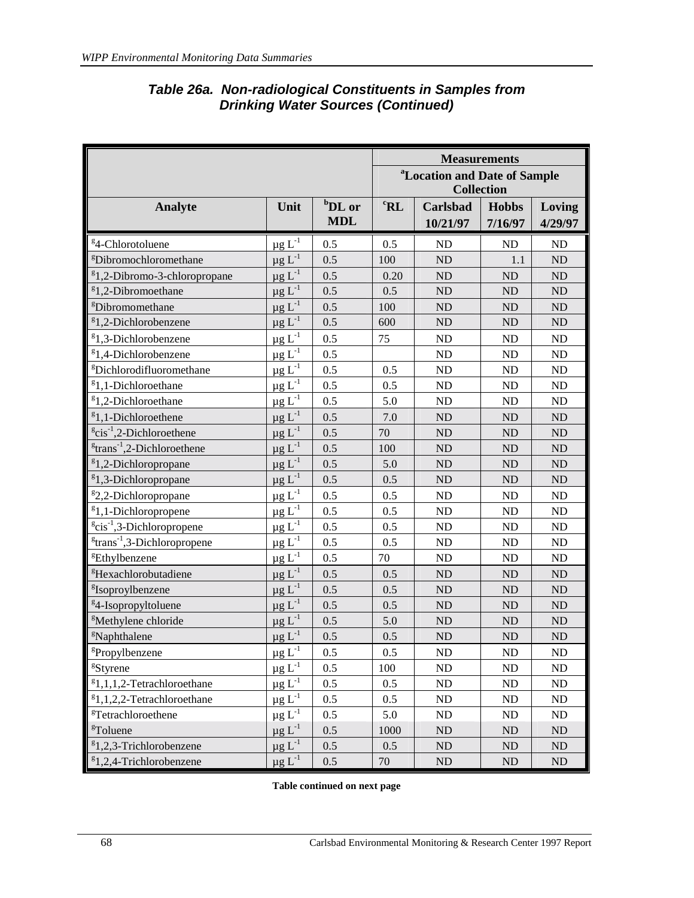## Table 26a. Non-radiological Constituents in Samples from Drinking Water Sources (Continued)

| | | | Measurements | | | |
|---|---|---|---|---|---|---|
| | | | [a]Location and Date of Sample Collection | | | |
| Analyte | Unit | [b]DL or MDL | [c]RL | Carlsbad 10/21/97 | Hobbs 7/16/97 | Loving 4/29/97 |
| [g]4-Chlorotoluene | μg $L^{-1}$ | 0.5 | 0.5 | ND | ND | ND |
| [g]Dibromochloromethane | μg $L^{-1}$ | 0.5 | 100 | ND | 1.1 | ND |
| [g]1,2-Dibromo-3-chloropropane | μg $L^{-1}$ | 0.5 | 0.20 | ND | ND | ND |
| [g]1,2-Dibromoethane | μg $L^{-1}$ | 0.5 | 0.5 | ND | ND | ND |
| [g]Dibromomethane | μg $L^{-1}$ | 0.5 | 100 | ND | ND | ND |
| [g]1,2-Dichlorobenzene | μg $L^{-1}$ | 0.5 | 600 | ND | ND | ND |
| [g]1,3-Dichlorobenzene | μg $L^{-1}$ | 0.5 | 75 | ND | ND | ND |
| [g]1,4-Dichlorobenzene | μg $L^{-1}$ | 0.5 | | ND | ND | ND |
| [g]Dichlorodifluoromethane | μg $L^{-1}$ | 0.5 | 0.5 | ND | ND | ND |
| [g]1,1-Dichloroethane | μg $L^{-1}$ | 0.5 | 0.5 | ND | ND | ND |
| [g]1,2-Dichloroethane | μg $L^{-1}$ | 0.5 | 5.0 | ND | ND | ND |
| [g]1,1-Dichloroethene | μg $L^{-1}$ | 0.5 | 7.0 | ND | ND | ND |
| [g]cis-1,2-Dichloroethene | μg $L^{-1}$ | 0.5 | 70 | ND | ND | ND |
| [g]trans-1,2-Dichloroethene | μg $L^{-1}$ | 0.5 | 100 | ND | ND | ND |
| [g]1,2-Dichloropropane | μg $L^{-1}$ | 0.5 | 5.0 | ND | ND | ND |
| [g]1,3-Dichloropropane | μg $L^{-1}$ | 0.5 | 0.5 | ND | ND | ND |
| [g]2,2-Dichloropropane | μg $L^{-1}$ | 0.5 | 0.5 | ND | ND | ND |
| [g]1,1-Dichloropropene | μg $L^{-1}$ | 0.5 | 0.5 | ND | ND | ND |
| [g]cis-1,3-Dichloropropene | μg $L^{-1}$ | 0.5 | 0.5 | ND | ND | ND |
| [g]trans-1,3-Dichloropropene | μg $L^{-1}$ | 0.5 | 0.5 | ND | ND | ND |
| [g]Ethylbenzene | μg $L^{-1}$ | 0.5 | 70 | ND | ND | ND |
| [g]Hexachlorobutadiene | μg $L^{-1}$ | 0.5 | 0.5 | ND | ND | ND |
| [g]Isoproylbenzene | μg $L^{-1}$ | 0.5 | 0.5 | ND | ND | ND |
| [g]4-Isopropyltoluene | μg $L^{-1}$ | 0.5 | 0.5 | ND | ND | ND |
| [g]Methylene chloride | μg $L^{-1}$ | 0.5 | 5.0 | ND | ND | ND |
| [g]Naphthalene | μg $L^{-1}$ | 0.5 | 0.5 | ND | ND | ND |
| [g]Propylbenzene | μg $L^{-1}$ | 0.5 | 0.5 | ND | ND | ND |
| [g]Styrene | μg $L^{-1}$ | 0.5 | 100 | ND | ND | ND |
| [g]1,1,1,2-Tetrachloroethane | μg $L^{-1}$ | 0.5 | 0.5 | ND | ND | ND |
| [g]1,1,2,2-Tetrachloroethane | μg $L^{-1}$ | 0.5 | 0.5 | ND | ND | ND |
| [g]Tetrachloroethene | μg $L^{-1}$ | 0.5 | 5.0 | ND | ND | ND |
| [g]Toluene | μg $L^{-1}$ | 0.5 | 1000 | ND | ND | ND |
| [g]1,2,3-Trichlorobenzene | μg $L^{-1}$ | 0.5 | 0.5 | ND | ND | ND |
| [g]1,2,4-Trichlorobenzene | μg $L^{-1}$ | 0.5 | 70 | ND | ND | ND |

**Table continued on next page**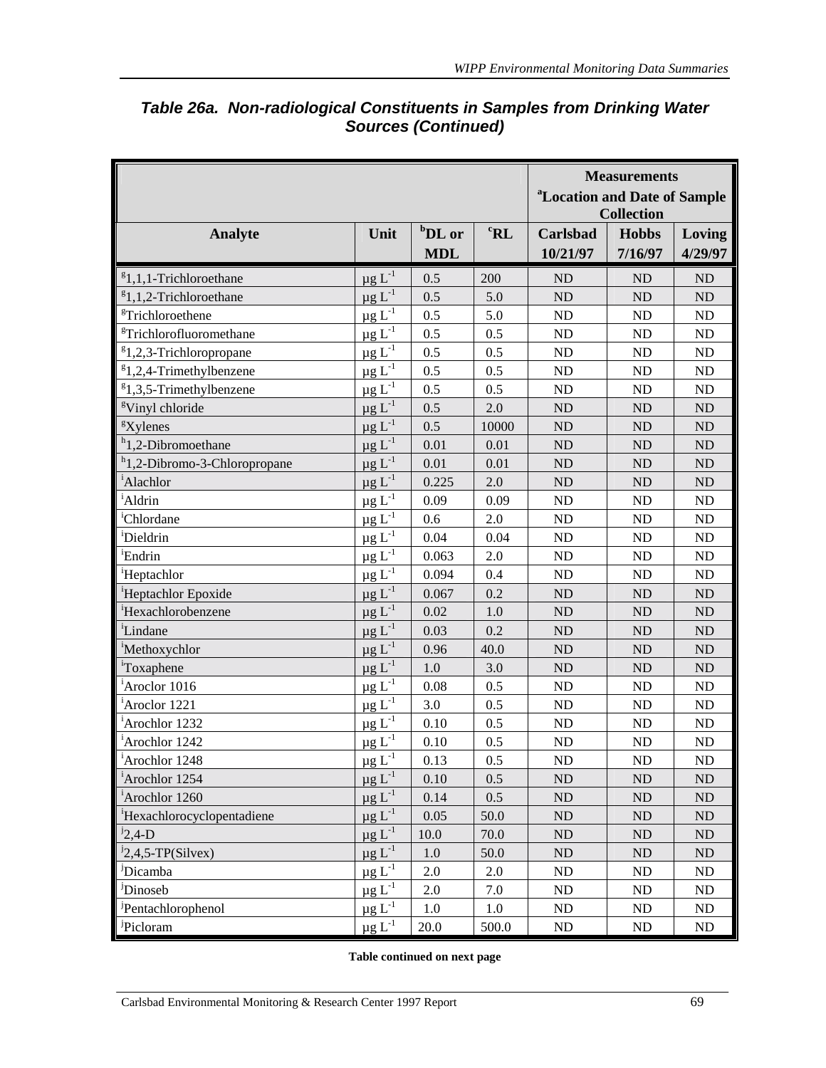### Table 26a. Non-radiological Constituents in Samples from Drinking Water Sources (Continued)

| | | | | Measurements [a]Location and Date of Sample Collection | | |
|---|---|---|---|---|---|---|
| Analyte | Unit | [b]DL or MDL | [c]RL | Carlsbad 10/21/97 | Hobbs 7/16/97 | Loving 4/29/97 |
| [g]1,1,1-Trichloroethane | $\mu g\ L^{-1}$ | 0.5 | 200 | ND | ND | ND |
| [g]1,1,2-Trichloroethane | $\mu g\ L^{-1}$ | 0.5 | 5.0 | ND | ND | ND |
| [g]Trichloroethene | $\mu g\ L^{-1}$ | 0.5 | 5.0 | ND | ND | ND |
| [g]Trichlorofluoromethane | $\mu g\ L^{-1}$ | 0.5 | 0.5 | ND | ND | ND |
| [g]1,2,3-Trichloropropane | $\mu g\ L^{-1}$ | 0.5 | 0.5 | ND | ND | ND |
| [g]1,2,4-Trimethylbenzene | $\mu g\ L^{-1}$ | 0.5 | 0.5 | ND | ND | ND |
| [g]1,3,5-Trimethylbenzene | $\mu g\ L^{-1}$ | 0.5 | 0.5 | ND | ND | ND |
| [g]Vinyl chloride | $\mu g\ L^{-1}$ | 0.5 | 2.0 | ND | ND | ND |
| [g]Xylenes | $\mu g\ L^{-1}$ | 0.5 | 10000 | ND | ND | ND |
| [h]1,2-Dibromoethane | $\mu g\ L^{-1}$ | 0.01 | 0.01 | ND | ND | ND |
| [h]1,2-Dibromo-3-Chloropropane | $\mu g\ L^{-1}$ | 0.01 | 0.01 | ND | ND | ND |
| [i]Alachlor | $\mu g\ L^{-1}$ | 0.225 | 2.0 | ND | ND | ND |
| [i]Aldrin | $\mu g\ L^{-1}$ | 0.09 | 0.09 | ND | ND | ND |
| [i]Chlordane | $\mu g\ L^{-1}$ | 0.6 | 2.0 | ND | ND | ND |
| [i]Dieldrin | $\mu g\ L^{-1}$ | 0.04 | 0.04 | ND | ND | ND |
| [i]Endrin | $\mu g\ L^{-1}$ | 0.063 | 2.0 | ND | ND | ND |
| [i]Heptachlor | $\mu g\ L^{-1}$ | 0.094 | 0.4 | ND | ND | ND |
| [i]Heptachlor Epoxide | $\mu g\ L^{-1}$ | 0.067 | 0.2 | ND | ND | ND |
| [i]Hexachlorobenzene | $\mu g\ L^{-1}$ | 0.02 | 1.0 | ND | ND | ND |
| [i]Lindane | $\mu g\ L^{-1}$ | 0.03 | 0.2 | ND | ND | ND |
| [i]Methoxychlor | $\mu g\ L^{-1}$ | 0.96 | 40.0 | ND | ND | ND |
| [i]Toxaphene | $\mu g\ L^{-1}$ | 1.0 | 3.0 | ND | ND | ND |
| [i]Aroclor 1016 | $\mu g\ L^{-1}$ | 0.08 | 0.5 | ND | ND | ND |
| [i]Aroclor 1221 | $\mu g\ L^{-1}$ | 3.0 | 0.5 | ND | ND | ND |
| [i]Arochlor 1232 | $\mu g\ L^{-1}$ | 0.10 | 0.5 | ND | ND | ND |
| [i]Arochlor 1242 | $\mu g\ L^{-1}$ | 0.10 | 0.5 | ND | ND | ND |
| [i]Arochlor 1248 | $\mu g\ L^{-1}$ | 0.13 | 0.5 | ND | ND | ND |
| [i]Arochlor 1254 | $\mu g\ L^{-1}$ | 0.10 | 0.5 | ND | ND | ND |
| [i]Arochlor 1260 | $\mu g\ L^{-1}$ | 0.14 | 0.5 | ND | ND | ND |
| [i]Hexachlorocyclopentadiene | $\mu g\ L^{-1}$ | 0.05 | 50.0 | ND | ND | ND |
| [j]2,4-D | $\mu g\ L^{-1}$ | 10.0 | 70.0 | ND | ND | ND |
| [j]2,4,5-TP(Silvex) | $\mu g\ L^{-1}$ | 1.0 | 50.0 | ND | ND | ND |
| [j]Dicamba | $\mu g\ L^{-1}$ | 2.0 | 2.0 | ND | ND | ND |
| [j]Dinoseb | $\mu g\ L^{-1}$ | 2.0 | 7.0 | ND | ND | ND |
| [j]Pentachlorophenol | $\mu g\ L^{-1}$ | 1.0 | 1.0 | ND | ND | ND |
| [j]Picloram | $\mu g\ L^{-1}$ | 20.0 | 500.0 | ND | ND | ND |

**Table continued on next page**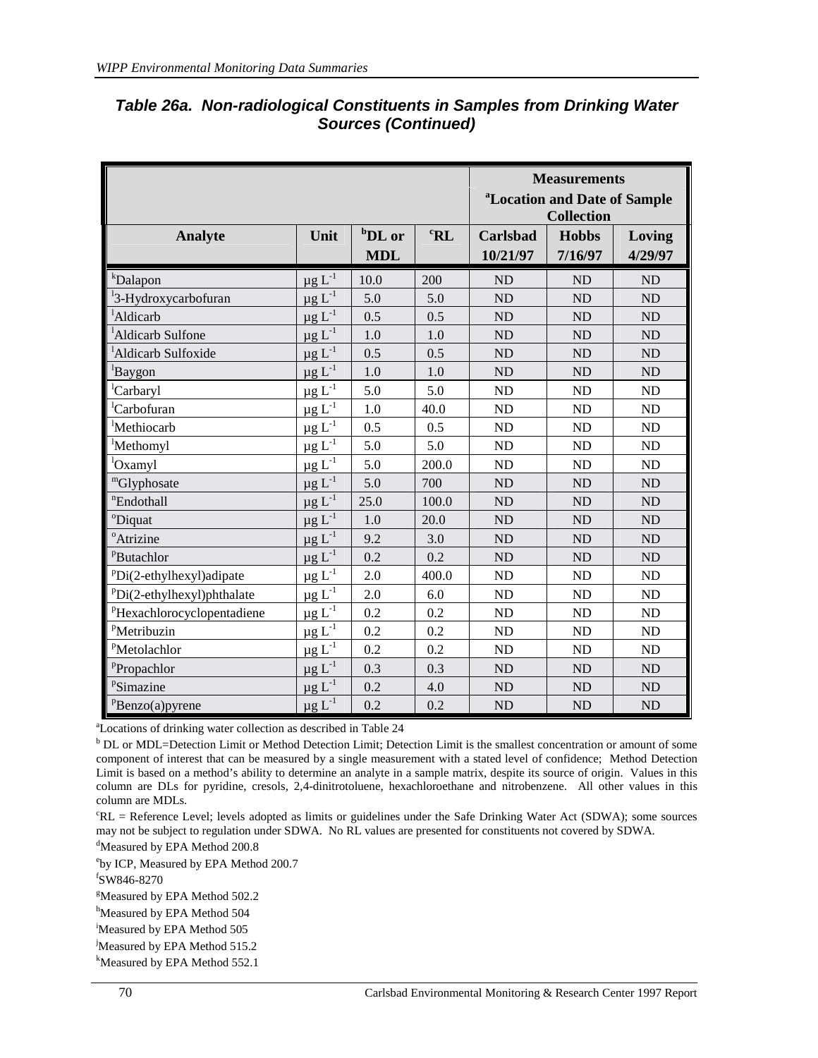### *Table 26a. Non-radiological Constituents in Samples from Drinking Water Sources (Continued)*

| | | | | Measurements [a]Location and Date of Sample Collection | | |
|---|---|---|---|---|---|---|
| **Analyte** | **Unit** | **[b]DL or MDL** | **[c]RL** | **Carlsbad 10/21/97** | **Hobbs 7/16/97** | **Loving 4/29/97** |
| [k]Dalapon | $\mu g\ L^{-1}$ | 10.0 | 200 | ND | ND | ND |
| [l]3-Hydroxycarbofuran | $\mu g\ L^{-1}$ | 5.0 | 5.0 | ND | ND | ND |
| [l]Aldicarb | $\mu g\ L^{-1}$ | 0.5 | 0.5 | ND | ND | ND |
| [l]Aldicarb Sulfone | $\mu g\ L^{-1}$ | 1.0 | 1.0 | ND | ND | ND |
| [l]Aldicarb Sulfoxide | $\mu g\ L^{-1}$ | 0.5 | 0.5 | ND | ND | ND |
| [l]Baygon | $\mu g\ L^{-1}$ | 1.0 | 1.0 | ND | ND | ND |
| [l]Carbaryl | $\mu g\ L^{-1}$ | 5.0 | 5.0 | ND | ND | ND |
| [l]Carbofuran | $\mu g\ L^{-1}$ | 1.0 | 40.0 | ND | ND | ND |
| [l]Methiocarb | $\mu g\ L^{-1}$ | 0.5 | 0.5 | ND | ND | ND |
| [l]Methomyl | $\mu g\ L^{-1}$ | 5.0 | 5.0 | ND | ND | ND |
| [l]Oxamyl | $\mu g\ L^{-1}$ | 5.0 | 200.0 | ND | ND | ND |
| [m]Glyphosate | $\mu g\ L^{-1}$ | 5.0 | 700 | ND | ND | ND |
| [n]Endothall | $\mu g\ L^{-1}$ | 25.0 | 100.0 | ND | ND | ND |
| [o]Diquat | $\mu g\ L^{-1}$ | 1.0 | 20.0 | ND | ND | ND |
| [o]Atrizine | $\mu g\ L^{-1}$ | 9.2 | 3.0 | ND | ND | ND |
| [p]Butachlor | $\mu g\ L^{-1}$ | 0.2 | 0.2 | ND | ND | ND |
| [p]Di(2-ethylhexyl)adipate | $\mu g\ L^{-1}$ | 2.0 | 400.0 | ND | ND | ND |
| [p]Di(2-ethylhexyl)phthalate | $\mu g\ L^{-1}$ | 2.0 | 6.0 | ND | ND | ND |
| [p]Hexachlorocyclopentadiene | $\mu g\ L^{-1}$ | 0.2 | 0.2 | ND | ND | ND |
| [p]Metribuzin | $\mu g\ L^{-1}$ | 0.2 | 0.2 | ND | ND | ND |
| [p]Metolachlor | $\mu g\ L^{-1}$ | 0.2 | 0.2 | ND | ND | ND |
| [p]Propachlor | $\mu g\ L^{-1}$ | 0.3 | 0.3 | ND | ND | ND |
| [p]Simazine | $\mu g\ L^{-1}$ | 0.2 | 4.0 | ND | ND | ND |
| [p]Benzo(a)pyrene | $\mu g\ L^{-1}$ | 0.2 | 0.2 | ND | ND | ND |

[a]Locations of drinking water collection as described in Table 24

[b] DL or MDL=Detection Limit or Method Detection Limit; Detection Limit is the smallest concentration or amount of some component of interest that can be measured by a single measurement with a stated level of confidence; Method Detection Limit is based on a method's ability to determine an analyte in a sample matrix, despite its source of origin. Values in this column are DLs for pyridine, cresols, 2,4-dinitrotoluene, hexachloroethane and nitrobenzene. All other values in this column are MDLs.

[c]RL = Reference Level; levels adopted as limits or guidelines under the Safe Drinking Water Act (SDWA); some sources may not be subject to regulation under SDWA. No RL values are presented for constituents not covered by SDWA.

[d]Measured by EPA Method 200.8

[e]by ICP, Measured by EPA Method 200.7

[f]SW846-8270

[g]Measured by EPA Method 502.2

[h]Measured by EPA Method 504

[i]Measured by EPA Method 505

[j]Measured by EPA Method 515.2

[k]Measured by EPA Method 552.1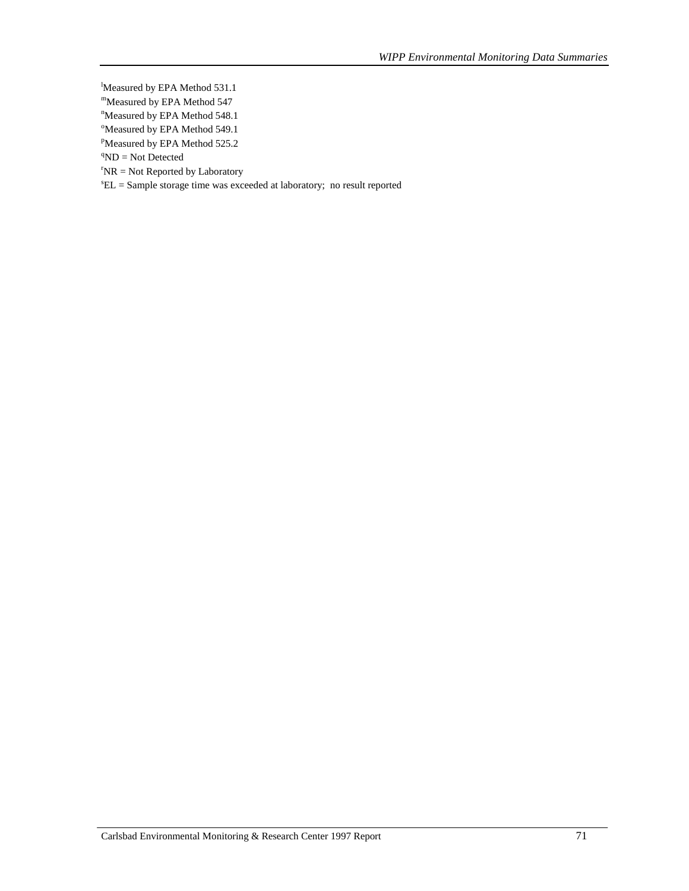[l]Measured by EPA Method 531.1
[m]Measured by EPA Method 547
[n]Measured by EPA Method 548.1
[o]Measured by EPA Method 549.1
[p]Measured by EPA Method 525.2
[q]ND = Not Detected
[r]NR = Not Reported by Laboratory
[s]EL = Sample storage time was exceeded at laboratory; no result reported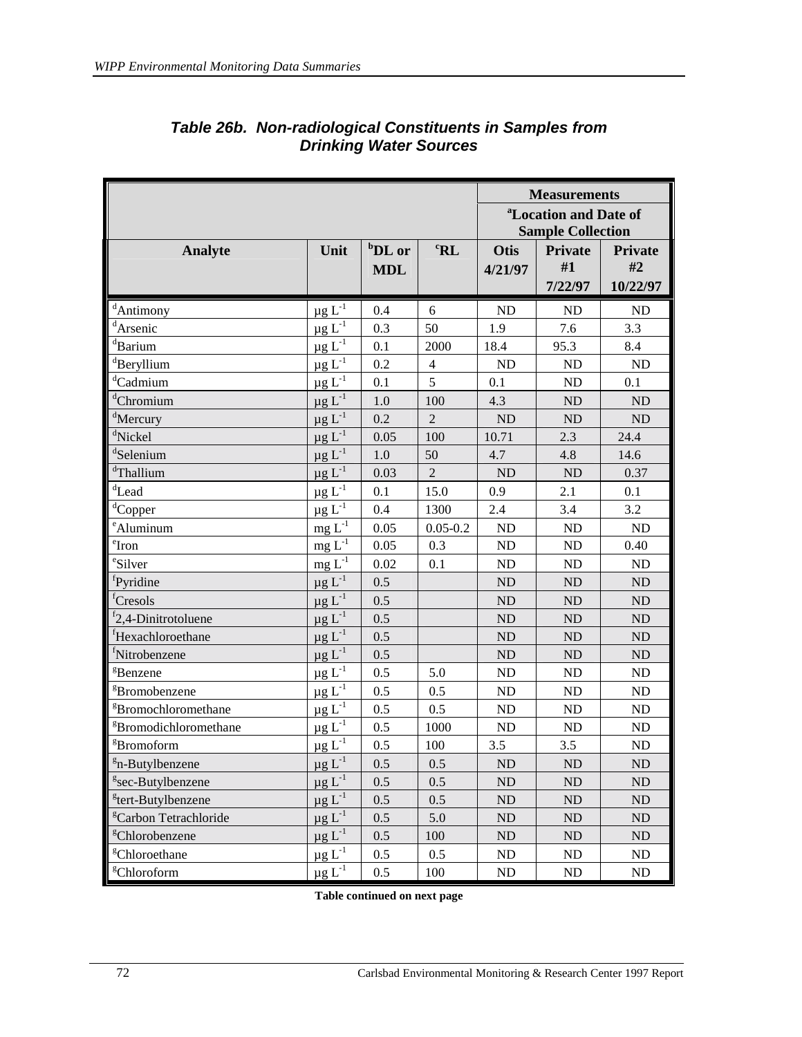## *Table 26b. Non-radiological Constituents in Samples from Drinking Water Sources*

| | | | | Measurements | | |
|---|---|---|---|---|---|---|
| | | | | [a]Location and Date of Sample Collection | | |
| Analyte | Unit | [b]DL or MDL | [c]RL | Otis 4/21/97 | Private #1 7/22/97 | Private #2 10/22/97 |
| [d]Antimony | $\mu g\ L^{-1}$ | 0.4 | 6 | ND | ND | ND |
| [d]Arsenic | $\mu g\ L^{-1}$ | 0.3 | 50 | 1.9 | 7.6 | 3.3 |
| [d]Barium | $\mu g\ L^{-1}$ | 0.1 | 2000 | 18.4 | 95.3 | 8.4 |
| [d]Beryllium | $\mu g\ L^{-1}$ | 0.2 | 4 | ND | ND | ND |
| [d]Cadmium | $\mu g\ L^{-1}$ | 0.1 | 5 | 0.1 | ND | 0.1 |
| [d]Chromium | $\mu g\ L^{-1}$ | 1.0 | 100 | 4.3 | ND | ND |
| [d]Mercury | $\mu g\ L^{-1}$ | 0.2 | 2 | ND | ND | ND |
| [d]Nickel | $\mu g\ L^{-1}$ | 0.05 | 100 | 10.71 | 2.3 | 24.4 |
| [d]Selenium | $\mu g\ L^{-1}$ | 1.0 | 50 | 4.7 | 4.8 | 14.6 |
| [d]Thallium | $\mu g\ L^{-1}$ | 0.03 | 2 | ND | ND | 0.37 |
| [d]Lead | $\mu g\ L^{-1}$ | 0.1 | 15.0 | 0.9 | 2.1 | 0.1 |
| [d]Copper | $\mu g\ L^{-1}$ | 0.4 | 1300 | 2.4 | 3.4 | 3.2 |
| [e]Aluminum | $mg\ L^{-1}$ | 0.05 | 0.05-0.2 | ND | ND | ND |
| [e]Iron | $mg\ L^{-1}$ | 0.05 | 0.3 | ND | ND | 0.40 |
| [e]Silver | $mg\ L^{-1}$ | 0.02 | 0.1 | ND | ND | ND |
| [f]Pyridine | $\mu g\ L^{-1}$ | 0.5 | | ND | ND | ND |
| [f]Cresols | $\mu g\ L^{-1}$ | 0.5 | | ND | ND | ND |
| [f]2,4-Dinitrotoluene | $\mu g\ L^{-1}$ | 0.5 | | ND | ND | ND |
| [f]Hexachloroethane | $\mu g\ L^{-1}$ | 0.5 | | ND | ND | ND |
| [f]Nitrobenzene | $\mu g\ L^{-1}$ | 0.5 | | ND | ND | ND |
| [g]Benzene | $\mu g\ L^{-1}$ | 0.5 | 5.0 | ND | ND | ND |
| [g]Bromobenzene | $\mu g\ L^{-1}$ | 0.5 | 0.5 | ND | ND | ND |
| [g]Bromochloromethane | $\mu g\ L^{-1}$ | 0.5 | 0.5 | ND | ND | ND |
| [g]Bromodichloromethane | $\mu g\ L^{-1}$ | 0.5 | 1000 | ND | ND | ND |
| [g]Bromoform | $\mu g\ L^{-1}$ | 0.5 | 100 | 3.5 | 3.5 | ND |
| [g]n-Butylbenzene | $\mu g\ L^{-1}$ | 0.5 | 0.5 | ND | ND | ND |
| [g]sec-Butylbenzene | $\mu g\ L^{-1}$ | 0.5 | 0.5 | ND | ND | ND |
| [g]tert-Butylbenzene | $\mu g\ L^{-1}$ | 0.5 | 0.5 | ND | ND | ND |
| [g]Carbon Tetrachloride | $\mu g\ L^{-1}$ | 0.5 | 5.0 | ND | ND | ND |
| [g]Chlorobenzene | $\mu g\ L^{-1}$ | 0.5 | 100 | ND | ND | ND |
| [g]Chloroethane | $\mu g\ L^{-1}$ | 0.5 | 0.5 | ND | ND | ND |
| [g]Chloroform | $\mu g\ L^{-1}$ | 0.5 | 100 | ND | ND | ND |

**Table continued on next page**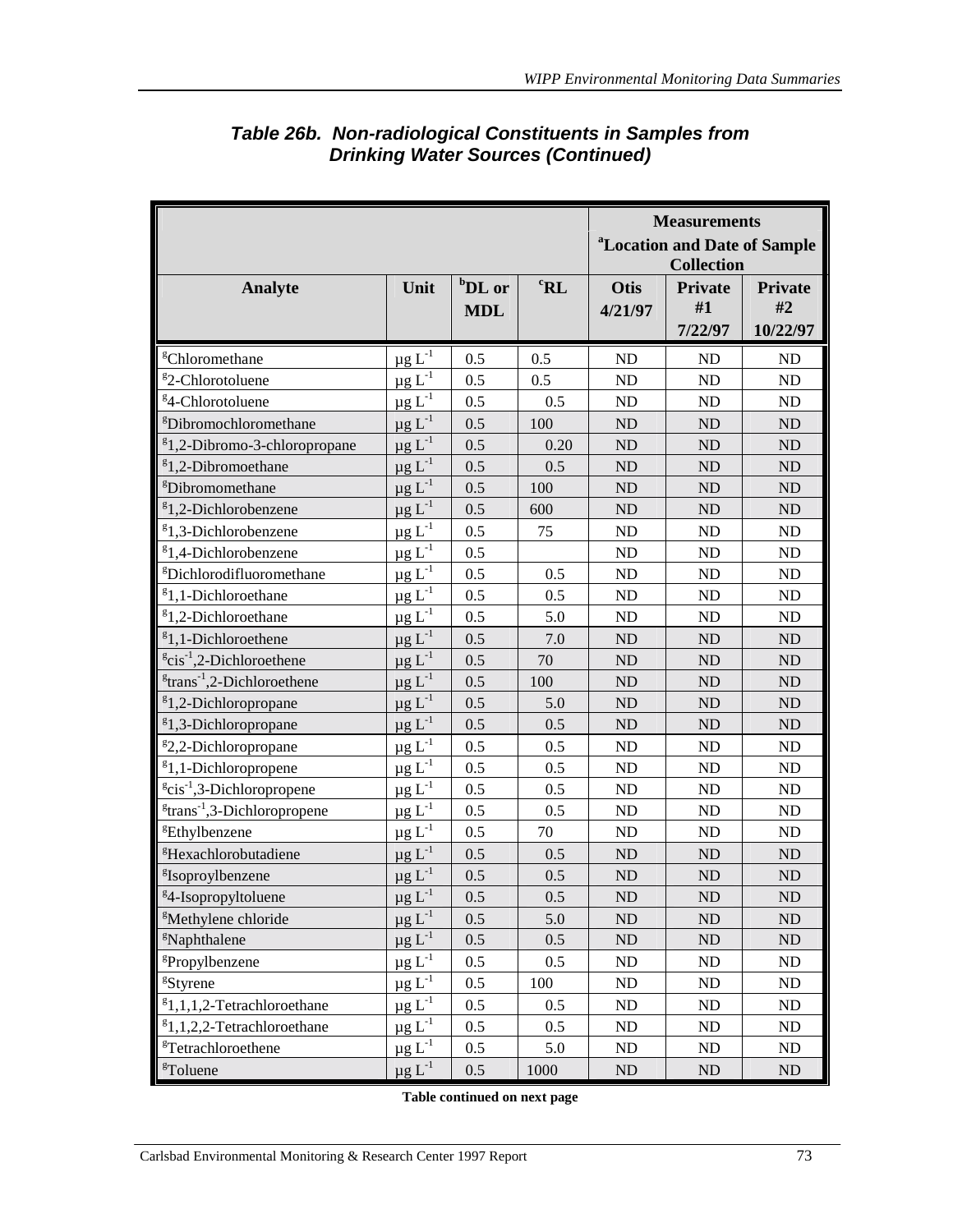## Table 26b. Non-radiological Constituents in Samples from Drinking Water Sources (Continued)

| Analyte | Unit | [b]DL or MDL | [c]RL | Measurements [a]Location and Date of Sample Collection | | |
|---|---|---|---|---|---|---|
| | | | | Otis 4/21/97 | Private #1 7/22/97 | Private #2 10/22/97 |
| [g]Chloromethane | $\mu g\ L^{-1}$ | 0.5 | 0.5 | ND | ND | ND |
| [g]2-Chlorotoluene | $\mu g\ L^{-1}$ | 0.5 | 0.5 | ND | ND | ND |
| [g]4-Chlorotoluene | $\mu g\ L^{-1}$ | 0.5 | 0.5 | ND | ND | ND |
| [g]Dibromochloromethane | $\mu g\ L^{-1}$ | 0.5 | 100 | ND | ND | ND |
| [g]1,2-Dibromo-3-chloropropane | $\mu g\ L^{-1}$ | 0.5 | 0.20 | ND | ND | ND |
| [g]1,2-Dibromoethane | $\mu g\ L^{-1}$ | 0.5 | 0.5 | ND | ND | ND |
| [g]Dibromomethane | $\mu g\ L^{-1}$ | 0.5 | 100 | ND | ND | ND |
| [g]1,2-Dichlorobenzene | $\mu g\ L^{-1}$ | 0.5 | 600 | ND | ND | ND |
| [g]1,3-Dichlorobenzene | $\mu g\ L^{-1}$ | 0.5 | 75 | ND | ND | ND |
| [g]1,4-Dichlorobenzene | $\mu g\ L^{-1}$ | 0.5 | | ND | ND | ND |
| [g]Dichlorodifluoromethane | $\mu g\ L^{-1}$ | 0.5 | 0.5 | ND | ND | ND |
| [g]1,1-Dichloroethane | $\mu g\ L^{-1}$ | 0.5 | 0.5 | ND | ND | ND |
| [g]1,2-Dichloroethane | $\mu g\ L^{-1}$ | 0.5 | 5.0 | ND | ND | ND |
| [g]1,1-Dichloroethene | $\mu g\ L^{-1}$ | 0.5 | 7.0 | ND | ND | ND |
| [g]cis[-1],2-Dichloroethene | $\mu g\ L^{-1}$ | 0.5 | 70 | ND | ND | ND |
| [g]trans[-1],2-Dichloroethene | $\mu g\ L^{-1}$ | 0.5 | 100 | ND | ND | ND |
| [g]1,2-Dichloropropane | $\mu g\ L^{-1}$ | 0.5 | 5.0 | ND | ND | ND |
| [g]1,3-Dichloropropane | $\mu g\ L^{-1}$ | 0.5 | 0.5 | ND | ND | ND |
| [g]2,2-Dichloropropane | $\mu g\ L^{-1}$ | 0.5 | 0.5 | ND | ND | ND |
| [g]1,1-Dichloropropene | $\mu g\ L^{-1}$ | 0.5 | 0.5 | ND | ND | ND |
| [g]cis[-1],3-Dichloropropene | $\mu g\ L^{-1}$ | 0.5 | 0.5 | ND | ND | ND |
| [g]trans[-1],3-Dichloropropene | $\mu g\ L^{-1}$ | 0.5 | 0.5 | ND | ND | ND |
| [g]Ethylbenzene | $\mu g\ L^{-1}$ | 0.5 | 70 | ND | ND | ND |
| [g]Hexachlorobutadiene | $\mu g\ L^{-1}$ | 0.5 | 0.5 | ND | ND | ND |
| [g]Isoproylbenzene | $\mu g\ L^{-1}$ | 0.5 | 0.5 | ND | ND | ND |
| [g]4-Isopropyltoluene | $\mu g\ L^{-1}$ | 0.5 | 0.5 | ND | ND | ND |
| [g]Methylene chloride | $\mu g\ L^{-1}$ | 0.5 | 5.0 | ND | ND | ND |
| [g]Naphthalene | $\mu g\ L^{-1}$ | 0.5 | 0.5 | ND | ND | ND |
| [g]Propylbenzene | $\mu g\ L^{-1}$ | 0.5 | 0.5 | ND | ND | ND |
| [g]Styrene | $\mu g\ L^{-1}$ | 0.5 | 100 | ND | ND | ND |
| [g]1,1,1,2-Tetrachloroethane | $\mu g\ L^{-1}$ | 0.5 | 0.5 | ND | ND | ND |
| [g]1,1,2,2-Tetrachloroethane | $\mu g\ L^{-1}$ | 0.5 | 0.5 | ND | ND | ND |
| [g]Tetrachloroethene | $\mu g\ L^{-1}$ | 0.5 | 5.0 | ND | ND | ND |
| [g]Toluene | $\mu g\ L^{-1}$ | 0.5 | 1000 | ND | ND | ND |

**Table continued on next page**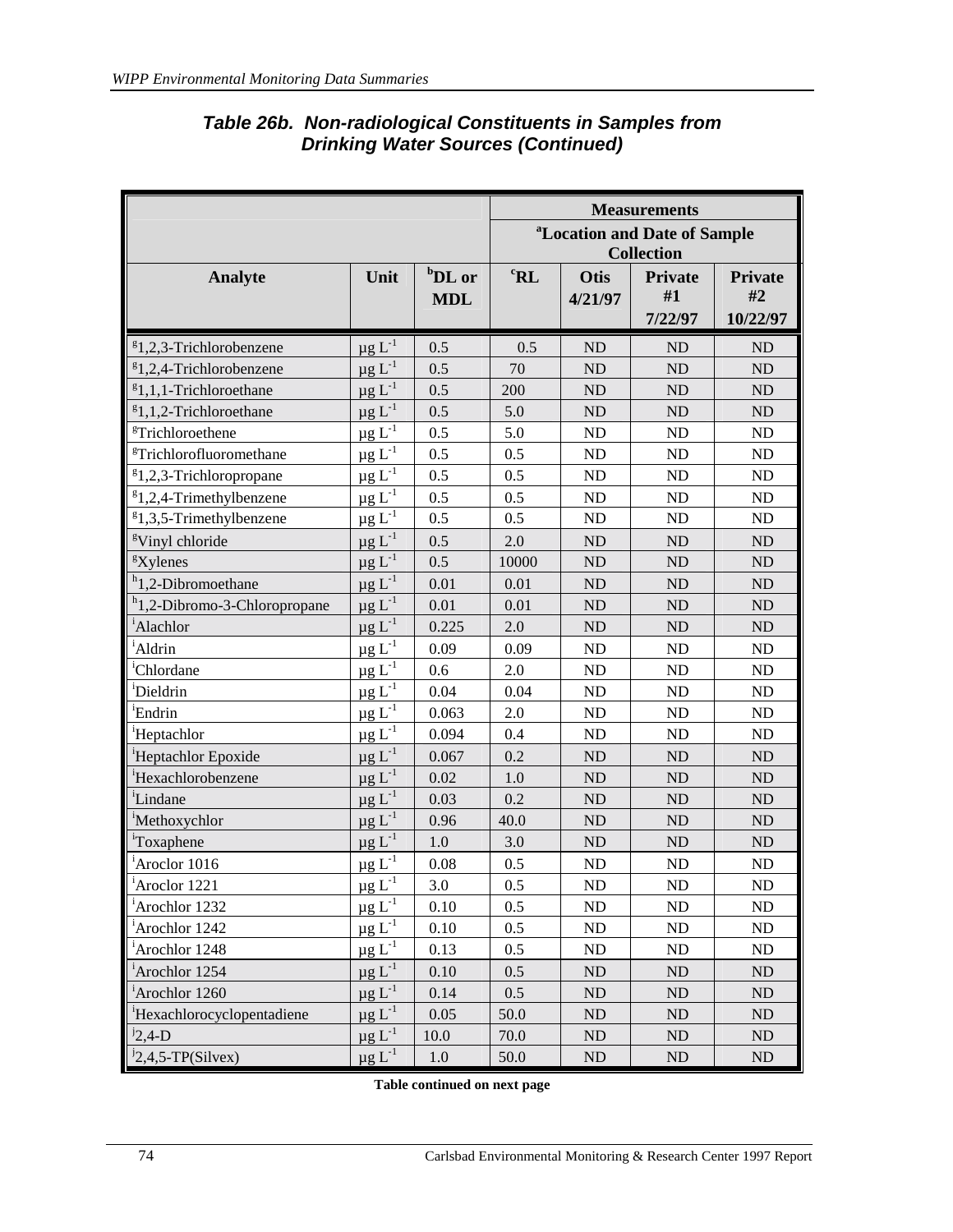### Table 26b. Non-radiological Constituents in Samples from Drinking Water Sources (Continued)

| | | | Measurements | | | |
|---|---|---|---|---|---|---|
| | | | [a]Location and Date of Sample Collection | | | |
| Analyte | Unit | [b]DL or MDL | [c]RL | Otis 4/21/97 | Private #1 7/22/97 | Private #2 10/22/97 |
| [g]1,2,3-Trichlorobenzene | µg $L^{-1}$ | 0.5 | 0.5 | ND | ND | ND |
| [g]1,2,4-Trichlorobenzene | µg $L^{-1}$ | 0.5 | 70 | ND | ND | ND |
| [g]1,1,1-Trichloroethane | µg $L^{-1}$ | 0.5 | 200 | ND | ND | ND |
| [g]1,1,2-Trichloroethane | µg $L^{-1}$ | 0.5 | 5.0 | ND | ND | ND |
| [g]Trichloroethene | µg $L^{-1}$ | 0.5 | 5.0 | ND | ND | ND |
| [g]Trichlorofluoromethane | µg $L^{-1}$ | 0.5 | 0.5 | ND | ND | ND |
| [g]1,2,3-Trichloropropane | µg $L^{-1}$ | 0.5 | 0.5 | ND | ND | ND |
| [g]1,2,4-Trimethylbenzene | µg $L^{-1}$ | 0.5 | 0.5 | ND | ND | ND |
| [g]1,3,5-Trimethylbenzene | µg $L^{-1}$ | 0.5 | 0.5 | ND | ND | ND |
| [g]Vinyl chloride | µg $L^{-1}$ | 0.5 | 2.0 | ND | ND | ND |
| [g]Xylenes | µg $L^{-1}$ | 0.5 | 10000 | ND | ND | ND |
| [h]1,2-Dibromoethane | µg $L^{-1}$ | 0.01 | 0.01 | ND | ND | ND |
| [h]1,2-Dibromo-3-Chloropropane | µg $L^{-1}$ | 0.01 | 0.01 | ND | ND | ND |
| [i]Alachlor | µg $L^{-1}$ | 0.225 | 2.0 | ND | ND | ND |
| [i]Aldrin | µg $L^{-1}$ | 0.09 | 0.09 | ND | ND | ND |
| [i]Chlordane | µg $L^{-1}$ | 0.6 | 2.0 | ND | ND | ND |
| [i]Dieldrin | µg $L^{-1}$ | 0.04 | 0.04 | ND | ND | ND |
| [i]Endrin | µg $L^{-1}$ | 0.063 | 2.0 | ND | ND | ND |
| [i]Heptachlor | µg $L^{-1}$ | 0.094 | 0.4 | ND | ND | ND |
| [i]Heptachlor Epoxide | µg $L^{-1}$ | 0.067 | 0.2 | ND | ND | ND |
| [i]Hexachlorobenzene | µg $L^{-1}$ | 0.02 | 1.0 | ND | ND | ND |
| [i]Lindane | µg $L^{-1}$ | 0.03 | 0.2 | ND | ND | ND |
| [i]Methoxychlor | µg $L^{-1}$ | 0.96 | 40.0 | ND | ND | ND |
| [i]Toxaphene | µg $L^{-1}$ | 1.0 | 3.0 | ND | ND | ND |
| [i]Aroclor 1016 | µg $L^{-1}$ | 0.08 | 0.5 | ND | ND | ND |
| [i]Aroclor 1221 | µg $L^{-1}$ | 3.0 | 0.5 | ND | ND | ND |
| [i]Arochlor 1232 | µg $L^{-1}$ | 0.10 | 0.5 | ND | ND | ND |
| [i]Arochlor 1242 | µg $L^{-1}$ | 0.10 | 0.5 | ND | ND | ND |
| [i]Arochlor 1248 | µg $L^{-1}$ | 0.13 | 0.5 | ND | ND | ND |
| [i]Arochlor 1254 | µg $L^{-1}$ | 0.10 | 0.5 | ND | ND | ND |
| [i]Arochlor 1260 | µg $L^{-1}$ | 0.14 | 0.5 | ND | ND | ND |
| [i]Hexachlorocyclopentadiene | µg $L^{-1}$ | 0.05 | 50.0 | ND | ND | ND |
| [j]2,4-D | µg $L^{-1}$ | 10.0 | 70.0 | ND | ND | ND |
| [j]2,4,5-TP(Silvex) | µg $L^{-1}$ | 1.0 | 50.0 | ND | ND | ND |

**Table continued on next page**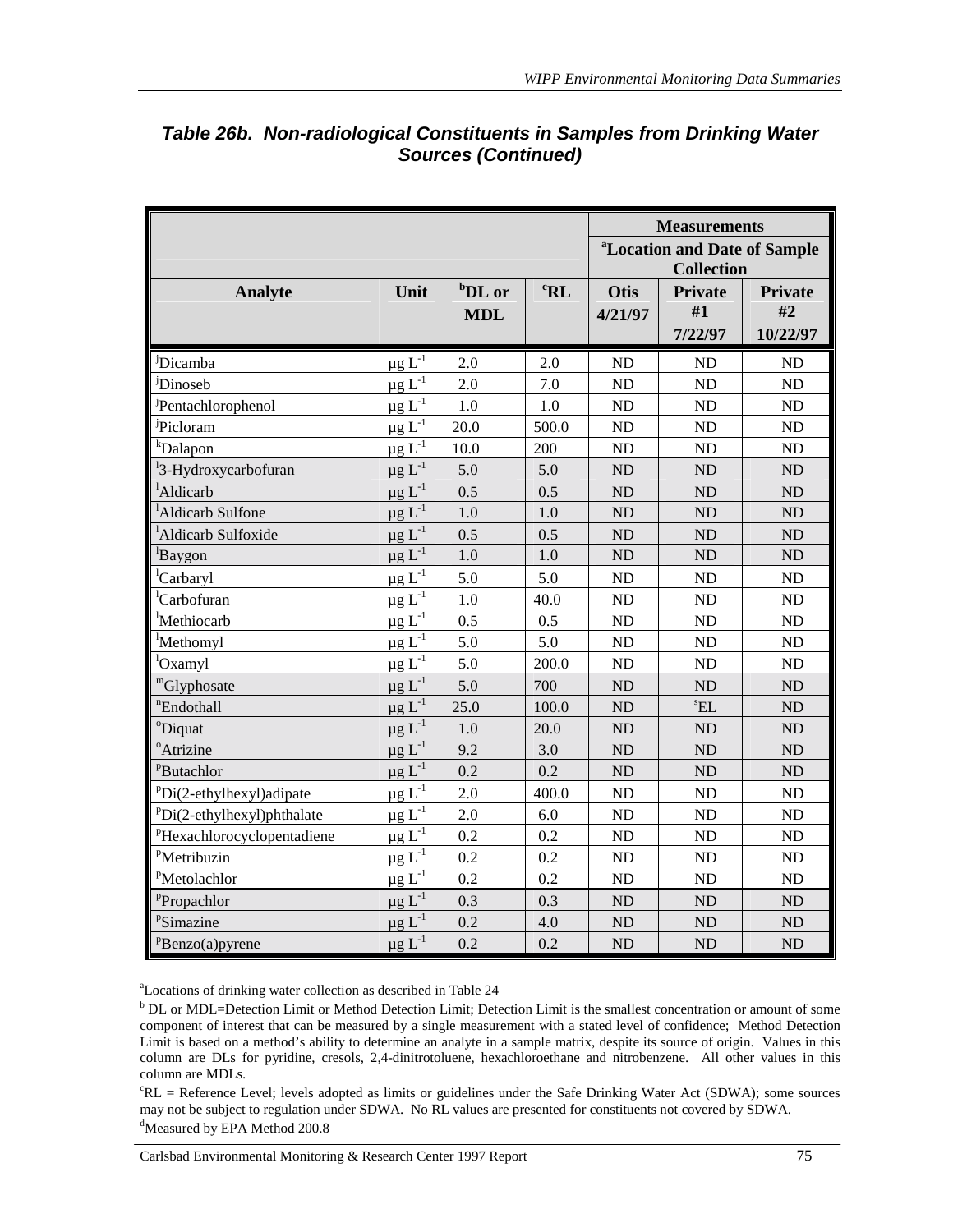### *Table 26b. Non-radiological Constituents in Samples from Drinking Water Sources (Continued)*

| | | | | Measurements | | |
|---|---|---|---|---|---|---|
| | | | | [a]Location and Date of Sample Collection | | |
| Analyte | Unit | [b]DL or MDL | [c]RL | Otis 4/21/97 | Private #1 7/22/97 | Private #2 10/22/97 |
| [j]Dicamba | μg $L^{-1}$ | 2.0 | 2.0 | ND | ND | ND |
| [j]Dinoseb | μg $L^{-1}$ | 2.0 | 7.0 | ND | ND | ND |
| [j]Pentachlorophenol | μg $L^{-1}$ | 1.0 | 1.0 | ND | ND | ND |
| [j]Picloram | μg $L^{-1}$ | 20.0 | 500.0 | ND | ND | ND |
| [k]Dalapon | μg $L^{-1}$ | 10.0 | 200 | ND | ND | ND |
| [l]3-Hydroxycarbofuran | μg $L^{-1}$ | 5.0 | 5.0 | ND | ND | ND |
| [l]Aldicarb | μg $L^{-1}$ | 0.5 | 0.5 | ND | ND | ND |
| [l]Aldicarb Sulfone | μg $L^{-1}$ | 1.0 | 1.0 | ND | ND | ND |
| [l]Aldicarb Sulfoxide | μg $L^{-1}$ | 0.5 | 0.5 | ND | ND | ND |
| [l]Baygon | μg $L^{-1}$ | 1.0 | 1.0 | ND | ND | ND |
| [l]Carbaryl | μg $L^{-1}$ | 5.0 | 5.0 | ND | ND | ND |
| [l]Carbofuran | μg $L^{-1}$ | 1.0 | 40.0 | ND | ND | ND |
| [l]Methiocarb | μg $L^{-1}$ | 0.5 | 0.5 | ND | ND | ND |
| [l]Methomyl | μg $L^{-1}$ | 5.0 | 5.0 | ND | ND | ND |
| [l]Oxamyl | μg $L^{-1}$ | 5.0 | 200.0 | ND | ND | ND |
| [m]Glyphosate | μg $L^{-1}$ | 5.0 | 700 | ND | ND | ND |
| [n]Endothall | μg $L^{-1}$ | 25.0 | 100.0 | ND | [s]EL | ND |
| [o]Diquat | μg $L^{-1}$ | 1.0 | 20.0 | ND | ND | ND |
| [o]Atrizine | μg $L^{-1}$ | 9.2 | 3.0 | ND | ND | ND |
| [p]Butachlor | μg $L^{-1}$ | 0.2 | 0.2 | ND | ND | ND |
| [p]Di(2-ethylhexyl)adipate | μg $L^{-1}$ | 2.0 | 400.0 | ND | ND | ND |
| [p]Di(2-ethylhexyl)phthalate | μg $L^{-1}$ | 2.0 | 6.0 | ND | ND | ND |
| [p]Hexachlorocyclopentadiene | μg $L^{-1}$ | 0.2 | 0.2 | ND | ND | ND |
| [p]Metribuzin | μg $L^{-1}$ | 0.2 | 0.2 | ND | ND | ND |
| [p]Metolachlor | μg $L^{-1}$ | 0.2 | 0.2 | ND | ND | ND |
| [p]Propachlor | μg $L^{-1}$ | 0.3 | 0.3 | ND | ND | ND |
| [p]Simazine | μg $L^{-1}$ | 0.2 | 4.0 | ND | ND | ND |
| [p]Benzo(a)pyrene | μg $L^{-1}$ | 0.2 | 0.2 | ND | ND | ND |

[a]Locations of drinking water collection as described in Table 24

[b] DL or MDL=Detection Limit or Method Detection Limit; Detection Limit is the smallest concentration or amount of some component of interest that can be measured by a single measurement with a stated level of confidence; Method Detection Limit is based on a method's ability to determine an analyte in a sample matrix, despite its source of origin. Values in this column are DLs for pyridine, cresols, 2,4-dinitrotoluene, hexachloroethane and nitrobenzene. All other values in this column are MDLs.

[c]RL = Reference Level; levels adopted as limits or guidelines under the Safe Drinking Water Act (SDWA); some sources may not be subject to regulation under SDWA. No RL values are presented for constituents not covered by SDWA.

[d]Measured by EPA Method 200.8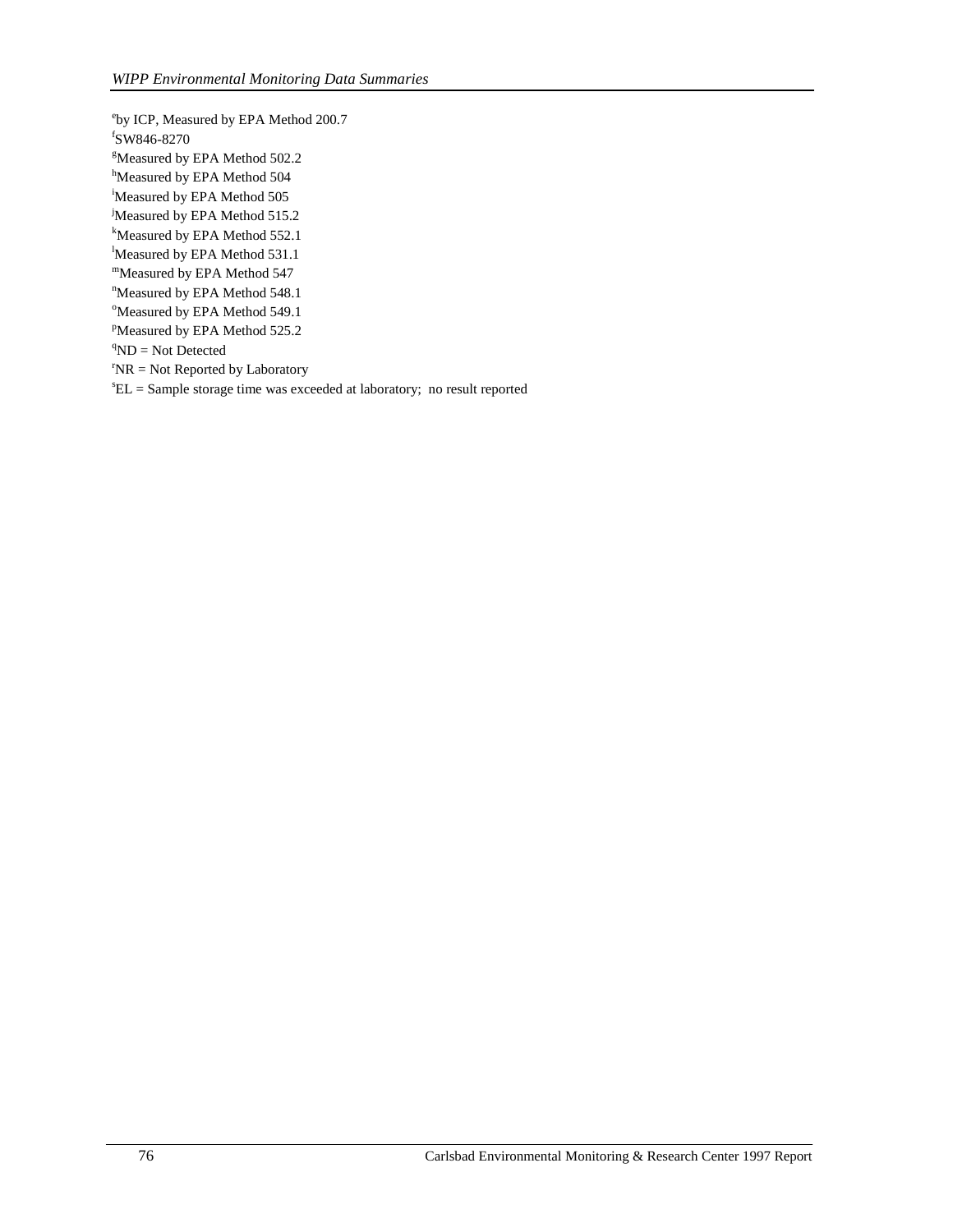[e]by ICP, Measured by EPA Method 200.7
[f]SW846-8270
[g]Measured by EPA Method 502.2
[h]Measured by EPA Method 504
[i]Measured by EPA Method 505
[j]Measured by EPA Method 515.2
[k]Measured by EPA Method 552.1
[l]Measured by EPA Method 531.1
[m]Measured by EPA Method 547
[n]Measured by EPA Method 548.1
[o]Measured by EPA Method 549.1
[p]Measured by EPA Method 525.2
[q]ND = Not Detected
[r]NR = Not Reported by Laboratory
[s]EL = Sample storage time was exceeded at laboratory; no result reported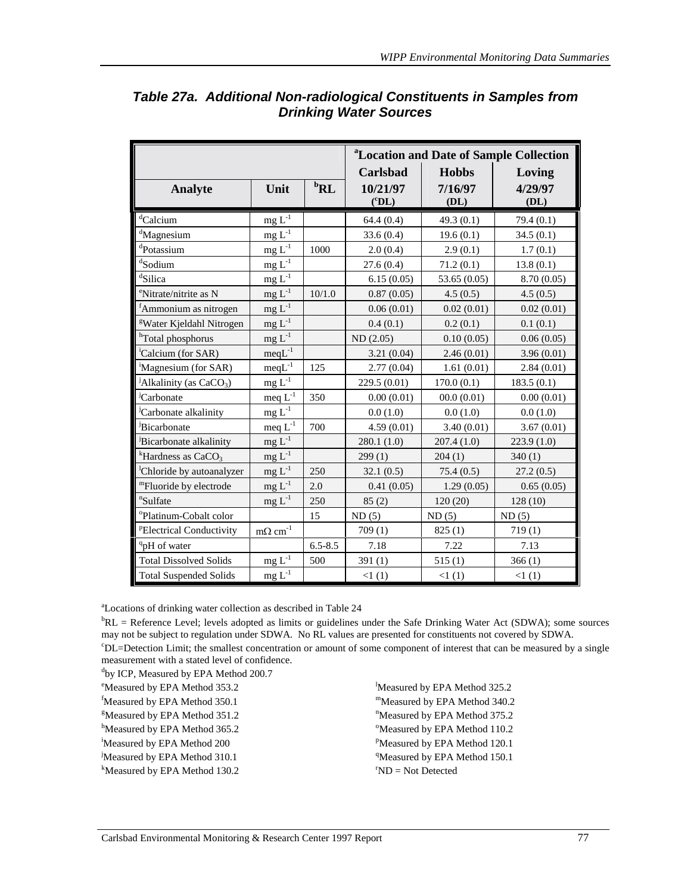## Table 27a. Additional Non-radiological Constituents in Samples from Drinking Water Sources

| | | | [a]Location and Date of Sample Collection | | |
|---|---|---|---|---|---|
| **Analyte** | **Unit** | **[b]RL** | **Carlsbad 10/21/97 ([c]DL)** | **Hobbs 7/16/97 (DL)** | **Loving 4/29/97 (DL)** |
| [d]Calcium | mg $L^{-1}$ | | 64.4 (0.4) | 49.3 (0.1) | 79.4 (0.1) |
| [d]Magnesium | mg $L^{-1}$ | | 33.6 (0.4) | 19.6 (0.1) | 34.5 (0.1) |
| [d]Potassium | mg $L^{-1}$ | 1000 | 2.0 (0.4) | 2.9 (0.1) | 1.7 (0.1) |
| [d]Sodium | mg $L^{-1}$ | | 27.6 (0.4) | 71.2 (0.1) | 13.8 (0.1) |
| [d]Silica | mg $L^{-1}$ | | 6.15 (0.05) | 53.65 (0.05) | 8.70 (0.05) |
| [e]Nitrate/nitrite as N | mg $L^{-1}$ | 10/1.0 | 0.87 (0.05) | 4.5 (0.5) | 4.5 (0.5) |
| [f]Ammonium as nitrogen | mg $L^{-1}$ | | 0.06 (0.01) | 0.02 (0.01) | 0.02 (0.01) |
| [g]Water Kjeldahl Nitrogen | mg $L^{-1}$ | | 0.4 (0.1) | 0.2 (0.1) | 0.1 (0.1) |
| [h]Total phosphorus | mg $L^{-1}$ | | ND (2.05) | 0.10 (0.05) | 0.06 (0.05) |
| [i]Calcium (for SAR) | meq$L^{-1}$ | | 3.21 (0.04) | 2.46 (0.01) | 3.96 (0.01) |
| [i]Magnesium (for SAR) | meq$L^{-1}$ | 125 | 2.77 (0.04) | 1.61 (0.01) | 2.84 (0.01) |
| [j]Alkalinity (as $CaCO_3$) | mg $L^{-1}$ | | 229.5 (0.01) | 170.0 (0.1) | 183.5 (0.1) |
| [j]Carbonate | meq $L^{-1}$ | 350 | 0.00 (0.01) | 00.0 (0.01) | 0.00 (0.01) |
| [j]Carbonate alkalinity | mg $L^{-1}$ | | 0.0 (1.0) | 0.0 (1.0) | 0.0 (1.0) |
| [j]Bicarbonate | meq $L^{-1}$ | 700 | 4.59 (0.01) | 3.40 (0.01) | 3.67 (0.01) |
| [j]Bicarbonate alkalinity | mg $L^{-1}$ | | 280.1 (1.0) | 207.4 (1.0) | 223.9 (1.0) |
| [k]Hardness as $CaCO_3$ | mg $L^{-1}$ | | 299 (1) | 204 (1) | 340 (1) |
| [l]Chloride by autoanalyzer | mg $L^{-1}$ | 250 | 32.1 (0.5) | 75.4 (0.5) | 27.2 (0.5) |
| [m]Fluoride by electrode | mg $L^{-1}$ | 2.0 | 0.41 (0.05) | 1.29 (0.05) | 0.65 (0.05) |
| [n]Sulfate | mg $L^{-1}$ | 250 | 85 (2) | 120 (20) | 128 (10) |
| [o]Platinum-Cobalt color | | 15 | ND (5) | ND (5) | ND (5) |
| [p]Electrical Conductivity | m$\Omega$ $cm^{-1}$ | | 709 (1) | 825 (1) | 719 (1) |
| [q]pH of water | | 6.5-8.5 | 7.18 | 7.22 | 7.13 |
| Total Dissolved Solids | mg $L^{-1}$ | 500 | 391 (1) | 515 (1) | 366 (1) |
| Total Suspended Solids | mg $L^{-1}$ | | <1 (1) | <1 (1) | <1 (1) |

[a]Locations of drinking water collection as described in Table 24

[b]RL = Reference Level; levels adopted as limits or guidelines under the Safe Drinking Water Act (SDWA); some sources may not be subject to regulation under SDWA. No RL values are presented for constituents not covered by SDWA.

[c]DL=Detection Limit; the smallest concentration or amount of some component of interest that can be measured by a single measurement with a stated level of confidence.

[d]by ICP, Measured by EPA Method 200.7

[e]Measured by EPA Method 353.2

[f]Measured by EPA Method 350.1

[g]Measured by EPA Method 351.2

[h]Measured by EPA Method 365.2

[i]Measured by EPA Method 200

[j]Measured by EPA Method 310.1

[k]Measured by EPA Method 130.2

[l]Measured by EPA Method 325.2

[m]Measured by EPA Method 340.2

[n]Measured by EPA Method 375.2

[o]Measured by EPA Method 110.2

[p]Measured by EPA Method 120.1

[q]Measured by EPA Method 150.1

[r]ND = Not Detected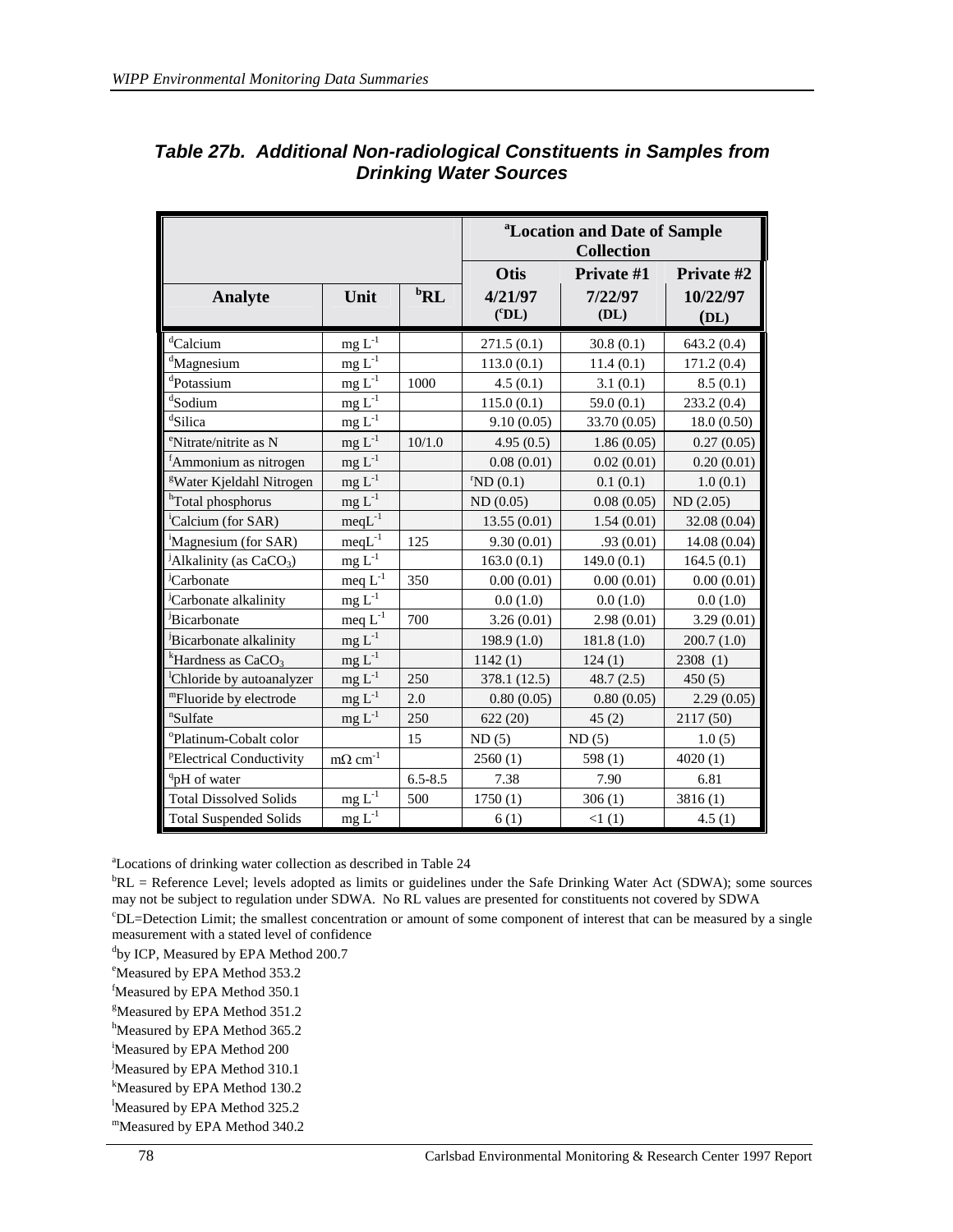### *Table 27b. Additional Non-radiological Constituents in Samples from Drinking Water Sources*

| | | | [a]Location and Date of Sample Collection | | |
|---|---|---|---|---|---|
| | | | Otis | Private #1 | Private #2 |
| **Analyte** | **Unit** | **[b]RL** | **4/21/97 ([c]DL)** | **7/22/97 (DL)** | **10/22/97 (DL)** |
| [d]Calcium | mg $L^{-1}$ | | 271.5 (0.1) | 30.8 (0.1) | 643.2 (0.4) |
| [d]Magnesium | mg $L^{-1}$ | | 113.0 (0.1) | 11.4 (0.1) | 171.2 (0.4) |
| [d]Potassium | mg $L^{-1}$ | 1000 | 4.5 (0.1) | 3.1 (0.1) | 8.5 (0.1) |
| [d]Sodium | mg $L^{-1}$ | | 115.0 (0.1) | 59.0 (0.1) | 233.2 (0.4) |
| [d]Silica | mg $L^{-1}$ | | 9.10 (0.05) | 33.70 (0.05) | 18.0 (0.50) |
| [e]Nitrate/nitrite as N | mg $L^{-1}$ | 10/1.0 | 4.95 (0.5) | 1.86 (0.05) | 0.27 (0.05) |
| [f]Ammonium as nitrogen | mg $L^{-1}$ | | 0.08 (0.01) | 0.02 (0.01) | 0.20 (0.01) |
| [g]Water Kjeldahl Nitrogen | mg $L^{-1}$ | | [r]ND (0.1) | 0.1 (0.1) | 1.0 (0.1) |
| [h]Total phosphorus | mg $L^{-1}$ | | ND (0.05) | 0.08 (0.05) | ND (2.05) |
| [i]Calcium (for SAR) | meq$L^{-1}$ | | 13.55 (0.01) | 1.54 (0.01) | 32.08 (0.04) |
| [i]Magnesium (for SAR) | meq$L^{-1}$ | 125 | 9.30 (0.01) | .93 (0.01) | 14.08 (0.04) |
| [j]Alkalinity (as $CaCO_3$) | mg $L^{-1}$ | | 163.0 (0.1) | 149.0 (0.1) | 164.5 (0.1) |
| [j]Carbonate | meq $L^{-1}$ | 350 | 0.00 (0.01) | 0.00 (0.01) | 0.00 (0.01) |
| [j]Carbonate alkalinity | mg $L^{-1}$ | | 0.0 (1.0) | 0.0 (1.0) | 0.0 (1.0) |
| [j]Bicarbonate | meq $L^{-1}$ | 700 | 3.26 (0.01) | 2.98 (0.01) | 3.29 (0.01) |
| [j]Bicarbonate alkalinity | mg $L^{-1}$ | | 198.9 (1.0) | 181.8 (1.0) | 200.7 (1.0) |
| [k]Hardness as $CaCO_3$ | mg $L^{-1}$ | | 1142 (1) | 124 (1) | 2308 (1) |
| [l]Chloride by autoanalyzer | mg $L^{-1}$ | 250 | 378.1 (12.5) | 48.7 (2.5) | 450 (5) |
| [m]Fluoride by electrode | mg $L^{-1}$ | 2.0 | 0.80 (0.05) | 0.80 (0.05) | 2.29 (0.05) |
| [n]Sulfate | mg $L^{-1}$ | 250 | 622 (20) | 45 (2) | 2117 (50) |
| [o]Platinum-Cobalt color | | 15 | ND (5) | ND (5) | 1.0 (5) |
| [p]Electrical Conductivity | m$\Omega$ $cm^{-1}$ | | 2560 (1) | 598 (1) | 4020 (1) |
| [q]pH of water | | 6.5-8.5 | 7.38 | 7.90 | 6.81 |
| Total Dissolved Solids | mg $L^{-1}$ | 500 | 1750 (1) | 306 (1) | 3816 (1) |
| Total Suspended Solids | mg $L^{-1}$ | | 6 (1) | <1 (1) | 4.5 (1) |

[a]Locations of drinking water collection as described in Table 24

[b]RL = Reference Level; levels adopted as limits or guidelines under the Safe Drinking Water Act (SDWA); some sources may not be subject to regulation under SDWA. No RL values are presented for constituents not covered by SDWA

[c]DL=Detection Limit; the smallest concentration or amount of some component of interest that can be measured by a single measurement with a stated level of confidence

[d]by ICP, Measured by EPA Method 200.7

[e]Measured by EPA Method 353.2

[f]Measured by EPA Method 350.1

[g]Measured by EPA Method 351.2

[h]Measured by EPA Method 365.2

[i]Measured by EPA Method 200

[j]Measured by EPA Method 310.1

[k]Measured by EPA Method 130.2

[l]Measured by EPA Method 325.2

[m]Measured by EPA Method 340.2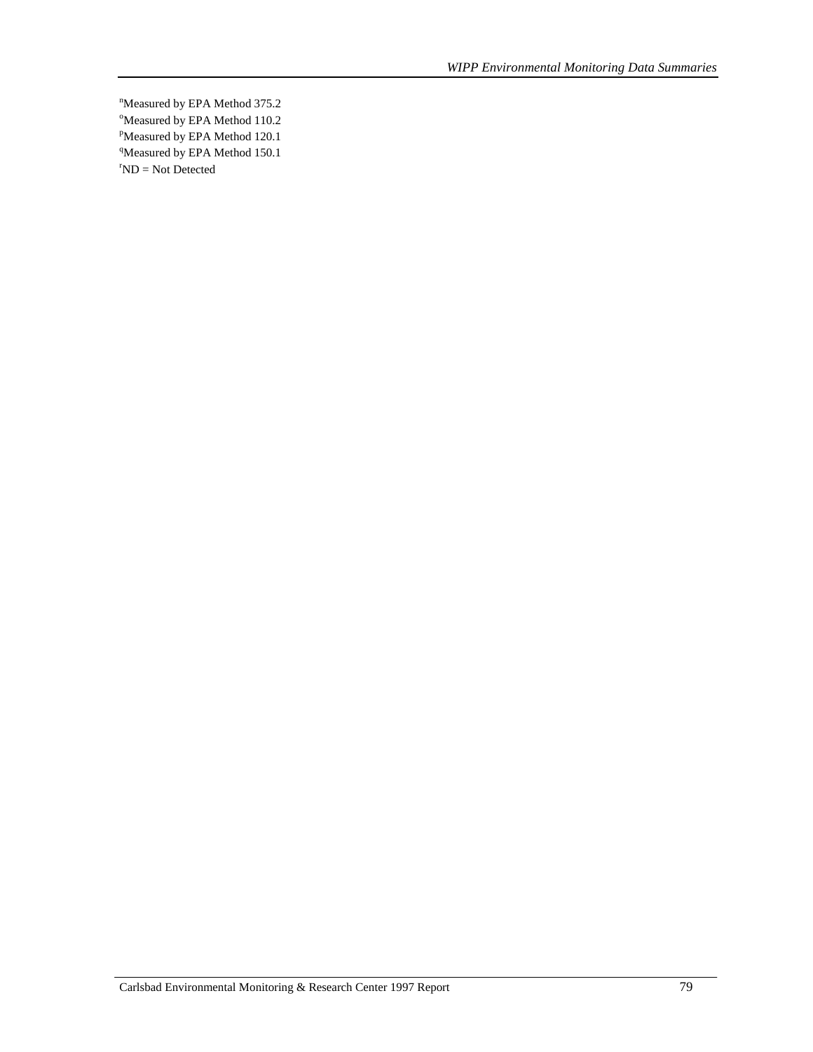[n]Measured by EPA Method 375.2
[o]Measured by EPA Method 110.2
[p]Measured by EPA Method 120.1
[q]Measured by EPA Method 150.1
[r]ND = Not Detected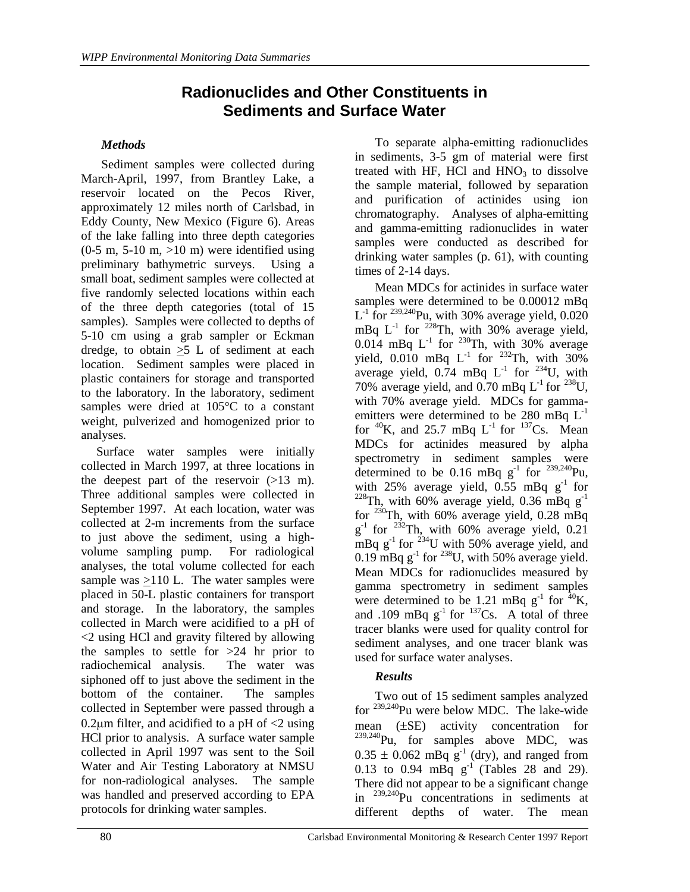# Radionuclides and Other Constituents in Sediments and Surface Water

### *Methods*

Sediment samples were collected during March-April, 1997, from Brantley Lake, a reservoir located on the Pecos River, approximately 12 miles north of Carlsbad, in Eddy County, New Mexico (Figure 6). Areas of the lake falling into three depth categories (0-5 m, 5-10 m, >10 m) were identified using preliminary bathymetric surveys. Using a small boat, sediment samples were collected at five randomly selected locations within each of the three depth categories (total of 15 samples). Samples were collected to depths of 5-10 cm using a grab sampler or Eckman dredge, to obtain $\geq$5 L of sediment at each location. Sediment samples were placed in plastic containers for storage and transported to the laboratory. In the laboratory, sediment samples were dried at 105°C to a constant weight, pulverized and homogenized prior to analyses.

Surface water samples were initially collected in March 1997, at three locations in the deepest part of the reservoir (>13 m). Three additional samples were collected in September 1997. At each location, water was collected at 2-m increments from the surface to just above the sediment, using a high-volume sampling pump. For radiological analyses, the total volume collected for each sample was $\geq$110 L. The water samples were placed in 50-L plastic containers for transport and storage. In the laboratory, the samples collected in March were acidified to a pH of <2 using HCl and gravity filtered by allowing the samples to settle for >24 hr prior to radiochemical analysis. The water was siphoned off to just above the sediment in the bottom of the container. The samples collected in September were passed through a 0.2μm filter, and acidified to a pH of <2 using HCl prior to analysis. A surface water sample collected in April 1997 was sent to the Soil Water and Air Testing Laboratory at NMSU for non-radiological analyses. The sample was handled and preserved according to EPA protocols for drinking water samples.

To separate alpha-emitting radionuclides in sediments, 3-5 gm of material were first treated with HF, HCl and $HNO_3$ to dissolve the sample material, followed by separation and purification of actinides using ion chromatography. Analyses of alpha-emitting and gamma-emitting radionuclides in water samples were conducted as described for drinking water samples (p. 61), with counting times of 2-14 days.

Mean MDCs for actinides in surface water samples were determined to be 0.00012 mBq $L^{-1}$ for $^{239,240}$Pu, with 30% average yield, 0.020 mBq $L^{-1}$ for $^{228}$Th, with 30% average yield, 0.014 mBq $L^{-1}$ for $^{230}$Th, with 30% average yield, 0.010 mBq $L^{-1}$ for $^{232}$Th, with 30% average yield, 0.74 mBq $L^{-1}$ for $^{234}$U, with 70% average yield, and 0.70 mBq $L^{-1}$ for $^{238}$U, with 70% average yield. MDCs for gamma-emitters were determined to be 280 mBq $L^{-1}$ for $^{40}$K, and 25.7 mBq $L^{-1}$ for $^{137}$Cs. Mean MDCs for actinides measured by alpha spectrometry in sediment samples were determined to be 0.16 mBq $g^{-1}$ for $^{239,240}$Pu, with 25% average yield, 0.55 mBq $g^{-1}$ for $^{228}$Th, with 60% average yield, 0.36 mBq $g^{-1}$ for $^{230}$Th, with 60% average yield, 0.28 mBq $g^{-1}$ for $^{232}$Th, with 60% average yield, 0.21 mBq $g^{-1}$ for $^{234}$U with 50% average yield, and 0.19 mBq $g^{-1}$ for $^{238}$U, with 50% average yield. Mean MDCs for radionuclides measured by gamma spectrometry in sediment samples were determined to be 1.21 mBq $g^{-1}$ for $^{40}$K, and .109 mBq $g^{-1}$ for $^{137}$Cs. A total of three tracer blanks were used for quality control for sediment analyses, and one tracer blank was used for surface water analyses.

### *Results*

Two out of 15 sediment samples analyzed for $^{239,240}$Pu were below MDC. The lake-wide mean ($\pm$SE) activity concentration for $^{239,240}$Pu, for samples above MDC, was $0.35 \pm 0.062$ mBq $g^{-1}$ (dry), and ranged from 0.13 to 0.94 mBq $g^{-1}$ (Tables 28 and 29). There did not appear to be a significant change in $^{239,240}$Pu concentrations in sediments at different depths of water. The mean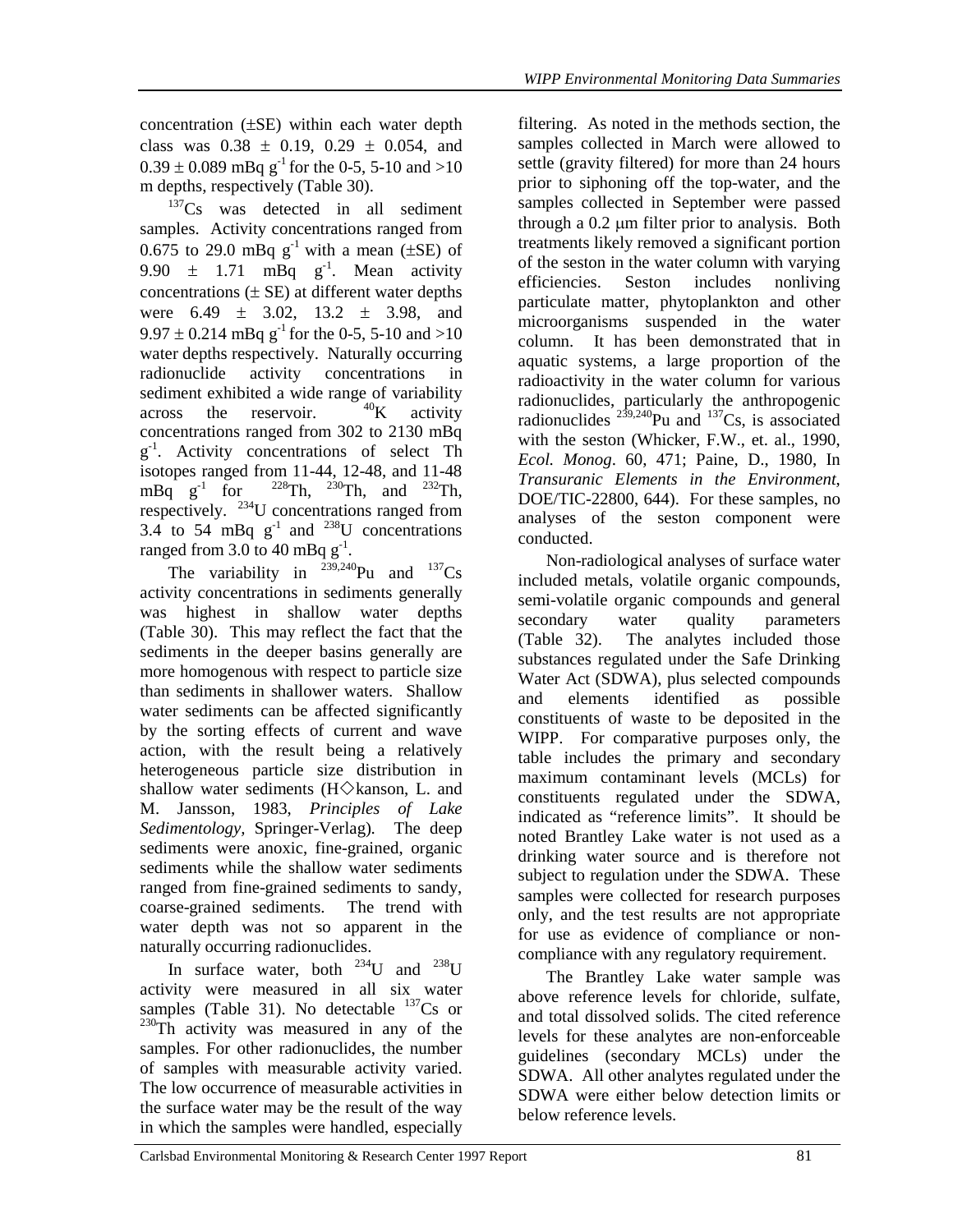concentration (±SE) within each water depth class was 0.38 ± 0.19, 0.29 ± 0.054, and 0.39 ± 0.089 mBq $g^{-1}$ for the 0-5, 5-10 and >10 m depths, respectively (Table 30).

$^{137}$Cs was detected in all sediment samples. Activity concentrations ranged from 0.675 to 29.0 mBq $g^{-1}$ with a mean (±SE) of 9.90 ± 1.71 mBq $g^{-1}$. Mean activity concentrations (± SE) at different water depths were 6.49 ± 3.02, 13.2 ± 3.98, and 9.97 ± 0.214 mBq $g^{-1}$ for the 0-5, 5-10 and >10 water depths respectively. Naturally occurring radionuclide activity concentrations in sediment exhibited a wide range of variability across the reservoir. $^{40}$K activity concentrations ranged from 302 to 2130 mBq $g^{-1}$. Activity concentrations of select Th isotopes ranged from 11-44, 12-48, and 11-48 mBq $g^{-1}$ for $^{228}$Th, $^{230}$Th, and $^{232}$Th, respectively. $^{234}$U concentrations ranged from 3.4 to 54 mBq $g^{-1}$ and $^{238}$U concentrations ranged from 3.0 to 40 mBq $g^{-1}$.

The variability in $^{239,240}$Pu and $^{137}$Cs activity concentrations in sediments generally was highest in shallow water depths (Table 30). This may reflect the fact that the sediments in the deeper basins generally are more homogenous with respect to particle size than sediments in shallower waters. Shallow water sediments can be affected significantly by the sorting effects of current and wave action, with the result being a relatively heterogeneous particle size distribution in shallow water sediments (H◇kanson, L. and M. Jansson, 1983, *Principles of Lake Sedimentology*, Springer-Verlag). The deep sediments were anoxic, fine-grained, organic sediments while the shallow water sediments ranged from fine-grained sediments to sandy, coarse-grained sediments. The trend with water depth was not so apparent in the naturally occurring radionuclides.

In surface water, both $^{234}$U and $^{238}$U activity were measured in all six water samples (Table 31). No detectable $^{137}$Cs or $^{230}$Th activity was measured in any of the samples. For other radionuclides, the number of samples with measurable activity varied. The low occurrence of measurable activities in the surface water may be the result of the way in which the samples were handled, especially filtering. As noted in the methods section, the samples collected in March were allowed to settle (gravity filtered) for more than 24 hours prior to siphoning off the top-water, and the samples collected in September were passed through a 0.2 μm filter prior to analysis. Both treatments likely removed a significant portion of the seston in the water column with varying efficiencies. Seston includes nonliving particulate matter, phytoplankton and other microorganisms suspended in the water column. It has been demonstrated that in aquatic systems, a large proportion of the radioactivity in the water column for various radionuclides, particularly the anthropogenic radionuclides $^{239,240}$Pu and $^{137}$Cs, is associated with the seston (Whicker, F.W., et. al., 1990, *Ecol. Monog*. 60, 471; Paine, D., 1980, In *Transuranic Elements in the Environment*, DOE/TIC-22800, 644). For these samples, no analyses of the seston component were conducted.

Non-radiological analyses of surface water included metals, volatile organic compounds, semi-volatile organic compounds and general secondary water quality parameters (Table 32). The analytes included those substances regulated under the Safe Drinking Water Act (SDWA), plus selected compounds and elements identified as possible constituents of waste to be deposited in the WIPP. For comparative purposes only, the table includes the primary and secondary maximum contaminant levels (MCLs) for constituents regulated under the SDWA, indicated as "reference limits". It should be noted Brantley Lake water is not used as a drinking water source and is therefore not subject to regulation under the SDWA. These samples were collected for research purposes only, and the test results are not appropriate for use as evidence of compliance or non-compliance with any regulatory requirement.

The Brantley Lake water sample was above reference levels for chloride, sulfate, and total dissolved solids. The cited reference levels for these analytes are non-enforceable guidelines (secondary MCLs) under the SDWA. All other analytes regulated under the SDWA were either below detection limits or below reference levels.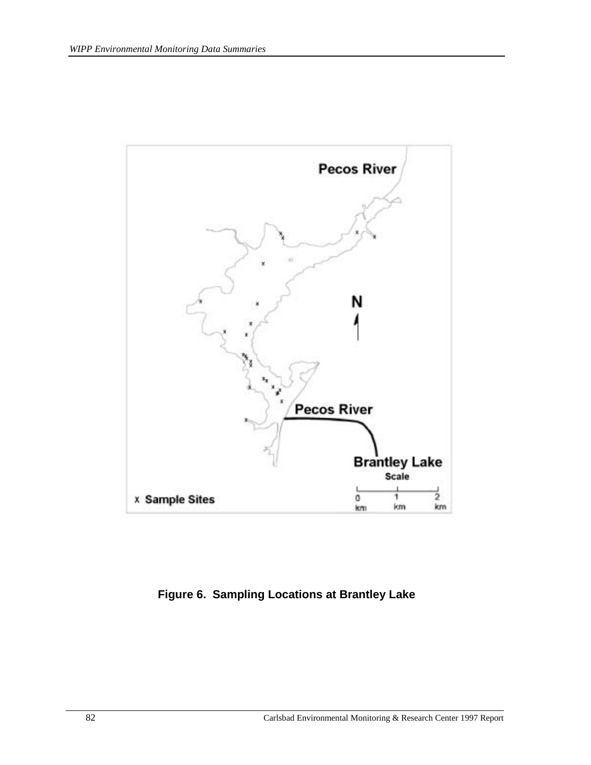**Figure 6. Sampling Locations at Brantley Lake**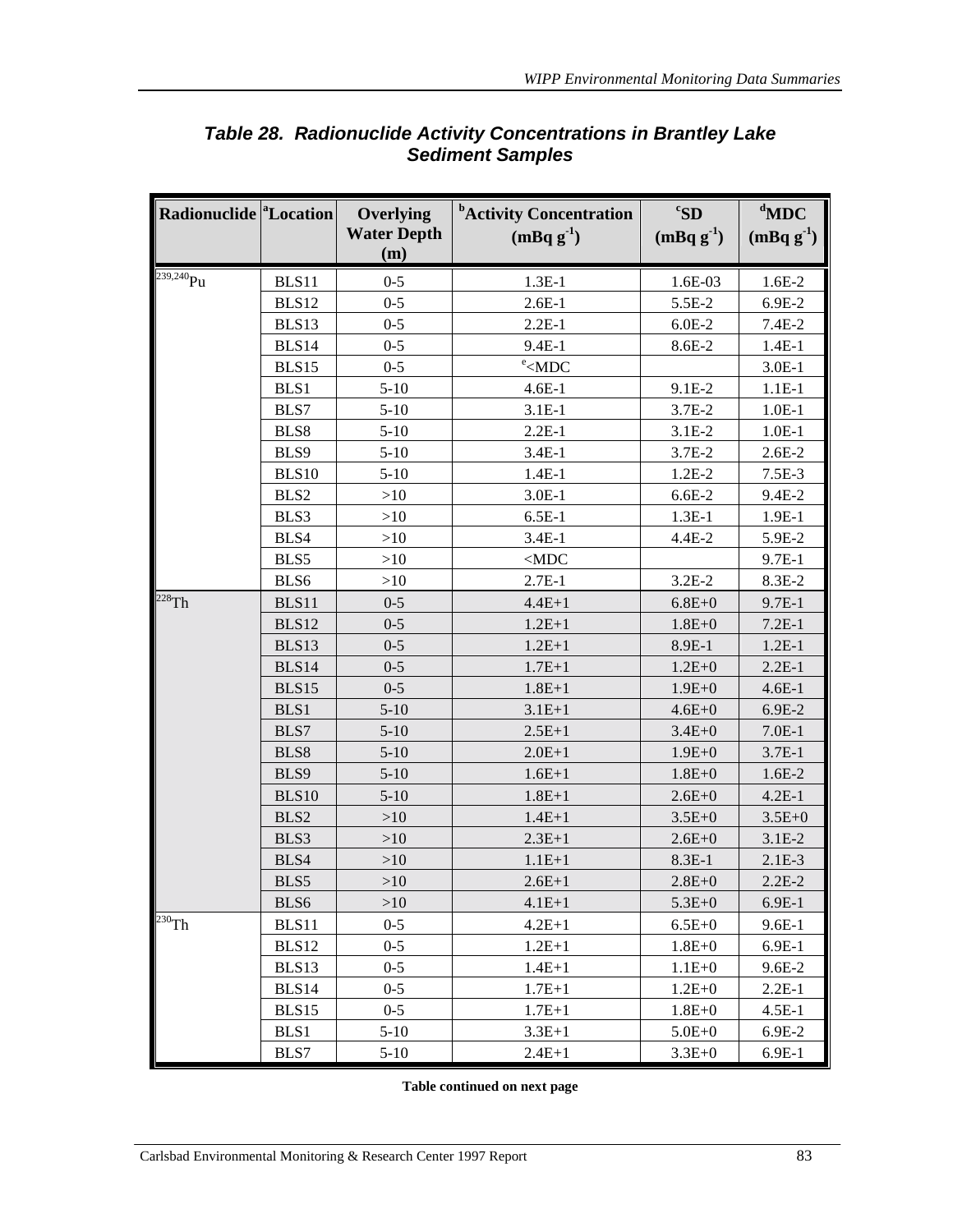### *Table 28. Radionuclide Activity Concentrations in Brantley Lake Sediment Samples*

| Radionuclide | [a]Location | Overlying Water Depth (m) | [b]Activity Concentration ($mBq\ g^{-1}$) | [c]SD ($mBq\ g^{-1}$) | [d]MDC ($mBq\ g^{-1}$) |
|---|---|---|---|---|---|
| $^{239,240}Pu$ | BLS11 | 0-5 | 1.3E-1 | 1.6E-03 | 1.6E-2 |
| | BLS12 | 0-5 | 2.6E-1 | 5.5E-2 | 6.9E-2 |
| | BLS13 | 0-5 | 2.2E-1 | 6.0E-2 | 7.4E-2 |
| | BLS14 | 0-5 | 9.4E-1 | 8.6E-2 | 1.4E-1 |
| | BLS15 | 0-5 | [e]<MDC | | 3.0E-1 |
| | BLS1 | 5-10 | 4.6E-1 | 9.1E-2 | 1.1E-1 |
| | BLS7 | 5-10 | 3.1E-1 | 3.7E-2 | 1.0E-1 |
| | BLS8 | 5-10 | 2.2E-1 | 3.1E-2 | 1.0E-1 |
| | BLS9 | 5-10 | 3.4E-1 | 3.7E-2 | 2.6E-2 |
| | BLS10 | 5-10 | 1.4E-1 | 1.2E-2 | 7.5E-3 |
| | BLS2 | >10 | 3.0E-1 | 6.6E-2 | 9.4E-2 |
| | BLS3 | >10 | 6.5E-1 | 1.3E-1 | 1.9E-1 |
| | BLS4 | >10 | 3.4E-1 | 4.4E-2 | 5.9E-2 |
| | BLS5 | >10 | <MDC | | 9.7E-1 |
| | BLS6 | >10 | 2.7E-1 | 3.2E-2 | 8.3E-2 |
| $^{228}Th$ | BLS11 | 0-5 | 4.4E+1 | 6.8E+0 | 9.7E-1 |
| | BLS12 | 0-5 | 1.2E+1 | 1.8E+0 | 7.2E-1 |
| | BLS13 | 0-5 | 1.2E+1 | 8.9E-1 | 1.2E-1 |
| | BLS14 | 0-5 | 1.7E+1 | 1.2E+0 | 2.2E-1 |
| | BLS15 | 0-5 | 1.8E+1 | 1.9E+0 | 4.6E-1 |
| | BLS1 | 5-10 | 3.1E+1 | 4.6E+0 | 6.9E-2 |
| | BLS7 | 5-10 | 2.5E+1 | 3.4E+0 | 7.0E-1 |
| | BLS8 | 5-10 | 2.0E+1 | 1.9E+0 | 3.7E-1 |
| | BLS9 | 5-10 | 1.6E+1 | 1.8E+0 | 1.6E-2 |
| | BLS10 | 5-10 | 1.8E+1 | 2.6E+0 | 4.2E-1 |
| | BLS2 | >10 | 1.4E+1 | 3.5E+0 | 3.5E+0 |
| | BLS3 | >10 | 2.3E+1 | 2.6E+0 | 3.1E-2 |
| | BLS4 | >10 | 1.1E+1 | 8.3E-1 | 2.1E-3 |
| | BLS5 | >10 | 2.6E+1 | 2.8E+0 | 2.2E-2 |
| | BLS6 | >10 | 4.1E+1 | 5.3E+0 | 6.9E-1 |
| $^{230}Th$ | BLS11 | 0-5 | 4.2E+1 | 6.5E+0 | 9.6E-1 |
| | BLS12 | 0-5 | 1.2E+1 | 1.8E+0 | 6.9E-1 |
| | BLS13 | 0-5 | 1.4E+1 | 1.1E+0 | 9.6E-2 |
| | BLS14 | 0-5 | 1.7E+1 | 1.2E+0 | 2.2E-1 |
| | BLS15 | 0-5 | 1.7E+1 | 1.8E+0 | 4.5E-1 |
| | BLS1 | 5-10 | 3.3E+1 | 5.0E+0 | 6.9E-2 |
| | BLS7 | 5-10 | 2.4E+1 | 3.3E+0 | 6.9E-1 |

**Table continued on next page**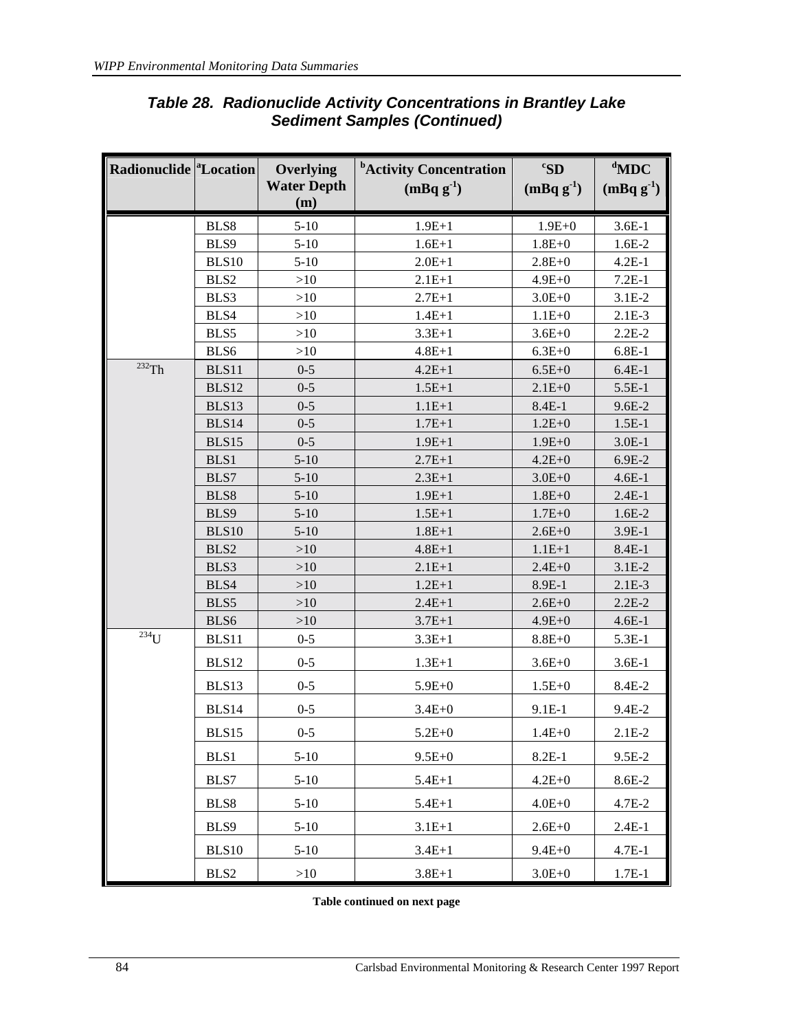## Table 28. Radionuclide Activity Concentrations in Brantley Lake Sediment Samples (Continued)

| Radionuclide | [a]Location | Overlying Water Depth (m) | [b]Activity Concentration (mBq $g^{-1}$) | [c]SD (mBq $g^{-1}$) | [d]MDC (mBq $g^{-1}$) |
|---|---|---|---|---|---|
| | BLS8 | 5-10 | 1.9E+1 | 1.9E+0 | 3.6E-1 |
| | BLS9 | 5-10 | 1.6E+1 | 1.8E+0 | 1.6E-2 |
| | BLS10 | 5-10 | 2.0E+1 | 2.8E+0 | 4.2E-1 |
| | BLS2 | >10 | 2.1E+1 | 4.9E+0 | 7.2E-1 |
| | BLS3 | >10 | 2.7E+1 | 3.0E+0 | 3.1E-2 |
| | BLS4 | >10 | 1.4E+1 | 1.1E+0 | 2.1E-3 |
| | BLS5 | >10 | 3.3E+1 | 3.6E+0 | 2.2E-2 |
| | BLS6 | >10 | 4.8E+1 | 6.3E+0 | 6.8E-1 |
| $^{232}$Th | BLS11 | 0-5 | 4.2E+1 | 6.5E+0 | 6.4E-1 |
| | BLS12 | 0-5 | 1.5E+1 | 2.1E+0 | 5.5E-1 |
| | BLS13 | 0-5 | 1.1E+1 | 8.4E-1 | 9.6E-2 |
| | BLS14 | 0-5 | 1.7E+1 | 1.2E+0 | 1.5E-1 |
| | BLS15 | 0-5 | 1.9E+1 | 1.9E+0 | 3.0E-1 |
| | BLS1 | 5-10 | 2.7E+1 | 4.2E+0 | 6.9E-2 |
| | BLS7 | 5-10 | 2.3E+1 | 3.0E+0 | 4.6E-1 |
| | BLS8 | 5-10 | 1.9E+1 | 1.8E+0 | 2.4E-1 |
| | BLS9 | 5-10 | 1.5E+1 | 1.7E+0 | 1.6E-2 |
| | BLS10 | 5-10 | 1.8E+1 | 2.6E+0 | 3.9E-1 |
| | BLS2 | >10 | 4.8E+1 | 1.1E+1 | 8.4E-1 |
| | BLS3 | >10 | 2.1E+1 | 2.4E+0 | 3.1E-2 |
| | BLS4 | >10 | 1.2E+1 | 8.9E-1 | 2.1E-3 |
| | BLS5 | >10 | 2.4E+1 | 2.6E+0 | 2.2E-2 |
| | BLS6 | >10 | 3.7E+1 | 4.9E+0 | 4.6E-1 |
| $^{234}$U | BLS11 | 0-5 | 3.3E+1 | 8.8E+0 | 5.3E-1 |
| | BLS12 | 0-5 | 1.3E+1 | 3.6E+0 | 3.6E-1 |
| | BLS13 | 0-5 | 5.9E+0 | 1.5E+0 | 8.4E-2 |
| | BLS14 | 0-5 | 3.4E+0 | 9.1E-1 | 9.4E-2 |
| | BLS15 | 0-5 | 5.2E+0 | 1.4E+0 | 2.1E-2 |
| | BLS1 | 5-10 | 9.5E+0 | 8.2E-1 | 9.5E-2 |
| | BLS7 | 5-10 | 5.4E+1 | 4.2E+0 | 8.6E-2 |
| | BLS8 | 5-10 | 5.4E+1 | 4.0E+0 | 4.7E-2 |
| | BLS9 | 5-10 | 3.1E+1 | 2.6E+0 | 2.4E-1 |
| | BLS10 | 5-10 | 3.4E+1 | 9.4E+0 | 4.7E-1 |
| | BLS2 | >10 | 3.8E+1 | 3.0E+0 | 1.7E-1 |

**Table continued on next page**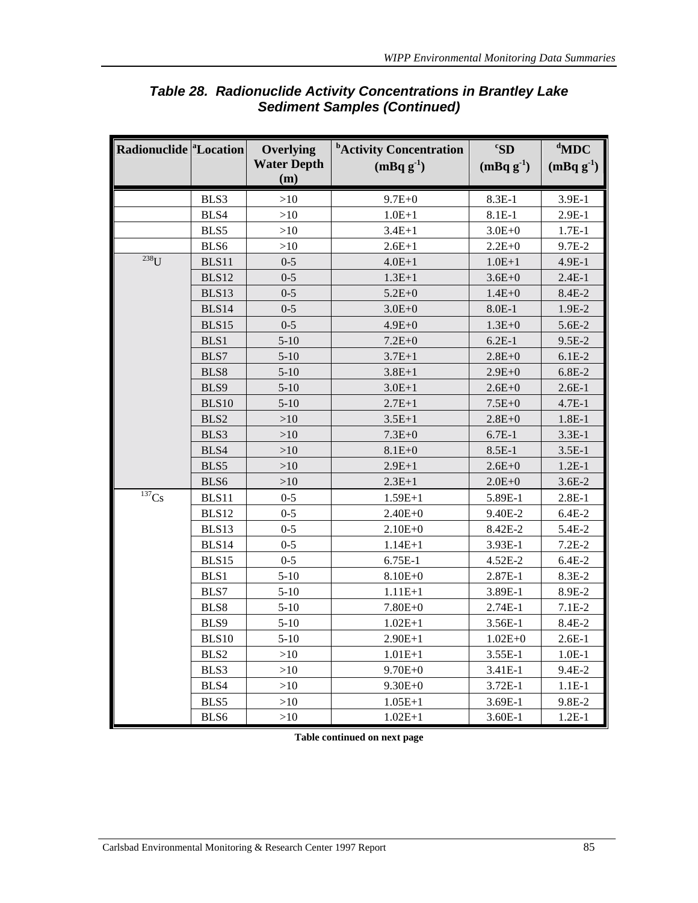## *Table 28. Radionuclide Activity Concentrations in Brantley Lake Sediment Samples (Continued)*

| Radionuclide | [a]Location | Overlying Water Depth (m) | [b]Activity Concentration (mBq $g^{-1}$) | [c]SD (mBq $g^{-1}$) | [d]MDC (mBq $g^{-1}$) |
|---|---|---|---|---|---|
| | BLS3 | >10 | 9.7E+0 | 8.3E-1 | 3.9E-1 |
| | BLS4 | >10 | 1.0E+1 | 8.1E-1 | 2.9E-1 |
| | BLS5 | >10 | 3.4E+1 | 3.0E+0 | 1.7E-1 |
| | BLS6 | >10 | 2.6E+1 | 2.2E+0 | 9.7E-2 |
| $^{238}$U | BLS11 | 0-5 | 4.0E+1 | 1.0E+1 | 4.9E-1 |
| | BLS12 | 0-5 | 1.3E+1 | 3.6E+0 | 2.4E-1 |
| | BLS13 | 0-5 | 5.2E+0 | 1.4E+0 | 8.4E-2 |
| | BLS14 | 0-5 | 3.0E+0 | 8.0E-1 | 1.9E-2 |
| | BLS15 | 0-5 | 4.9E+0 | 1.3E+0 | 5.6E-2 |
| | BLS1 | 5-10 | 7.2E+0 | 6.2E-1 | 9.5E-2 |
| | BLS7 | 5-10 | 3.7E+1 | 2.8E+0 | 6.1E-2 |
| | BLS8 | 5-10 | 3.8E+1 | 2.9E+0 | 6.8E-2 |
| | BLS9 | 5-10 | 3.0E+1 | 2.6E+0 | 2.6E-1 |
| | BLS10 | 5-10 | 2.7E+1 | 7.5E+0 | 4.7E-1 |
| | BLS2 | >10 | 3.5E+1 | 2.8E+0 | 1.8E-1 |
| | BLS3 | >10 | 7.3E+0 | 6.7E-1 | 3.3E-1 |
| | BLS4 | >10 | 8.1E+0 | 8.5E-1 | 3.5E-1 |
| | BLS5 | >10 | 2.9E+1 | 2.6E+0 | 1.2E-1 |
| | BLS6 | >10 | 2.3E+1 | 2.0E+0 | 3.6E-2 |
| $^{137}$Cs | BLS11 | 0-5 | 1.59E+1 | 5.89E-1 | 2.8E-1 |
| | BLS12 | 0-5 | 2.40E+0 | 9.40E-2 | 6.4E-2 |
| | BLS13 | 0-5 | 2.10E+0 | 8.42E-2 | 5.4E-2 |
| | BLS14 | 0-5 | 1.14E+1 | 3.93E-1 | 7.2E-2 |
| | BLS15 | 0-5 | 6.75E-1 | 4.52E-2 | 6.4E-2 |
| | BLS1 | 5-10 | 8.10E+0 | 2.87E-1 | 8.3E-2 |
| | BLS7 | 5-10 | 1.11E+1 | 3.89E-1 | 8.9E-2 |
| | BLS8 | 5-10 | 7.80E+0 | 2.74E-1 | 7.1E-2 |
| | BLS9 | 5-10 | 1.02E+1 | 3.56E-1 | 8.4E-2 |
| | BLS10 | 5-10 | 2.90E+1 | 1.02E+0 | 2.6E-1 |
| | BLS2 | >10 | 1.01E+1 | 3.55E-1 | 1.0E-1 |
| | BLS3 | >10 | 9.70E+0 | 3.41E-1 | 9.4E-2 |
| | BLS4 | >10 | 9.30E+0 | 3.72E-1 | 1.1E-1 |
| | BLS5 | >10 | 1.05E+1 | 3.69E-1 | 9.8E-2 |
| | BLS6 | >10 | 1.02E+1 | 3.60E-1 | 1.2E-1 |

**Table continued on next page**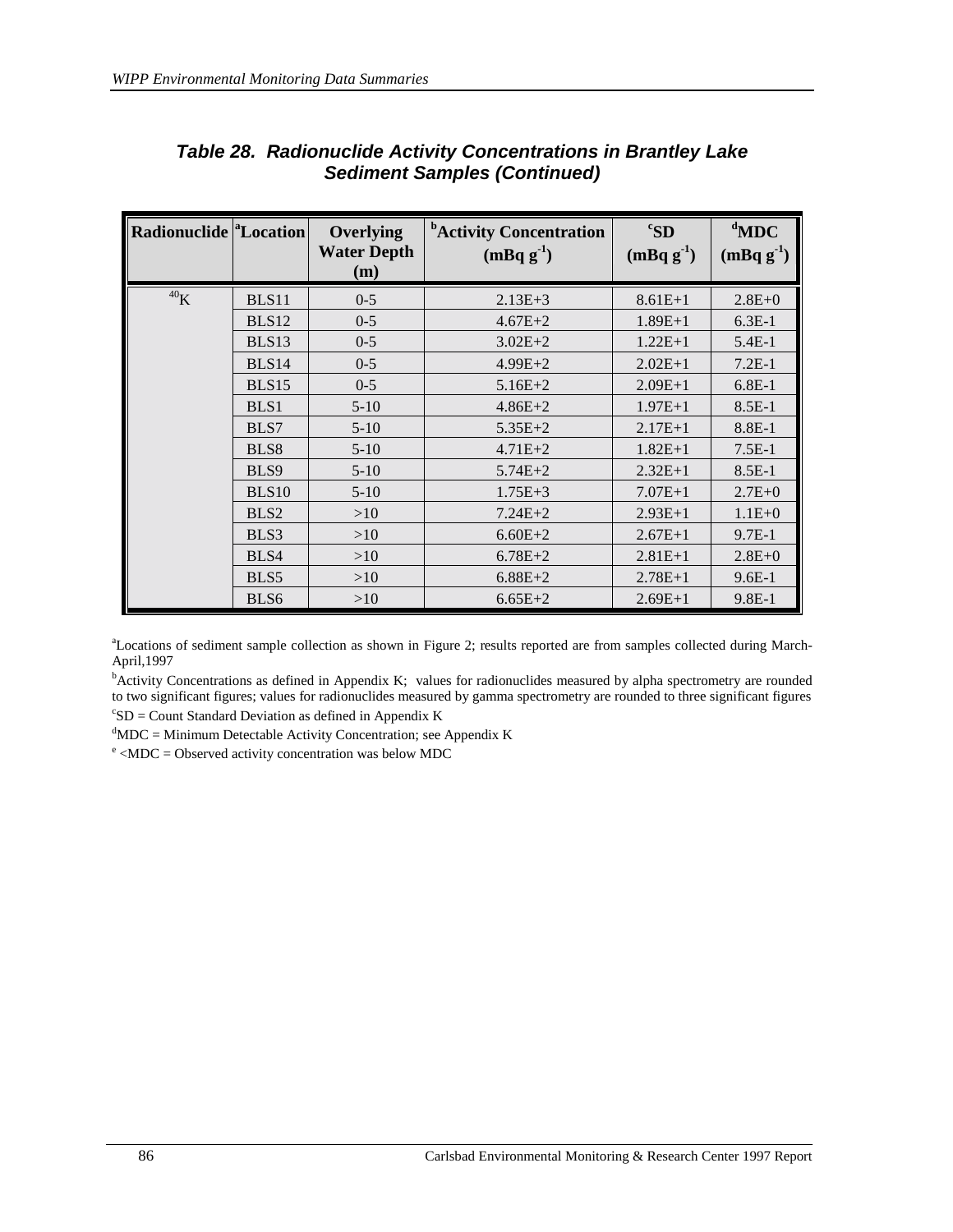### Table 28. Radionuclide Activity Concentrations in Brantley Lake Sediment Samples (Continued)

| Radionuclide | [a]Location | Overlying Water Depth (m) | [b]Activity Concentration ($mBq\ g^{-1}$) | [c]SD ($mBq\ g^{-1}$) | [d]MDC ($mBq\ g^{-1}$) |
|---|---|---|---|---|---|
| $^{40}K$ | BLS11 | 0-5 | 2.13E+3 | 8.61E+1 | 2.8E+0 |
| | BLS12 | 0-5 | 4.67E+2 | 1.89E+1 | 6.3E-1 |
| | BLS13 | 0-5 | 3.02E+2 | 1.22E+1 | 5.4E-1 |
| | BLS14 | 0-5 | 4.99E+2 | 2.02E+1 | 7.2E-1 |
| | BLS15 | 0-5 | 5.16E+2 | 2.09E+1 | 6.8E-1 |
| | BLS1 | 5-10 | 4.86E+2 | 1.97E+1 | 8.5E-1 |
| | BLS7 | 5-10 | 5.35E+2 | 2.17E+1 | 8.8E-1 |
| | BLS8 | 5-10 | 4.71E+2 | 1.82E+1 | 7.5E-1 |
| | BLS9 | 5-10 | 5.74E+2 | 2.32E+1 | 8.5E-1 |
| | BLS10 | 5-10 | 1.75E+3 | 7.07E+1 | 2.7E+0 |
| | BLS2 | >10 | 7.24E+2 | 2.93E+1 | 1.1E+0 |
| | BLS3 | >10 | 6.60E+2 | 2.67E+1 | 9.7E-1 |
| | BLS4 | >10 | 6.78E+2 | 2.81E+1 | 2.8E+0 |
| | BLS5 | >10 | 6.88E+2 | 2.78E+1 | 9.6E-1 |
| | BLS6 | >10 | 6.65E+2 | 2.69E+1 | 9.8E-1 |

[a]Locations of sediment sample collection as shown in Figure 2; results reported are from samples collected during March-April,1997

[b]Activity Concentrations as defined in Appendix K; values for radionuclides measured by alpha spectrometry are rounded to two significant figures; values for radionuclides measured by gamma spectrometry are rounded to three significant figures

[c]SD = Count Standard Deviation as defined in Appendix K

[d]MDC = Minimum Detectable Activity Concentration; see Appendix K

[e] <MDC = Observed activity concentration was below MDC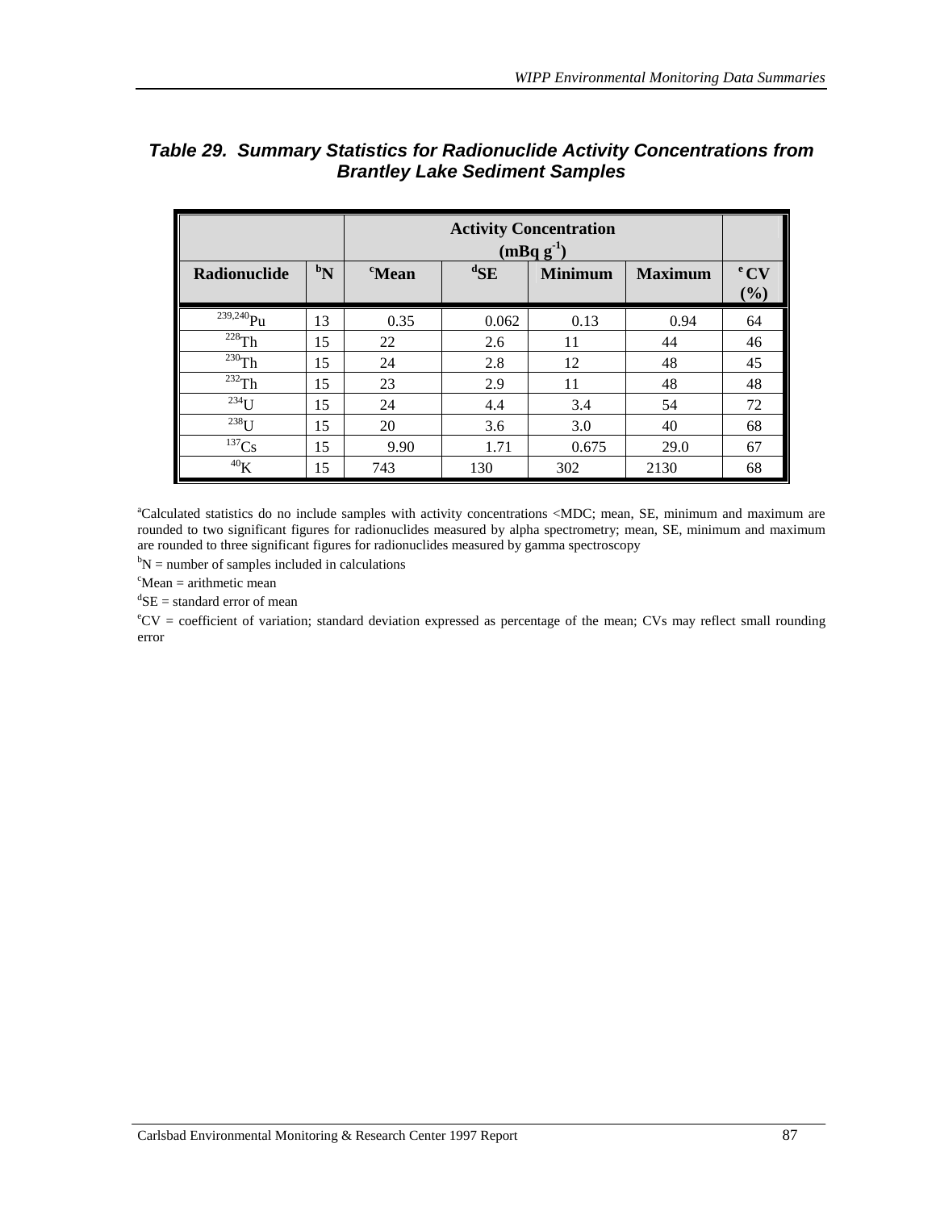### *Table 29. Summary Statistics for Radionuclide Activity Concentrations from Brantley Lake Sediment Samples*

| | | Activity Concentration (mBq g$^{-1}$) | | | | |
|---|---|---|---|---|---|---|
| **Radionuclide** | **[b]N** | **[c]Mean** | **[d]SE** | **Minimum** | **Maximum** | **[e]CV (%)** |
| $^{239,240}$Pu | 13 | 0.35 | 0.062 | 0.13 | 0.94 | 64 |
| $^{228}$Th | 15 | 22 | 2.6 | 11 | 44 | 46 |
| $^{230}$Th | 15 | 24 | 2.8 | 12 | 48 | 45 |
| $^{232}$Th | 15 | 23 | 2.9 | 11 | 48 | 48 |
| $^{234}$U | 15 | 24 | 4.4 | 3.4 | 54 | 72 |
| $^{238}$U | 15 | 20 | 3.6 | 3.0 | 40 | 68 |
| $^{137}$Cs | 15 | 9.90 | 1.71 | 0.675 | 29.0 | 67 |
| $^{40}$K | 15 | 743 | 130 | 302 | 2130 | 68 |

[a]Calculated statistics do no include samples with activity concentrations <MDC; mean, SE, minimum and maximum are rounded to two significant figures for radionuclides measured by alpha spectrometry; mean, SE, minimum and maximum are rounded to three significant figures for radionuclides measured by gamma spectroscopy

[b]N = number of samples included in calculations

[c]Mean = arithmetic mean

[d]SE = standard error of mean

[e]CV = coefficient of variation; standard deviation expressed as percentage of the mean; CVs may reflect small rounding error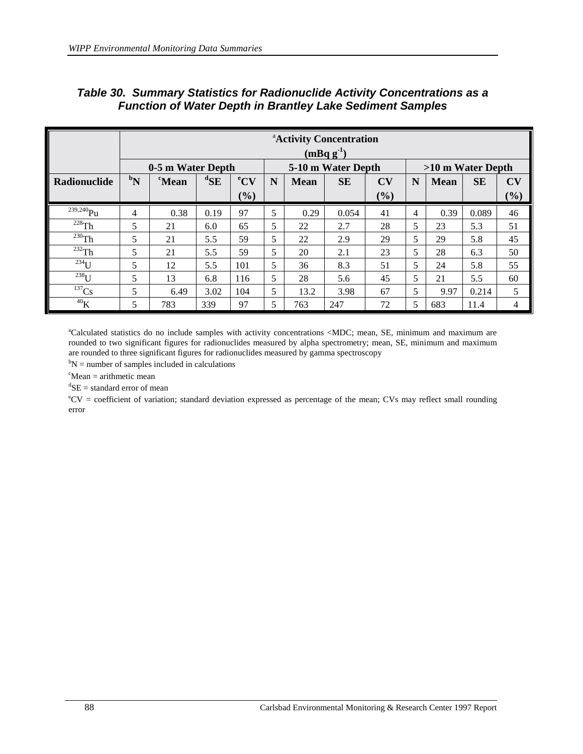### *Table 30. Summary Statistics for Radionuclide Activity Concentrations as a Function of Water Depth in Brantley Lake Sediment Samples*

| | Activity Concentration[a] ($mBq\ g^{-1}$) | | | | | | | | | | | |
|---|---|---|---|---|---|---|---|---|---|---|---|---|
| | 0-5 m Water Depth | | | | 5-10 m Water Depth | | | | >10 m Water Depth | | | |
| Radionuclide | N[b] | Mean[c] | SE[d] | CV[e] (%) | N | Mean | SE | CV (%) | N | Mean | SE | CV (%) |
| $^{239,240}Pu$ | 4 | 0.38 | 0.19 | 97 | 5 | 0.29 | 0.054 | 41 | 4 | 0.39 | 0.089 | 46 |
| $^{228}Th$ | 5 | 21 | 6.0 | 65 | 5 | 22 | 2.7 | 28 | 5 | 23 | 5.3 | 51 |
| $^{230}Th$ | 5 | 21 | 5.5 | 59 | 5 | 22 | 2.9 | 29 | 5 | 29 | 5.8 | 45 |
| $^{232}Th$ | 5 | 21 | 5.5 | 59 | 5 | 20 | 2.1 | 23 | 5 | 28 | 6.3 | 50 |
| $^{234}U$ | 5 | 12 | 5.5 | 101 | 5 | 36 | 8.3 | 51 | 5 | 24 | 5.8 | 55 |
| $^{238}U$ | 5 | 13 | 6.8 | 116 | 5 | 28 | 5.6 | 45 | 5 | 21 | 5.5 | 60 |
| $^{137}Cs$ | 5 | 6.49 | 3.02 | 104 | 5 | 13.2 | 3.98 | 67 | 5 | 9.97 | 0.214 | 5 |
| $^{40}K$ | 5 | 783 | 339 | 97 | 5 | 763 | 247 | 72 | 5 | 683 | 11.4 | 4 |

[a]Calculated statistics do no include samples with activity concentrations <MDC; mean, SE, minimum and maximum are rounded to two significant figures for radionuclides measured by alpha spectrometry; mean, SE, minimum and maximum are rounded to three significant figures for radionuclides measured by gamma spectroscopy

[b]N = number of samples included in calculations

[c]Mean = arithmetic mean

[d]SE = standard error of mean

[e]CV = coefficient of variation; standard deviation expressed as percentage of the mean; CVs may reflect small rounding error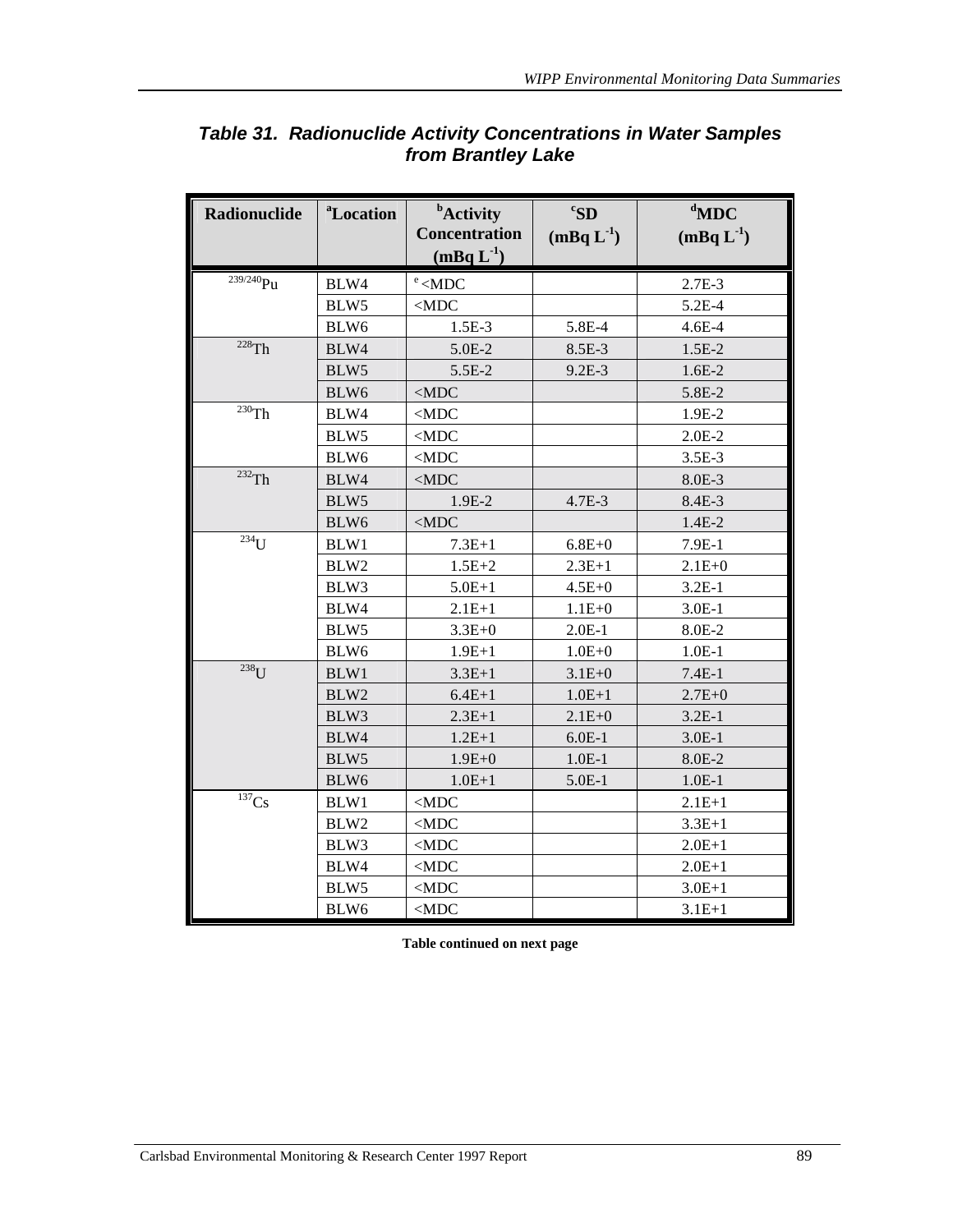## *Table 31. Radionuclide Activity Concentrations in Water Samples from Brantley Lake*

| Radionuclide | [a]Location | [b]Activity Concentration (mBq $L^{-1}$) | [c]SD (mBq $L^{-1}$) | [d]MDC (mBq $L^{-1}$) |
|---|---|---|---|---|
| $^{239/240}Pu$ | BLW4 | [e] <MDC | | 2.7E-3 |
| | BLW5 | <MDC | | 5.2E-4 |
| | BLW6 | 1.5E-3 | 5.8E-4 | 4.6E-4 |
| $^{228}Th$ | BLW4 | 5.0E-2 | 8.5E-3 | 1.5E-2 |
| | BLW5 | 5.5E-2 | 9.2E-3 | 1.6E-2 |
| | BLW6 | <MDC | | 5.8E-2 |
| $^{230}Th$ | BLW4 | <MDC | | 1.9E-2 |
| | BLW5 | <MDC | | 2.0E-2 |
| | BLW6 | <MDC | | 3.5E-3 |
| $^{232}Th$ | BLW4 | <MDC | | 8.0E-3 |
| | BLW5 | 1.9E-2 | 4.7E-3 | 8.4E-3 |
| | BLW6 | <MDC | | 1.4E-2 |
| $^{234}U$ | BLW1 | 7.3E+1 | 6.8E+0 | 7.9E-1 |
| | BLW2 | 1.5E+2 | 2.3E+1 | 2.1E+0 |
| | BLW3 | 5.0E+1 | 4.5E+0 | 3.2E-1 |
| | BLW4 | 2.1E+1 | 1.1E+0 | 3.0E-1 |
| | BLW5 | 3.3E+0 | 2.0E-1 | 8.0E-2 |
| | BLW6 | 1.9E+1 | 1.0E+0 | 1.0E-1 |
| $^{238}U$ | BLW1 | 3.3E+1 | 3.1E+0 | 7.4E-1 |
| | BLW2 | 6.4E+1 | 1.0E+1 | 2.7E+0 |
| | BLW3 | 2.3E+1 | 2.1E+0 | 3.2E-1 |
| | BLW4 | 1.2E+1 | 6.0E-1 | 3.0E-1 |
| | BLW5 | 1.9E+0 | 1.0E-1 | 8.0E-2 |
| | BLW6 | 1.0E+1 | 5.0E-1 | 1.0E-1 |
| $^{137}Cs$ | BLW1 | <MDC | | 2.1E+1 |
| | BLW2 | <MDC | | 3.3E+1 |
| | BLW3 | <MDC | | 2.0E+1 |
| | BLW4 | <MDC | | 2.0E+1 |
| | BLW5 | <MDC | | 3.0E+1 |
| | BLW6 | <MDC | | 3.1E+1 |

**Table continued on next page**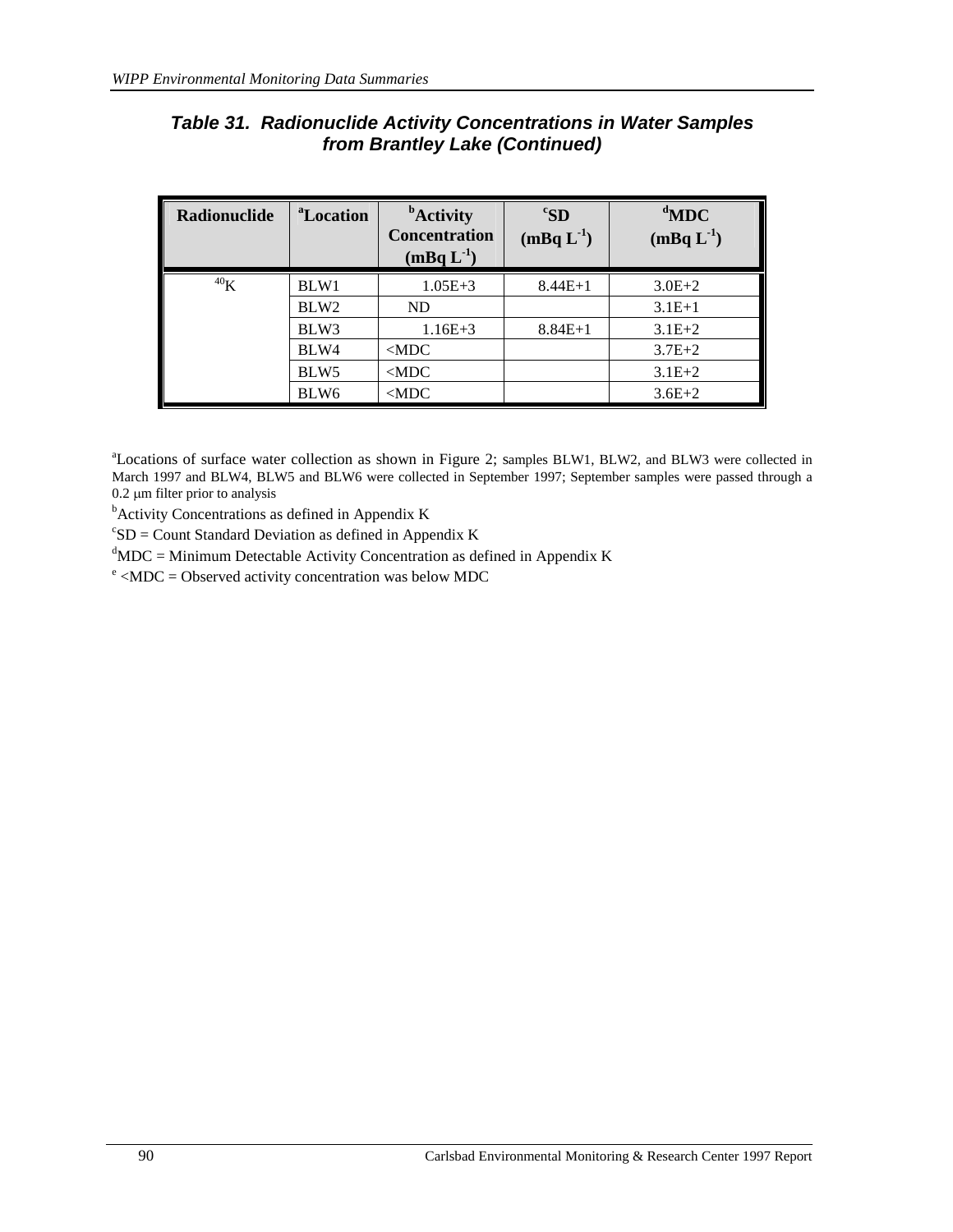### *Table 31. Radionuclide Activity Concentrations in Water Samples from Brantley Lake (Continued)*

| Radionuclide | [a]Location | [b]Activity Concentration (mBq $L^{-1}$) | [c]SD (mBq $L^{-1}$) | [d]MDC (mBq $L^{-1}$) |
|---|---|---|---|---|
| $^{40}K$ | BLW1 | 1.05E+3 | 8.44E+1 | 3.0E+2 |
| | BLW2 | ND | | 3.1E+1 |
| | BLW3 | 1.16E+3 | 8.84E+1 | 3.1E+2 |
| | BLW4 | <MDC | | 3.7E+2 |
| | BLW5 | <MDC | | 3.1E+2 |
| | BLW6 | <MDC | | 3.6E+2 |

[a]Locations of surface water collection as shown in Figure 2; samples BLW1, BLW2, and BLW3 were collected in March 1997 and BLW4, BLW5 and BLW6 were collected in September 1997; September samples were passed through a 0.2 μm filter prior to analysis

[b]Activity Concentrations as defined in Appendix K

[c]SD = Count Standard Deviation as defined in Appendix K

[d]MDC = Minimum Detectable Activity Concentration as defined in Appendix K

[e] <MDC = Observed activity concentration was below MDC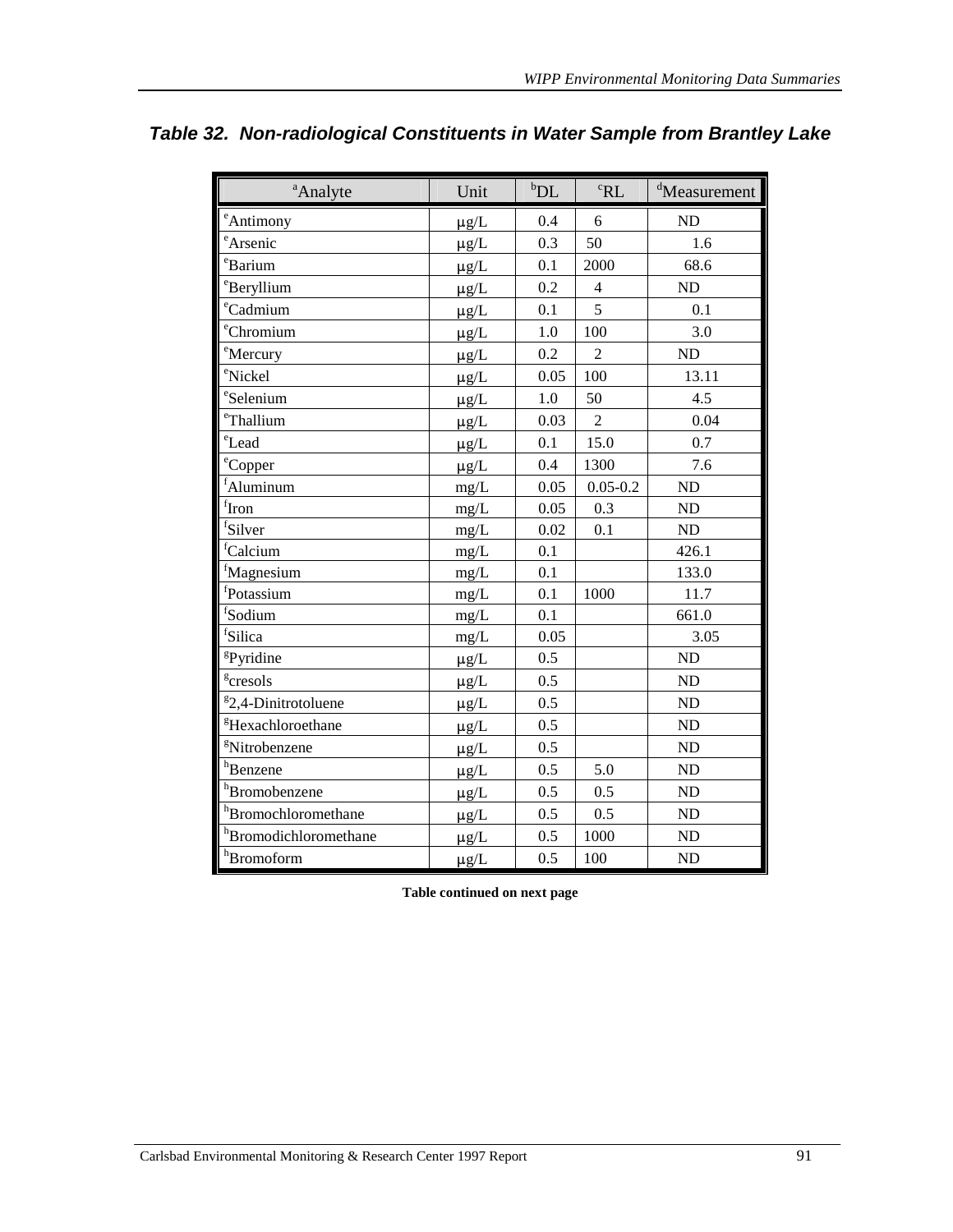### Table 32. Non-radiological Constituents in Water Sample from Brantley Lake

| [a]Analyte | Unit | [b]DL | [c]RL | [d]Measurement |
|---|---|---|---|---|
| [e]Antimony | μg/L | 0.4 | 6 | ND |
| [e]Arsenic | μg/L | 0.3 | 50 | 1.6 |
| [e]Barium | μg/L | 0.1 | 2000 | 68.6 |
| [e]Beryllium | μg/L | 0.2 | 4 | ND |
| [e]Cadmium | μg/L | 0.1 | 5 | 0.1 |
| [e]Chromium | μg/L | 1.0 | 100 | 3.0 |
| [e]Mercury | μg/L | 0.2 | 2 | ND |
| [e]Nickel | μg/L | 0.05 | 100 | 13.11 |
| [e]Selenium | μg/L | 1.0 | 50 | 4.5 |
| [e]Thallium | μg/L | 0.03 | 2 | 0.04 |
| [e]Lead | μg/L | 0.1 | 15.0 | 0.7 |
| [e]Copper | μg/L | 0.4 | 1300 | 7.6 |
| [f]Aluminum | mg/L | 0.05 | 0.05-0.2 | ND |
| [f]Iron | mg/L | 0.05 | 0.3 | ND |
| [f]Silver | mg/L | 0.02 | 0.1 | ND |
| [f]Calcium | mg/L | 0.1 | | 426.1 |
| [f]Magnesium | mg/L | 0.1 | | 133.0 |
| [f]Potassium | mg/L | 0.1 | 1000 | 11.7 |
| [f]Sodium | mg/L | 0.1 | | 661.0 |
| [f]Silica | mg/L | 0.05 | | 3.05 |
| [g]Pyridine | μg/L | 0.5 | | ND |
| [g]cresols | μg/L | 0.5 | | ND |
| [g]2,4-Dinitrotoluene | μg/L | 0.5 | | ND |
| [g]Hexachloroethane | μg/L | 0.5 | | ND |
| [g]Nitrobenzene | μg/L | 0.5 | | ND |
| [h]Benzene | μg/L | 0.5 | 5.0 | ND |
| [h]Bromobenzene | μg/L | 0.5 | 0.5 | ND |
| [h]Bromochloromethane | μg/L | 0.5 | 0.5 | ND |
| [h]Bromodichloromethane | μg/L | 0.5 | 1000 | ND |
| [h]Bromoform | μg/L | 0.5 | 100 | ND |

**Table continued on next page**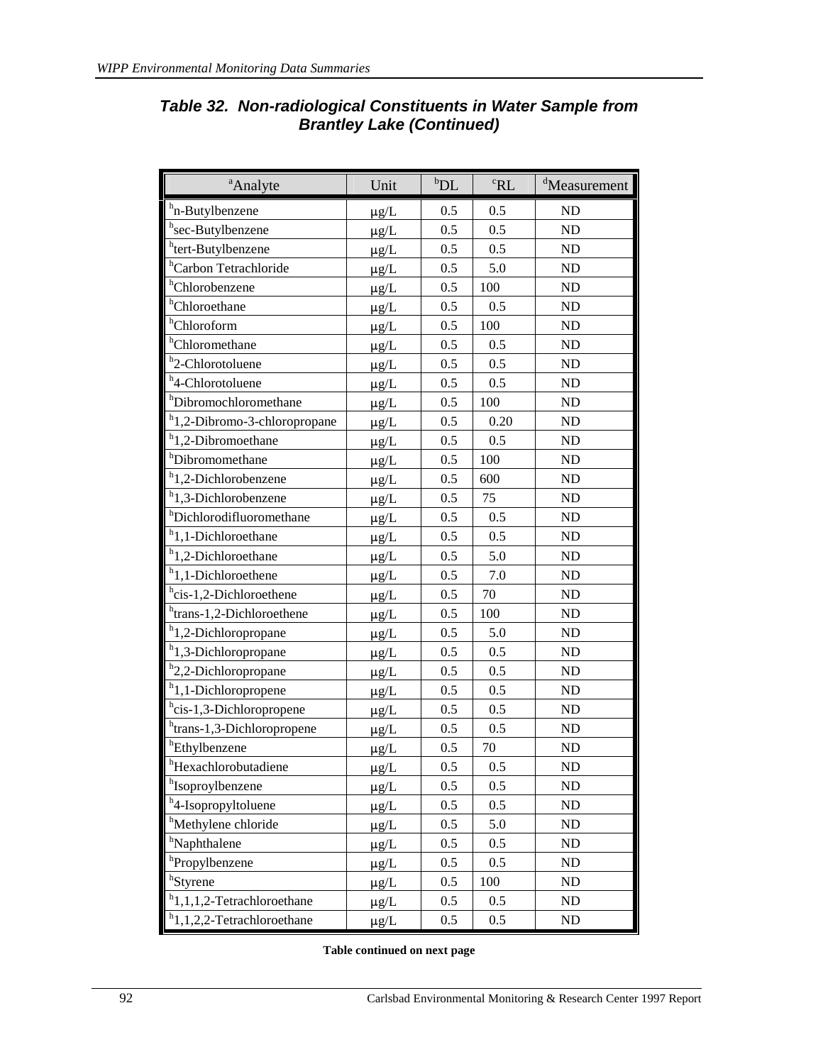### Table 32. Non-radiological Constituents in Water Sample from Brantley Lake (Continued)

| [a]Analyte | Unit | [b]DL | [c]RL | [d]Measurement |
|---|---|---|---|---|
| [h]n-Butylbenzene | μg/L | 0.5 | 0.5 | ND |
| [h]sec-Butylbenzene | μg/L | 0.5 | 0.5 | ND |
| [h]tert-Butylbenzene | μg/L | 0.5 | 0.5 | ND |
| [h]Carbon Tetrachloride | μg/L | 0.5 | 5.0 | ND |
| [h]Chlorobenzene | μg/L | 0.5 | 100 | ND |
| [h]Chloroethane | μg/L | 0.5 | 0.5 | ND |
| [h]Chloroform | μg/L | 0.5 | 100 | ND |
| [h]Chloromethane | μg/L | 0.5 | 0.5 | ND |
| [h]2-Chlorotoluene | μg/L | 0.5 | 0.5 | ND |
| [h]4-Chlorotoluene | μg/L | 0.5 | 0.5 | ND |
| [h]Dibromochloromethane | μg/L | 0.5 | 100 | ND |
| [h]1,2-Dibromo-3-chloropropane | μg/L | 0.5 | 0.20 | ND |
| [h]1,2-Dibromoethane | μg/L | 0.5 | 0.5 | ND |
| [h]Dibromomethane | μg/L | 0.5 | 100 | ND |
| [h]1,2-Dichlorobenzene | μg/L | 0.5 | 600 | ND |
| [h]1,3-Dichlorobenzene | μg/L | 0.5 | 75 | ND |
| [h]Dichlorodifluoromethane | μg/L | 0.5 | 0.5 | ND |
| [h]1,1-Dichloroethane | μg/L | 0.5 | 0.5 | ND |
| [h]1,2-Dichloroethane | μg/L | 0.5 | 5.0 | ND |
| [h]1,1-Dichloroethene | μg/L | 0.5 | 7.0 | ND |
| [h]cis-1,2-Dichloroethene | μg/L | 0.5 | 70 | ND |
| [h]trans-1,2-Dichloroethene | μg/L | 0.5 | 100 | ND |
| [h]1,2-Dichloropropane | μg/L | 0.5 | 5.0 | ND |
| [h]1,3-Dichloropropane | μg/L | 0.5 | 0.5 | ND |
| [h]2,2-Dichloropropane | μg/L | 0.5 | 0.5 | ND |
| [h]1,1-Dichloropropene | μg/L | 0.5 | 0.5 | ND |
| [h]cis-1,3-Dichloropropene | μg/L | 0.5 | 0.5 | ND |
| [h]trans-1,3-Dichloropropene | μg/L | 0.5 | 0.5 | ND |
| [h]Ethylbenzene | μg/L | 0.5 | 70 | ND |
| [h]Hexachlorobutadiene | μg/L | 0.5 | 0.5 | ND |
| [h]Isoproylbenzene | μg/L | 0.5 | 0.5 | ND |
| [h]4-Isopropyltoluene | μg/L | 0.5 | 0.5 | ND |
| [h]Methylene chloride | μg/L | 0.5 | 5.0 | ND |
| [h]Naphthalene | μg/L | 0.5 | 0.5 | ND |
| [h]Propylbenzene | μg/L | 0.5 | 0.5 | ND |
| [h]Styrene | μg/L | 0.5 | 100 | ND |
| [h]1,1,1,2-Tetrachloroethane | μg/L | 0.5 | 0.5 | ND |
| [h]1,1,2,2-Tetrachloroethane | μg/L | 0.5 | 0.5 | ND |

**Table continued on next page**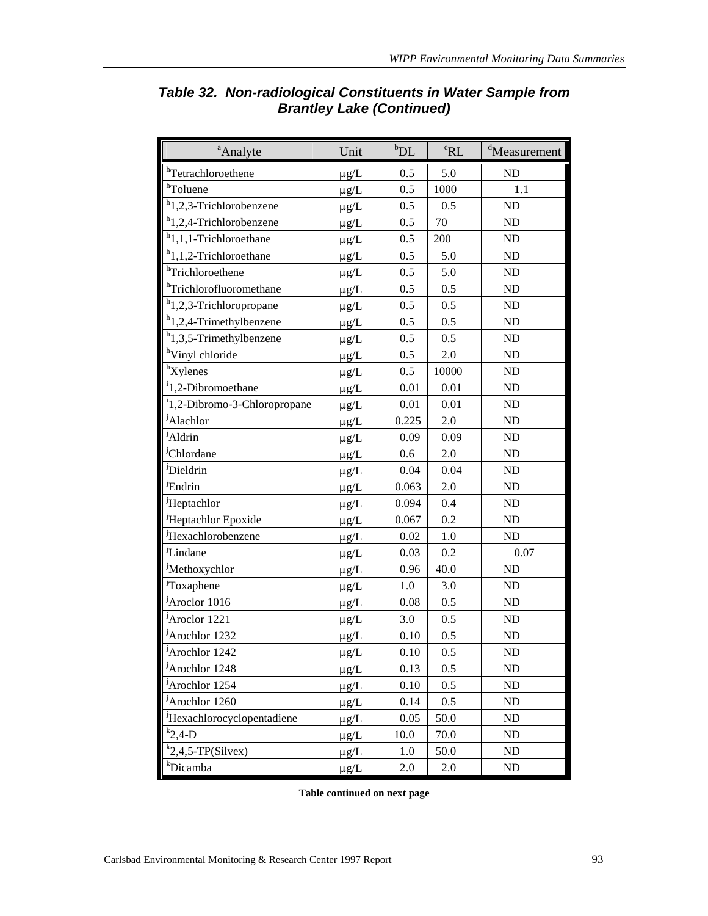### *Table 32. Non-radiological Constituents in Water Sample from Brantley Lake (Continued)*

| [a]Analyte | Unit | [b]DL | [c]RL | [d]Measurement |
|---|---|---|---|---|
| [h]Tetrachloroethene | μg/L | 0.5 | 5.0 | ND |
| [h]Toluene | μg/L | 0.5 | 1000 | 1.1 |
| [h]1,2,3-Trichlorobenzene | μg/L | 0.5 | 0.5 | ND |
| [h]1,2,4-Trichlorobenzene | μg/L | 0.5 | 70 | ND |
| [h]1,1,1-Trichloroethane | μg/L | 0.5 | 200 | ND |
| [h]1,1,2-Trichloroethane | μg/L | 0.5 | 5.0 | ND |
| [h]Trichloroethene | μg/L | 0.5 | 5.0 | ND |
| [h]Trichlorofluoromethane | μg/L | 0.5 | 0.5 | ND |
| [h]1,2,3-Trichloropropane | μg/L | 0.5 | 0.5 | ND |
| [h]1,2,4-Trimethylbenzene | μg/L | 0.5 | 0.5 | ND |
| [h]1,3,5-Trimethylbenzene | μg/L | 0.5 | 0.5 | ND |
| [h]Vinyl chloride | μg/L | 0.5 | 2.0 | ND |
| [h]Xylenes | μg/L | 0.5 | 10000 | ND |
| [i]1,2-Dibromoethane | μg/L | 0.01 | 0.01 | ND |
| [i]1,2-Dibromo-3-Chloropropane | μg/L | 0.01 | 0.01 | ND |
| [j]Alachlor | μg/L | 0.225 | 2.0 | ND |
| [j]Aldrin | μg/L | 0.09 | 0.09 | ND |
| [j]Chlordane | μg/L | 0.6 | 2.0 | ND |
| [j]Dieldrin | μg/L | 0.04 | 0.04 | ND |
| [j]Endrin | μg/L | 0.063 | 2.0 | ND |
| [j]Heptachlor | μg/L | 0.094 | 0.4 | ND |
| [j]Heptachlor Epoxide | μg/L | 0.067 | 0.2 | ND |
| [j]Hexachlorobenzene | μg/L | 0.02 | 1.0 | ND |
| [j]Lindane | μg/L | 0.03 | 0.2 | 0.07 |
| [j]Methoxychlor | μg/L | 0.96 | 40.0 | ND |
| [j]Toxaphene | μg/L | 1.0 | 3.0 | ND |
| [j]Aroclor 1016 | μg/L | 0.08 | 0.5 | ND |
| [j]Aroclor 1221 | μg/L | 3.0 | 0.5 | ND |
| [j]Arochlor 1232 | μg/L | 0.10 | 0.5 | ND |
| [j]Arochlor 1242 | μg/L | 0.10 | 0.5 | ND |
| [j]Arochlor 1248 | μg/L | 0.13 | 0.5 | ND |
| [j]Arochlor 1254 | μg/L | 0.10 | 0.5 | ND |
| [j]Arochlor 1260 | μg/L | 0.14 | 0.5 | ND |
| [j]Hexachlorocyclopentadiene | μg/L | 0.05 | 50.0 | ND |
| [k]2,4-D | μg/L | 10.0 | 70.0 | ND |
| [k]2,4,5-TP(Silvex) | μg/L | 1.0 | 50.0 | ND |
| [k]Dicamba | μg/L | 2.0 | 2.0 | ND |

**Table continued on next page**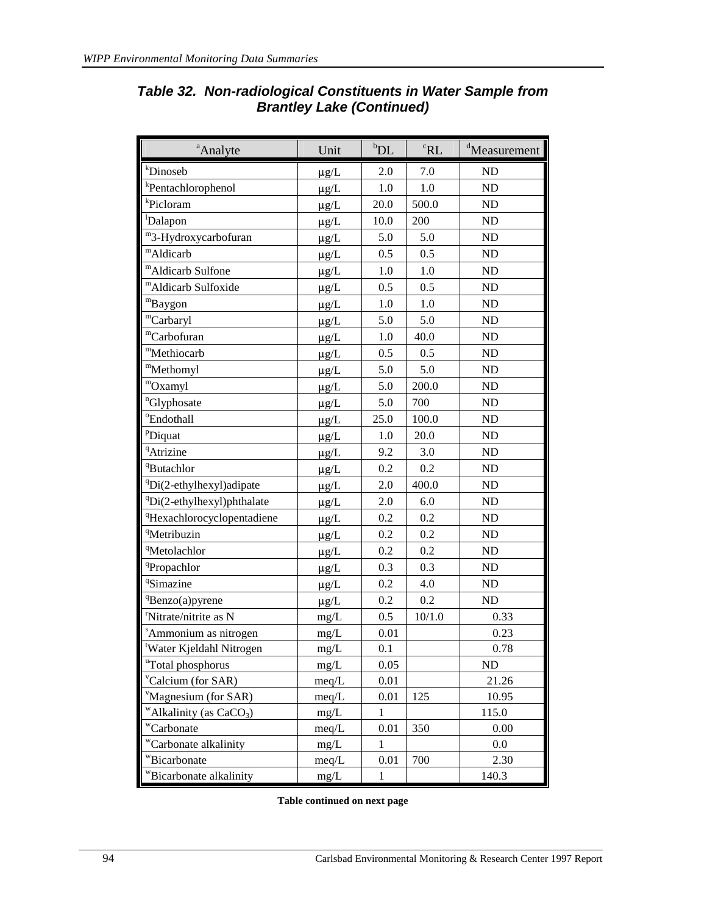## Table 32. Non-radiological Constituents in Water Sample from Brantley Lake (Continued)

| [a]Analyte | Unit | [b]DL | [c]RL | [d]Measurement |
|---|---|---|---|---|
| [k]Dinoseb | μg/L | 2.0 | 7.0 | ND |
| [k]Pentachlorophenol | μg/L | 1.0 | 1.0 | ND |
| [k]Picloram | μg/L | 20.0 | 500.0 | ND |
| [l]Dalapon | μg/L | 10.0 | 200 | ND |
| [m]3-Hydroxycarbofuran | μg/L | 5.0 | 5.0 | ND |
| [m]Aldicarb | μg/L | 0.5 | 0.5 | ND |
| [m]Aldicarb Sulfone | μg/L | 1.0 | 1.0 | ND |
| [m]Aldicarb Sulfoxide | μg/L | 0.5 | 0.5 | ND |
| [m]Baygon | μg/L | 1.0 | 1.0 | ND |
| [m]Carbaryl | μg/L | 5.0 | 5.0 | ND |
| [m]Carbofuran | μg/L | 1.0 | 40.0 | ND |
| [m]Methiocarb | μg/L | 0.5 | 0.5 | ND |
| [m]Methomyl | μg/L | 5.0 | 5.0 | ND |
| [m]Oxamyl | μg/L | 5.0 | 200.0 | ND |
| [n]Glyphosate | μg/L | 5.0 | 700 | ND |
| [o]Endothall | μg/L | 25.0 | 100.0 | ND |
| [p]Diquat | μg/L | 1.0 | 20.0 | ND |
| [q]Atrizine | μg/L | 9.2 | 3.0 | ND |
| [q]Butachlor | μg/L | 0.2 | 0.2 | ND |
| [q]Di(2-ethylhexyl)adipate | μg/L | 2.0 | 400.0 | ND |
| [q]Di(2-ethylhexyl)phthalate | μg/L | 2.0 | 6.0 | ND |
| [q]Hexachlorocyclopentadiene | μg/L | 0.2 | 0.2 | ND |
| [q]Metribuzin | μg/L | 0.2 | 0.2 | ND |
| [q]Metolachlor | μg/L | 0.2 | 0.2 | ND |
| [q]Propachlor | μg/L | 0.3 | 0.3 | ND |
| [q]Simazine | μg/L | 0.2 | 4.0 | ND |
| [q]Benzo(a)pyrene | μg/L | 0.2 | 0.2 | ND |
| [r]Nitrate/nitrite as N | mg/L | 0.5 | 10/1.0 | 0.33 |
| [s]Ammonium as nitrogen | mg/L | 0.01 | | 0.23 |
| [t]Water Kjeldahl Nitrogen | mg/L | 0.1 | | 0.78 |
| [u]Total phosphorus | mg/L | 0.05 | | ND |
| [v]Calcium (for SAR) | meq/L | 0.01 | | 21.26 |
| [v]Magnesium (for SAR) | meq/L | 0.01 | 125 | 10.95 |
| [w]Alkalinity (as $CaCO_3$) | mg/L | 1 | | 115.0 |
| [w]Carbonate | meq/L | 0.01 | 350 | 0.00 |
| [w]Carbonate alkalinity | mg/L | 1 | | 0.0 |
| [w]Bicarbonate | meq/L | 0.01 | 700 | 2.30 |
| [w]Bicarbonate alkalinity | mg/L | 1 | | 140.3 |

**Table continued on next page**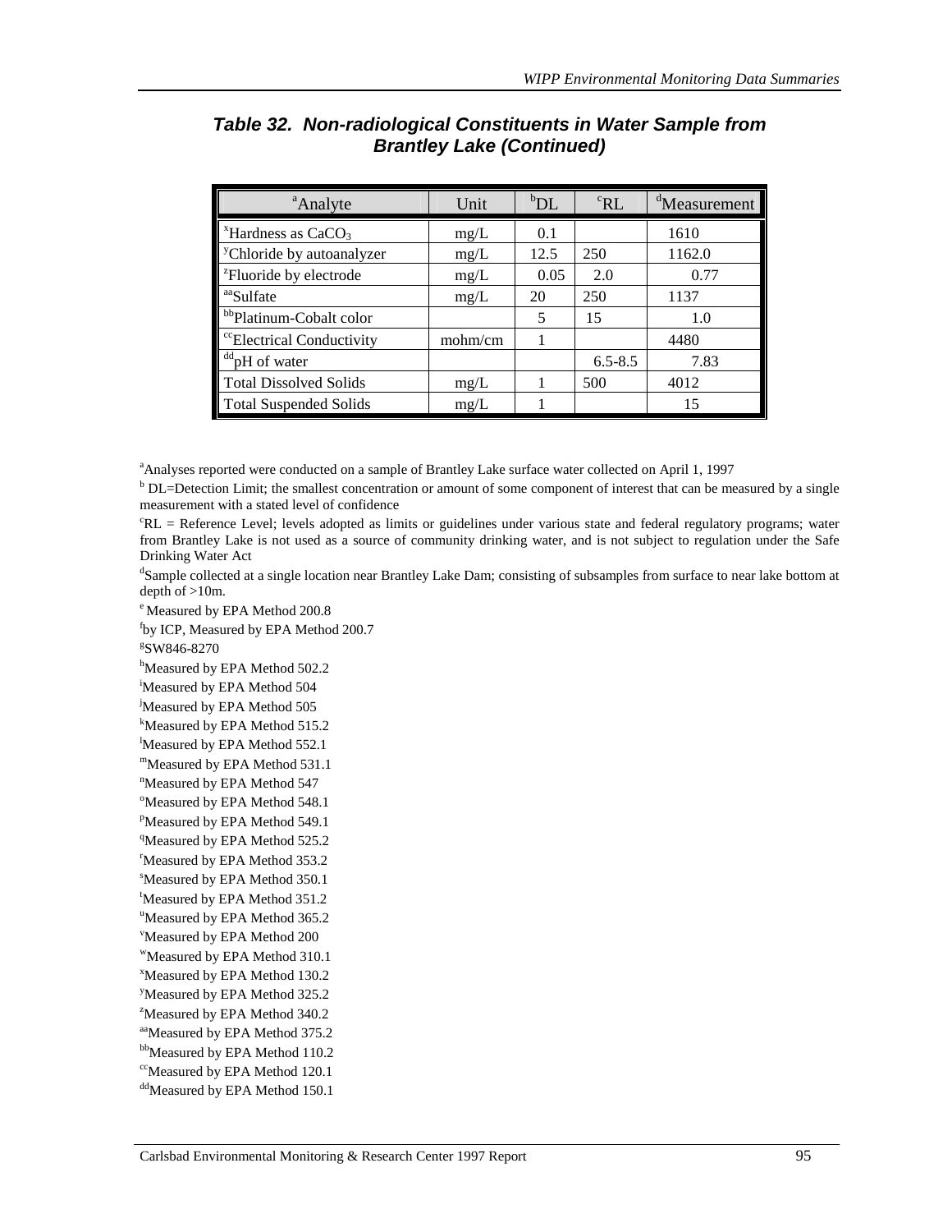### Table 32. Non-radiological Constituents in Water Sample from Brantley Lake (Continued)

| [a]Analyte | Unit | [b]DL | [c]RL | [d]Measurement |
|---|---|---|---|---|
| [x]Hardness as $CaCO_3$ | mg/L | 0.1 | | 1610 |
| [y]Chloride by autoanalyzer | mg/L | 12.5 | 250 | 1162.0 |
| [z]Fluoride by electrode | mg/L | 0.05 | 2.0 | 0.77 |
| [aa]Sulfate | mg/L | 20 | 250 | 1137 |
| [bb]Platinum-Cobalt color | | 5 | 15 | 1.0 |
| [cc]Electrical Conductivity | mohm/cm | 1 | | 4480 |
| [dd]pH of water | | | 6.5-8.5 | 7.83 |
| Total Dissolved Solids | mg/L | 1 | 500 | 4012 |
| Total Suspended Solids | mg/L | 1 | | 15 |

[a]Analyses reported were conducted on a sample of Brantley Lake surface water collected on April 1, 1997

[b] DL=Detection Limit; the smallest concentration or amount of some component of interest that can be measured by a single measurement with a stated level of confidence

[c]RL = Reference Level; levels adopted as limits or guidelines under various state and federal regulatory programs; water from Brantley Lake is not used as a source of community drinking water, and is not subject to regulation under the Safe Drinking Water Act

[d]Sample collected at a single location near Brantley Lake Dam; consisting of subsamples from surface to near lake bottom at depth of >10m.

[e] Measured by EPA Method 200.8

[f]by ICP, Measured by EPA Method 200.7

[g]SW846-8270

[h]Measured by EPA Method 502.2

[i]Measured by EPA Method 504

[j]Measured by EPA Method 505

[k]Measured by EPA Method 515.2

[l]Measured by EPA Method 552.1

[m]Measured by EPA Method 531.1

[n]Measured by EPA Method 547

[o]Measured by EPA Method 548.1

[p]Measured by EPA Method 549.1

[q]Measured by EPA Method 525.2

[r]Measured by EPA Method 353.2

[s]Measured by EPA Method 350.1

[t]Measured by EPA Method 351.2

[u]Measured by EPA Method 365.2

[v]Measured by EPA Method 200

[w]Measured by EPA Method 310.1

[x]Measured by EPA Method 130.2

[y]Measured by EPA Method 325.2

[z]Measured by EPA Method 340.2

[aa]Measured by EPA Method 375.2

[bb]Measured by EPA Method 110.2

[cc]Measured by EPA Method 120.1

[dd]Measured by EPA Method 150.1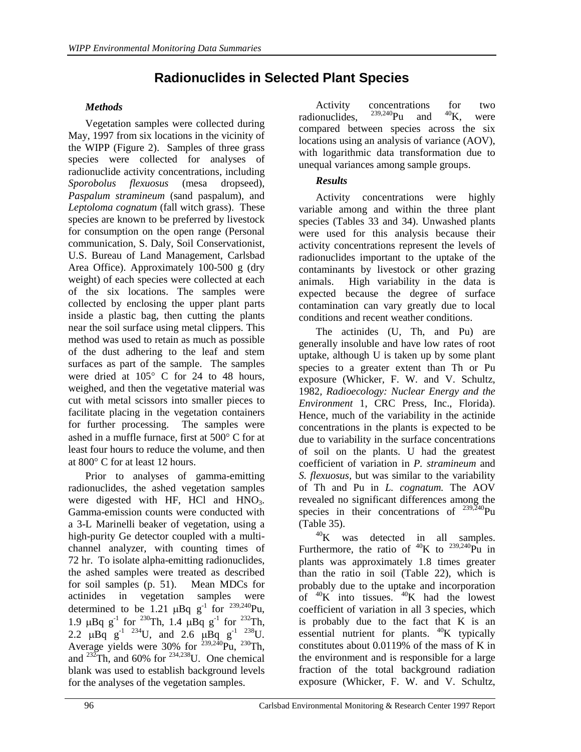# Radionuclides in Selected Plant Species

### *Methods*

Vegetation samples were collected during May, 1997 from six locations in the vicinity of the WIPP (Figure 2). Samples of three grass species were collected for analyses of radionuclide activity concentrations, including *Sporobolus flexuosus* (mesa dropseed), *Paspalum stramineum* (sand paspalum), and *Leptoloma cognatum* (fall witch grass). These species are known to be preferred by livestock for consumption on the open range (Personal communication, S. Daly, Soil Conservationist, U.S. Bureau of Land Management, Carlsbad Area Office). Approximately 100-500 g (dry weight) of each species were collected at each of the six locations. The samples were collected by enclosing the upper plant parts inside a plastic bag, then cutting the plants near the soil surface using metal clippers. This method was used to retain as much as possible of the dust adhering to the leaf and stem surfaces as part of the sample. The samples were dried at 105° C for 24 to 48 hours, weighed, and then the vegetative material was cut with metal scissors into smaller pieces to facilitate placing in the vegetation containers for further processing. The samples were ashed in a muffle furnace, first at 500° C for at least four hours to reduce the volume, and then at 800° C for at least 12 hours.

Prior to analyses of gamma-emitting radionuclides, the ashed vegetation samples were digested with HF, HCl and $HNO_3$. Gamma-emission counts were conducted with a 3-L Marinelli beaker of vegetation, using a high-purity Ge detector coupled with a multi-channel analyzer, with counting times of 72 hr. To isolate alpha-emitting radionuclides, the ashed samples were treated as described for soil samples (p. 51). Mean MDCs for actinides in vegetation samples were determined to be 1.21 μBq $g^{-1}$ for $^{239,240}$Pu, 1.9 μBq $g^{-1}$ for $^{230}$Th, 1.4 μBq $g^{-1}$ for $^{232}$Th, 2.2 μBq $g^{-1}$ $^{234}$U, and 2.6 μBq $g^{-1}$ $^{238}$U. Average yields were 30% for $^{239,240}$Pu, $^{230}$Th, and $^{232}$Th, and 60% for $^{234,238}$U. One chemical blank was used to establish background levels for the analyses of the vegetation samples.

Activity concentrations for two radionuclides, $^{239,240}$Pu and $^{40}$K, were compared between species across the six locations using an analysis of variance (AOV), with logarithmic data transformation due to unequal variances among sample groups.

### *Results*

Activity concentrations were highly variable among and within the three plant species (Tables 33 and 34). Unwashed plants were used for this analysis because their activity concentrations represent the levels of radionuclides important to the uptake of the contaminants by livestock or other grazing animals. High variability in the data is expected because the degree of surface contamination can vary greatly due to local conditions and recent weather conditions.

The actinides (U, Th, and Pu) are generally insoluble and have low rates of root uptake, although U is taken up by some plant species to a greater extent than Th or Pu exposure (Whicker, F. W. and V. Schultz, 1982, *Radioecology: Nuclear Energy and the Environment* 1, CRC Press, Inc., Florida). Hence, much of the variability in the actinide concentrations in the plants is expected to be due to variability in the surface concentrations of soil on the plants. U had the greatest coefficient of variation in *P. stramineum* and *S. flexuosus*, but was similar to the variability of Th and Pu in *L. cognatum.* The AOV revealed no significant differences among the species in their concentrations of $^{239,240}$Pu (Table 35).

$^{40}$K was detected in all samples. Furthermore, the ratio of $^{40}$K to $^{239,240}$Pu in plants was approximately 1.8 times greater than the ratio in soil (Table 22), which is probably due to the uptake and incorporation of $^{40}$K into tissues. $^{40}$K had the lowest coefficient of variation in all 3 species, which is probably due to the fact that K is an essential nutrient for plants. $^{40}$K typically constitutes about 0.0119% of the mass of K in the environment and is responsible for a large fraction of the total background radiation exposure (Whicker, F. W. and V. Schultz,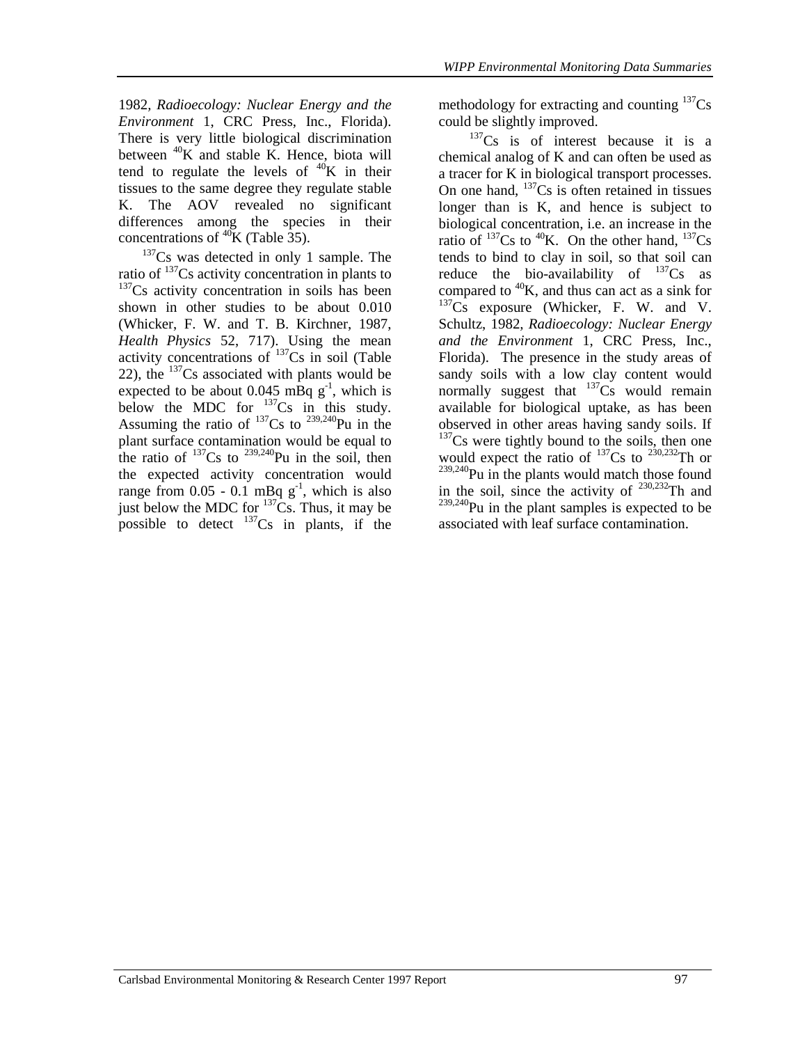1982, *Radioecology: Nuclear Energy and the Environment* 1, CRC Press, Inc., Florida). There is very little biological discrimination between $^{40}$K and stable K. Hence, biota will tend to regulate the levels of $^{40}$K in their tissues to the same degree they regulate stable K. The AOV revealed no significant differences among the species in their concentrations of $^{40}$K (Table 35).

$^{137}$Cs was detected in only 1 sample. The ratio of $^{137}$Cs activity concentration in plants to $^{137}$Cs activity concentration in soils has been shown in other studies to be about 0.010 (Whicker, F. W. and T. B. Kirchner, 1987, *Health Physics* 52, 717). Using the mean activity concentrations of $^{137}$Cs in soil (Table 22), the $^{137}$Cs associated with plants would be expected to be about 0.045 mBq $g^{-1}$, which is below the MDC for $^{137}$Cs in this study. Assuming the ratio of $^{137}$Cs to $^{239,240}$Pu in the plant surface contamination would be equal to the ratio of $^{137}$Cs to $^{239,240}$Pu in the soil, then the expected activity concentration would range from 0.05 - 0.1 mBq $g^{-1}$, which is also just below the MDC for $^{137}$Cs. Thus, it may be possible to detect $^{137}$Cs in plants, if the methodology for extracting and counting $^{137}$Cs could be slightly improved.

$^{137}$Cs is of interest because it is a chemical analog of K and can often be used as a tracer for K in biological transport processes. On one hand, $^{137}$Cs is often retained in tissues longer than is K, and hence is subject to biological concentration, i.e. an increase in the ratio of $^{137}$Cs to $^{40}$K. On the other hand, $^{137}$Cs tends to bind to clay in soil, so that soil can reduce the bio-availability of $^{137}$Cs as compared to $^{40}$K, and thus can act as a sink for $^{137}$Cs exposure (Whicker, F. W. and V. Schultz, 1982, *Radioecology: Nuclear Energy and the Environment* 1, CRC Press, Inc., Florida). The presence in the study areas of sandy soils with a low clay content would normally suggest that $^{137}$Cs would remain available for biological uptake, as has been observed in other areas having sandy soils. If $^{137}$Cs were tightly bound to the soils, then one would expect the ratio of $^{137}$Cs to $^{230,232}$Th or $^{239,240}$Pu in the plants would match those found in the soil, since the activity of $^{230,232}$Th and $^{239,240}$Pu in the plant samples is expected to be associated with leaf surface contamination.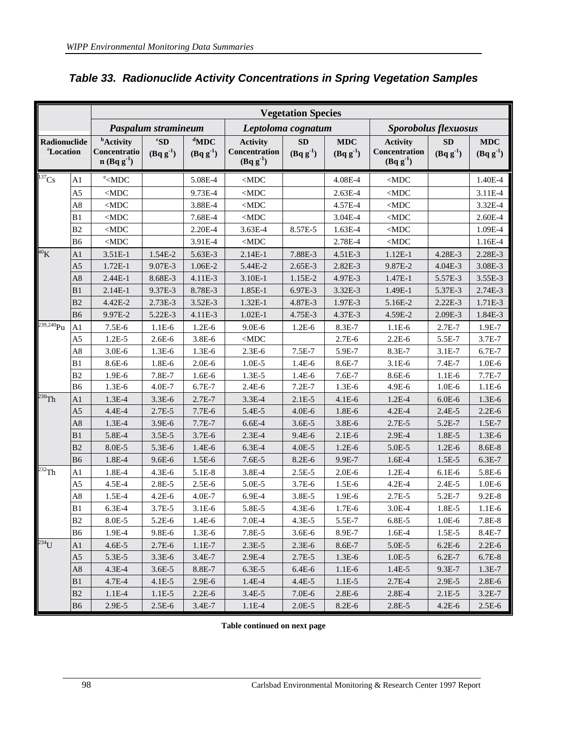## Table 33. Radionuclide Activity Concentrations in Spring Vegetation Samples

| Radionuclide [a]Location | | Vegetation Species | | | | | | | | |
|---|---|---|---|---|---|---|---|---|---|---|
| | | *Paspalum stramineum* | | | *Leptoloma cognatum* | | | *Sporobolus flexuosus* | | |
| | | [b]Activity Concentration (Bq g$^{-1}$) | [c]SD (Bq g$^{-1}$) | [d]MDC (Bq g$^{-1}$) | Activity Concentration (Bq g$^{-1}$) | SD (Bq g$^{-1}$) | MDC (Bq g$^{-1}$) | Activity Concentration (Bq g$^{-1}$) | SD (Bq g$^{-1}$) | MDC (Bq g$^{-1}$) |
| $^{137}$Cs | A1 | [e]<MDC | | 5.08E-4 | <MDC | | 4.08E-4 | <MDC | | 1.40E-4 |
| | A5 | <MDC | | 9.73E-4 | <MDC | | 2.63E-4 | <MDC | | 3.11E-4 |
| | A8 | <MDC | | 3.88E-4 | <MDC | | 4.57E-4 | <MDC | | 3.32E-4 |
| | B1 | <MDC | | 7.68E-4 | <MDC | | 3.04E-4 | <MDC | | 2.60E-4 |
| | B2 | <MDC | | 2.20E-4 | 3.63E-4 | 8.57E-5 | 1.63E-4 | <MDC | | 1.09E-4 |
| | B6 | <MDC | | 3.91E-4 | <MDC | | 2.78E-4 | <MDC | | 1.16E-4 |
| $^{40}$K | A1 | 3.51E-1 | 1.54E-2 | 5.63E-3 | 2.14E-1 | 7.88E-3 | 4.51E-3 | 1.12E-1 | 4.28E-3 | 2.28E-3 |
| | A5 | 1.72E-1 | 9.07E-3 | 1.06E-2 | 5.44E-2 | 2.65E-3 | 2.82E-3 | 9.87E-2 | 4.04E-3 | 3.08E-3 |
| | A8 | 2.44E-1 | 8.68E-3 | 4.11E-3 | 3.10E-1 | 1.15E-2 | 4.97E-3 | 1.47E-1 | 5.57E-3 | 3.55E-3 |
| | B1 | 2.14E-1 | 9.37E-3 | 8.78E-3 | 1.85E-1 | 6.97E-3 | 3.32E-3 | 1.49E-1 | 5.37E-3 | 2.74E-3 |
| | B2 | 4.42E-2 | 2.73E-3 | 3.52E-3 | 1.32E-1 | 4.87E-3 | 1.97E-3 | 5.16E-2 | 2.22E-3 | 1.71E-3 |
| | B6 | 9.97E-2 | 5.22E-3 | 4.11E-3 | 1.02E-1 | 4.75E-3 | 4.37E-3 | 4.59E-2 | 2.09E-3 | 1.84E-3 |
| $^{239,240}$Pu | A1 | 7.5E-6 | 1.1E-6 | 1.2E-6 | 9.0E-6 | 1.2E-6 | 8.3E-7 | 1.1E-6 | 2.7E-7 | 1.9E-7 |
| | A5 | 1.2E-5 | 2.6E-6 | 3.8E-6 | <MDC | | 2.7E-6 | 2.2E-6 | 5.5E-7 | 3.7E-7 |
| | A8 | 3.0E-6 | 1.3E-6 | 1.3E-6 | 2.3E-6 | 7.5E-7 | 5.9E-7 | 8.3E-7 | 3.1E-7 | 6.7E-7 |
| | B1 | 8.6E-6 | 1.8E-6 | 2.0E-6 | 1.0E-5 | 1.4E-6 | 8.6E-7 | 3.1E-6 | 7.4E-7 | 1.0E-6 |
| | B2 | 1.9E-6 | 7.8E-7 | 1.6E-6 | 1.3E-5 | 1.4E-6 | 7.6E-7 | 8.6E-6 | 1.1E-6 | 7.7E-7 |
| | B6 | 1.3E-6 | 4.0E-7 | 6.7E-7 | 2.4E-6 | 7.2E-7 | 1.3E-6 | 4.9E-6 | 1.0E-6 | 1.1E-6 |
| $^{230}$Th | A1 | 1.3E-4 | 3.3E-6 | 2.7E-7 | 3.3E-4 | 2.1E-5 | 4.1E-6 | 1.2E-4 | 6.0E-6 | 1.3E-6 |
| | A5 | 4.4E-4 | 2.7E-5 | 7.7E-6 | 5.4E-5 | 4.0E-6 | 1.8E-6 | 4.2E-4 | 2.4E-5 | 2.2E-6 |
| | A8 | 1.3E-4 | 3.9E-6 | 7.7E-7 | 6.6E-4 | 3.6E-5 | 3.8E-6 | 2.7E-5 | 5.2E-7 | 1.5E-7 |
| | B1 | 5.8E-4 | 3.5E-5 | 3.7E-6 | 2.3E-4 | 9.4E-6 | 2.1E-6 | 2.9E-4 | 1.8E-5 | 1.3E-6 |
| | B2 | 8.0E-5 | 5.3E-6 | 1.4E-6 | 6.3E-4 | 4.0E-5 | 1.2E-6 | 5.0E-5 | 1.2E-6 | 8.6E-8 |
| | B6 | 1.8E-4 | 9.6E-6 | 1.5E-6 | 7.6E-5 | 8.2E-6 | 9.9E-7 | 1.6E-4 | 1.5E-5 | 6.3E-7 |
| $^{232}$Th | A1 | 1.8E-4 | 4.3E-6 | 5.1E-8 | 3.8E-4 | 2.5E-5 | 2.0E-6 | 1.2E-4 | 6.1E-6 | 5.8E-6 |
| | A5 | 4.5E-4 | 2.8E-5 | 2.5E-6 | 5.0E-5 | 3.7E-6 | 1.5E-6 | 4.2E-4 | 2.4E-5 | 1.0E-6 |
| | A8 | 1.5E-4 | 4.2E-6 | 4.0E-7 | 6.9E-4 | 3.8E-5 | 1.9E-6 | 2.7E-5 | 5.2E-7 | 9.2E-8 |
| | B1 | 6.3E-4 | 3.7E-5 | 3.1E-6 | 5.8E-5 | 4.3E-6 | 1.7E-6 | 3.0E-4 | 1.8E-5 | 1.1E-6 |
| | B2 | 8.0E-5 | 5.2E-6 | 1.4E-6 | 7.0E-4 | 4.3E-5 | 5.5E-7 | 6.8E-5 | 1.0E-6 | 7.8E-8 |
| | B6 | 1.9E-4 | 9.8E-6 | 1.3E-6 | 7.8E-5 | 3.6E-6 | 8.9E-7 | 1.6E-4 | 1.5E-5 | 8.4E-7 |
| $^{234}$U | A1 | 4.6E-5 | 2.7E-6 | 1.1E-7 | 2.3E-5 | 2.3E-6 | 8.6E-7 | 5.0E-5 | 6.2E-6 | 2.2E-6 |
| | A5 | 5.3E-5 | 3.3E-6 | 3.4E-7 | 2.9E-4 | 2.7E-5 | 1.3E-6 | 1.0E-5 | 6.2E-7 | 6.7E-8 |
| | A8 | 4.3E-4 | 3.6E-5 | 8.8E-7 | 6.3E-5 | 6.4E-6 | 1.1E-6 | 1.4E-5 | 9.3E-7 | 1.3E-7 |
| | B1 | 4.7E-4 | 4.1E-5 | 2.9E-6 | 1.4E-4 | 4.4E-5 | 1.1E-5 | 2.7E-4 | 2.9E-5 | 2.8E-6 |
| | B2 | 1.1E-4 | 1.1E-5 | 2.2E-6 | 3.4E-5 | 7.0E-6 | 2.8E-6 | 2.8E-4 | 2.1E-5 | 3.2E-7 |
| | B6 | 2.9E-5 | 2.5E-6 | 3.4E-7 | 1.1E-4 | 2.0E-5 | 8.2E-6 | 2.8E-5 | 4.2E-6 | 2.5E-6 |

**Table continued on next page**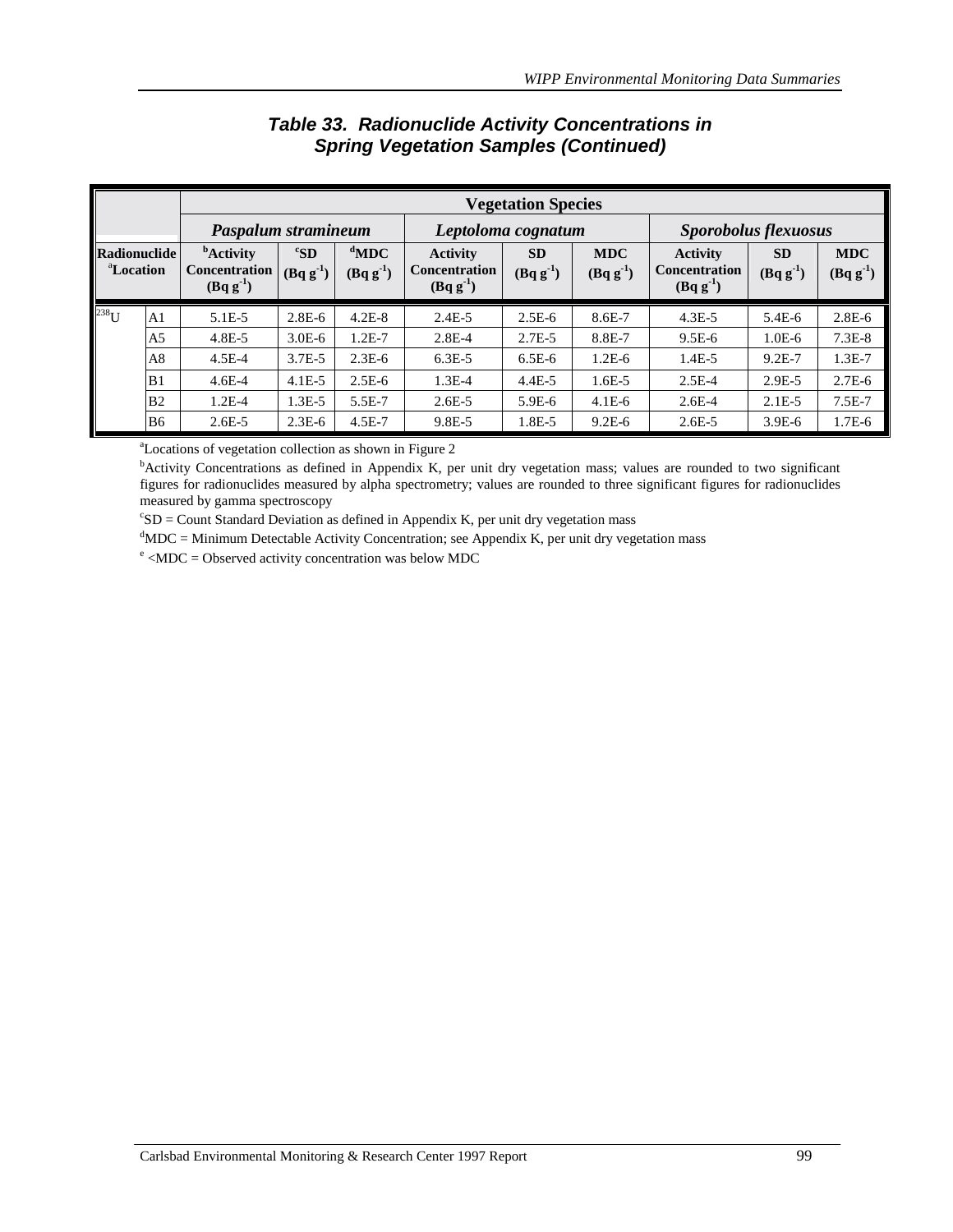**Table 33. Radionuclide Activity Concentrations in Spring Vegetation Samples (Continued)**

| Radionuclide | [a]Location | *Paspalum stramineum* [b]Activity Concentration (Bq $g^{-1}$) | [c]SD (Bq $g^{-1}$) | [d]MDC (Bq $g^{-1}$) | *Leptoloma cognatum* Activity Concentration (Bq $g^{-1}$) | SD (Bq $g^{-1}$) | MDC (Bq $g^{-1}$) | *Sporobolus flexuosus* Activity Concentration (Bq $g^{-1}$) | SD (Bq $g^{-1}$) | MDC (Bq $g^{-1}$) |
|---|---|---|---|---|---|---|---|---|---|---|
| $^{238}U$ | A1 | 5.1E-5 | 2.8E-6 | 4.2E-8 | 2.4E-5 | 2.5E-6 | 8.6E-7 | 4.3E-5 | 5.4E-6 | 2.8E-6 |
| | A5 | 4.8E-5 | 3.0E-6 | 1.2E-7 | 2.8E-4 | 2.7E-5 | 8.8E-7 | 9.5E-6 | 1.0E-6 | 7.3E-8 |
| | A8 | 4.5E-4 | 3.7E-5 | 2.3E-6 | 6.3E-5 | 6.5E-6 | 1.2E-6 | 1.4E-5 | 9.2E-7 | 1.3E-7 |
| | B1 | 4.6E-4 | 4.1E-5 | 2.5E-6 | 1.3E-4 | 4.4E-5 | 1.6E-5 | 2.5E-4 | 2.9E-5 | 2.7E-6 |
| | B2 | 1.2E-4 | 1.3E-5 | 5.5E-7 | 2.6E-5 | 5.9E-6 | 4.1E-6 | 2.6E-4 | 2.1E-5 | 7.5E-7 |
| | B6 | 2.6E-5 | 2.3E-6 | 4.5E-7 | 9.8E-5 | 1.8E-5 | 9.2E-6 | 2.6E-5 | 3.9E-6 | 1.7E-6 |

[a]Locations of vegetation collection as shown in Figure 2

[b]Activity Concentrations as defined in Appendix K, per unit dry vegetation mass; values are rounded to two significant figures for radionuclides measured by alpha spectrometry; values are rounded to three significant figures for radionuclides measured by gamma spectroscopy

[c]SD = Count Standard Deviation as defined in Appendix K, per unit dry vegetation mass

[d]MDC = Minimum Detectable Activity Concentration; see Appendix K, per unit dry vegetation mass

[e] <MDC = Observed activity concentration was below MDC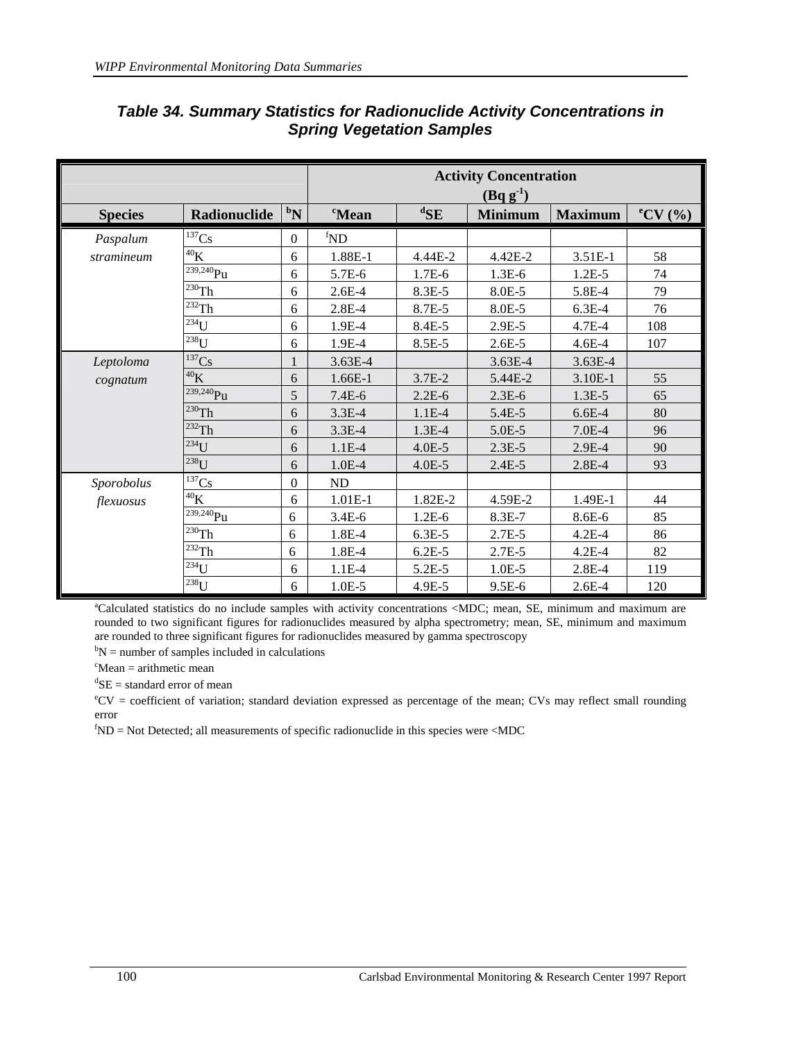# Table 34. Summary Statistics for Radionuclide Activity Concentrations in Spring Vegetation Samples

| | | | Activity Concentration ($Bq\ g^{-1}$) | | | | |
|---|---|---|---|---|---|---|---|
| Species | Radionuclide | [b]N | [c]Mean | [d]SE | Minimum | Maximum | [e]CV (%) |
| *Paspalum stramineum* | $^{137}Cs$ | 0 | [f]ND | | | | |
| | $^{40}K$ | 6 | 1.88E-1 | 4.44E-2 | 4.42E-2 | 3.51E-1 | 58 |
| | $^{239,240}Pu$ | 6 | 5.7E-6 | 1.7E-6 | 1.3E-6 | 1.2E-5 | 74 |
| | $^{230}Th$ | 6 | 2.6E-4 | 8.3E-5 | 8.0E-5 | 5.8E-4 | 79 |
| | $^{232}Th$ | 6 | 2.8E-4 | 8.7E-5 | 8.0E-5 | 6.3E-4 | 76 |
| | $^{234}U$ | 6 | 1.9E-4 | 8.4E-5 | 2.9E-5 | 4.7E-4 | 108 |
| | $^{238}U$ | 6 | 1.9E-4 | 8.5E-5 | 2.6E-5 | 4.6E-4 | 107 |
| *Leptoloma cognatum* | $^{137}Cs$ | 1 | 3.63E-4 | | 3.63E-4 | 3.63E-4 | |
| | $^{40}K$ | 6 | 1.66E-1 | 3.7E-2 | 5.44E-2 | 3.10E-1 | 55 |
| | $^{239,240}Pu$ | 5 | 7.4E-6 | 2.2E-6 | 2.3E-6 | 1.3E-5 | 65 |
| | $^{230}Th$ | 6 | 3.3E-4 | 1.1E-4 | 5.4E-5 | 6.6E-4 | 80 |
| | $^{232}Th$ | 6 | 3.3E-4 | 1.3E-4 | 5.0E-5 | 7.0E-4 | 96 |
| | $^{234}U$ | 6 | 1.1E-4 | 4.0E-5 | 2.3E-5 | 2.9E-4 | 90 |
| | $^{238}U$ | 6 | 1.0E-4 | 4.0E-5 | 2.4E-5 | 2.8E-4 | 93 |
| *Sporobolus flexuosus* | $^{137}Cs$ | 0 | ND | | | | |
| | $^{40}K$ | 6 | 1.01E-1 | 1.82E-2 | 4.59E-2 | 1.49E-1 | 44 |
| | $^{239,240}Pu$ | 6 | 3.4E-6 | 1.2E-6 | 8.3E-7 | 8.6E-6 | 85 |
| | $^{230}Th$ | 6 | 1.8E-4 | 6.3E-5 | 2.7E-5 | 4.2E-4 | 86 |
| | $^{232}Th$ | 6 | 1.8E-4 | 6.2E-5 | 2.7E-5 | 4.2E-4 | 82 |
| | $^{234}U$ | 6 | 1.1E-4 | 5.2E-5 | 1.0E-5 | 2.8E-4 | 119 |
| | $^{238}U$ | 6 | 1.0E-5 | 4.9E-5 | 9.5E-6 | 2.6E-4 | 120 |

[a]Calculated statistics do no include samples with activity concentrations <MDC; mean, SE, minimum and maximum are rounded to two significant figures for radionuclides measured by alpha spectrometry; mean, SE, minimum and maximum are rounded to three significant figures for radionuclides measured by gamma spectroscopy

[b]N = number of samples included in calculations

[c]Mean = arithmetic mean

[d]SE = standard error of mean

[e]CV = coefficient of variation; standard deviation expressed as percentage of the mean; CVs may reflect small rounding error

[f]ND = Not Detected; all measurements of specific radionuclide in this species were <MDC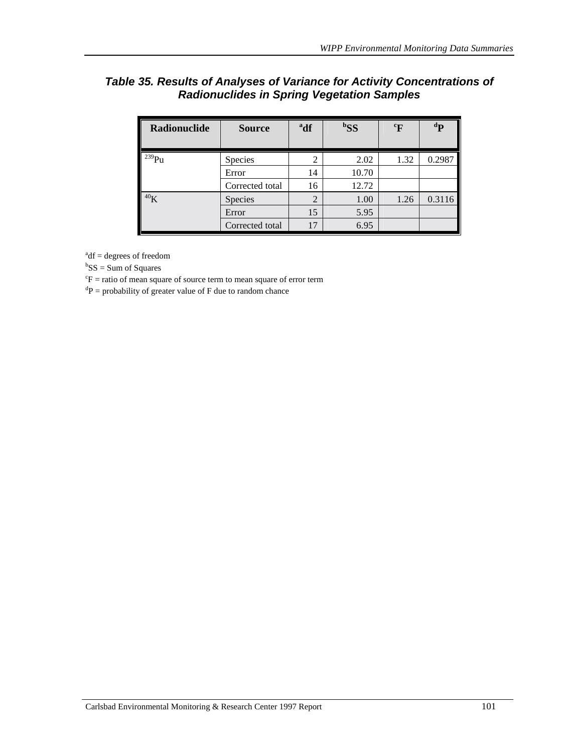### *Table 35. Results of Analyses of Variance for Activity Concentrations of Radionuclides in Spring Vegetation Samples*

| Radionuclide | Source | [a]df | [b]SS | [c]F | [d]P |
|---|---|---|---|---|---|
| $^{239}$Pu | Species | 2 | 2.02 | 1.32 | 0.2987 |
| | Error | 14 | 10.70 | | |
| | Corrected total | 16 | 12.72 | | |
| $^{40}$K | Species | 2 | 1.00 | 1.26 | 0.3116 |
| | Error | 15 | 5.95 | | |
| | Corrected total | 17 | 6.95 | | |

[a]df = degrees of freedom
[b]SS = Sum of Squares
[c]F = ratio of mean square of source term to mean square of error term
[d]P = probability of greater value of F due to random chance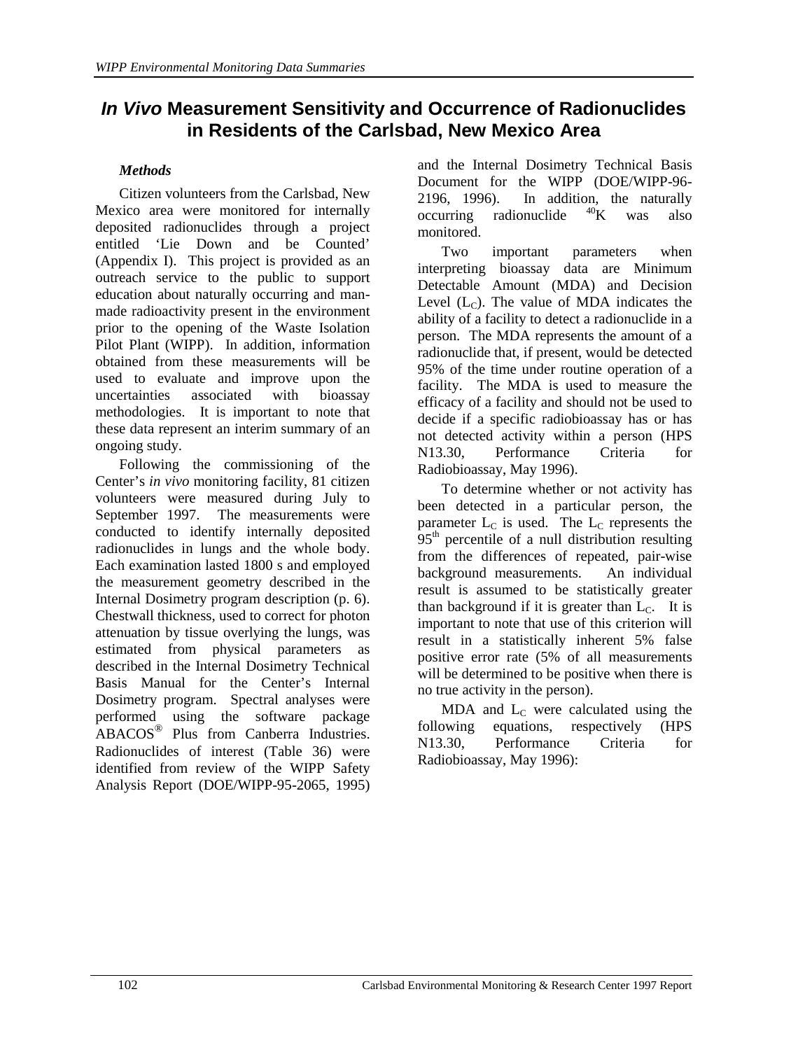# *In Vivo* Measurement Sensitivity and Occurrence of Radionuclides in Residents of the Carlsbad, New Mexico Area

### *Methods*

Citizen volunteers from the Carlsbad, New Mexico area were monitored for internally deposited radionuclides through a project entitled 'Lie Down and be Counted' (Appendix I). This project is provided as an outreach service to the public to support education about naturally occurring and man-made radioactivity present in the environment prior to the opening of the Waste Isolation Pilot Plant (WIPP). In addition, information obtained from these measurements will be used to evaluate and improve upon the uncertainties associated with bioassay methodologies. It is important to note that these data represent an interim summary of an ongoing study.

Following the commissioning of the Center's *in vivo* monitoring facility, 81 citizen volunteers were measured during July to September 1997. The measurements were conducted to identify internally deposited radionuclides in lungs and the whole body. Each examination lasted 1800 s and employed the measurement geometry described in the Internal Dosimetry program description (p. 6). Chestwall thickness, used to correct for photon attenuation by tissue overlying the lungs, was estimated from physical parameters as described in the Internal Dosimetry Technical Basis Manual for the Center's Internal Dosimetry program. Spectral analyses were performed using the software package ABACOS® Plus from Canberra Industries. Radionuclides of interest (Table 36) were identified from review of the WIPP Safety Analysis Report (DOE/WIPP-95-2065, 1995) and the Internal Dosimetry Technical Basis Document for the WIPP (DOE/WIPP-96-2196, 1996). In addition, the naturally occurring radionuclide $^{40}K$ was also monitored.

Two important parameters when interpreting bioassay data are Minimum Detectable Amount (MDA) and Decision Level ($L_C$). The value of MDA indicates the ability of a facility to detect a radionuclide in a person. The MDA represents the amount of a radionuclide that, if present, would be detected 95% of the time under routine operation of a facility. The MDA is used to measure the efficacy of a facility and should not be used to decide if a specific radiobioassay has or has not detected activity within a person (HPS N13.30, Performance Criteria for Radiobioassay, May 1996).

To determine whether or not activity has been detected in a particular person, the parameter $L_C$ is used. The $L_C$ represents the 95th percentile of a null distribution resulting from the differences of repeated, pair-wise background measurements. An individual result is assumed to be statistically greater than background if it is greater than $L_C$. It is important to note that use of this criterion will result in a statistically inherent 5% false positive error rate (5% of all measurements will be determined to be positive when there is no true activity in the person).

MDA and $L_C$ were calculated using the following equations, respectively (HPS N13.30, Performance Criteria for Radiobioassay, May 1996):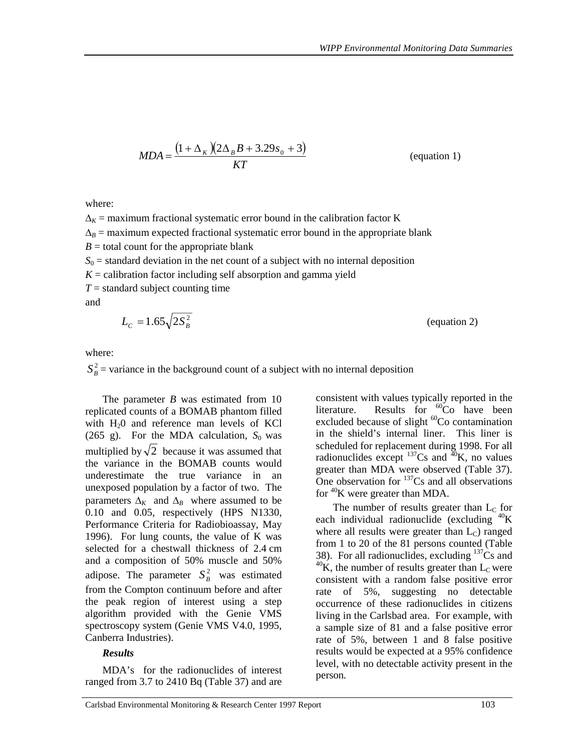$$MDA = \frac{(1 + \Delta_K)(2\Delta_B B + 3.29s_0 + 3)}{KT} \qquad \text{(equation 1)}$$

where:

$\Delta_K$ = maximum fractional systematic error bound in the calibration factor K

$\Delta_B$ = maximum expected fractional systematic error bound in the appropriate blank

$B$ = total count for the appropriate blank

$S_0$ = standard deviation in the net count of a subject with no internal deposition

$K$ = calibration factor including self absorption and gamma yield

$T$ = standard subject counting time

and

$$L_C = 1.65\sqrt{2S_B^2} \qquad \text{(equation 2)}$$

where:

$S_B^2$ = variance in the background count of a subject with no internal deposition

The parameter $B$ was estimated from 10 replicated counts of a BOMAB phantom filled with $H_2O$ and reference man levels of KCl (265 g). For the MDA calculation, $S_0$ was multiplied by $\sqrt{2}$ because it was assumed that the variance in the BOMAB counts would underestimate the true variance in an unexposed population by a factor of two. The parameters $\Delta_K$ and $\Delta_B$ where assumed to be 0.10 and 0.05, respectively (HPS N1330, Performance Criteria for Radiobioassay, May 1996). For lung counts, the value of K was selected for a chestwall thickness of 2.4 cm and a composition of 50% muscle and 50% adipose. The parameter $S_B^2$ was estimated from the Compton continuum before and after the peak region of interest using a step algorithm provided with the Genie VMS spectroscopy system (Genie VMS V4.0, 1995, Canberra Industries).

***Results***

MDA's for the radionuclides of interest ranged from 3.7 to 2410 Bq (Table 37) and are consistent with values typically reported in the literature. Results for $^{60}$Co have been excluded because of slight $^{60}$Co contamination in the shield's internal liner. This liner is scheduled for replacement during 1998. For all radionuclides except $^{137}$Cs and $^{40}$K, no values greater than MDA were observed (Table 37). One observation for $^{137}$Cs and all observations for $^{40}$K were greater than MDA.

The number of results greater than $L_C$ for each individual radionuclide (excluding $^{40}$K where all results were greater than $L_C$) ranged from 1 to 20 of the 81 persons counted (Table 38). For all radionuclides, excluding $^{137}$Cs and $^{40}$K, the number of results greater than $L_C$ were consistent with a random false positive error rate of 5%, suggesting no detectable occurrence of these radionuclides in citizens living in the Carlsbad area. For example, with a sample size of 81 and a false positive error rate of 5%, between 1 and 8 false positive results would be expected at a 95% confidence level, with no detectable activity present in the person.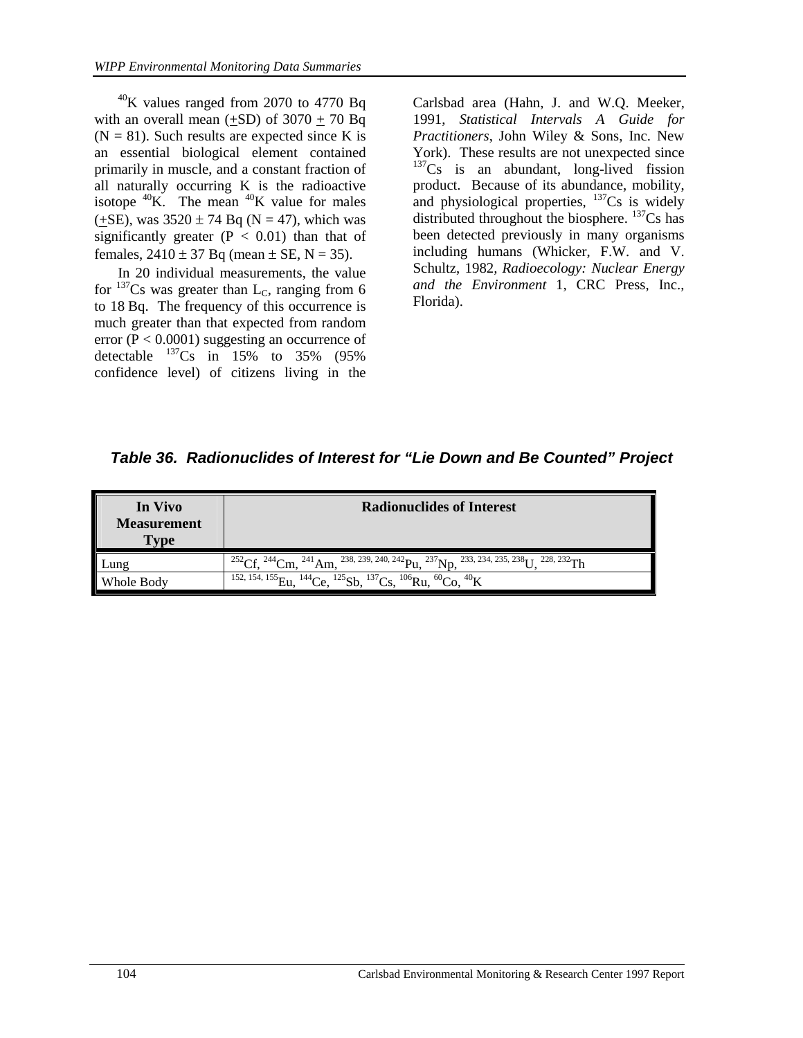$^{40}K$ values ranged from 2070 to 4770 Bq with an overall mean ($\pm$SD) of 3070 $\pm$ 70 Bq (N = 81). Such results are expected since K is an essential biological element contained primarily in muscle, and a constant fraction of all naturally occurring K is the radioactive isotope $^{40}K$. The mean $^{40}K$ value for males ($\pm$SE), was 3520 $\pm$ 74 Bq (N = 47), which was significantly greater ($P < 0.01$) than that of females, 2410 $\pm$ 37 Bq (mean $\pm$ SE, N = 35).

In 20 individual measurements, the value for $^{137}Cs$ was greater than $L_C$, ranging from 6 to 18 Bq. The frequency of this occurrence is much greater than that expected from random error ($P < 0.0001$) suggesting an occurrence of detectable $^{137}Cs$ in 15% to 35% (95% confidence level) of citizens living in the Carlsbad area (Hahn, J. and W.Q. Meeker, 1991, *Statistical Intervals A Guide for Practitioners*, John Wiley & Sons, Inc. New York). These results are not unexpected since $^{137}Cs$ is an abundant, long-lived fission product. Because of its abundance, mobility, and physiological properties, $^{137}Cs$ is widely distributed throughout the biosphere. $^{137}Cs$ has been detected previously in many organisms including humans (Whicker, F.W. and V. Schultz, 1982, *Radioecology: Nuclear Energy and the Environment* 1, CRC Press, Inc., Florida).

**Table 36. Radionuclides of Interest for "Lie Down and Be Counted" Project**

| In Vivo Measurement Type | Radionuclides of Interest |
|---|---|
| Lung | $^{252}Cf$, $^{244}Cm$, $^{241}Am$, $^{238, 239, 240, 242}Pu$, $^{237}Np$, $^{233, 234, 235, 238}U$, $^{228, 232}Th$ |
| Whole Body | $^{152, 154, 155}Eu$, $^{144}Ce$, $^{125}Sb$, $^{137}Cs$, $^{106}Ru$, $^{60}Co$, $^{40}K$ |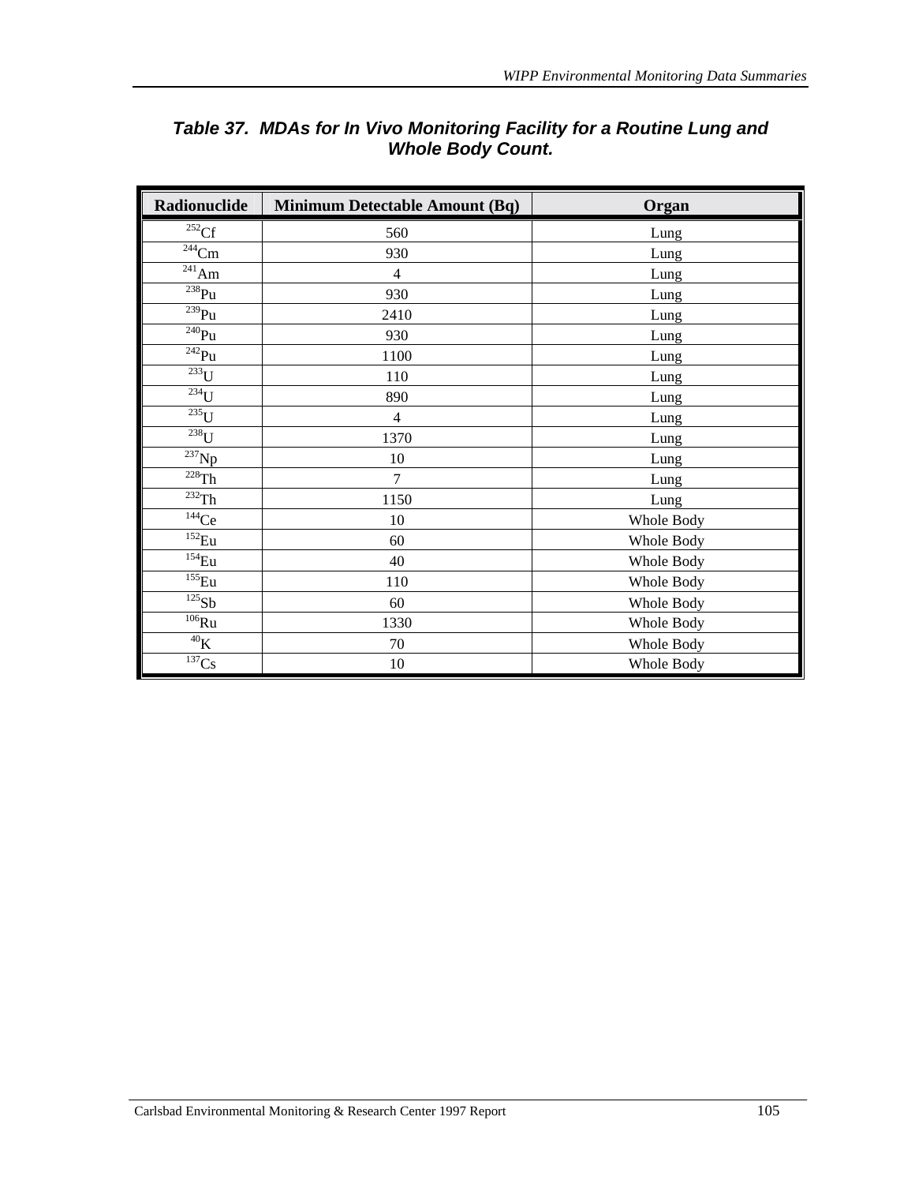### *Table 37. MDAs for In Vivo Monitoring Facility for a Routine Lung and Whole Body Count.*

| Radionuclide | Minimum Detectable Amount (Bq) | Organ |
|---|---|---|
| $^{252}Cf$ | 560 | Lung |
| $^{244}Cm$ | 930 | Lung |
| $^{241}Am$ | 4 | Lung |
| $^{238}Pu$ | 930 | Lung |
| $^{239}Pu$ | 2410 | Lung |
| $^{240}Pu$ | 930 | Lung |
| $^{242}Pu$ | 1100 | Lung |
| $^{233}U$ | 110 | Lung |
| $^{234}U$ | 890 | Lung |
| $^{235}U$ | 4 | Lung |
| $^{238}U$ | 1370 | Lung |
| $^{237}Np$ | 10 | Lung |
| $^{228}Th$ | 7 | Lung |
| $^{232}Th$ | 1150 | Lung |
| $^{144}Ce$ | 10 | Whole Body |
| $^{152}Eu$ | 60 | Whole Body |
| $^{154}Eu$ | 40 | Whole Body |
| $^{155}Eu$ | 110 | Whole Body |
| $^{125}Sb$ | 60 | Whole Body |
| $^{106}Ru$ | 1330 | Whole Body |
| $^{40}K$ | 70 | Whole Body |
| $^{137}Cs$ | 10 | Whole Body |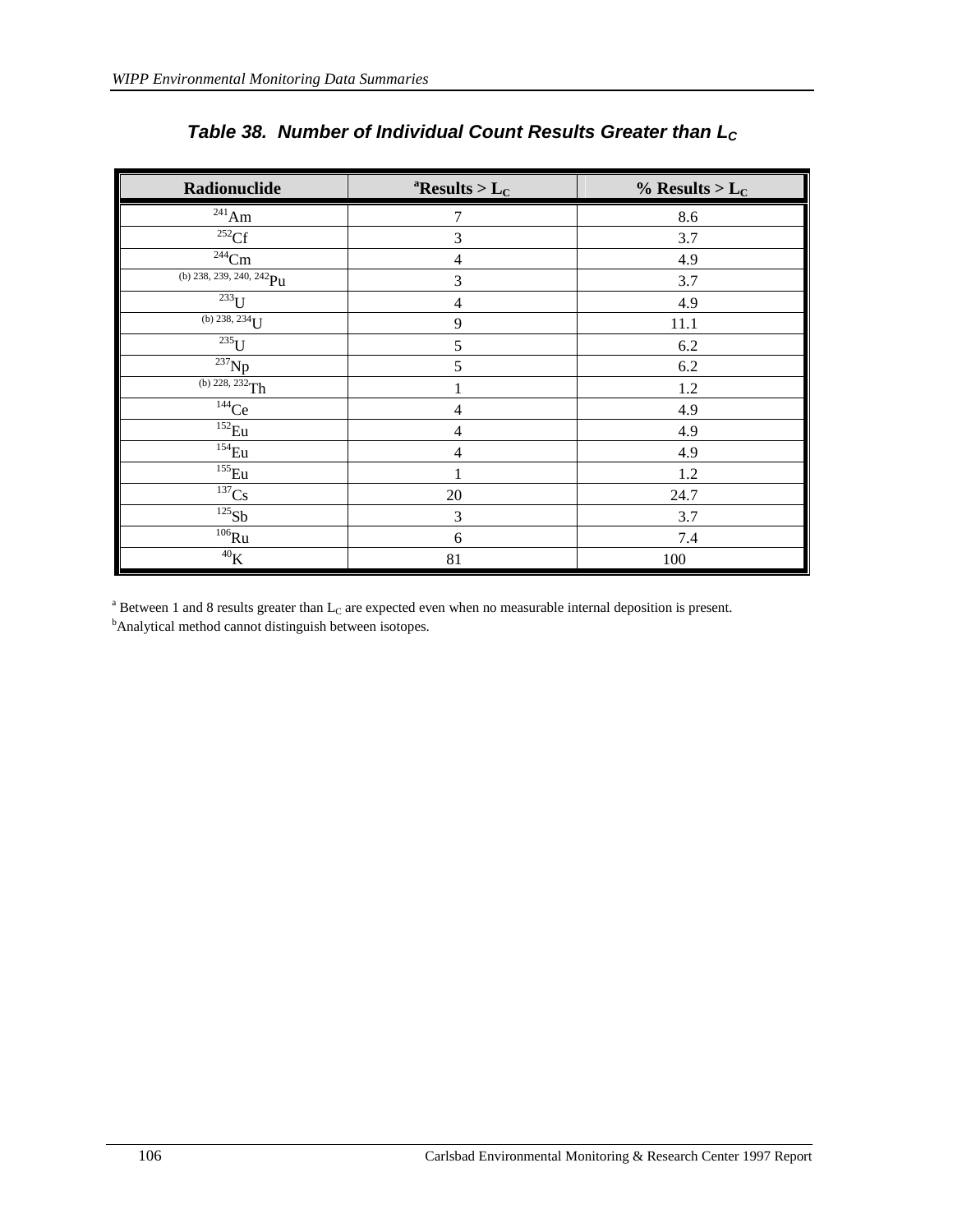### *Table 38. Number of Individual Count Results Greater than $L_C$*

| Radionuclide | [a]Results > $L_C$ | % Results > $L_C$ |
|---|---|---|
| $^{241}$Am | 7 | 8.6 |
| $^{252}$Cf | 3 | 3.7 |
| $^{244}$Cm | 4 | 4.9 |
| [(b)] $^{238, 239, 240, 242}$Pu | 3 | 3.7 |
| $^{233}$U | 4 | 4.9 |
| [(b)] $^{238, 234}$U | 9 | 11.1 |
| $^{235}$U | 5 | 6.2 |
| $^{237}$Np | 5 | 6.2 |
| [(b)] $^{228, 232}$Th | 1 | 1.2 |
| $^{144}$Ce | 4 | 4.9 |
| $^{152}$Eu | 4 | 4.9 |
| $^{154}$Eu | 4 | 4.9 |
| $^{155}$Eu | 1 | 1.2 |
| $^{137}$Cs | 20 | 24.7 |
| $^{125}$Sb | 3 | 3.7 |
| $^{106}$Ru | 6 | 7.4 |
| $^{40}$K | 81 | 100 |

[a] Between 1 and 8 results greater than $L_C$ are expected even when no measurable internal deposition is present.
[b] Analytical method cannot distinguish between isotopes.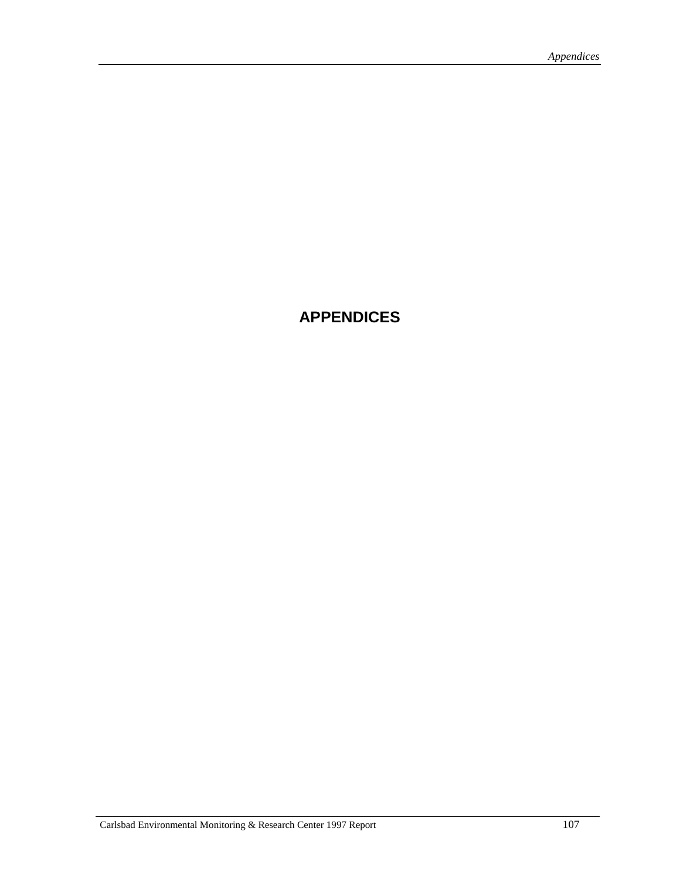# APPENDICES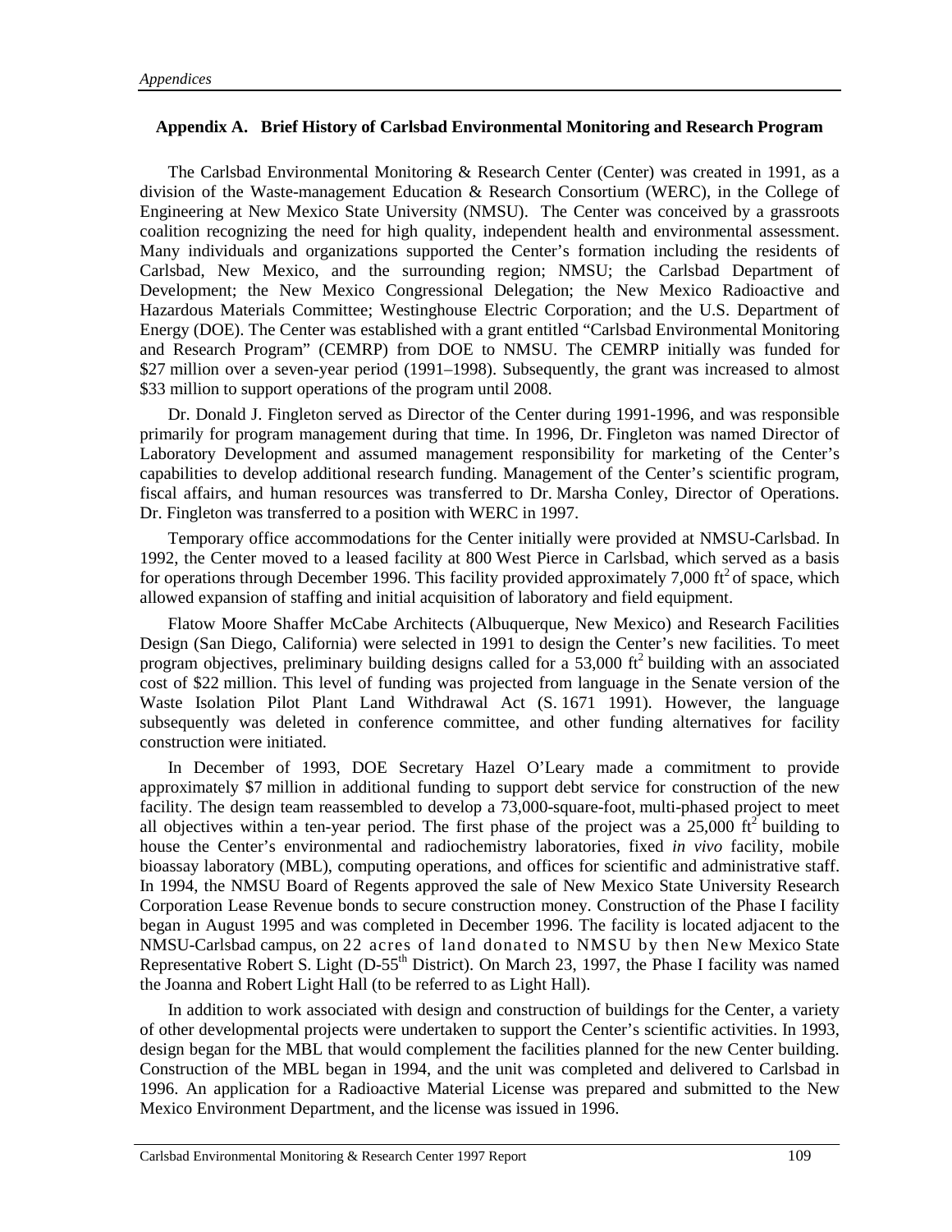## Appendix A. Brief History of Carlsbad Environmental Monitoring and Research Program

The Carlsbad Environmental Monitoring & Research Center (Center) was created in 1991, as a division of the Waste-management Education & Research Consortium (WERC), in the College of Engineering at New Mexico State University (NMSU). The Center was conceived by a grassroots coalition recognizing the need for high quality, independent health and environmental assessment. Many individuals and organizations supported the Center's formation including the residents of Carlsbad, New Mexico, and the surrounding region; NMSU; the Carlsbad Department of Development; the New Mexico Congressional Delegation; the New Mexico Radioactive and Hazardous Materials Committee; Westinghouse Electric Corporation; and the U.S. Department of Energy (DOE). The Center was established with a grant entitled "Carlsbad Environmental Monitoring and Research Program" (CEMRP) from DOE to NMSU. The CEMRP initially was funded for \$27 million over a seven-year period (1991–1998). Subsequently, the grant was increased to almost \$33 million to support operations of the program until 2008.

Dr. Donald J. Fingleton served as Director of the Center during 1991-1996, and was responsible primarily for program management during that time. In 1996, Dr. Fingleton was named Director of Laboratory Development and assumed management responsibility for marketing of the Center's capabilities to develop additional research funding. Management of the Center's scientific program, fiscal affairs, and human resources was transferred to Dr. Marsha Conley, Director of Operations. Dr. Fingleton was transferred to a position with WERC in 1997.

Temporary office accommodations for the Center initially were provided at NMSU-Carlsbad. In 1992, the Center moved to a leased facility at 800 West Pierce in Carlsbad, which served as a basis for operations through December 1996. This facility provided approximately 7,000 $ft^2$ of space, which allowed expansion of staffing and initial acquisition of laboratory and field equipment.

Flatow Moore Shaffer McCabe Architects (Albuquerque, New Mexico) and Research Facilities Design (San Diego, California) were selected in 1991 to design the Center's new facilities. To meet program objectives, preliminary building designs called for a 53,000 $ft^2$ building with an associated cost of \$22 million. This level of funding was projected from language in the Senate version of the Waste Isolation Pilot Plant Land Withdrawal Act (S. 1671 1991). However, the language subsequently was deleted in conference committee, and other funding alternatives for facility construction were initiated.

In December of 1993, DOE Secretary Hazel O'Leary made a commitment to provide approximately \$7 million in additional funding to support debt service for construction of the new facility. The design team reassembled to develop a 73,000-square-foot, multi-phased project to meet all objectives within a ten-year period. The first phase of the project was a 25,000 $ft^2$ building to house the Center's environmental and radiochemistry laboratories, fixed *in vivo* facility, mobile bioassay laboratory (MBL), computing operations, and offices for scientific and administrative staff. In 1994, the NMSU Board of Regents approved the sale of New Mexico State University Research Corporation Lease Revenue bonds to secure construction money. Construction of the Phase I facility began in August 1995 and was completed in December 1996. The facility is located adjacent to the NMSU-Carlsbad campus, on 22 acres of land donated to NMSU by then New Mexico State Representative Robert S. Light (D-55th District). On March 23, 1997, the Phase I facility was named the Joanna and Robert Light Hall (to be referred to as Light Hall).

In addition to work associated with design and construction of buildings for the Center, a variety of other developmental projects were undertaken to support the Center's scientific activities. In 1993, design began for the MBL that would complement the facilities planned for the new Center building. Construction of the MBL began in 1994, and the unit was completed and delivered to Carlsbad in 1996. An application for a Radioactive Material License was prepared and submitted to the New Mexico Environment Department, and the license was issued in 1996.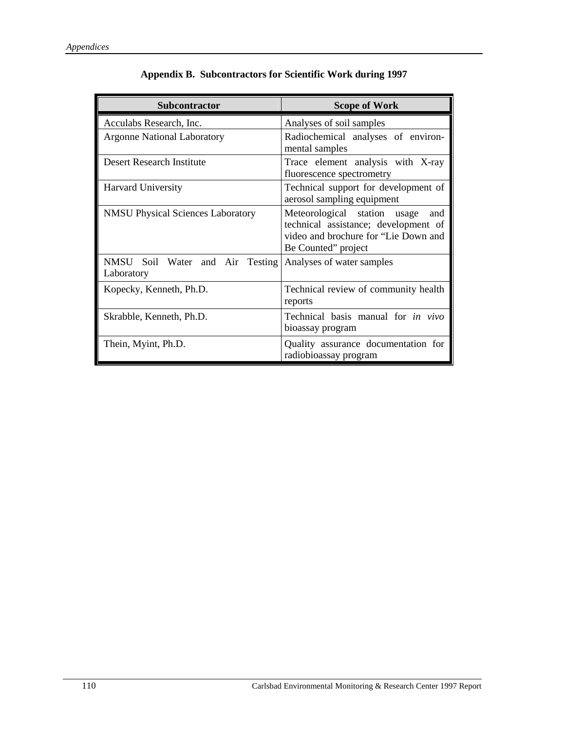## Appendix B. Subcontractors for Scientific Work during 1997

| Subcontractor | Scope of Work |
|---|---|
| Acculabs Research, Inc. | Analyses of soil samples |
| Argonne National Laboratory | Radiochemical analyses of environmental samples |
| Desert Research Institute | Trace element analysis with X-ray fluorescence spectrometry |
| Harvard University | Technical support for development of aerosol sampling equipment |
| NMSU Physical Sciences Laboratory | Meteorological station usage and technical assistance; development of video and brochure for "Lie Down and Be Counted" project |
| NMSU Soil Water and Air Testing Laboratory | Analyses of water samples |
| Kopecky, Kenneth, Ph.D. | Technical review of community health reports |
| Skrabble, Kenneth, Ph.D. | Technical basis manual for *in vivo* bioassay program |
| Thein, Myint, Ph.D. | Quality assurance documentation for radiobioassay program |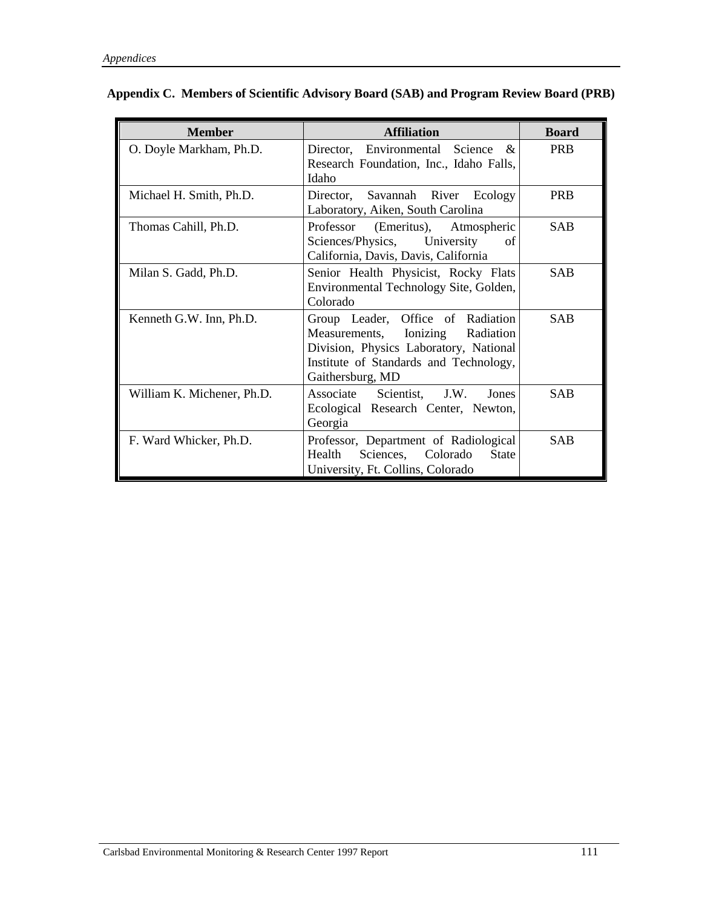## Appendix C. Members of Scientific Advisory Board (SAB) and Program Review Board (PRB)

| Member | Affiliation | Board |
|---|---|---|
| O. Doyle Markham, Ph.D. | Director, Environmental Science & Research Foundation, Inc., Idaho Falls, Idaho | PRB |
| Michael H. Smith, Ph.D. | Director, Savannah River Ecology Laboratory, Aiken, South Carolina | PRB |
| Thomas Cahill, Ph.D. | Professor (Emeritus), Atmospheric Sciences/Physics, University of California, Davis, Davis, California | SAB |
| Milan S. Gadd, Ph.D. | Senior Health Physicist, Rocky Flats Environmental Technology Site, Golden, Colorado | SAB |
| Kenneth G.W. Inn, Ph.D. | Group Leader, Office of Radiation Measurements, Ionizing Radiation Division, Physics Laboratory, National Institute of Standards and Technology, Gaithersburg, MD | SAB |
| William K. Michener, Ph.D. | Associate Scientist, J.W. Jones Ecological Research Center, Newton, Georgia | SAB |
| F. Ward Whicker, Ph.D. | Professor, Department of Radiological Health Sciences, Colorado State University, Ft. Collins, Colorado | SAB |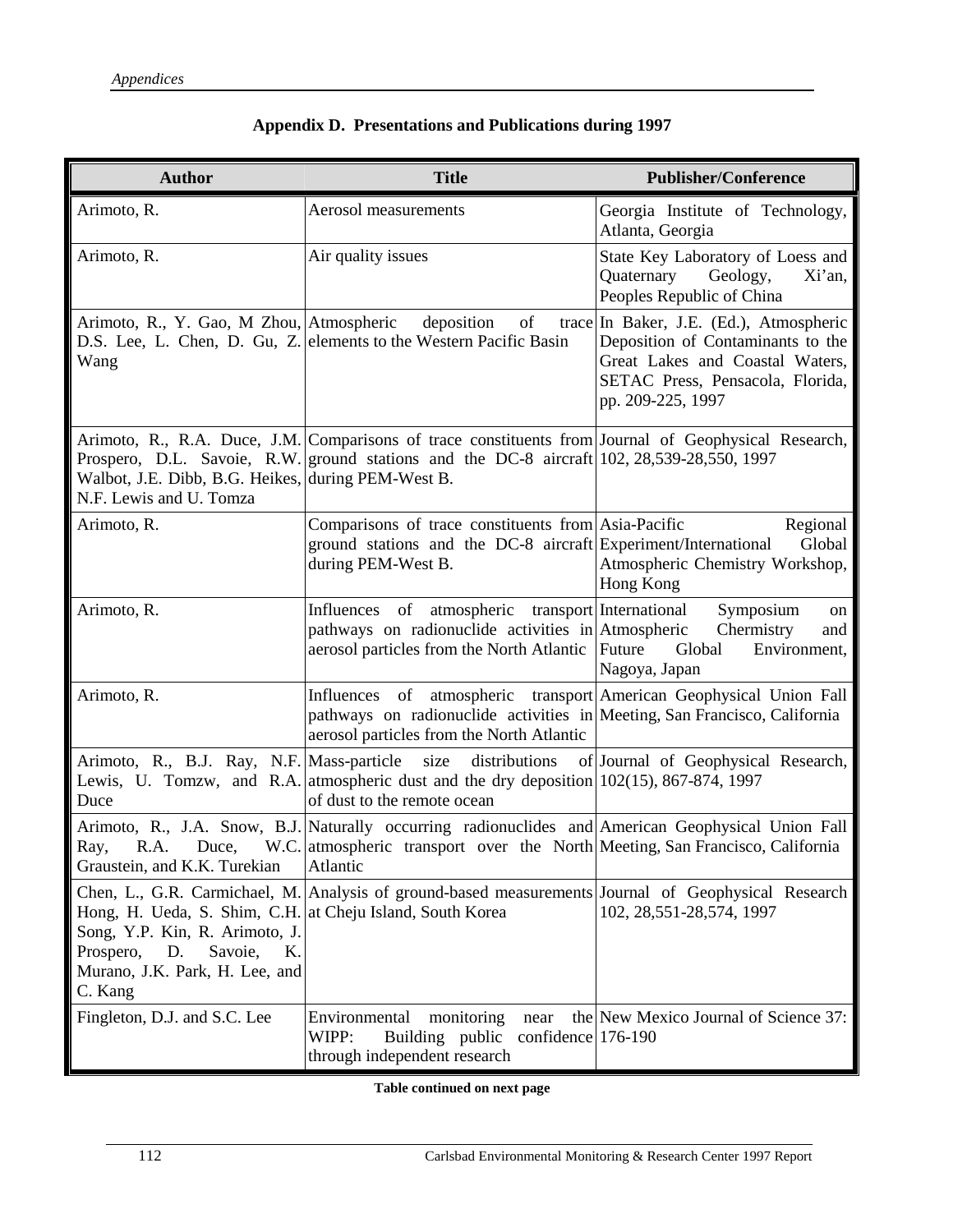## Appendix D. Presentations and Publications during 1997

| Author | Title | Publisher/Conference |
|---|---|---|
| Arimoto, R. | Aerosol measurements | Georgia Institute of Technology, Atlanta, Georgia |
| Arimoto, R. | Air quality issues | State Key Laboratory of Loess and Quaternary Geology, Xi'an, Peoples Republic of China |
| Arimoto, R., Y. Gao, M Zhou, D.S. Lee, L. Chen, D. Gu, Z. Wang | Atmospheric deposition of trace elements to the Western Pacific Basin | In Baker, J.E. (Ed.), Atmospheric Deposition of Contaminants to the Great Lakes and Coastal Waters, SETAC Press, Pensacola, Florida, pp. 209-225, 1997 |
| Arimoto, R., R.A. Duce, J.M. Prospero, D.L. Savoie, R.W. Walbot, J.E. Dibb, B.G. Heikes, N.F. Lewis and U. Tomza | Comparisons of trace constituents from ground stations and the DC-8 aircraft during PEM-West B. | Journal of Geophysical Research, 102, 28,539-28,550, 1997 |
| Arimoto, R. | Comparisons of trace constituents from ground stations and the DC-8 aircraft during PEM-West B. | Asia-Pacific Regional Experiment/International Global Atmospheric Chemistry Workshop, Hong Kong |
| Arimoto, R. | Influences of atmospheric transport pathways on radionuclide activities in aerosol particles from the North Atlantic | International Symposium on Atmospheric Chermistry and Future Global Environment, Nagoya, Japan |
| Arimoto, R. | Influences of atmospheric transport pathways on radionuclide activities in aerosol particles from the North Atlantic | American Geophysical Union Fall Meeting, San Francisco, California |
| Arimoto, R., B.J. Ray, N.F. Lewis, U. Tomzw, and R.A. Duce | Mass-particle size distributions of atmospheric dust and the dry deposition of dust to the remote ocean | Journal of Geophysical Research, 102(15), 867-874, 1997 |
| Arimoto, R., J.A. Snow, B.J. Ray, R.A. Duce, W.C. Graustein, and K.K. Turekian | Naturally occurring radionuclides and atmospheric transport over the North Atlantic | American Geophysical Union Fall Meeting, San Francisco, California |
| Chen, L., G.R. Carmichael, M. Hong, H. Ueda, S. Shim, C.H. Song, Y.P. Kin, R. Arimoto, J. Prospero, D. Savoie, K. Murano, J.K. Park, H. Lee, and C. Kang | Analysis of ground-based measurements at Cheju Island, South Korea | Journal of Geophysical Research 102, 28,551-28,574, 1997 |
| Fingleton, D.J. and S.C. Lee | Environmental monitoring near the WIPP: Building public confidence through independent research | New Mexico Journal of Science 37: 176-190 |

**Table continued on next page**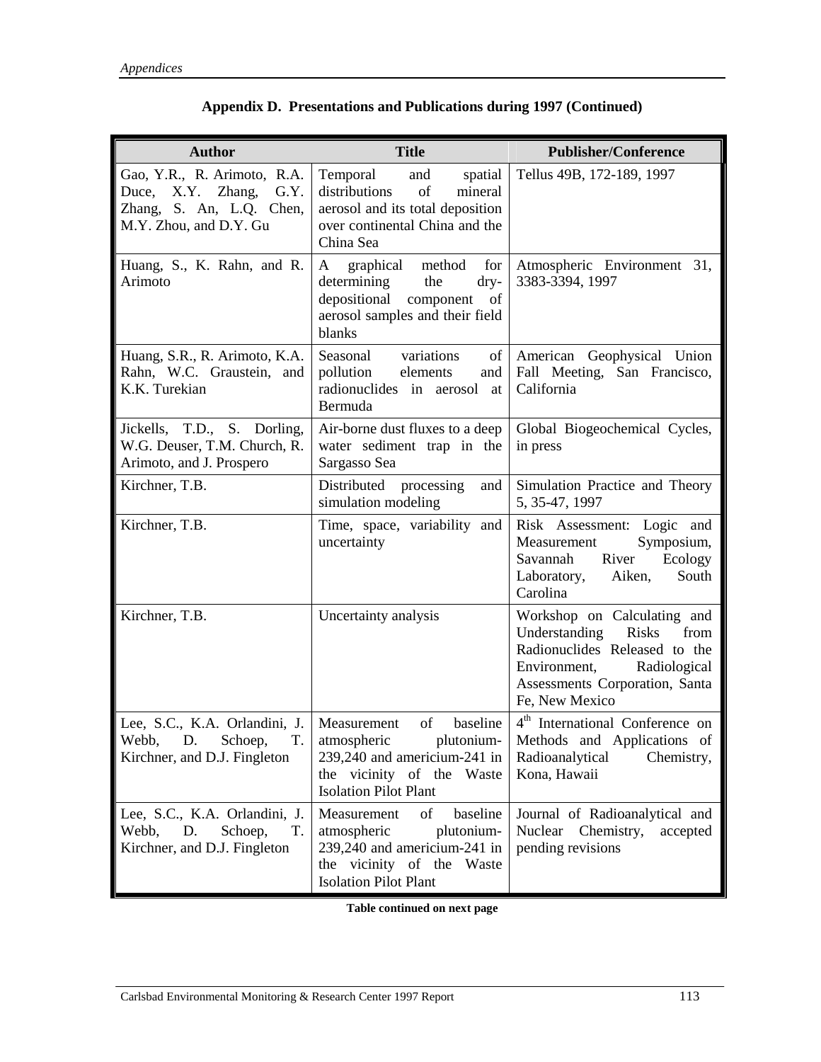## Appendix D. Presentations and Publications during 1997 (Continued)

| Author | Title | Publisher/Conference |
|---|---|---|
| Gao, Y.R., R. Arimoto, R.A. Duce, X.Y. Zhang, G.Y. Zhang, S. An, L.Q. Chen, M.Y. Zhou, and D.Y. Gu | Temporal and spatial distributions of mineral aerosol and its total deposition over continental China and the China Sea | Tellus 49B, 172-189, 1997 |
| Huang, S., K. Rahn, and R. Arimoto | A graphical method for determining the dry-depositional component of aerosol samples and their field blanks | Atmospheric Environment 31, 3383-3394, 1997 |
| Huang, S.R., R. Arimoto, K.A. Rahn, W.C. Graustein, and K.K. Turekian | Seasonal variations of pollution elements and radionuclides in aerosol at Bermuda | American Geophysical Union Fall Meeting, San Francisco, California |
| Jickells, T.D., S. Dorling, W.G. Deuser, T.M. Church, R. Arimoto, and J. Prospero | Air-borne dust fluxes to a deep water sediment trap in the Sargasso Sea | Global Biogeochemical Cycles, in press |
| Kirchner, T.B. | Distributed processing and simulation modeling | Simulation Practice and Theory 5, 35-47, 1997 |
| Kirchner, T.B. | Time, space, variability and uncertainty | Risk Assessment: Logic and Measurement Symposium, Savannah River Ecology Laboratory, Aiken, South Carolina |
| Kirchner, T.B. | Uncertainty analysis | Workshop on Calculating and Understanding Risks from Radionuclides Released to the Environment, Radiological Assessments Corporation, Santa Fe, New Mexico |
| Lee, S.C., K.A. Orlandini, J. Webb, D. Schoep, T. Kirchner, and D.J. Fingleton | Measurement of baseline atmospheric plutonium-239,240 and americium-241 in the vicinity of the Waste Isolation Pilot Plant | 4th International Conference on Methods and Applications of Radioanalytical Chemistry, Kona, Hawaii |
| Lee, S.C., K.A. Orlandini, J. Webb, D. Schoep, T. Kirchner, and D.J. Fingleton | Measurement of baseline atmospheric plutonium-239,240 and americium-241 in the vicinity of the Waste Isolation Pilot Plant | Journal of Radioanalytical and Nuclear Chemistry, accepted pending revisions |

**Table continued on next page**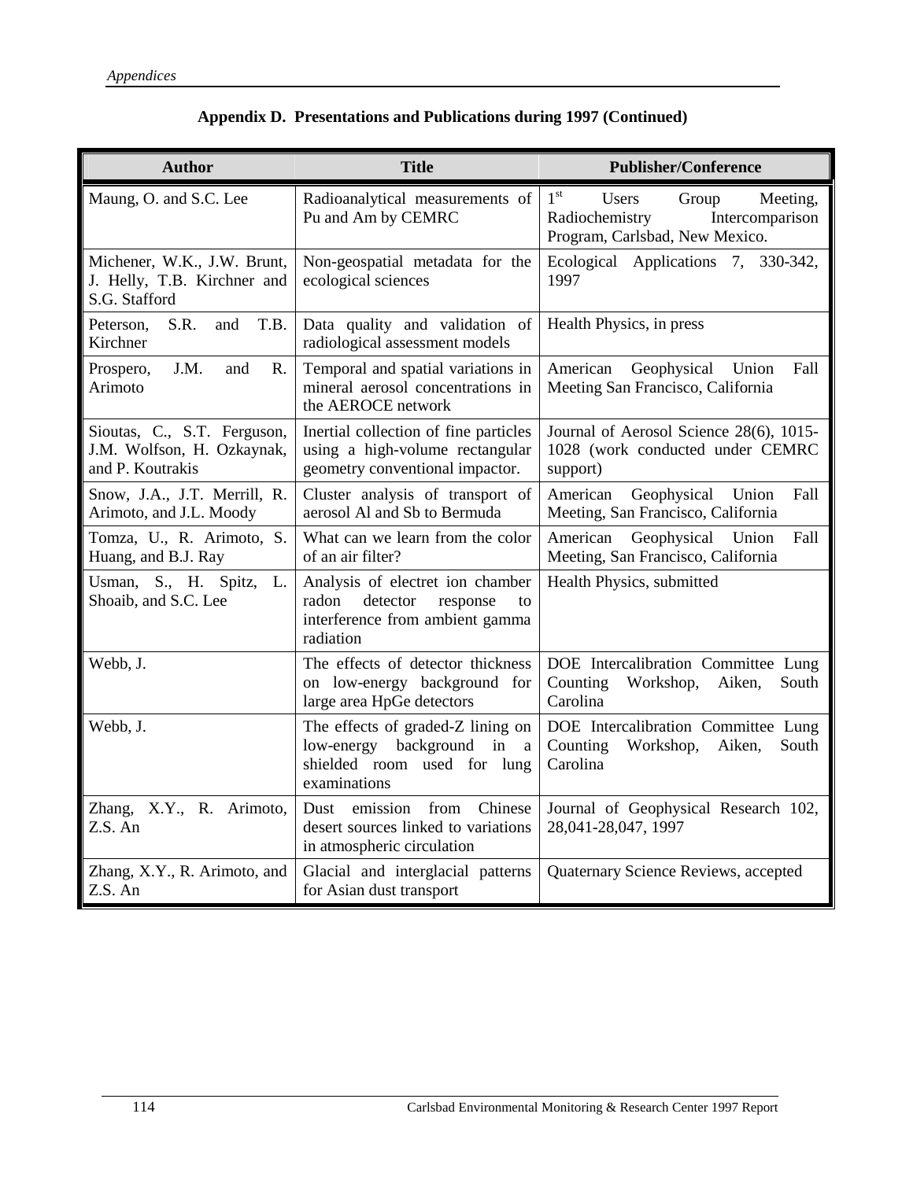**Appendix D. Presentations and Publications during 1997 (Continued)**

| Author | Title | Publisher/Conference |
|---|---|---|
| Maung, O. and S.C. Lee | Radioanalytical measurements of Pu and Am by CEMRC | 1st Users Group Meeting, Radiochemistry Intercomparison Program, Carlsbad, New Mexico. |
| Michener, W.K., J.W. Brunt, J. Helly, T.B. Kirchner and S.G. Stafford | Non-geospatial metadata for the ecological sciences | Ecological Applications 7, 330-342, 1997 |
| Peterson, S.R. and T.B. Kirchner | Data quality and validation of radiological assessment models | Health Physics, in press |
| Prospero, J.M. and R. Arimoto | Temporal and spatial variations in mineral aerosol concentrations in the AEROCE network | American Geophysical Union Fall Meeting San Francisco, California |
| Sioutas, C., S.T. Ferguson, J.M. Wolfson, H. Ozkaynak, and P. Koutrakis | Inertial collection of fine particles using a high-volume rectangular geometry conventional impactor. | Journal of Aerosol Science 28(6), 1015-1028 (work conducted under CEMRC support) |
| Snow, J.A., J.T. Merrill, R. Arimoto, and J.L. Moody | Cluster analysis of transport of aerosol Al and Sb to Bermuda | American Geophysical Union Fall Meeting, San Francisco, California |
| Tomza, U., R. Arimoto, S. Huang, and B.J. Ray | What can we learn from the color of an air filter? | American Geophysical Union Fall Meeting, San Francisco, California |
| Usman, S., H. Spitz, L. Shoaib, and S.C. Lee | Analysis of electret ion chamber radon detector response to interference from ambient gamma radiation | Health Physics, submitted |
| Webb, J. | The effects of detector thickness on low-energy background for large area HpGe detectors | DOE Intercalibration Committee Lung Counting Workshop, Aiken, South Carolina |
| Webb, J. | The effects of graded-Z lining on low-energy background in a shielded room used for lung examinations | DOE Intercalibration Committee Lung Counting Workshop, Aiken, South Carolina |
| Zhang, X.Y., R. Arimoto, Z.S. An | Dust emission from Chinese desert sources linked to variations in atmospheric circulation | Journal of Geophysical Research 102, 28,041-28,047, 1997 |
| Zhang, X.Y., R. Arimoto, and Z.S. An | Glacial and interglacial patterns for Asian dust transport | Quaternary Science Reviews, accepted |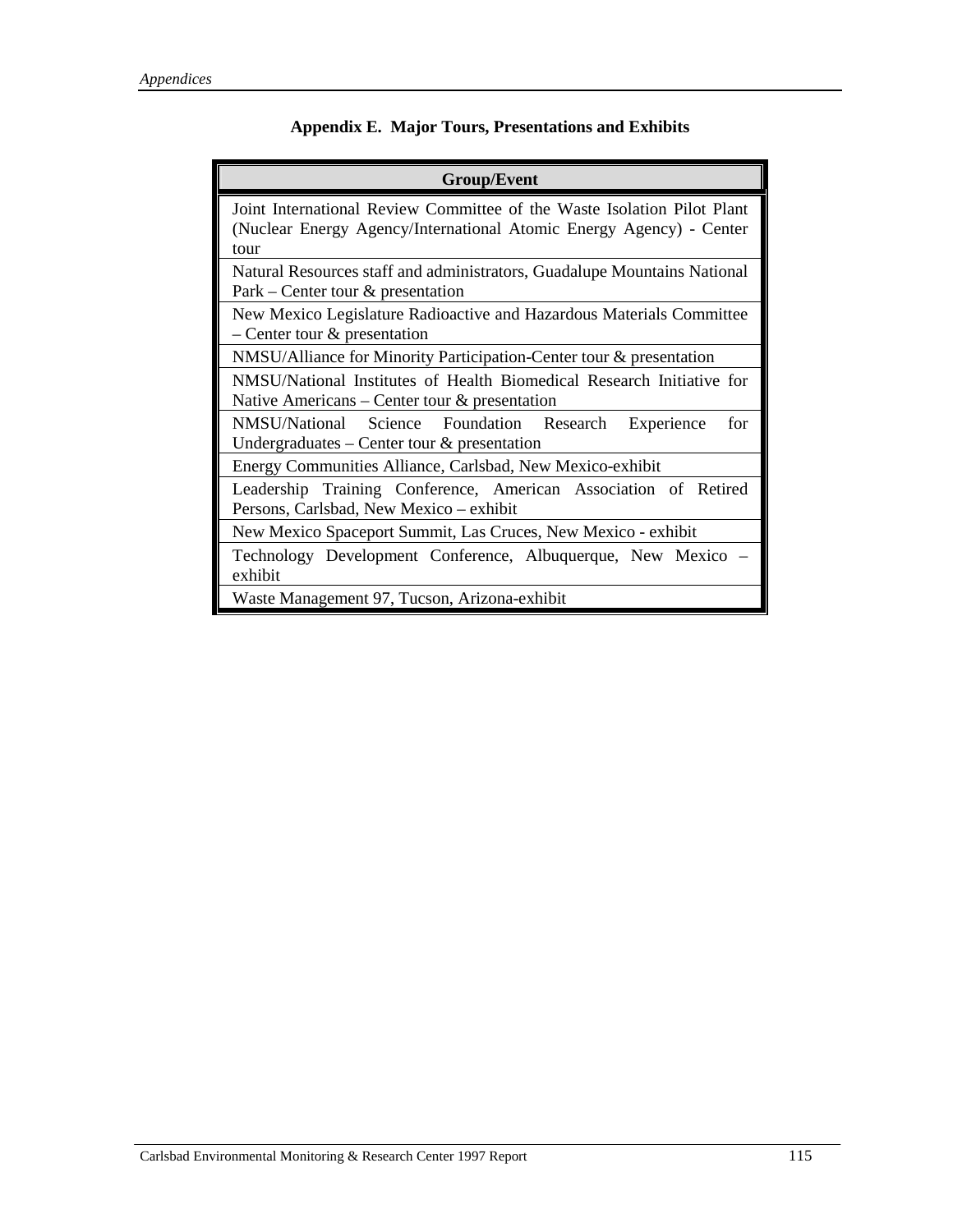## Appendix E. Major Tours, Presentations and Exhibits

| Group/Event |
|---|
| Joint International Review Committee of the Waste Isolation Pilot Plant (Nuclear Energy Agency/International Atomic Energy Agency) - Center tour |
| Natural Resources staff and administrators, Guadalupe Mountains National Park – Center tour & presentation |
| New Mexico Legislature Radioactive and Hazardous Materials Committee – Center tour & presentation |
| NMSU/Alliance for Minority Participation-Center tour & presentation |
| NMSU/National Institutes of Health Biomedical Research Initiative for Native Americans – Center tour & presentation |
| NMSU/National Science Foundation Research Experience for Undergraduates – Center tour & presentation |
| Energy Communities Alliance, Carlsbad, New Mexico-exhibit |
| Leadership Training Conference, American Association of Retired Persons, Carlsbad, New Mexico – exhibit |
| New Mexico Spaceport Summit, Las Cruces, New Mexico - exhibit |
| Technology Development Conference, Albuquerque, New Mexico – exhibit |
| Waste Management 97, Tucson, Arizona-exhibit |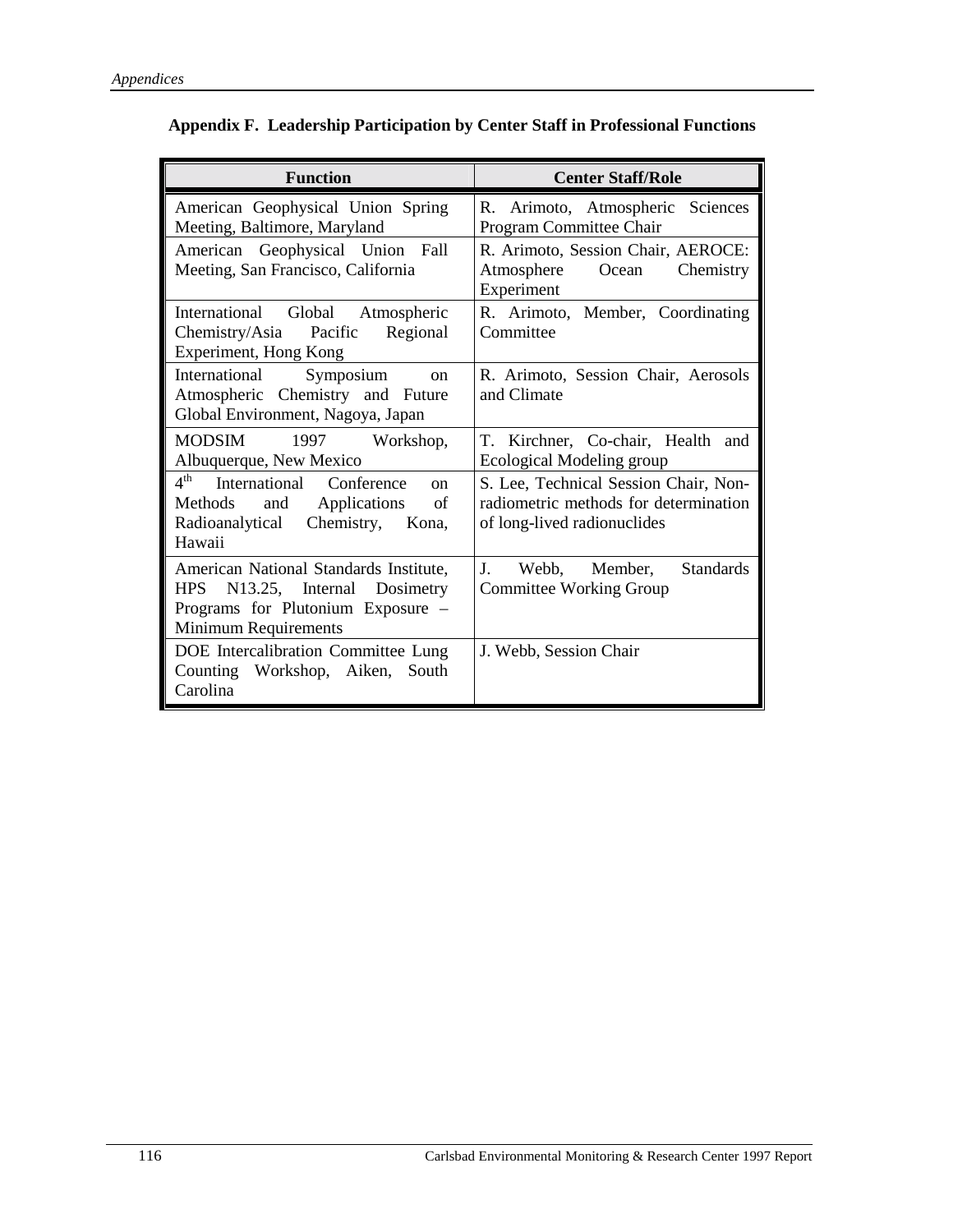## Appendix F. Leadership Participation by Center Staff in Professional Functions

| Function | Center Staff/Role |
|---|---|
| American Geophysical Union Spring Meeting, Baltimore, Maryland | R. Arimoto, Atmospheric Sciences Program Committee Chair |
| American Geophysical Union Fall Meeting, San Francisco, California | R. Arimoto, Session Chair, AEROCE: Atmosphere Ocean Chemistry Experiment |
| International Global Atmospheric Chemistry/Asia Pacific Regional Experiment, Hong Kong | R. Arimoto, Member, Coordinating Committee |
| International Symposium on Atmospheric Chemistry and Future Global Environment, Nagoya, Japan | R. Arimoto, Session Chair, Aerosols and Climate |
| MODSIM 1997 Workshop, Albuquerque, New Mexico | T. Kirchner, Co-chair, Health and Ecological Modeling group |
| 4th International Conference on Methods and Applications of Radioanalytical Chemistry, Kona, Hawaii | S. Lee, Technical Session Chair, Non-radiometric methods for determination of long-lived radionuclides |
| American National Standards Institute, HPS N13.25, Internal Dosimetry Programs for Plutonium Exposure – Minimum Requirements | J. Webb, Member, Standards Committee Working Group |
| DOE Intercalibration Committee Lung Counting Workshop, Aiken, South Carolina | J. Webb, Session Chair |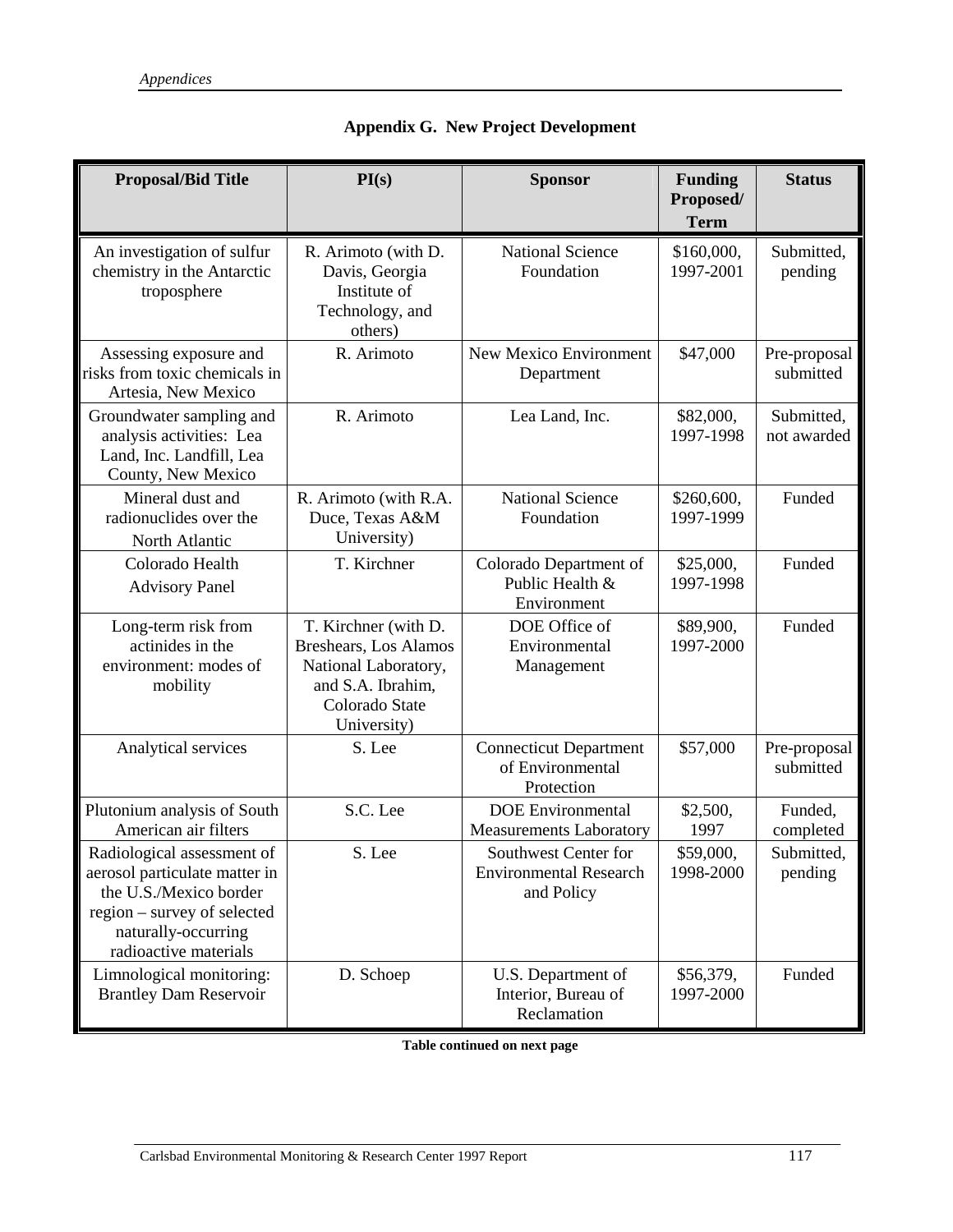## Appendix G. New Project Development

| Proposal/Bid Title | PI(s) | Sponsor | Funding Proposed/ Term | Status |
|---|---|---|---|---|
| An investigation of sulfur chemistry in the Antarctic troposphere | R. Arimoto (with D. Davis, Georgia Institute of Technology, and others) | National Science Foundation | $160,000, 1997-2001 | Submitted, pending |
| Assessing exposure and risks from toxic chemicals in Artesia, New Mexico | R. Arimoto | New Mexico Environment Department | $47,000 | Pre-proposal submitted |
| Groundwater sampling and analysis activities: Lea Land, Inc. Landfill, Lea County, New Mexico | R. Arimoto | Lea Land, Inc. | $82,000, 1997-1998 | Submitted, not awarded |
| Mineral dust and radionuclides over the North Atlantic | R. Arimoto (with R.A. Duce, Texas A&M University) | National Science Foundation | $260,600, 1997-1999 | Funded |
| Colorado Health Advisory Panel | T. Kirchner | Colorado Department of Public Health & Environment | $25,000, 1997-1998 | Funded |
| Long-term risk from actinides in the environment: modes of mobility | T. Kirchner (with D. Breshears, Los Alamos National Laboratory, and S.A. Ibrahim, Colorado State University) | DOE Office of Environmental Management | $89,900, 1997-2000 | Funded |
| Analytical services | S. Lee | Connecticut Department of Environmental Protection | $57,000 | Pre-proposal submitted |
| Plutonium analysis of South American air filters | S.C. Lee | DOE Environmental Measurements Laboratory | $2,500, 1997 | Funded, completed |
| Radiological assessment of aerosol particulate matter in the U.S./Mexico border region – survey of selected naturally-occurring radioactive materials | S. Lee | Southwest Center for Environmental Research and Policy | $59,000, 1998-2000 | Submitted, pending |
| Limnological monitoring: Brantley Dam Reservoir | D. Schoep | U.S. Department of Interior, Bureau of Reclamation | $56,379, 1997-2000 | Funded |

**Table continued on next page**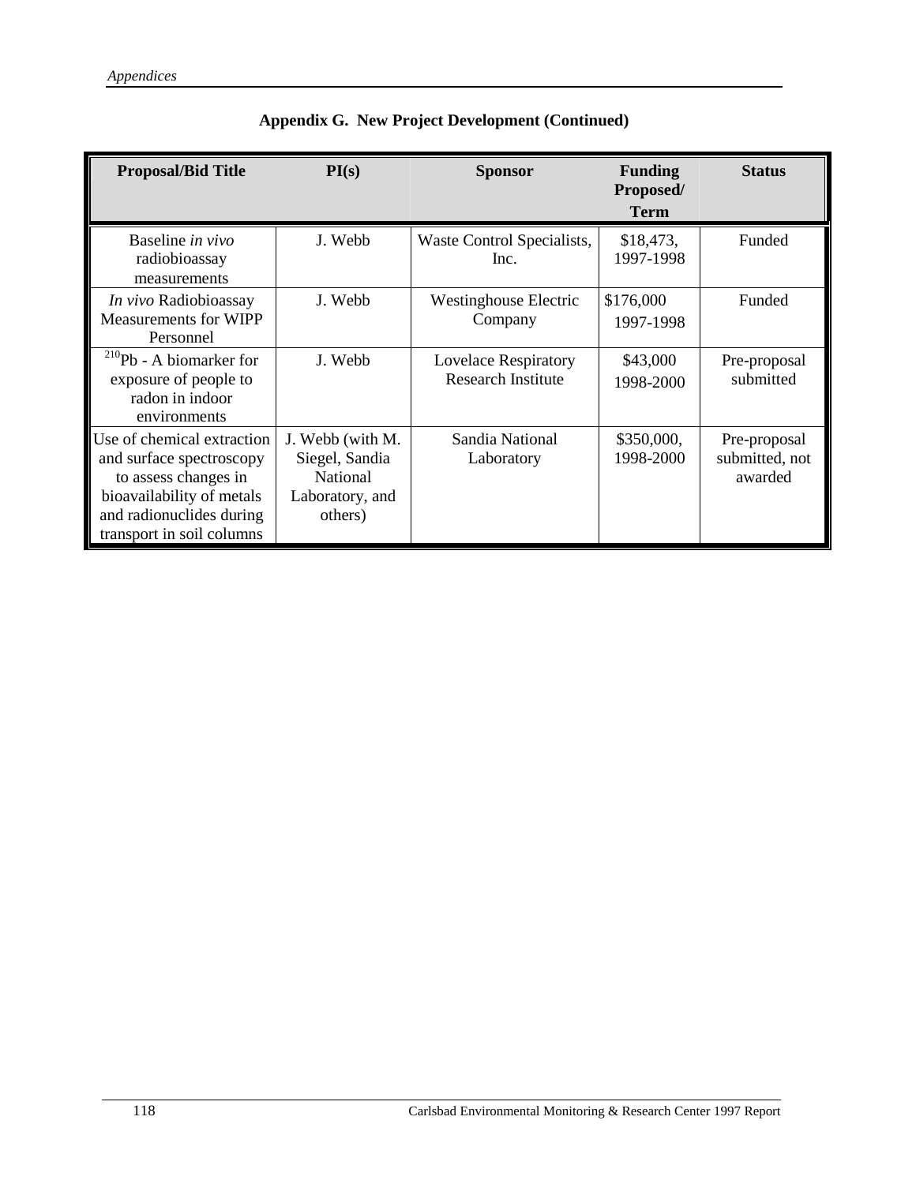## Appendix G. New Project Development (Continued)

| Proposal/Bid Title | PI(s) | Sponsor | Funding Proposed/ Term | Status |
|---|---|---|---|---|
| Baseline *in vivo* radiobioassay measurements | J. Webb | Waste Control Specialists, Inc. | \$18,473, 1997-1998 | Funded |
| *In vivo* Radiobioassay Measurements for WIPP Personnel | J. Webb | Westinghouse Electric Company | \$176,000 1997-1998 | Funded |
| $^{210}$Pb - A biomarker for exposure of people to radon in indoor environments | J. Webb | Lovelace Respiratory Research Institute | \$43,000 1998-2000 | Pre-proposal submitted |
| Use of chemical extraction and surface spectroscopy to assess changes in bioavailability of metals and radionuclides during transport in soil columns | J. Webb (with M. Siegel, Sandia National Laboratory, and others) | Sandia National Laboratory | \$350,000, 1998-2000 | Pre-proposal submitted, not awarded |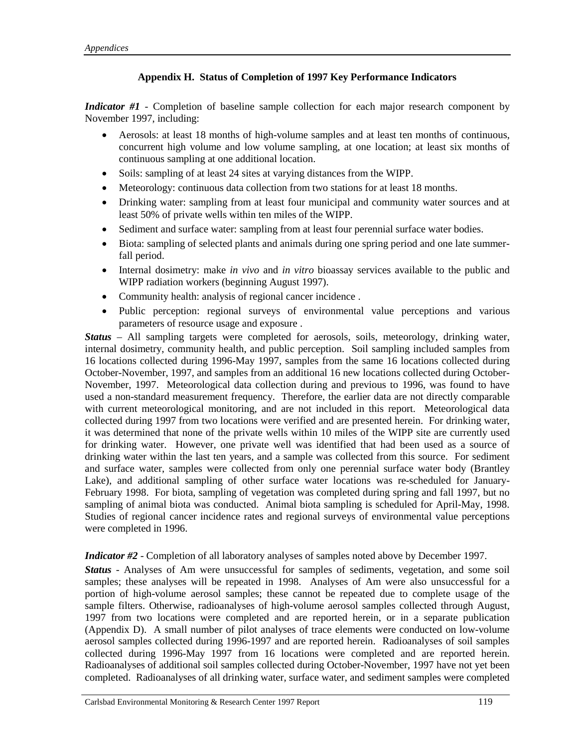## Appendix H. Status of Completion of 1997 Key Performance Indicators

***Indicator #1*** - Completion of baseline sample collection for each major research component by November 1997, including:

- Aerosols: at least 18 months of high-volume samples and at least ten months of continuous, concurrent high volume and low volume sampling, at one location; at least six months of continuous sampling at one additional location.
- Soils: sampling of at least 24 sites at varying distances from the WIPP.
- Meteorology: continuous data collection from two stations for at least 18 months.
- Drinking water: sampling from at least four municipal and community water sources and at least 50% of private wells within ten miles of the WIPP.
- Sediment and surface water: sampling from at least four perennial surface water bodies.
- Biota: sampling of selected plants and animals during one spring period and one late summer-fall period.
- Internal dosimetry: make *in vivo* and *in vitro* bioassay services available to the public and WIPP radiation workers (beginning August 1997).
- Community health: analysis of regional cancer incidence .
- Public perception: regional surveys of environmental value perceptions and various parameters of resource usage and exposure .

***Status*** – All sampling targets were completed for aerosols, soils, meteorology, drinking water, internal dosimetry, community health, and public perception. Soil sampling included samples from 16 locations collected during 1996-May 1997, samples from the same 16 locations collected during October-November, 1997, and samples from an additional 16 new locations collected during October-November, 1997. Meteorological data collection during and previous to 1996, was found to have used a non-standard measurement frequency. Therefore, the earlier data are not directly comparable with current meteorological monitoring, and are not included in this report. Meteorological data collected during 1997 from two locations were verified and are presented herein. For drinking water, it was determined that none of the private wells within 10 miles of the WIPP site are currently used for drinking water. However, one private well was identified that had been used as a source of drinking water within the last ten years, and a sample was collected from this source. For sediment and surface water, samples were collected from only one perennial surface water body (Brantley Lake), and additional sampling of other surface water locations was re-scheduled for January-February 1998. For biota, sampling of vegetation was completed during spring and fall 1997, but no sampling of animal biota was conducted. Animal biota sampling is scheduled for April-May, 1998. Studies of regional cancer incidence rates and regional surveys of environmental value perceptions were completed in 1996.

***Indicator #2*** - Completion of all laboratory analyses of samples noted above by December 1997.

***Status*** - Analyses of Am were unsuccessful for samples of sediments, vegetation, and some soil samples; these analyses will be repeated in 1998. Analyses of Am were also unsuccessful for a portion of high-volume aerosol samples; these cannot be repeated due to complete usage of the sample filters. Otherwise, radioanalyses of high-volume aerosol samples collected through August, 1997 from two locations were completed and are reported herein, or in a separate publication (Appendix D). A small number of pilot analyses of trace elements were conducted on low-volume aerosol samples collected during 1996-1997 and are reported herein. Radioanalyses of soil samples collected during 1996-May 1997 from 16 locations were completed and are reported herein. Radioanalyses of additional soil samples collected during October-November, 1997 have not yet been completed. Radioanalyses of all drinking water, surface water, and sediment samples were completed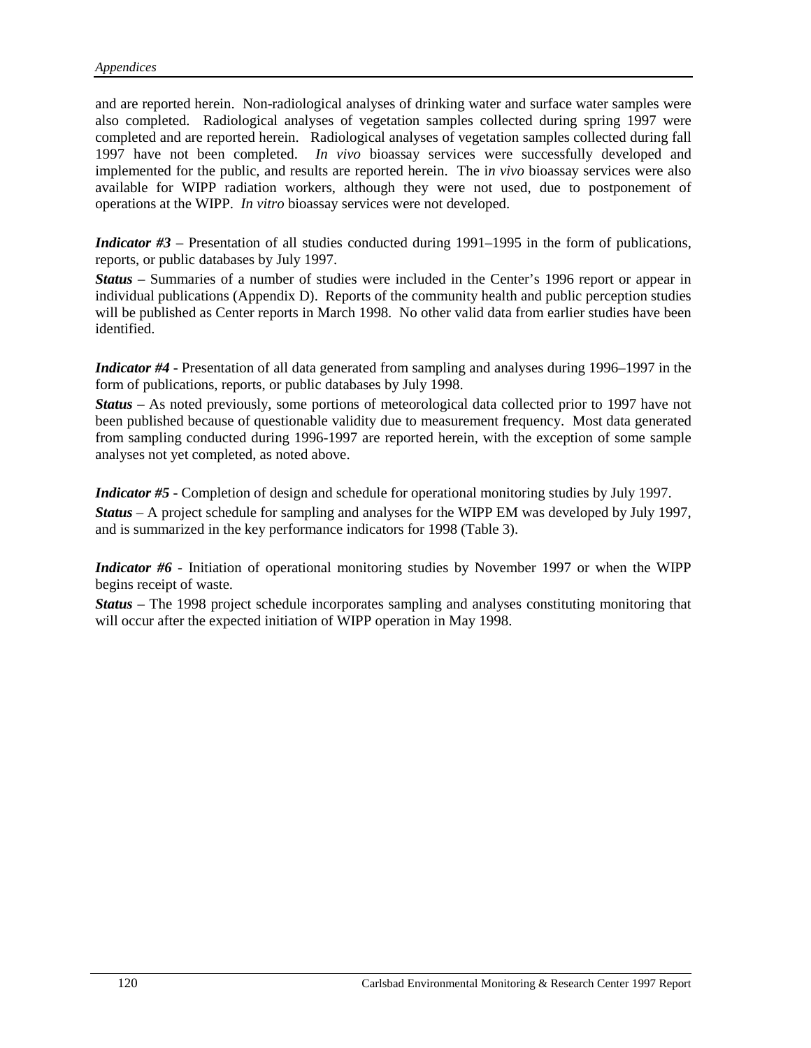and are reported herein. Non-radiological analyses of drinking water and surface water samples were also completed. Radiological analyses of vegetation samples collected during spring 1997 were completed and are reported herein. Radiological analyses of vegetation samples collected during fall 1997 have not been completed. *In vivo* bioassay services were successfully developed and implemented for the public, and results are reported herein. The i*n vivo* bioassay services were also available for WIPP radiation workers, although they were not used, due to postponement of operations at the WIPP. *In vitro* bioassay services were not developed.

***Indicator #3*** – Presentation of all studies conducted during 1991–1995 in the form of publications, reports, or public databases by July 1997.

***Status*** – Summaries of a number of studies were included in the Center's 1996 report or appear in individual publications (Appendix D). Reports of the community health and public perception studies will be published as Center reports in March 1998. No other valid data from earlier studies have been identified.

***Indicator #4*** - Presentation of all data generated from sampling and analyses during 1996–1997 in the form of publications, reports, or public databases by July 1998.

***Status*** – As noted previously, some portions of meteorological data collected prior to 1997 have not been published because of questionable validity due to measurement frequency. Most data generated from sampling conducted during 1996-1997 are reported herein, with the exception of some sample analyses not yet completed, as noted above.

***Indicator #5*** - Completion of design and schedule for operational monitoring studies by July 1997.

***Status*** – A project schedule for sampling and analyses for the WIPP EM was developed by July 1997, and is summarized in the key performance indicators for 1998 (Table 3).

***Indicator #6*** - Initiation of operational monitoring studies by November 1997 or when the WIPP begins receipt of waste.

***Status*** – The 1998 project schedule incorporates sampling and analyses constituting monitoring that will occur after the expected initiation of WIPP operation in May 1998.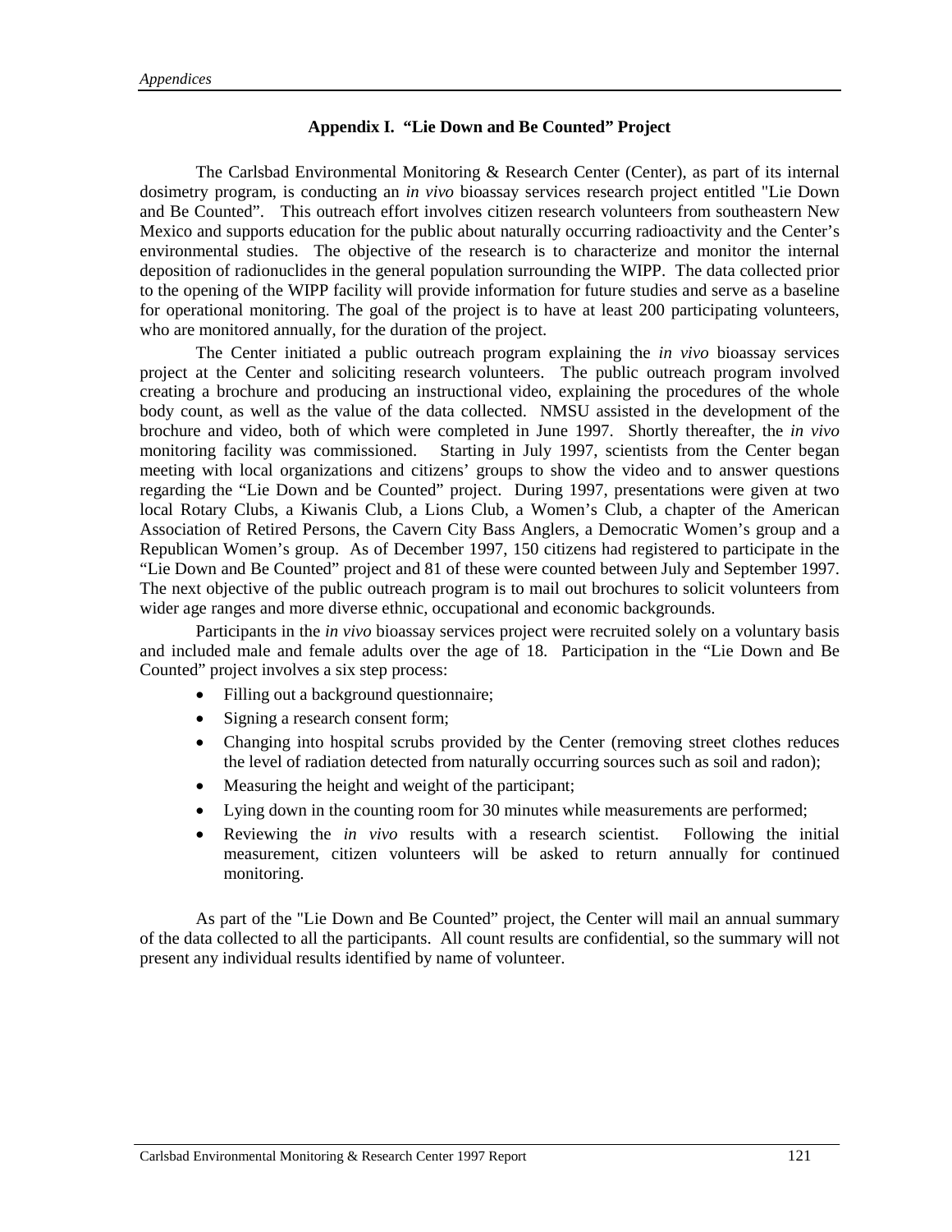## Appendix I. "Lie Down and Be Counted" Project

The Carlsbad Environmental Monitoring & Research Center (Center), as part of its internal dosimetry program, is conducting an *in vivo* bioassay services research project entitled "Lie Down and Be Counted". This outreach effort involves citizen research volunteers from southeastern New Mexico and supports education for the public about naturally occurring radioactivity and the Center's environmental studies. The objective of the research is to characterize and monitor the internal deposition of radionuclides in the general population surrounding the WIPP. The data collected prior to the opening of the WIPP facility will provide information for future studies and serve as a baseline for operational monitoring. The goal of the project is to have at least 200 participating volunteers, who are monitored annually, for the duration of the project.

The Center initiated a public outreach program explaining the *in vivo* bioassay services project at the Center and soliciting research volunteers. The public outreach program involved creating a brochure and producing an instructional video, explaining the procedures of the whole body count, as well as the value of the data collected. NMSU assisted in the development of the brochure and video, both of which were completed in June 1997. Shortly thereafter, the *in vivo* monitoring facility was commissioned. Starting in July 1997, scientists from the Center began meeting with local organizations and citizens' groups to show the video and to answer questions regarding the "Lie Down and be Counted" project. During 1997, presentations were given at two local Rotary Clubs, a Kiwanis Club, a Lions Club, a Women's Club, a chapter of the American Association of Retired Persons, the Cavern City Bass Anglers, a Democratic Women's group and a Republican Women's group. As of December 1997, 150 citizens had registered to participate in the "Lie Down and Be Counted" project and 81 of these were counted between July and September 1997. The next objective of the public outreach program is to mail out brochures to solicit volunteers from wider age ranges and more diverse ethnic, occupational and economic backgrounds.

Participants in the *in vivo* bioassay services project were recruited solely on a voluntary basis and included male and female adults over the age of 18. Participation in the "Lie Down and Be Counted" project involves a six step process:

- Filling out a background questionnaire;
- Signing a research consent form;
- Changing into hospital scrubs provided by the Center (removing street clothes reduces the level of radiation detected from naturally occurring sources such as soil and radon);
- Measuring the height and weight of the participant;
- Lying down in the counting room for 30 minutes while measurements are performed;
- Reviewing the *in vivo* results with a research scientist. Following the initial measurement, citizen volunteers will be asked to return annually for continued monitoring.

As part of the "Lie Down and Be Counted" project, the Center will mail an annual summary of the data collected to all the participants. All count results are confidential, so the summary will not present any individual results identified by name of volunteer.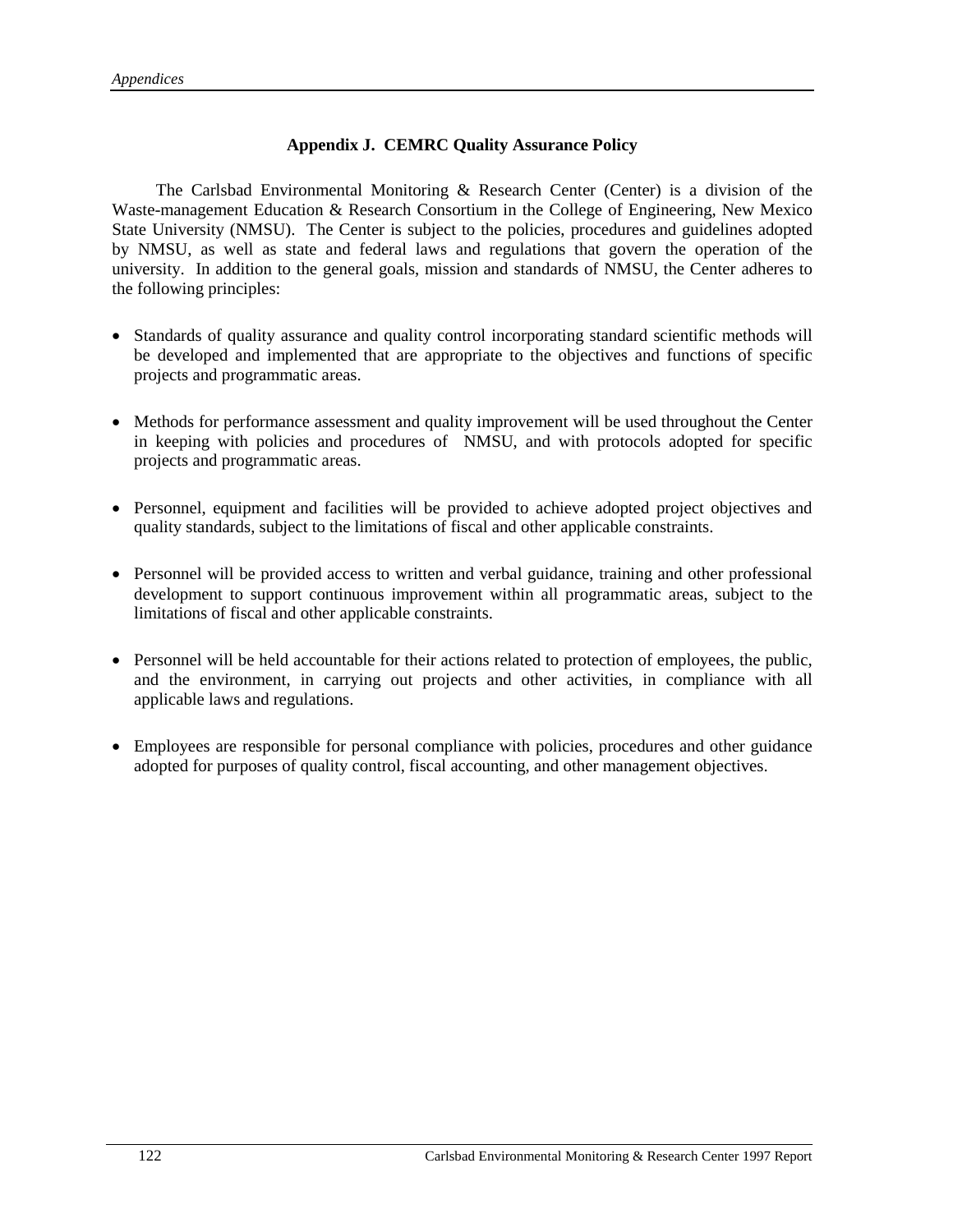## Appendix J. CEMRC Quality Assurance Policy

The Carlsbad Environmental Monitoring & Research Center (Center) is a division of the Waste-management Education & Research Consortium in the College of Engineering, New Mexico State University (NMSU). The Center is subject to the policies, procedures and guidelines adopted by NMSU, as well as state and federal laws and regulations that govern the operation of the university. In addition to the general goals, mission and standards of NMSU, the Center adheres to the following principles:

- Standards of quality assurance and quality control incorporating standard scientific methods will be developed and implemented that are appropriate to the objectives and functions of specific projects and programmatic areas.

- Methods for performance assessment and quality improvement will be used throughout the Center in keeping with policies and procedures of NMSU, and with protocols adopted for specific projects and programmatic areas.

- Personnel, equipment and facilities will be provided to achieve adopted project objectives and quality standards, subject to the limitations of fiscal and other applicable constraints.

- Personnel will be provided access to written and verbal guidance, training and other professional development to support continuous improvement within all programmatic areas, subject to the limitations of fiscal and other applicable constraints.

- Personnel will be held accountable for their actions related to protection of employees, the public, and the environment, in carrying out projects and other activities, in compliance with all applicable laws and regulations.

- Employees are responsible for personal compliance with policies, procedures and other guidance adopted for purposes of quality control, fiscal accounting, and other management objectives.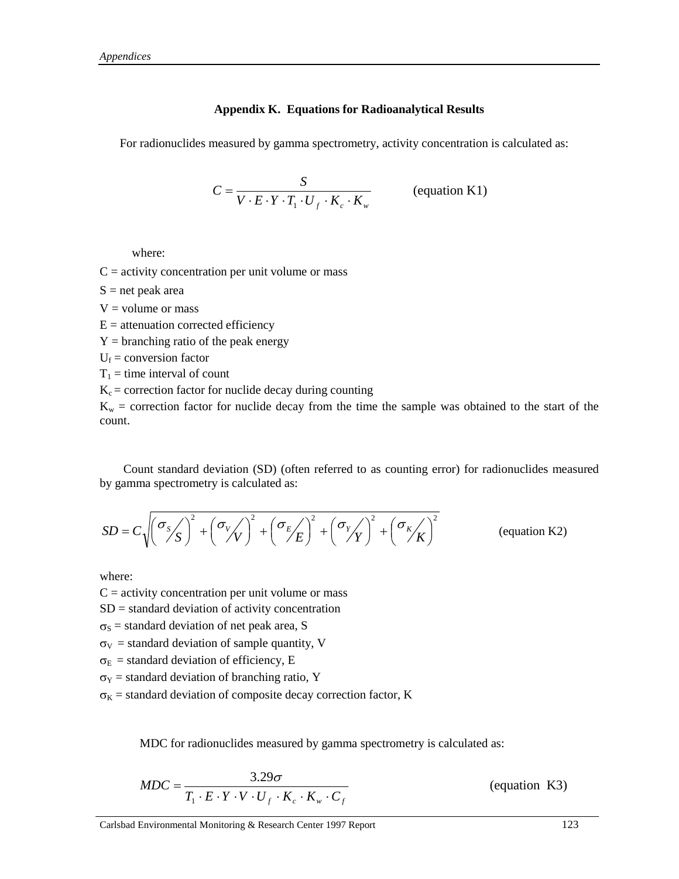### Appendix K. Equations for Radioanalytical Results

For radionuclides measured by gamma spectrometry, activity concentration is calculated as:

$$C = \frac{S}{V \cdot E \cdot Y \cdot T_1 \cdot U_f \cdot K_c \cdot K_w} \qquad \text{(equation K1)}$$

where:

$C$ = activity concentration per unit volume or mass

$S$ = net peak area

$V$ = volume or mass

$E$ = attenuation corrected efficiency

$Y$ = branching ratio of the peak energy

$U_f$ = conversion factor

$T_1$ = time interval of count

$K_c$ = correction factor for nuclide decay during counting

$K_w$ = correction factor for nuclide decay from the time the sample was obtained to the start of the count.

Count standard deviation (SD) (often referred to as counting error) for radionuclides measured by gamma spectrometry is calculated as:

$$SD = C\sqrt{\left(\frac{\sigma_S}{S}\right)^2 + \left(\frac{\sigma_V}{V}\right)^2 + \left(\frac{\sigma_E}{E}\right)^2 + \left(\frac{\sigma_Y}{Y}\right)^2 + \left(\frac{\sigma_K}{K}\right)^2} \qquad \text{(equation K2)}$$

where:

$C$ = activity concentration per unit volume or mass

$SD$ = standard deviation of activity concentration

$\sigma_S$ = standard deviation of net peak area, S

$\sigma_V$ = standard deviation of sample quantity, V

$\sigma_E$ = standard deviation of efficiency, E

$\sigma_Y$ = standard deviation of branching ratio, Y

$\sigma_K$ = standard deviation of composite decay correction factor, K

MDC for radionuclides measured by gamma spectrometry is calculated as:

$$MDC = \frac{3.29\sigma}{T_1 \cdot E \cdot Y \cdot V \cdot U_f \cdot K_c \cdot K_w \cdot C_f} \qquad \text{(equation K3)}$$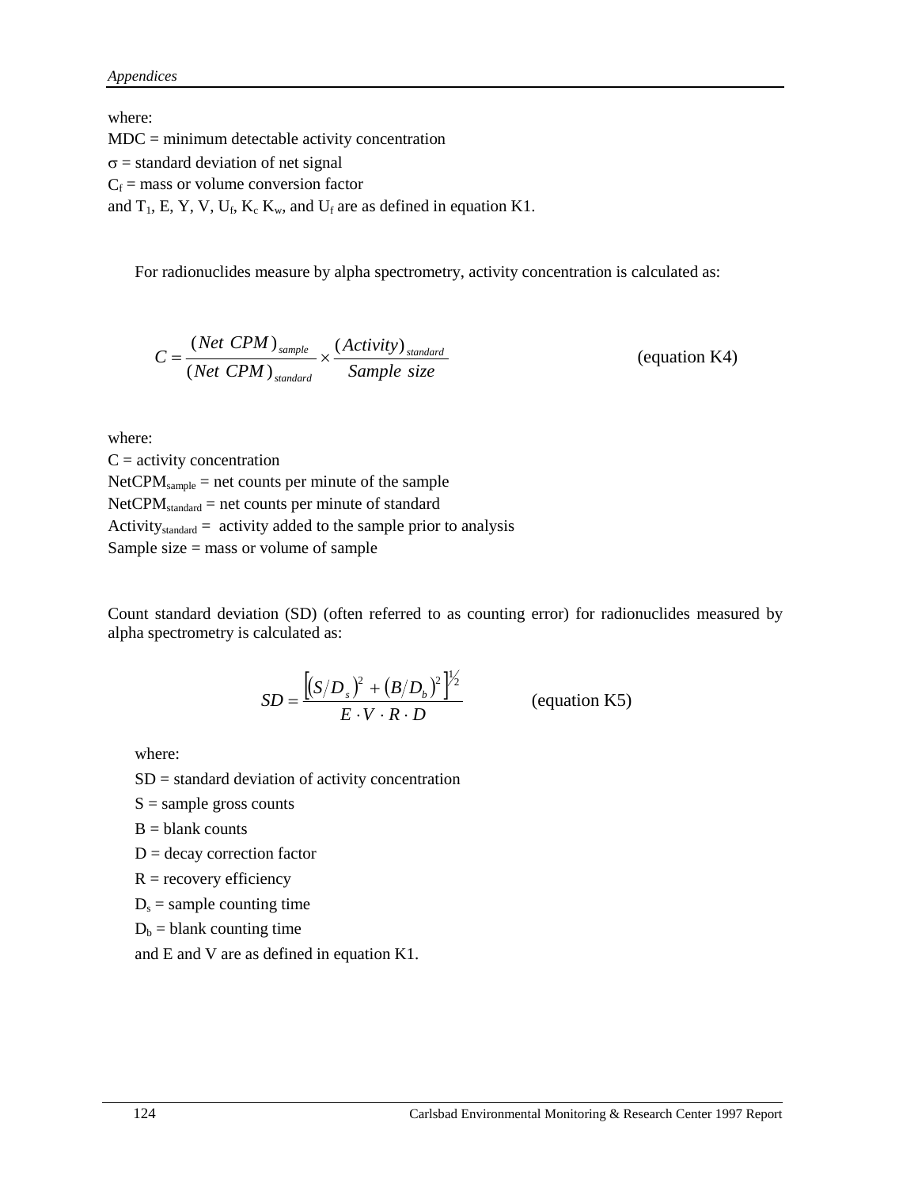where:
MDC = minimum detectable activity concentration
$\sigma$ = standard deviation of net signal
$C_f$ = mass or volume conversion factor
and $T_1$, E, Y, V, $U_f$, $K_c$ $K_w$, and $U_f$ are as defined in equation K1.

For radionuclides measure by alpha spectrometry, activity concentration is calculated as:

$$C = \frac{(Net\ CPM)_{sample}}{(Net\ CPM)_{standard}} \times \frac{(Activity)_{standard}}{Sample\ size} \qquad \text{(equation K4)}$$

where:
C = activity concentration
$NetCPM_{sample}$ = net counts per minute of the sample
$NetCPM_{standard}$ = net counts per minute of standard
$Activity_{standard}$ = activity added to the sample prior to analysis
Sample size = mass or volume of sample

Count standard deviation (SD) (often referred to as counting error) for radionuclides measured by alpha spectrometry is calculated as:

$$SD = \frac{\left[\left(S/D_s\right)^2 + \left(B/D_b\right)^2\right]^{1/2}}{E \cdot V \cdot R \cdot D} \qquad \text{(equation K5)}$$

where:
SD = standard deviation of activity concentration
S = sample gross counts
B = blank counts
D = decay correction factor
R = recovery efficiency
$D_s$ = sample counting time
$D_b$ = blank counting time
and E and V are as defined in equation K1.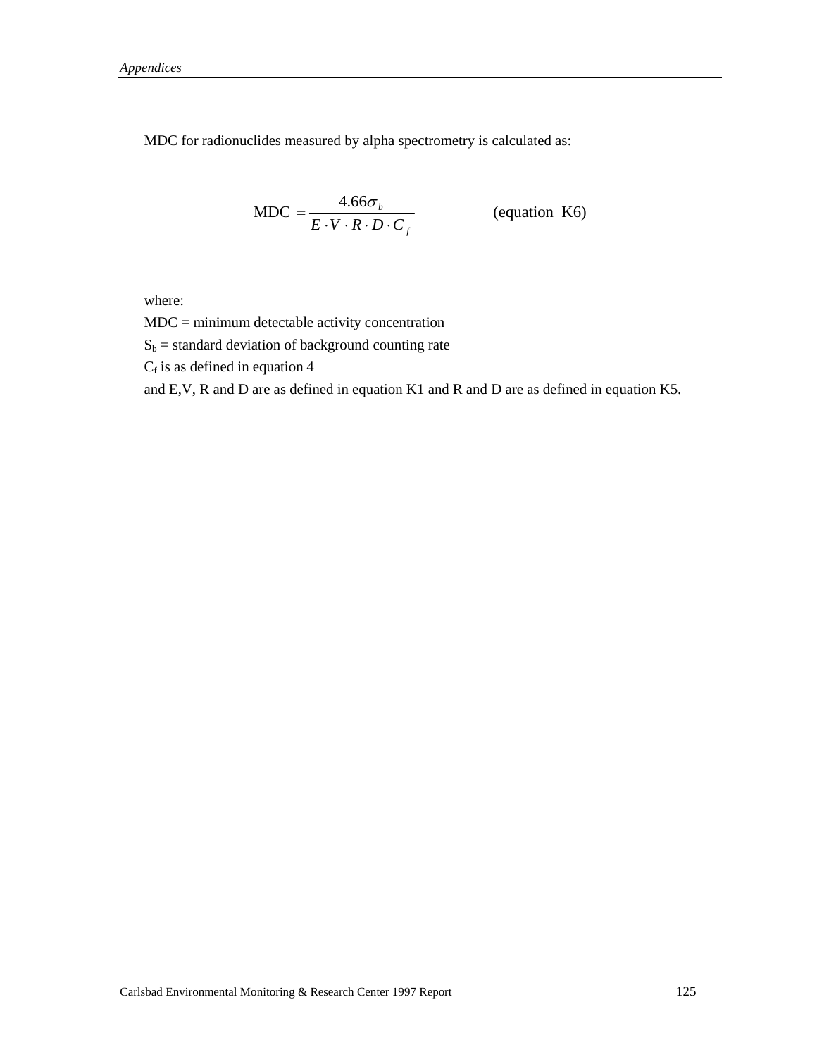MDC for radionuclides measured by alpha spectrometry is calculated as:

$$\text{MDC} = \frac{4.66\sigma_b}{E \cdot V \cdot R \cdot D \cdot C_f} \qquad \text{(equation K6)}$$

where:

MDC = minimum detectable activity concentration

$S_b$ = standard deviation of background counting rate

$C_f$ is as defined in equation 4

and E,V, R and D are as defined in equation K1 and R and D are as defined in equation K5.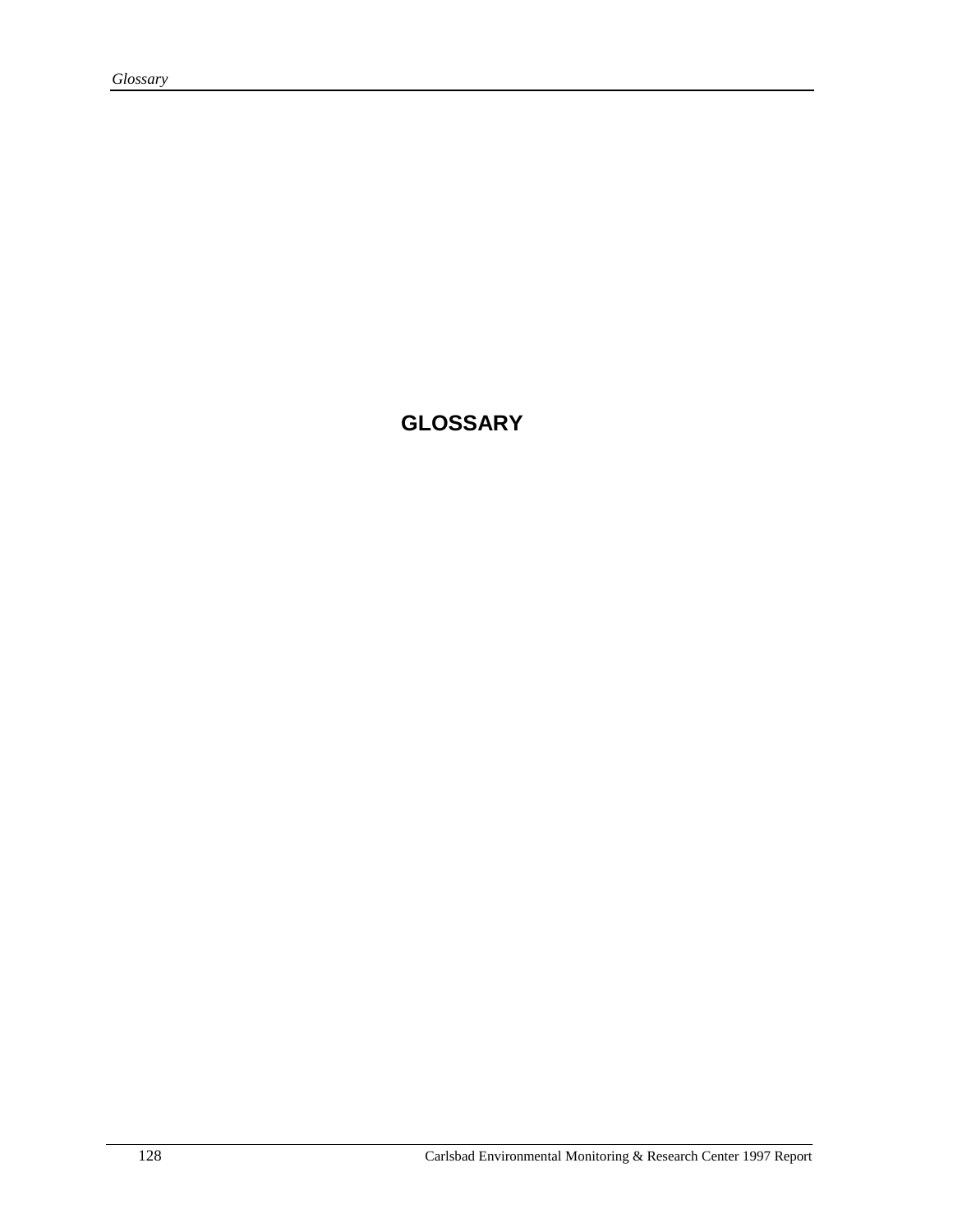# GLOSSARY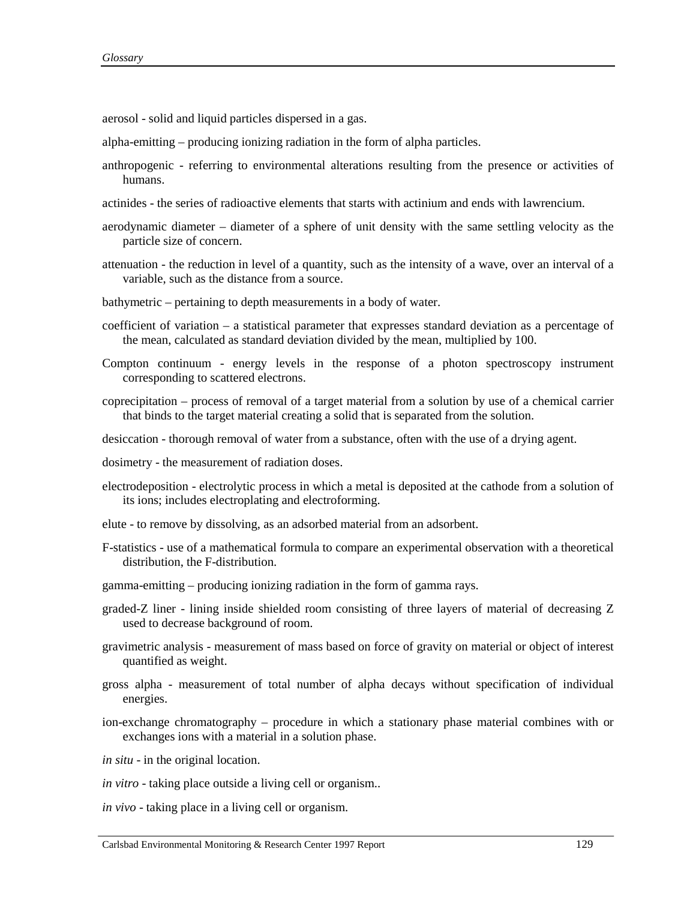aerosol - solid and liquid particles dispersed in a gas.

alpha-emitting – producing ionizing radiation in the form of alpha particles.

anthropogenic - referring to environmental alterations resulting from the presence or activities of humans.

actinides - the series of radioactive elements that starts with actinium and ends with lawrencium.

aerodynamic diameter – diameter of a sphere of unit density with the same settling velocity as the particle size of concern.

attenuation - the reduction in level of a quantity, such as the intensity of a wave, over an interval of a variable, such as the distance from a source.

bathymetric – pertaining to depth measurements in a body of water.

coefficient of variation – a statistical parameter that expresses standard deviation as a percentage of the mean, calculated as standard deviation divided by the mean, multiplied by 100.

Compton continuum - energy levels in the response of a photon spectroscopy instrument corresponding to scattered electrons.

coprecipitation – process of removal of a target material from a solution by use of a chemical carrier that binds to the target material creating a solid that is separated from the solution.

desiccation - thorough removal of water from a substance, often with the use of a drying agent.

dosimetry - the measurement of radiation doses.

electrodeposition - electrolytic process in which a metal is deposited at the cathode from a solution of its ions; includes electroplating and electroforming.

elute - to remove by dissolving, as an adsorbed material from an adsorbent.

F-statistics - use of a mathematical formula to compare an experimental observation with a theoretical distribution, the F-distribution.

gamma-emitting – producing ionizing radiation in the form of gamma rays.

graded-Z liner - lining inside shielded room consisting of three layers of material of decreasing Z used to decrease background of room.

gravimetric analysis - measurement of mass based on force of gravity on material or object of interest quantified as weight.

gross alpha - measurement of total number of alpha decays without specification of individual energies.

ion-exchange chromatography – procedure in which a stationary phase material combines with or exchanges ions with a material in a solution phase.

*in situ* - in the original location.

*in vitro* - taking place outside a living cell or organism..

*in vivo* - taking place in a living cell or organism.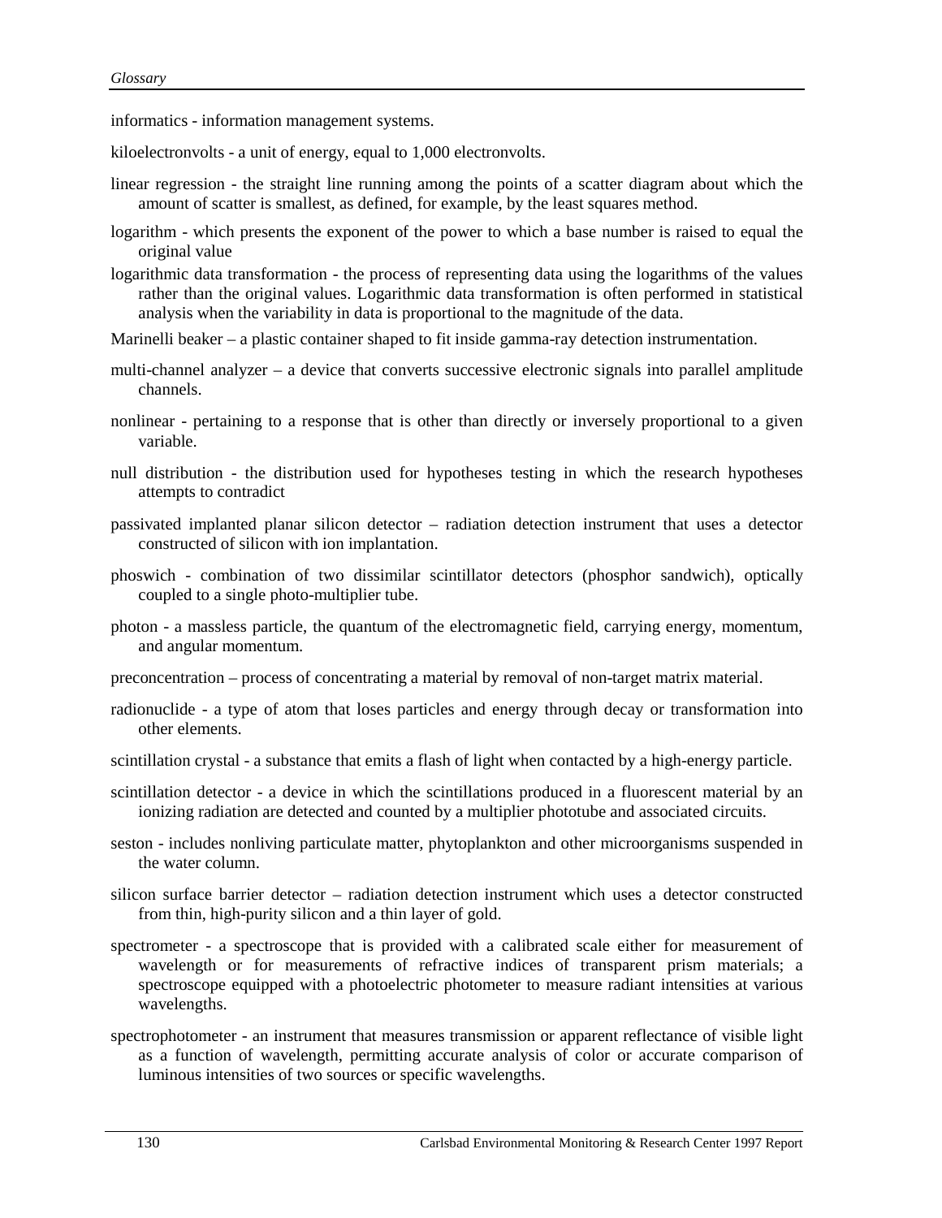informatics - information management systems.

kiloelectronvolts - a unit of energy, equal to 1,000 electronvolts.

linear regression - the straight line running among the points of a scatter diagram about which the amount of scatter is smallest, as defined, for example, by the least squares method.

logarithm - which presents the exponent of the power to which a base number is raised to equal the original value

logarithmic data transformation - the process of representing data using the logarithms of the values rather than the original values. Logarithmic data transformation is often performed in statistical analysis when the variability in data is proportional to the magnitude of the data.

Marinelli beaker – a plastic container shaped to fit inside gamma-ray detection instrumentation.

multi-channel analyzer – a device that converts successive electronic signals into parallel amplitude channels.

nonlinear - pertaining to a response that is other than directly or inversely proportional to a given variable.

null distribution - the distribution used for hypotheses testing in which the research hypotheses attempts to contradict

passivated implanted planar silicon detector – radiation detection instrument that uses a detector constructed of silicon with ion implantation.

phoswich - combination of two dissimilar scintillator detectors (phosphor sandwich), optically coupled to a single photo-multiplier tube.

photon - a massless particle, the quantum of the electromagnetic field, carrying energy, momentum, and angular momentum.

preconcentration – process of concentrating a material by removal of non-target matrix material.

radionuclide - a type of atom that loses particles and energy through decay or transformation into other elements.

scintillation crystal - a substance that emits a flash of light when contacted by a high-energy particle.

scintillation detector - a device in which the scintillations produced in a fluorescent material by an ionizing radiation are detected and counted by a multiplier phototube and associated circuits.

seston - includes nonliving particulate matter, phytoplankton and other microorganisms suspended in the water column.

silicon surface barrier detector – radiation detection instrument which uses a detector constructed from thin, high-purity silicon and a thin layer of gold.

spectrometer - a spectroscope that is provided with a calibrated scale either for measurement of wavelength or for measurements of refractive indices of transparent prism materials; a spectroscope equipped with a photoelectric photometer to measure radiant intensities at various wavelengths.

spectrophotometer - an instrument that measures transmission or apparent reflectance of visible light as a function of wavelength, permitting accurate analysis of color or accurate comparison of luminous intensities of two sources or specific wavelengths.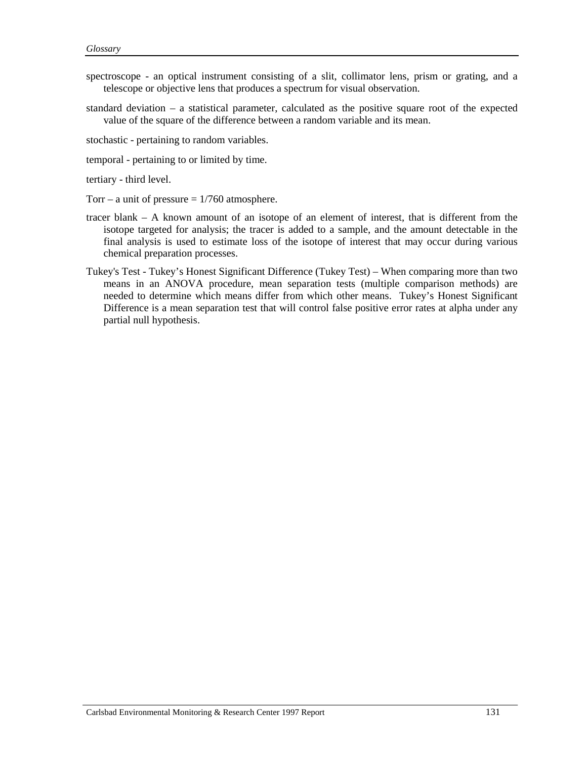spectroscope - an optical instrument consisting of a slit, collimator lens, prism or grating, and a telescope or objective lens that produces a spectrum for visual observation.

standard deviation – a statistical parameter, calculated as the positive square root of the expected value of the square of the difference between a random variable and its mean.

stochastic - pertaining to random variables.

temporal - pertaining to or limited by time.

tertiary - third level.

Torr – a unit of pressure = 1/760 atmosphere.

tracer blank – A known amount of an isotope of an element of interest, that is different from the isotope targeted for analysis; the tracer is added to a sample, and the amount detectable in the final analysis is used to estimate loss of the isotope of interest that may occur during various chemical preparation processes.

Tukey's Test - Tukey's Honest Significant Difference (Tukey Test) – When comparing more than two means in an ANOVA procedure, mean separation tests (multiple comparison methods) are needed to determine which means differ from which other means. Tukey's Honest Significant Difference is a mean separation test that will control false positive error rates at alpha under any partial null hypothesis.